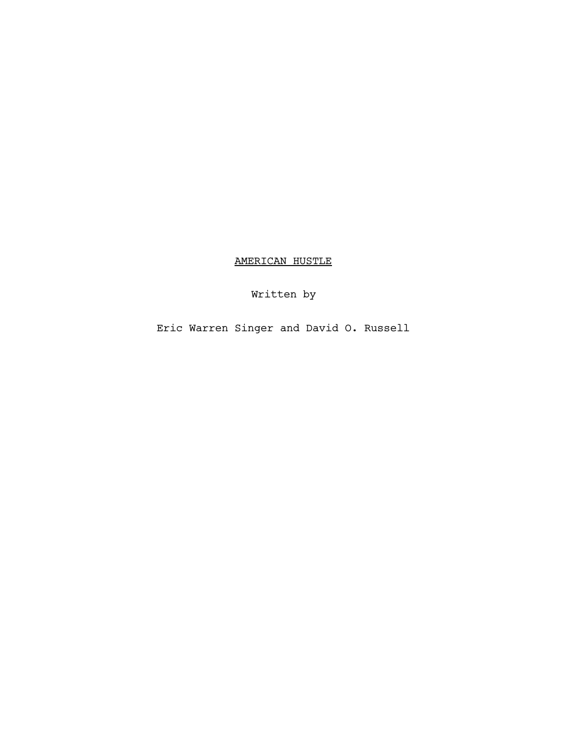# AMERICAN HUSTLE

Written by

Eric Warren Singer and David O. Russell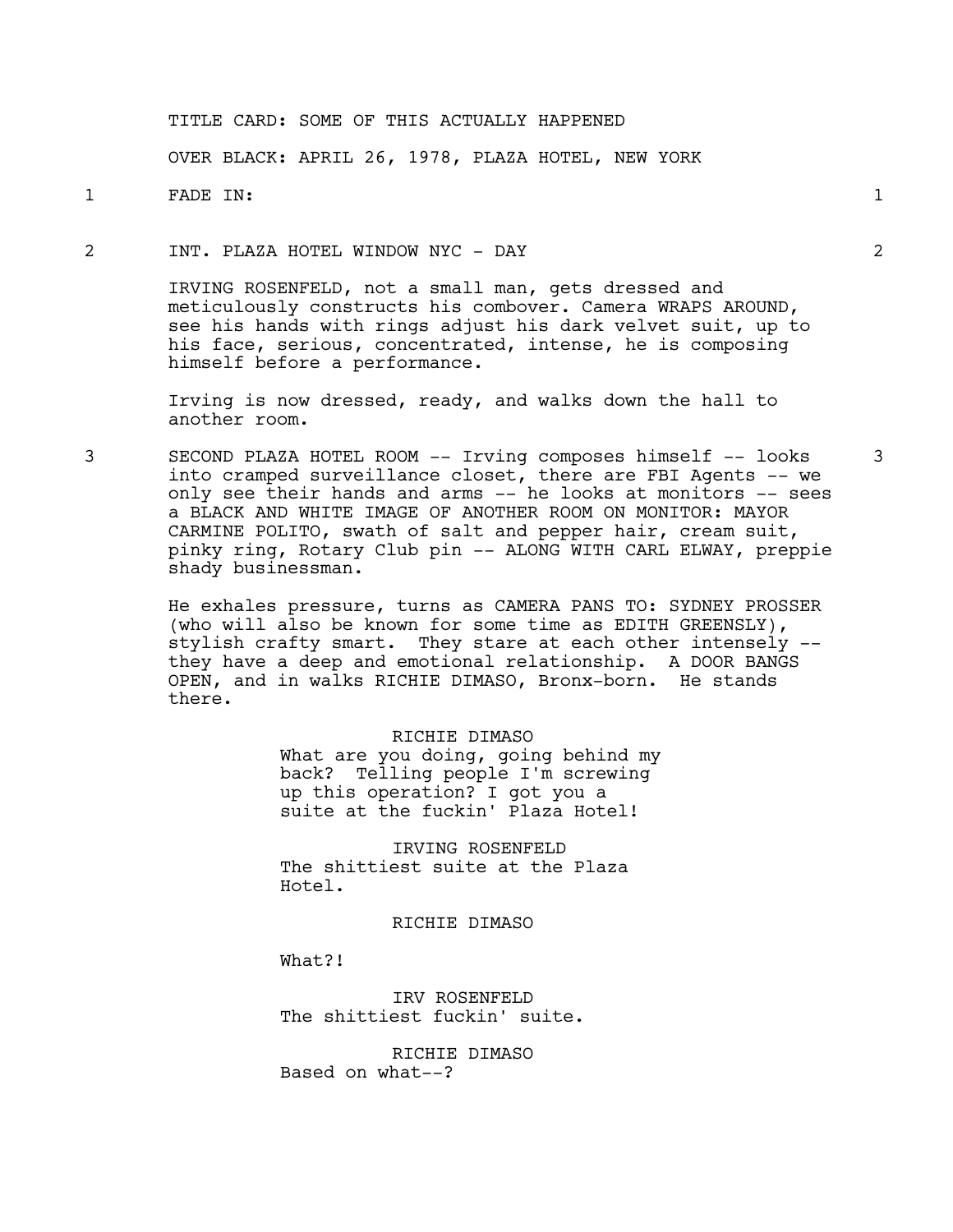TITLE CARD: SOME OF THIS ACTUALLY HAPPENED

OVER BLACK: APRIL 26, 1978, PLAZA HOTEL, NEW YORK

1 FADE IN: 1

2 INT. PLAZA HOTEL WINDOW NYC - DAY 2

IRVING ROSENFELD, not a small man, gets dressed and meticulously constructs his combover. Camera WRAPS AROUND, see his hands with rings adjust his dark velvet suit, up to his face, serious, concentrated, intense, he is composing himself before a performance.

Irving is now dressed, ready, and walks down the hall to another room.

3 SECOND PLAZA HOTEL ROOM -- Irving composes himself -- looks into cramped surveillance closet, there are FBI Agents -- we only see their hands and arms -- he looks at monitors -- sees a BLACK AND WHITE IMAGE OF ANOTHER ROOM ON MONITOR: MAYOR CARMINE POLITO, swath of salt and pepper hair, cream suit, pinky ring, Rotary Club pin -- ALONG WITH CARL ELWAY, preppie shady businessman. 3

He exhales pressure, turns as CAMERA PANS TO: SYDNEY PROSSER (who will also be known for some time as EDITH GREENSLY), stylish crafty smart. They stare at each other intensely -- they have a deep and emotional relationship. A DOOR BANGS OPEN, and in walks RICHIE DIMASO, Bronx-born. He stands there.

RICHIE DIMASO
What are you doing, going behind my back? Telling people I'm screwing up this operation? I got you a suite at the fuckin' Plaza Hotel!

IRVING ROSENFELD
The shittiest suite at the Plaza Hotel.

RICHIE DIMASO
What?!

IRV ROSENFELD
The shittiest fuckin' suite.

RICHIE DIMASO
Based on what--?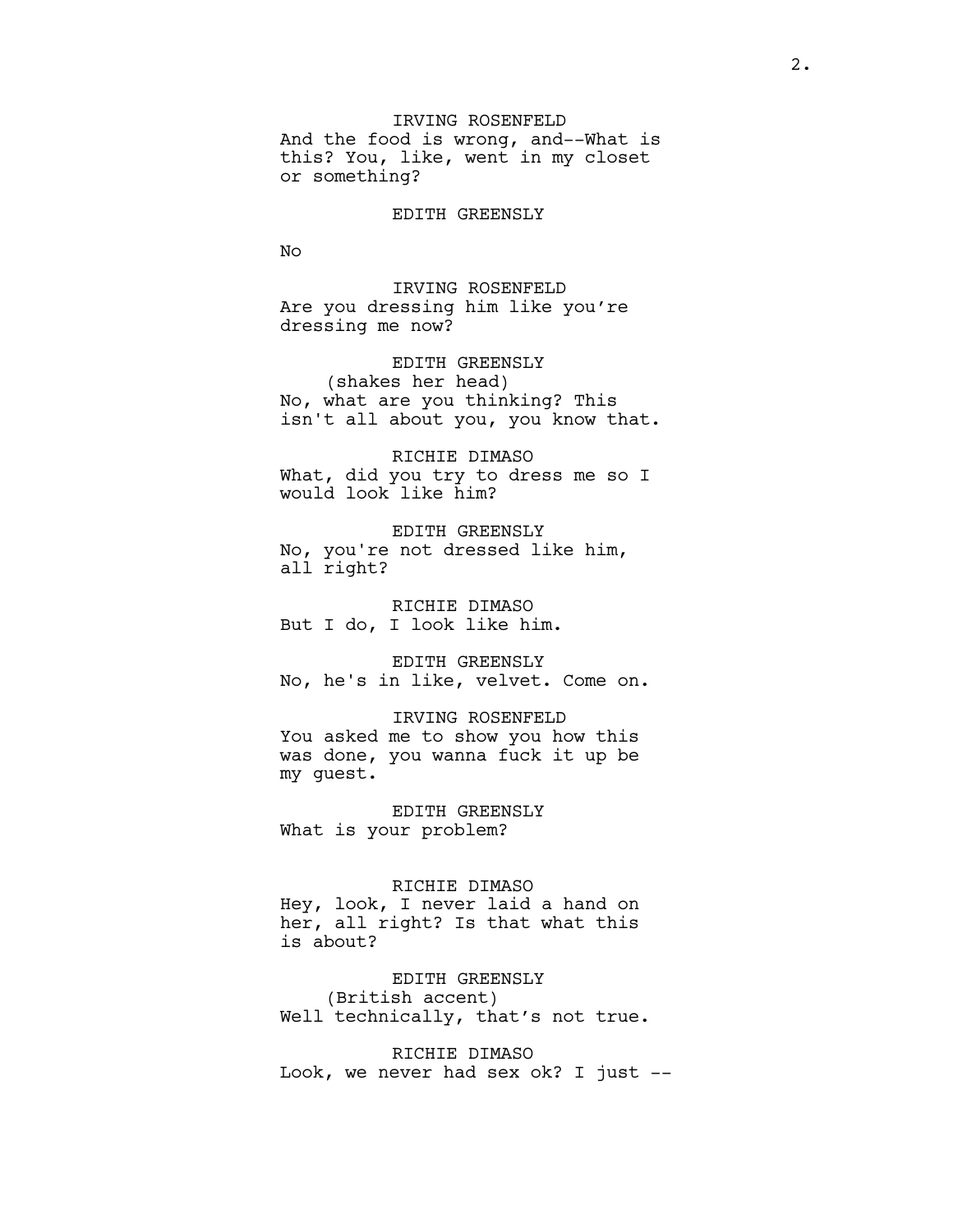IRVING ROSENFELD
And the food is wrong, and--What is this? You, like, went in my closet or something?

EDITH GREENSLY
No

IRVING ROSENFELD
Are you dressing him like you're dressing me now?

EDITH GREENSLY
(shakes her head)
No, what are you thinking? This isn't all about you, you know that.

RICHIE DIMASO
What, did you try to dress me so I would look like him?

EDITH GREENSLY
No, you're not dressed like him, all right?

RICHIE DIMASO
But I do, I look like him.

EDITH GREENSLY
No, he's in like, velvet. Come on.

IRVING ROSENFELD
You asked me to show you how this was done, you wanna fuck it up be my guest.

EDITH GREENSLY
What is your problem?

RICHIE DIMASO
Hey, look, I never laid a hand on her, all right? Is that what this is about?

EDITH GREENSLY
(British accent)
Well technically, that's not true.

RICHIE DIMASO
Look, we never had sex ok? I just --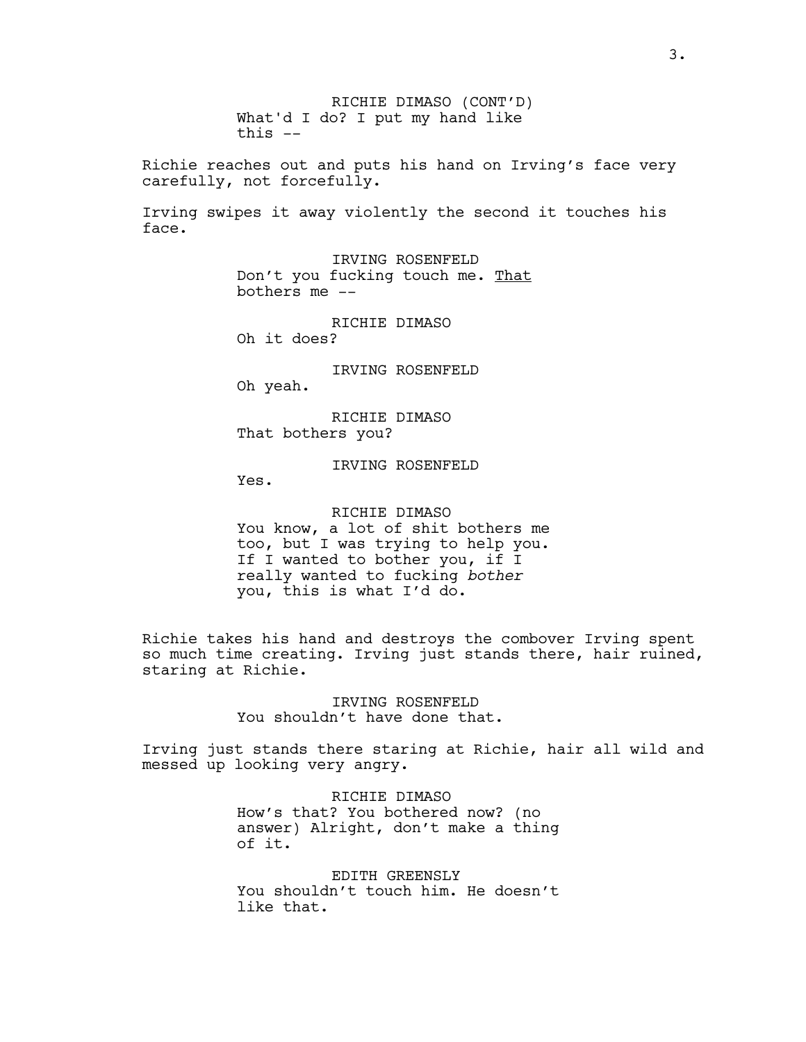RICHIE DIMASO (CONT'D)
What'd I do? I put my hand like this --

Richie reaches out and puts his hand on Irving's face very carefully, not forcefully.

Irving swipes it away violently the second it touches his face.

IRVING ROSENFELD
Don't you fucking touch me. <u>That</u> bothers me --

RICHIE DIMASO
Oh it does?

IRVING ROSENFELD
Oh yeah.

RICHIE DIMASO
That bothers you?

IRVING ROSENFELD
Yes.

RICHIE DIMASO
You know, a lot of shit bothers me too, but I was trying to help you. If I wanted to bother you, if I really wanted to fucking *bother* you, this is what I'd do.

Richie takes his hand and destroys the combover Irving spent so much time creating. Irving just stands there, hair ruined, staring at Richie.

IRVING ROSENFELD
You shouldn't have done that.

Irving just stands there staring at Richie, hair all wild and messed up looking very angry.

RICHIE DIMASO
How's that? You bothered now? (no answer) Alright, don't make a thing of it.

EDITH GREENSLY
You shouldn't touch him. He doesn't like that.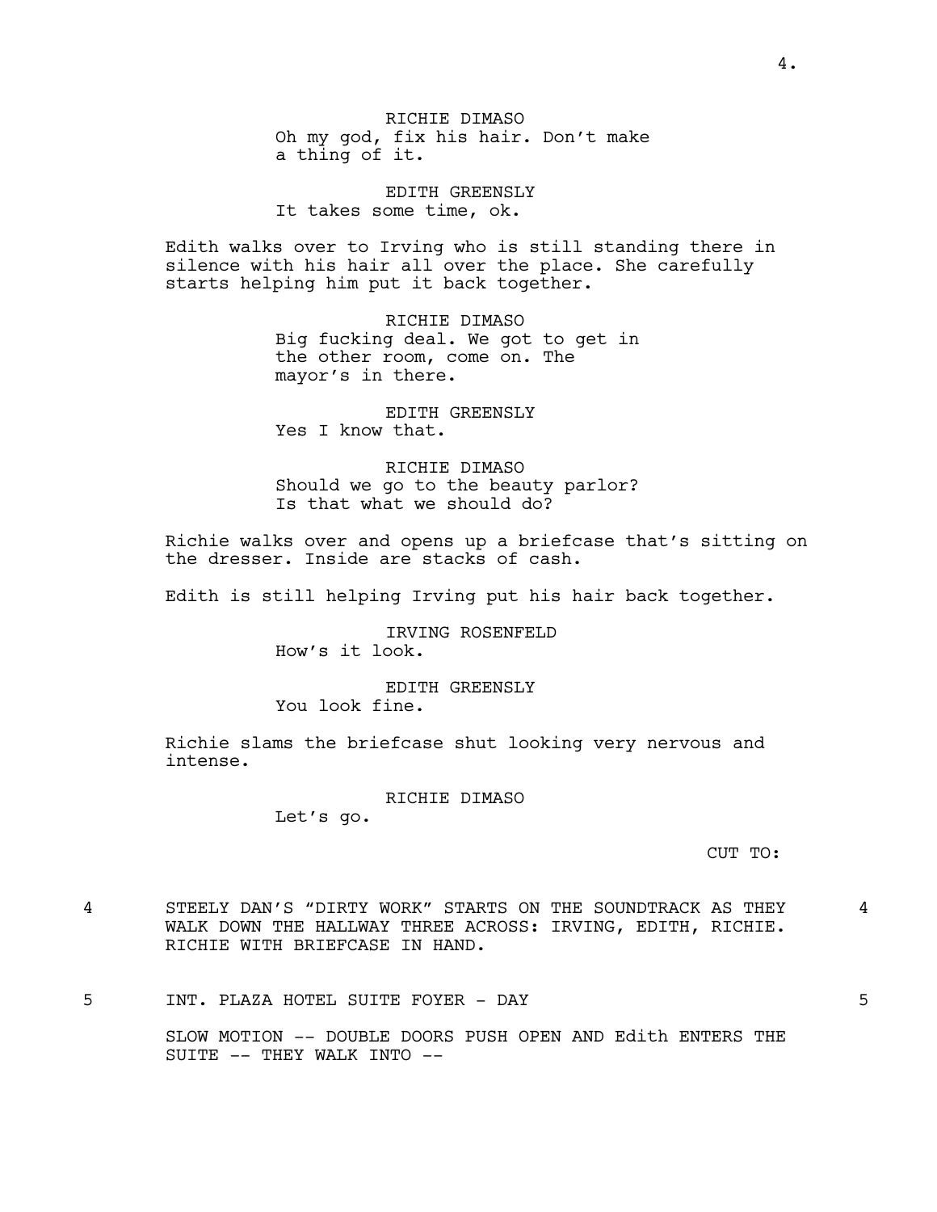RICHIE DIMASO
Oh my god, fix his hair. Don't make a thing of it.

EDITH GREENSLY
It takes some time, ok.

Edith walks over to Irving who is still standing there in silence with his hair all over the place. She carefully starts helping him put it back together.

RICHIE DIMASO
Big fucking deal. We got to get in the other room, come on. The mayor's in there.

EDITH GREENSLY
Yes I know that.

RICHIE DIMASO
Should we go to the beauty parlor? Is that what we should do?

Richie walks over and opens up a briefcase that's sitting on the dresser. Inside are stacks of cash.

Edith is still helping Irving put his hair back together.

IRVING ROSENFELD
How's it look.

EDITH GREENSLY
You look fine.

Richie slams the briefcase shut looking very nervous and intense.

RICHIE DIMASO
Let's go.

CUT TO:

4 STEELY DAN'S "DIRTY WORK" STARTS ON THE SOUNDTRACK AS THEY WALK DOWN THE HALLWAY THREE ACROSS: IRVING, EDITH, RICHIE. RICHIE WITH BRIEFCASE IN HAND. 4

5 INT. PLAZA HOTEL SUITE FOYER - DAY 5

SLOW MOTION -- DOUBLE DOORS PUSH OPEN AND Edith ENTERS THE SUITE -- THEY WALK INTO --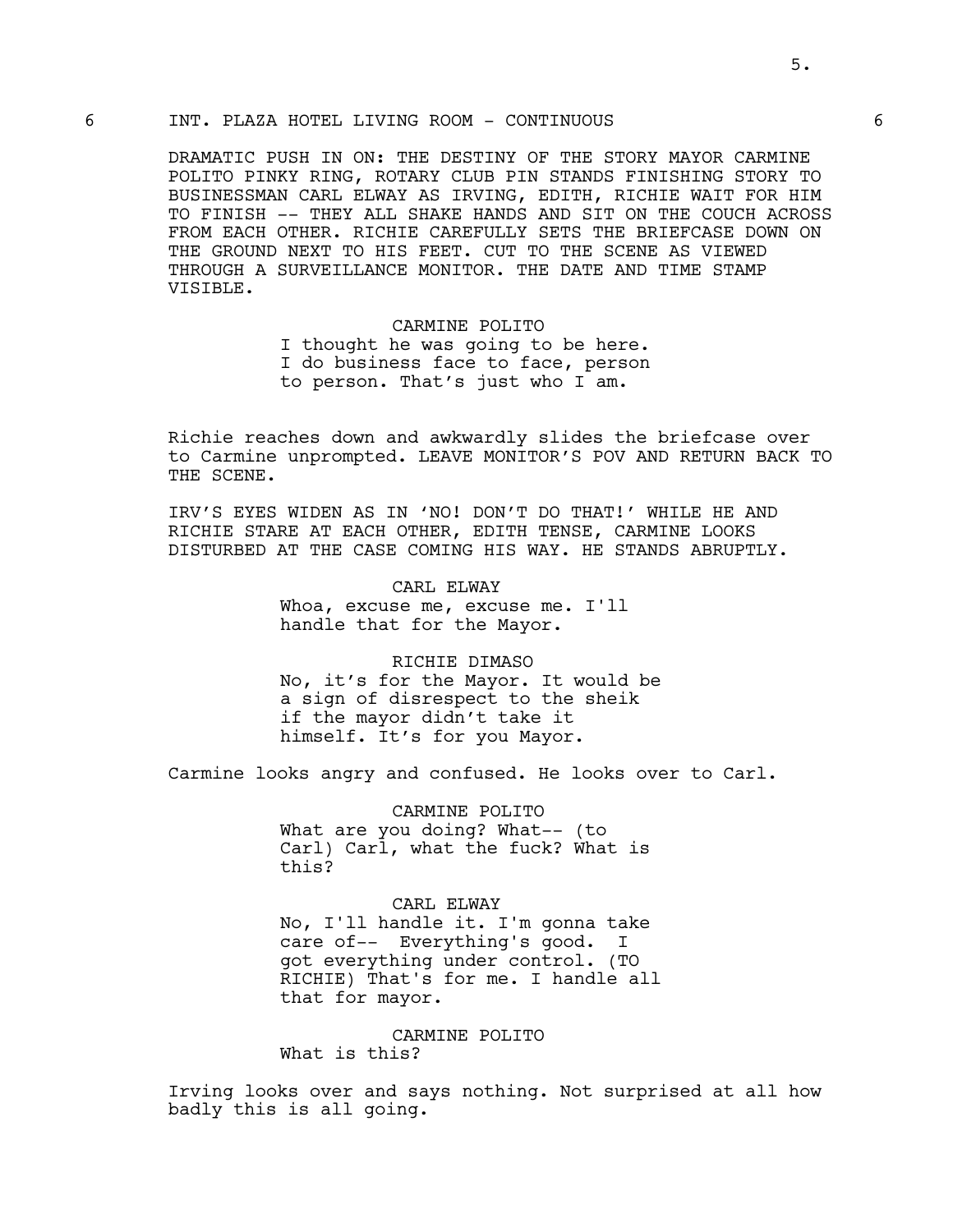6 INT. PLAZA HOTEL LIVING ROOM - CONTINUOUS 6

DRAMATIC PUSH IN ON: THE DESTINY OF THE STORY MAYOR CARMINE POLITO PINKY RING, ROTARY CLUB PIN STANDS FINISHING STORY TO BUSINESSMAN CARL ELWAY AS IRVING, EDITH, RICHIE WAIT FOR HIM TO FINISH -- THEY ALL SHAKE HANDS AND SIT ON THE COUCH ACROSS FROM EACH OTHER. RICHIE CAREFULLY SETS THE BRIEFCASE DOWN ON THE GROUND NEXT TO HIS FEET. CUT TO THE SCENE AS VIEWED THROUGH A SURVEILLANCE MONITOR. THE DATE AND TIME STAMP VISIBLE.

CARMINE POLITO
I thought he was going to be here. I do business face to face, person to person. That's just who I am.

Richie reaches down and awkwardly slides the briefcase over to Carmine unprompted. LEAVE MONITOR'S POV AND RETURN BACK TO THE SCENE.

IRV'S EYES WIDEN AS IN 'NO! DON'T DO THAT!' WHILE HE AND RICHIE STARE AT EACH OTHER, EDITH TENSE, CARMINE LOOKS DISTURBED AT THE CASE COMING HIS WAY. HE STANDS ABRUPTLY.

CARL ELWAY
Whoa, excuse me, excuse me. I'll handle that for the Mayor.

RICHIE DIMASO
No, it's for the Mayor. It would be a sign of disrespect to the sheik if the mayor didn't take it himself. It's for you Mayor.

Carmine looks angry and confused. He looks over to Carl.

CARMINE POLITO
What are you doing? What-- (to Carl) Carl, what the fuck? What is this?

CARL ELWAY
No, I'll handle it. I'm gonna take care of-- Everything's good. I got everything under control. (TO RICHIE) That's for me. I handle all that for mayor.

CARMINE POLITO
What is this?

Irving looks over and says nothing. Not surprised at all how badly this is all going.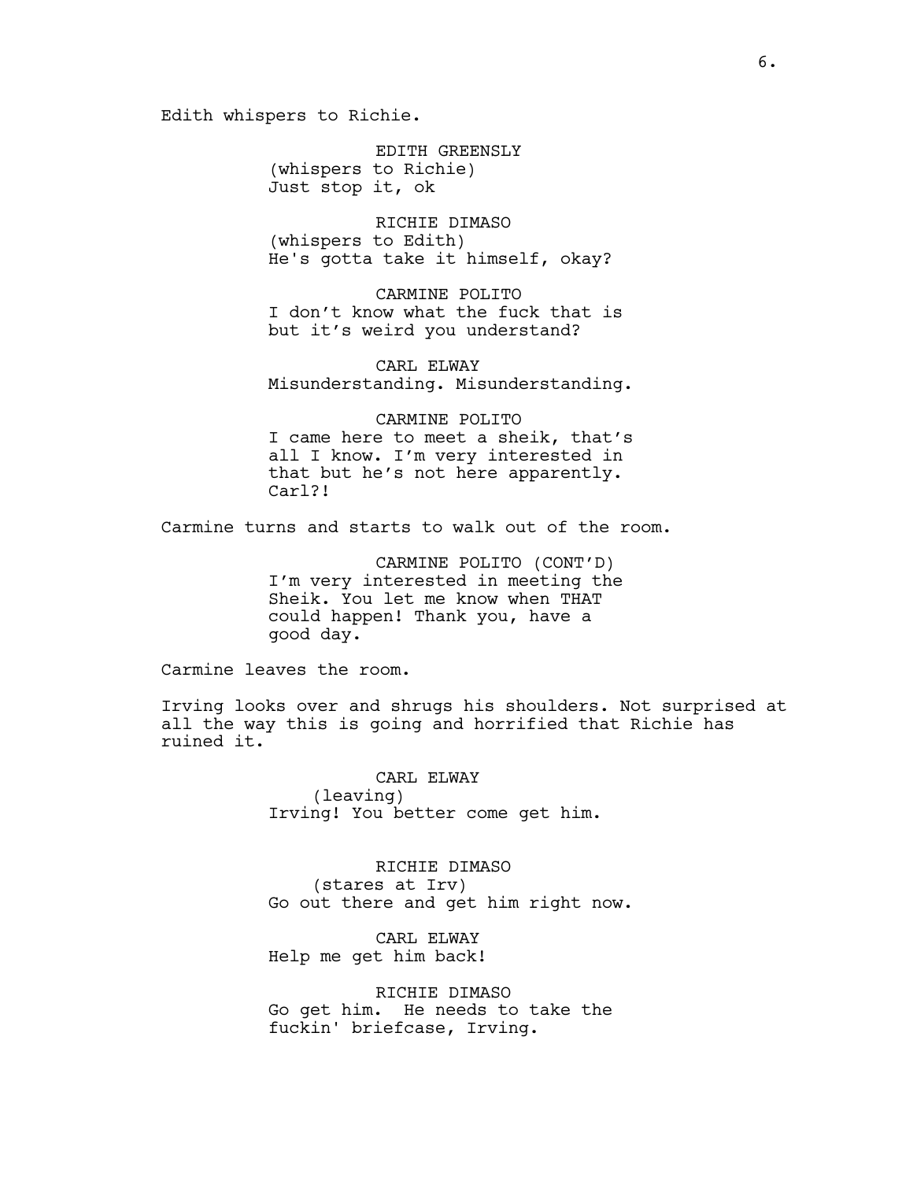Edith whispers to Richie.

EDITH GREENSLY
(whispers to Richie)
Just stop it, ok

RICHIE DIMASO
(whispers to Edith)
He's gotta take it himself, okay?

CARMINE POLITO
I don't know what the fuck that is but it's weird you understand?

CARL ELWAY
Misunderstanding. Misunderstanding.

CARMINE POLITO
I came here to meet a sheik, that's all I know. I'm very interested in that but he's not here apparently. Carl?!

Carmine turns and starts to walk out of the room.

CARMINE POLITO (CONT'D)
I'm very interested in meeting the Sheik. You let me know when THAT could happen! Thank you, have a good day.

Carmine leaves the room.

Irving looks over and shrugs his shoulders. Not surprised at all the way this is going and horrified that Richie has ruined it.

CARL ELWAY
(leaving)
Irving! You better come get him.

RICHIE DIMASO
(stares at Irv)
Go out there and get him right now.

CARL ELWAY
Help me get him back!

RICHIE DIMASO
Go get him. He needs to take the fuckin' briefcase, Irving.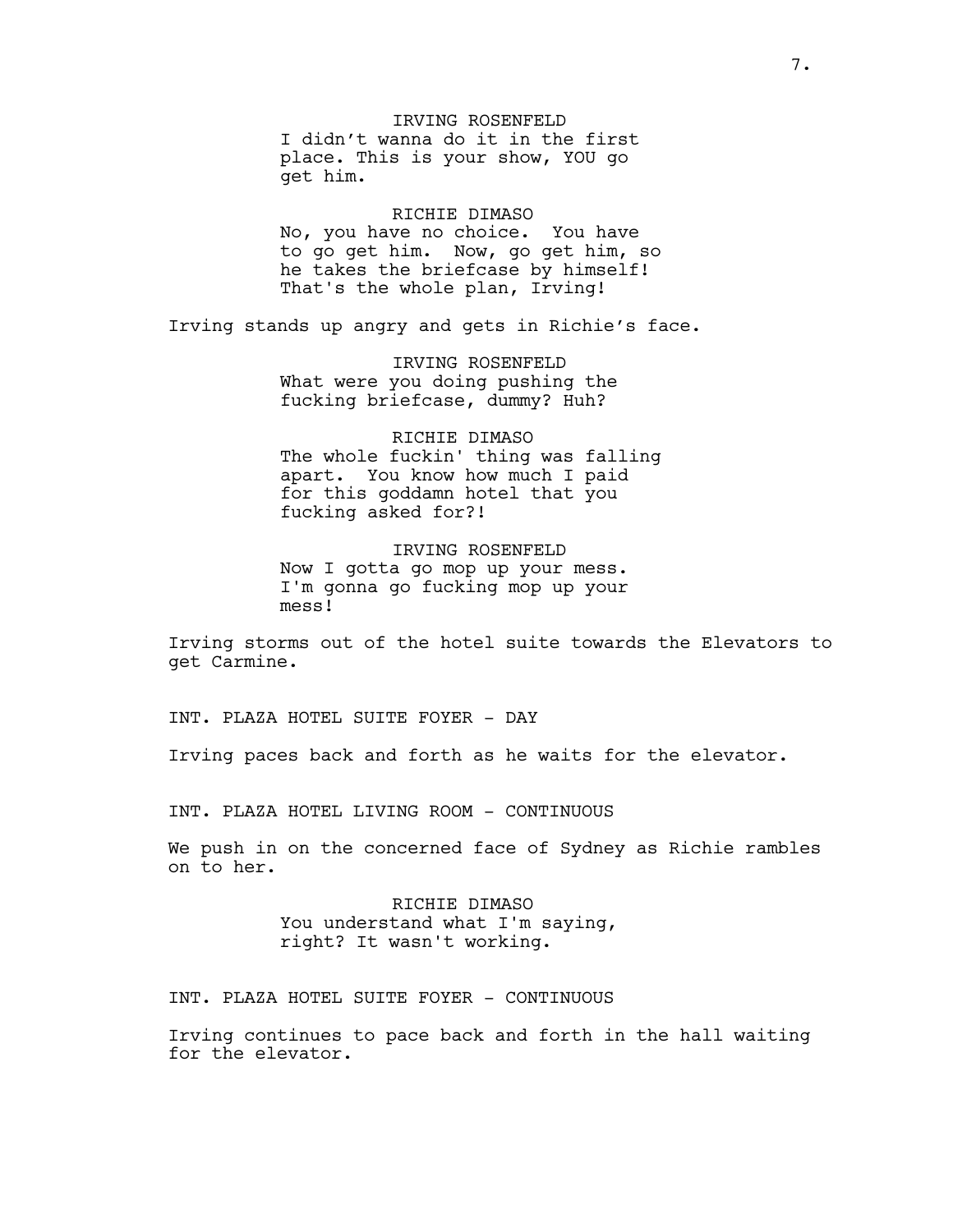IRVING ROSENFELD
I didn't wanna do it in the first place. This is your show, YOU go get him.

RICHIE DIMASO
No, you have no choice. You have to go get him. Now, go get him, so he takes the briefcase by himself! That's the whole plan, Irving!

Irving stands up angry and gets in Richie's face.

IRVING ROSENFELD
What were you doing pushing the fucking briefcase, dummy? Huh?

RICHIE DIMASO
The whole fuckin' thing was falling apart. You know how much I paid for this goddamn hotel that you fucking asked for?!

IRVING ROSENFELD
Now I gotta go mop up your mess. I'm gonna go fucking mop up your mess!

Irving storms out of the hotel suite towards the Elevators to get Carmine.

INT. PLAZA HOTEL SUITE FOYER - DAY

Irving paces back and forth as he waits for the elevator.

INT. PLAZA HOTEL LIVING ROOM - CONTINUOUS

We push in on the concerned face of Sydney as Richie rambles on to her.

RICHIE DIMASO
You understand what I'm saying, right? It wasn't working.

INT. PLAZA HOTEL SUITE FOYER - CONTINUOUS

Irving continues to pace back and forth in the hall waiting for the elevator.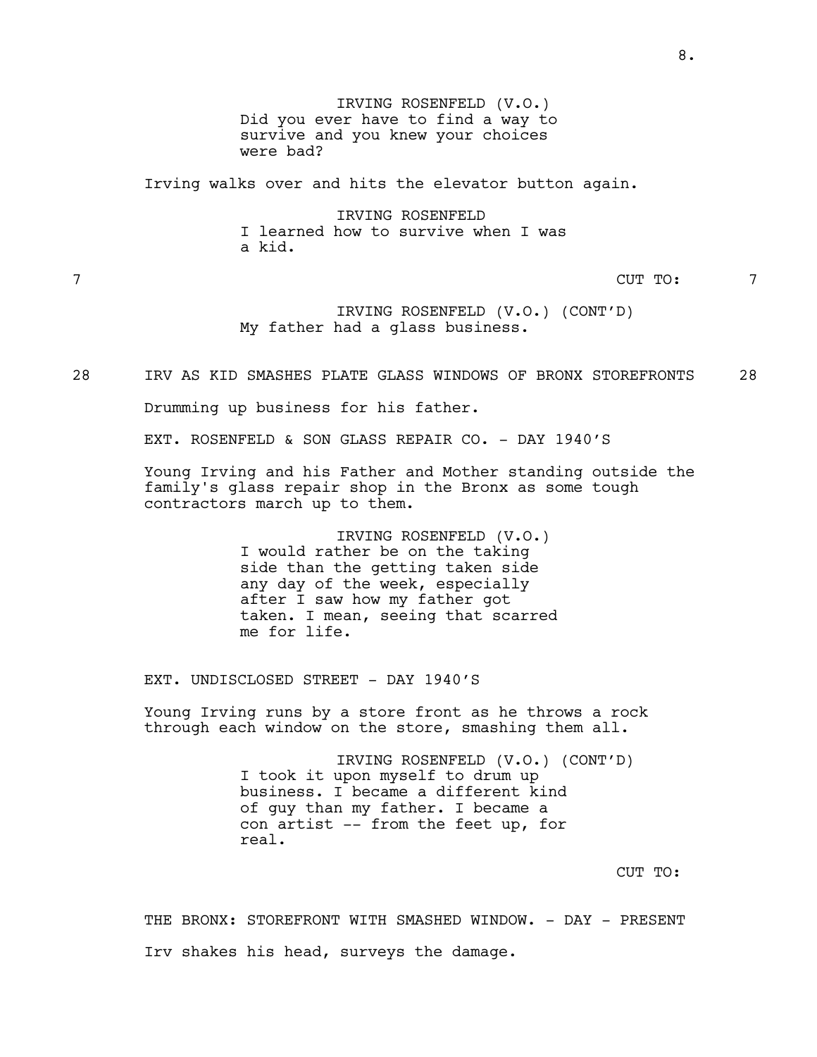IRVING ROSENFELD (V.O.)
Did you ever have to find a way to survive and you knew your choices were bad?

Irving walks over and hits the elevator button again.

IRVING ROSENFELD
I learned how to survive when I was a kid.

7 CUT TO: 7

IRVING ROSENFELD (V.O.) (CONT'D)
My father had a glass business.

28 IRV AS KID SMASHES PLATE GLASS WINDOWS OF BRONX STOREFRONTS 28

Drumming up business for his father.

EXT. ROSENFELD & SON GLASS REPAIR CO. - DAY 1940'S

Young Irving and his Father and Mother standing outside the family's glass repair shop in the Bronx as some tough contractors march up to them.

IRVING ROSENFELD (V.O.)
I would rather be on the taking side than the getting taken side any day of the week, especially after I saw how my father got taken. I mean, seeing that scarred me for life.

EXT. UNDISCLOSED STREET - DAY 1940'S

Young Irving runs by a store front as he throws a rock through each window on the store, smashing them all.

IRVING ROSENFELD (V.O.) (CONT'D)
I took it upon myself to drum up business. I became a different kind of guy than my father. I became a con artist -- from the feet up, for real.

CUT TO:

THE BRONX: STOREFRONT WITH SMASHED WINDOW. - DAY - PRESENT

Irv shakes his head, surveys the damage.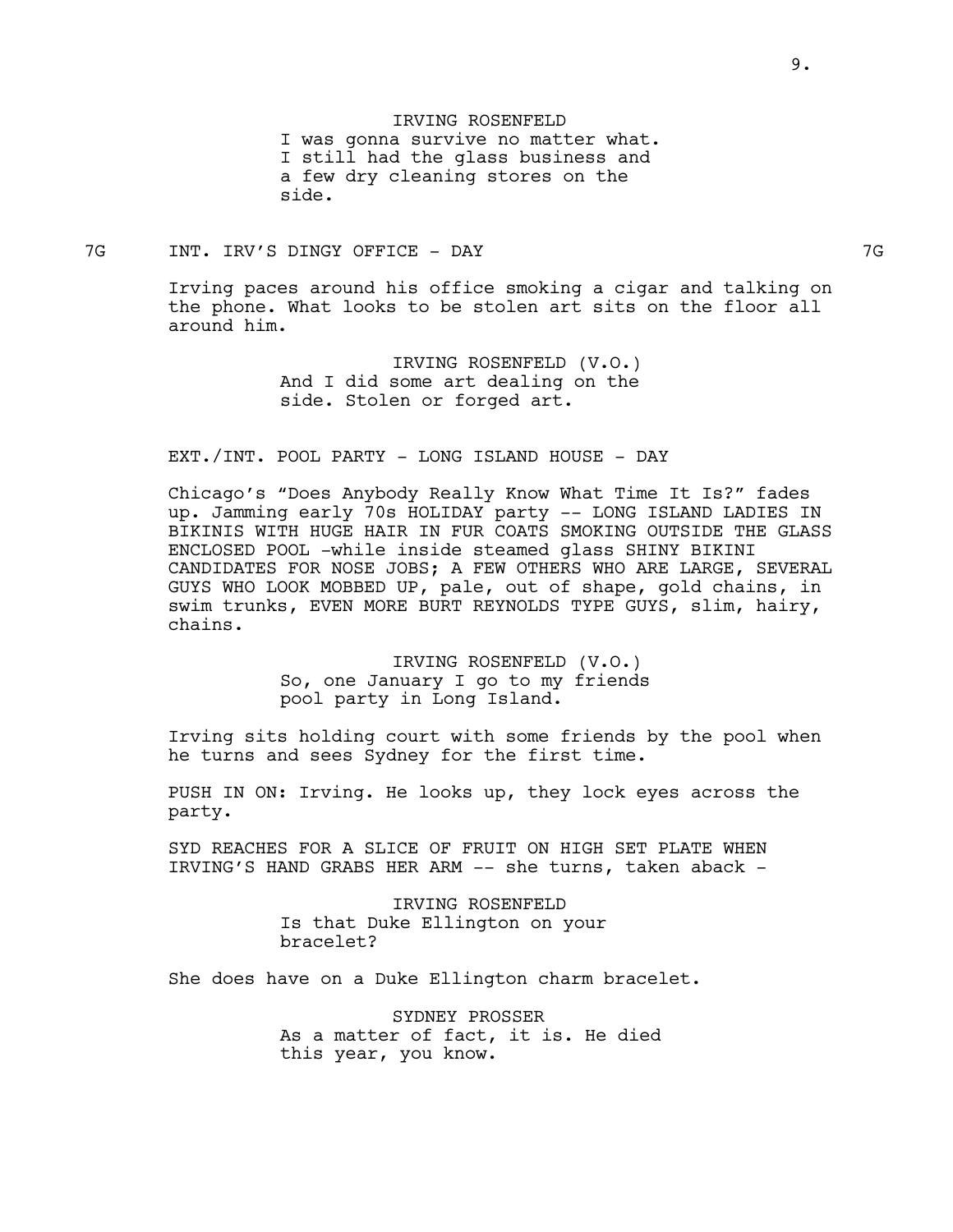IRVING ROSENFELD
I was gonna survive no matter what.
I still had the glass business and
a few dry cleaning stores on the
side.

7G INT. IRV'S DINGY OFFICE - DAY 7G

Irving paces around his office smoking a cigar and talking on the phone. What looks to be stolen art sits on the floor all around him.

IRVING ROSENFELD (V.O.)
And I did some art dealing on the
side. Stolen or forged art.

EXT./INT. POOL PARTY - LONG ISLAND HOUSE - DAY

Chicago's "Does Anybody Really Know What Time It Is?" fades up. Jamming early 70s HOLIDAY party -- LONG ISLAND LADIES IN BIKINIS WITH HUGE HAIR IN FUR COATS SMOKING OUTSIDE THE GLASS ENCLOSED POOL -while inside steamed glass SHINY BIKINI CANDIDATES FOR NOSE JOBS; A FEW OTHERS WHO ARE LARGE, SEVERAL GUYS WHO LOOK MOBBED UP, pale, out of shape, gold chains, in swim trunks, EVEN MORE BURT REYNOLDS TYPE GUYS, slim, hairy, chains.

IRVING ROSENFELD (V.O.)
So, one January I go to my friends
pool party in Long Island.

Irving sits holding court with some friends by the pool when he turns and sees Sydney for the first time.

PUSH IN ON: Irving. He looks up, they lock eyes across the party.

SYD REACHES FOR A SLICE OF FRUIT ON HIGH SET PLATE WHEN IRVING'S HAND GRABS HER ARM -- she turns, taken aback -

IRVING ROSENFELD
Is that Duke Ellington on your
bracelet?

She does have on a Duke Ellington charm bracelet.

SYDNEY PROSSER
As a matter of fact, it is. He died
this year, you know.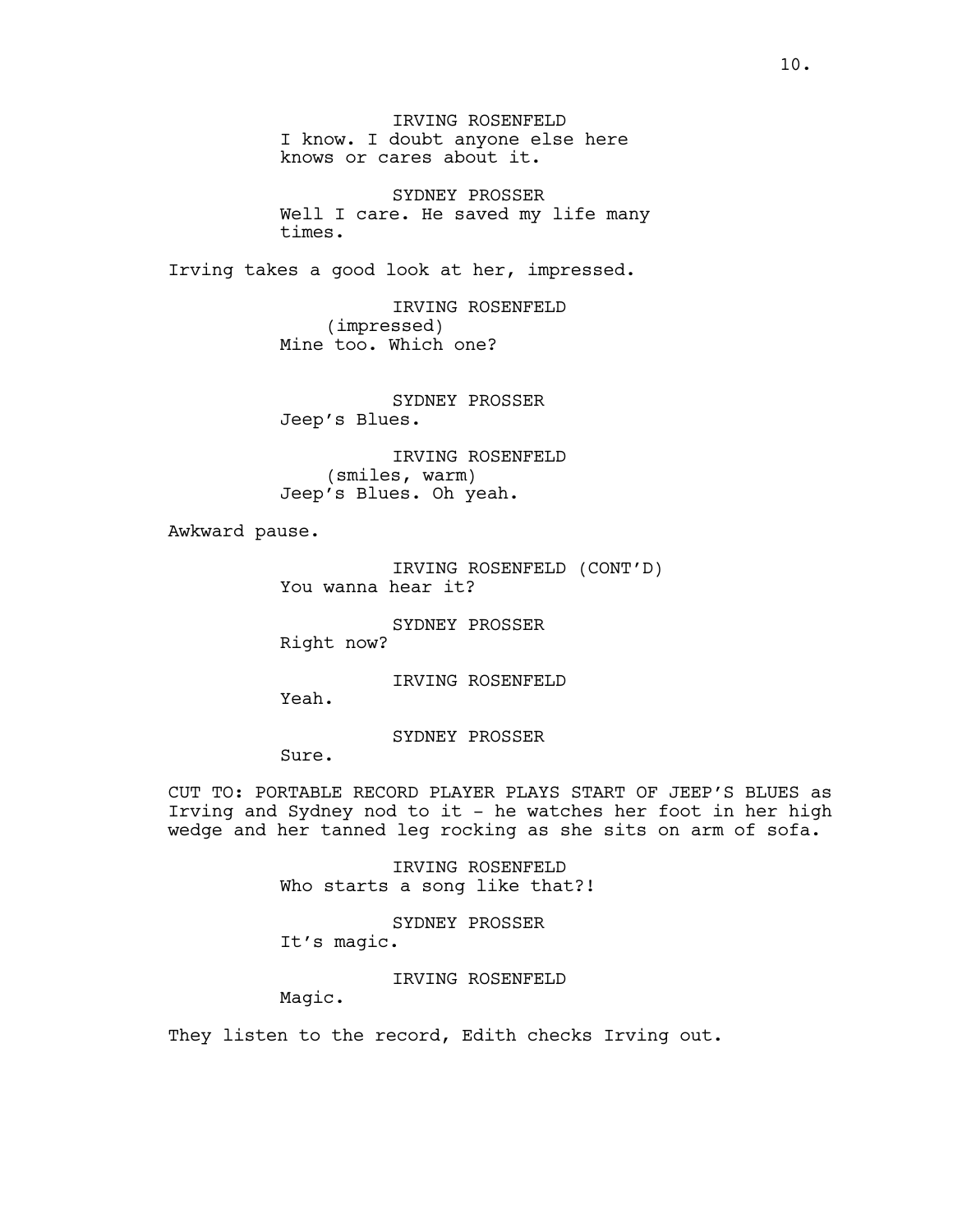IRVING ROSENFELD
I know. I doubt anyone else here knows or cares about it.

SYDNEY PROSSER
Well I care. He saved my life many times.

Irving takes a good look at her, impressed.

IRVING ROSENFELD
(impressed)
Mine too. Which one?

SYDNEY PROSSER
Jeep's Blues.

IRVING ROSENFELD
(smiles, warm)
Jeep's Blues. Oh yeah.

Awkward pause.

IRVING ROSENFELD (CONT'D)
You wanna hear it?

SYDNEY PROSSER
Right now?

IRVING ROSENFELD
Yeah.

SYDNEY PROSSER
Sure.

CUT TO: PORTABLE RECORD PLAYER PLAYS START OF JEEP'S BLUES as Irving and Sydney nod to it - he watches her foot in her high wedge and her tanned leg rocking as she sits on arm of sofa.

IRVING ROSENFELD
Who starts a song like that?!

SYDNEY PROSSER
It's magic.

IRVING ROSENFELD
Magic.

They listen to the record, Edith checks Irving out.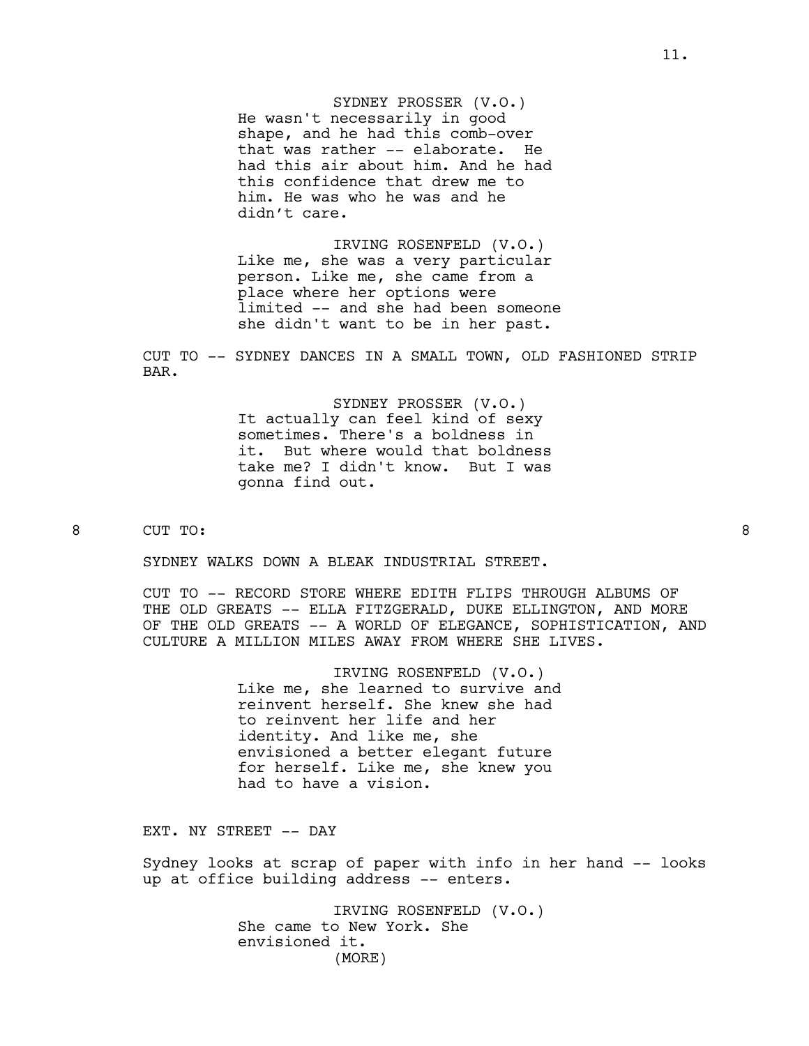SYDNEY PROSSER (V.O.)
He wasn't necessarily in good shape, and he had this comb-over that was rather -- elaborate. He had this air about him. And he had this confidence that drew me to him. He was who he was and he didn't care.

IRVING ROSENFELD (V.O.)
Like me, she was a very particular person. Like me, she came from a place where her options were limited -- and she had been someone she didn't want to be in her past.

CUT TO -- SYDNEY DANCES IN A SMALL TOWN, OLD FASHIONED STRIP BAR.

SYDNEY PROSSER (V.O.)
It actually can feel kind of sexy sometimes. There's a boldness in it. But where would that boldness take me? I didn't know. But I was gonna find out.

8 CUT TO: 8

SYDNEY WALKS DOWN A BLEAK INDUSTRIAL STREET.

CUT TO -- RECORD STORE WHERE EDITH FLIPS THROUGH ALBUMS OF THE OLD GREATS -- ELLA FITZGERALD, DUKE ELLINGTON, AND MORE OF THE OLD GREATS -- A WORLD OF ELEGANCE, SOPHISTICATION, AND CULTURE A MILLION MILES AWAY FROM WHERE SHE LIVES.

IRVING ROSENFELD (V.O.)
Like me, she learned to survive and reinvent herself. She knew she had to reinvent her life and her identity. And like me, she envisioned a better elegant future for herself. Like me, she knew you had to have a vision.

EXT. NY STREET -- DAY

Sydney looks at scrap of paper with info in her hand -- looks up at office building address -- enters.

IRVING ROSENFELD (V.O.)
She came to New York. She envisioned it.
(MORE)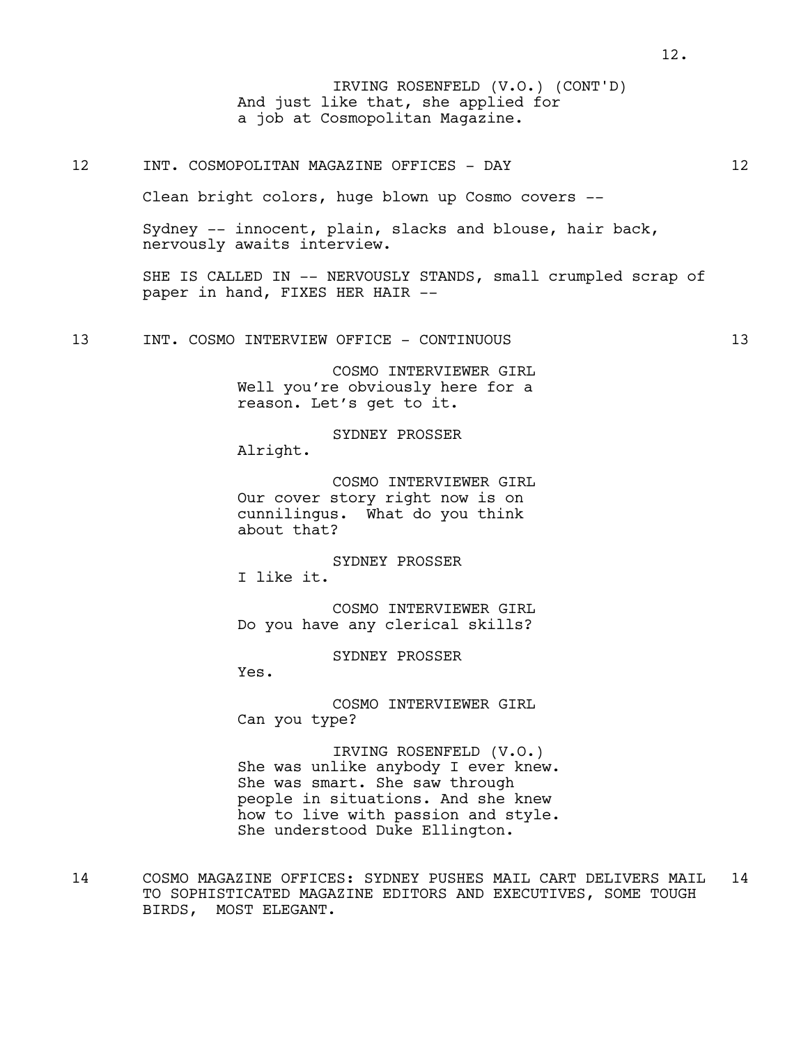IRVING ROSENFELD (V.O.) (CONT'D)
And just like that, she applied for a job at Cosmopolitan Magazine.

12 INT. COSMOPOLITAN MAGAZINE OFFICES - DAY 12

Clean bright colors, huge blown up Cosmo covers --

Sydney -- innocent, plain, slacks and blouse, hair back, nervously awaits interview.

SHE IS CALLED IN -- NERVOUSLY STANDS, small crumpled scrap of paper in hand, FIXES HER HAIR --

13 INT. COSMO INTERVIEW OFFICE - CONTINUOUS 13

COSMO INTERVIEWER GIRL
Well you're obviously here for a reason. Let's get to it.

SYDNEY PROSSER
Alright.

COSMO INTERVIEWER GIRL
Our cover story right now is on cunnilingus. What do you think about that?

SYDNEY PROSSER
I like it.

COSMO INTERVIEWER GIRL
Do you have any clerical skills?

SYDNEY PROSSER
Yes.

COSMO INTERVIEWER GIRL
Can you type?

IRVING ROSENFELD (V.O.)
She was unlike anybody I ever knew. She was smart. She saw through people in situations. And she knew how to live with passion and style. She understood Duke Ellington.

14 COSMO MAGAZINE OFFICES: SYDNEY PUSHES MAIL CART DELIVERS MAIL TO SOPHISTICATED MAGAZINE EDITORS AND EXECUTIVES, SOME TOUGH BIRDS, MOST ELEGANT. 14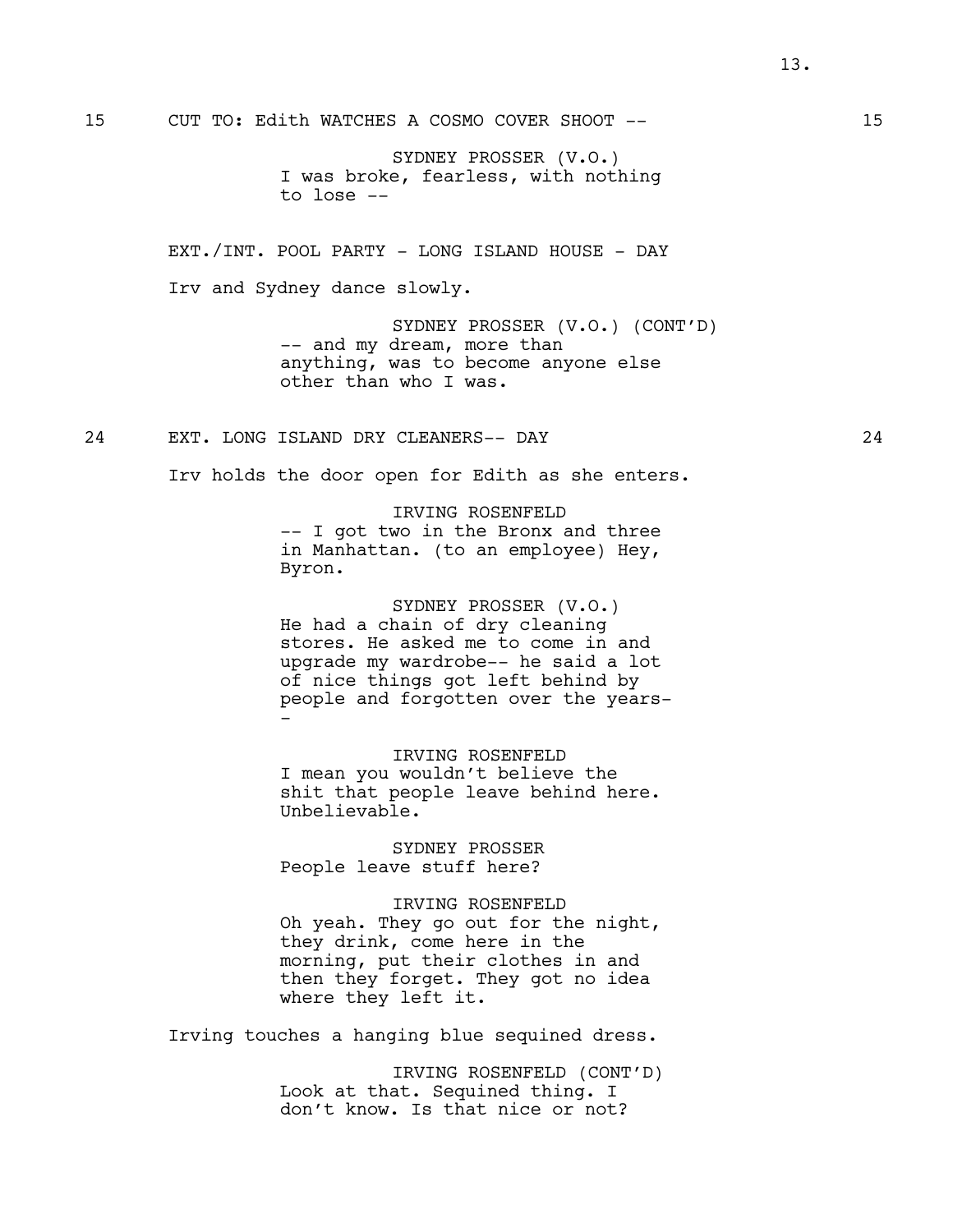15 CUT TO: Edith WATCHES A COSMO COVER SHOOT -- 15

SYDNEY PROSSER (V.O.)
I was broke, fearless, with nothing to lose --

EXT./INT. POOL PARTY - LONG ISLAND HOUSE - DAY

Irv and Sydney dance slowly.

SYDNEY PROSSER (V.O.) (CONT'D)
-- and my dream, more than anything, was to become anyone else other than who I was.

24 EXT. LONG ISLAND DRY CLEANERS-- DAY 24

Irv holds the door open for Edith as she enters.

IRVING ROSENFELD
-- I got two in the Bronx and three in Manhattan. (to an employee) Hey, Byron.

SYDNEY PROSSER (V.O.)
He had a chain of dry cleaning stores. He asked me to come in and upgrade my wardrobe-- he said a lot of nice things got left behind by people and forgotten over the years--

IRVING ROSENFELD
I mean you wouldn't believe the shit that people leave behind here. Unbelievable.

SYDNEY PROSSER
People leave stuff here?

IRVING ROSENFELD
Oh yeah. They go out for the night, they drink, come here in the morning, put their clothes in and then they forget. They got no idea where they left it.

Irving touches a hanging blue sequined dress.

IRVING ROSENFELD (CONT'D)
Look at that. Sequined thing. I don't know. Is that nice or not?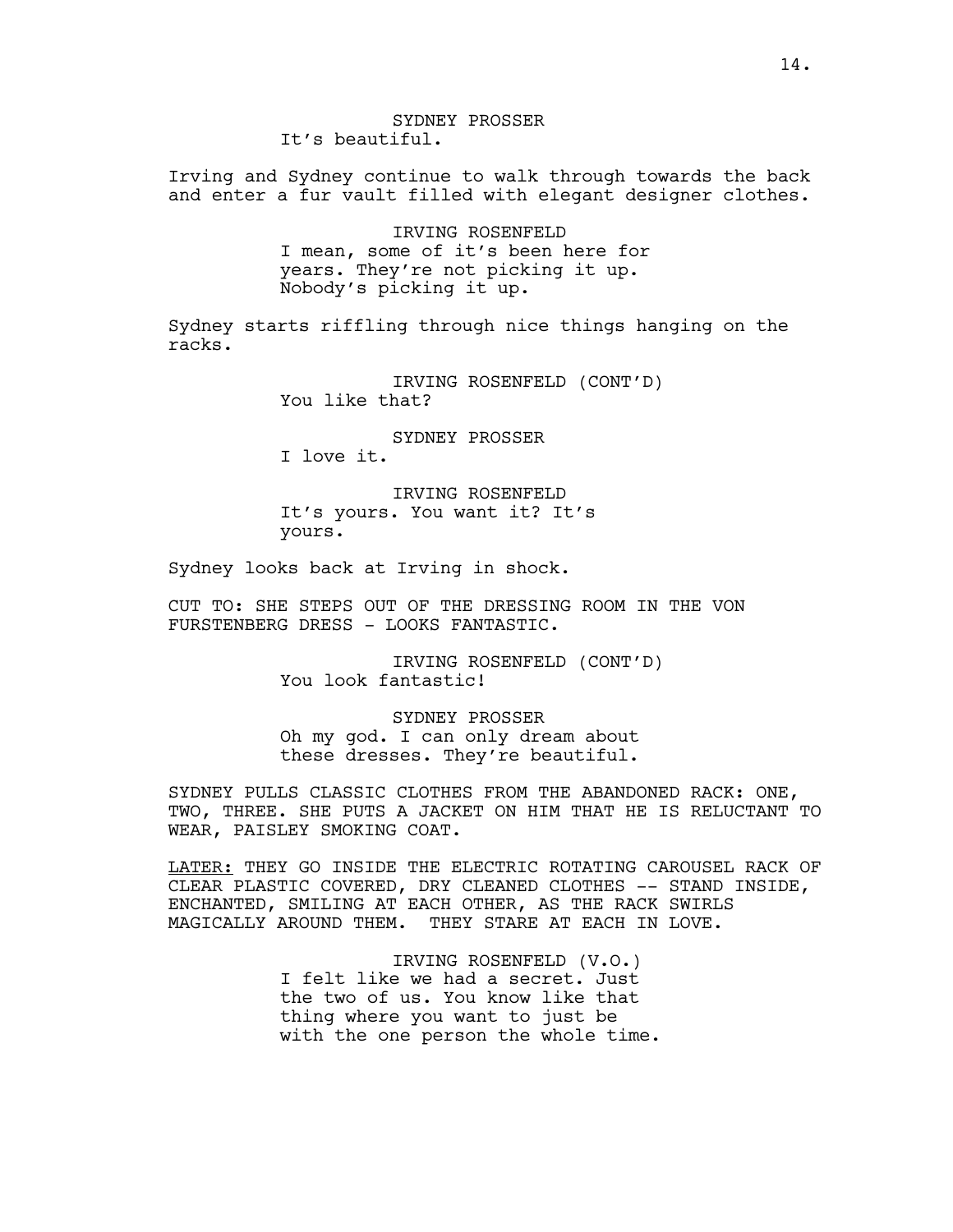SYDNEY PROSSER
It's beautiful.

Irving and Sydney continue to walk through towards the back and enter a fur vault filled with elegant designer clothes.

IRVING ROSENFELD
I mean, some of it's been here for years. They're not picking it up. Nobody's picking it up.

Sydney starts riffling through nice things hanging on the racks.

IRVING ROSENFELD (CONT'D)
You like that?

SYDNEY PROSSER
I love it.

IRVING ROSENFELD
It's yours. You want it? It's yours.

Sydney looks back at Irving in shock.

CUT TO: SHE STEPS OUT OF THE DRESSING ROOM IN THE VON FURSTENBERG DRESS - LOOKS FANTASTIC.

IRVING ROSENFELD (CONT'D)
You look fantastic!

SYDNEY PROSSER
Oh my god. I can only dream about these dresses. They're beautiful.

SYDNEY PULLS CLASSIC CLOTHES FROM THE ABANDONED RACK: ONE, TWO, THREE. SHE PUTS A JACKET ON HIM THAT HE IS RELUCTANT TO WEAR, PAISLEY SMOKING COAT.

<u>LATER:</u> THEY GO INSIDE THE ELECTRIC ROTATING CAROUSEL RACK OF CLEAR PLASTIC COVERED, DRY CLEANED CLOTHES -- STAND INSIDE, ENCHANTED, SMILING AT EACH OTHER, AS THE RACK SWIRLS MAGICALLY AROUND THEM. THEY STARE AT EACH IN LOVE.

IRVING ROSENFELD (V.O.)
I felt like we had a secret. Just the two of us. You know like that thing where you want to just be with the one person the whole time.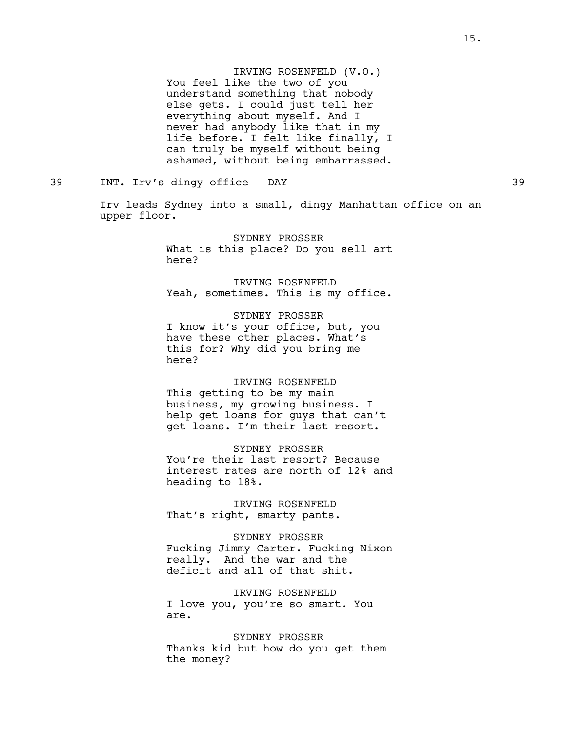IRVING ROSENFELD (V.O.)
You feel like the two of you understand something that nobody else gets. I could just tell her everything about myself. And I never had anybody like that in my life before. I felt like finally, I can truly be myself without being ashamed, without being embarrassed.

39 INT. Irv's dingy office - DAY 39

Irv leads Sydney into a small, dingy Manhattan office on an upper floor.

SYDNEY PROSSER
What is this place? Do you sell art here?

IRVING ROSENFELD
Yeah, sometimes. This is my office.

SYDNEY PROSSER
I know it's your office, but, you have these other places. What's this for? Why did you bring me here?

IRVING ROSENFELD
This getting to be my main business, my growing business. I help get loans for guys that can't get loans. I'm their last resort.

SYDNEY PROSSER
You're their last resort? Because interest rates are north of 12% and heading to 18%.

IRVING ROSENFELD
That's right, smarty pants.

SYDNEY PROSSER
Fucking Jimmy Carter. Fucking Nixon really. And the war and the deficit and all of that shit.

IRVING ROSENFELD
I love you, you're so smart. You are.

SYDNEY PROSSER
Thanks kid but how do you get them the money?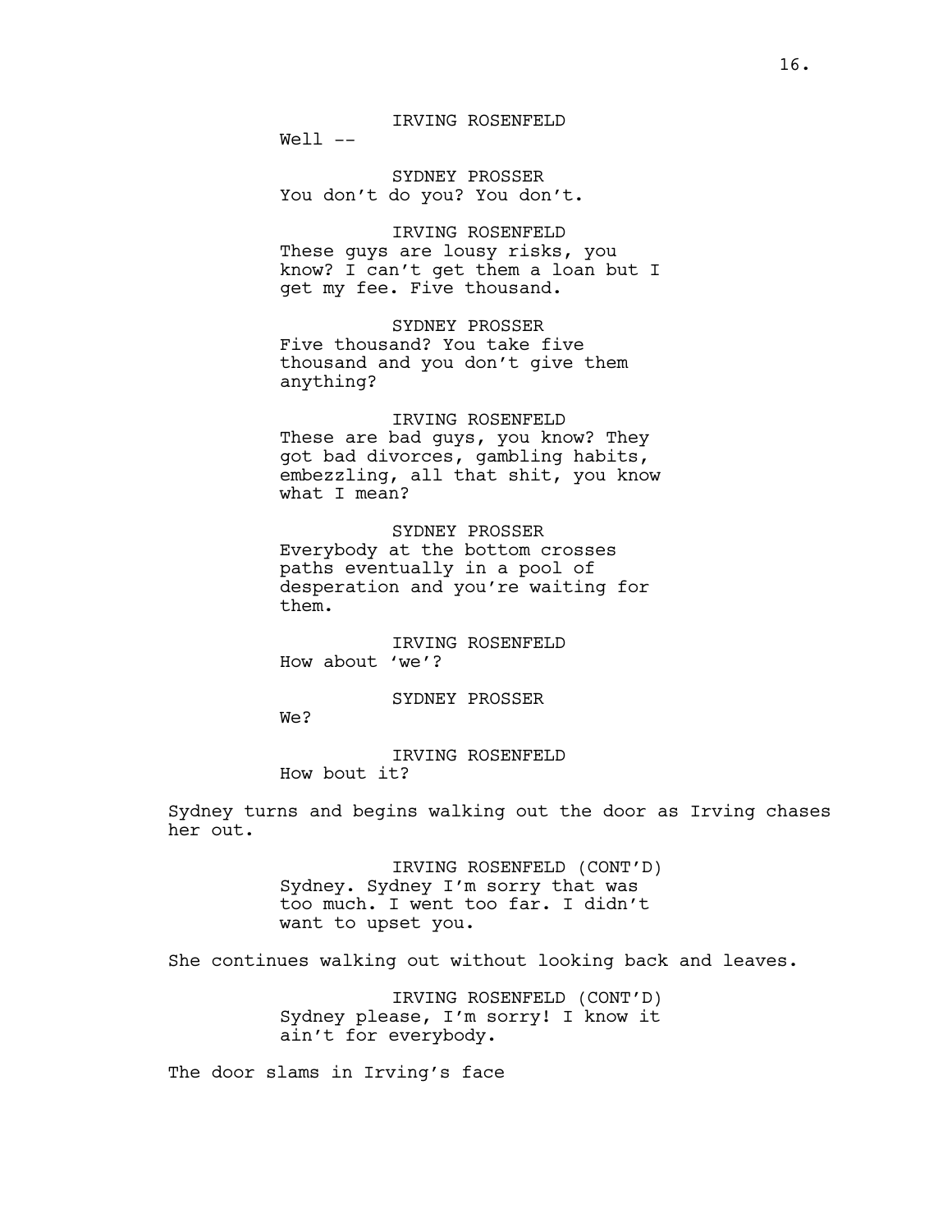IRVING ROSENFELD

Well --

SYDNEY PROSSER

You don't do you? You don't.

IRVING ROSENFELD

These guys are lousy risks, you know? I can't get them a loan but I get my fee. Five thousand.

SYDNEY PROSSER

Five thousand? You take five thousand and you don't give them anything?

IRVING ROSENFELD

These are bad guys, you know? They got bad divorces, gambling habits, embezzling, all that shit, you know what I mean?

SYDNEY PROSSER

Everybody at the bottom crosses paths eventually in a pool of desperation and you're waiting for them.

IRVING ROSENFELD

How about 'we'?

SYDNEY PROSSER

We?

IRVING ROSENFELD

How bout it?

Sydney turns and begins walking out the door as Irving chases her out.

IRVING ROSENFELD (CONT'D)

Sydney. Sydney I'm sorry that was too much. I went too far. I didn't want to upset you.

She continues walking out without looking back and leaves.

IRVING ROSENFELD (CONT'D)

Sydney please, I'm sorry! I know it ain't for everybody.

The door slams in Irving's face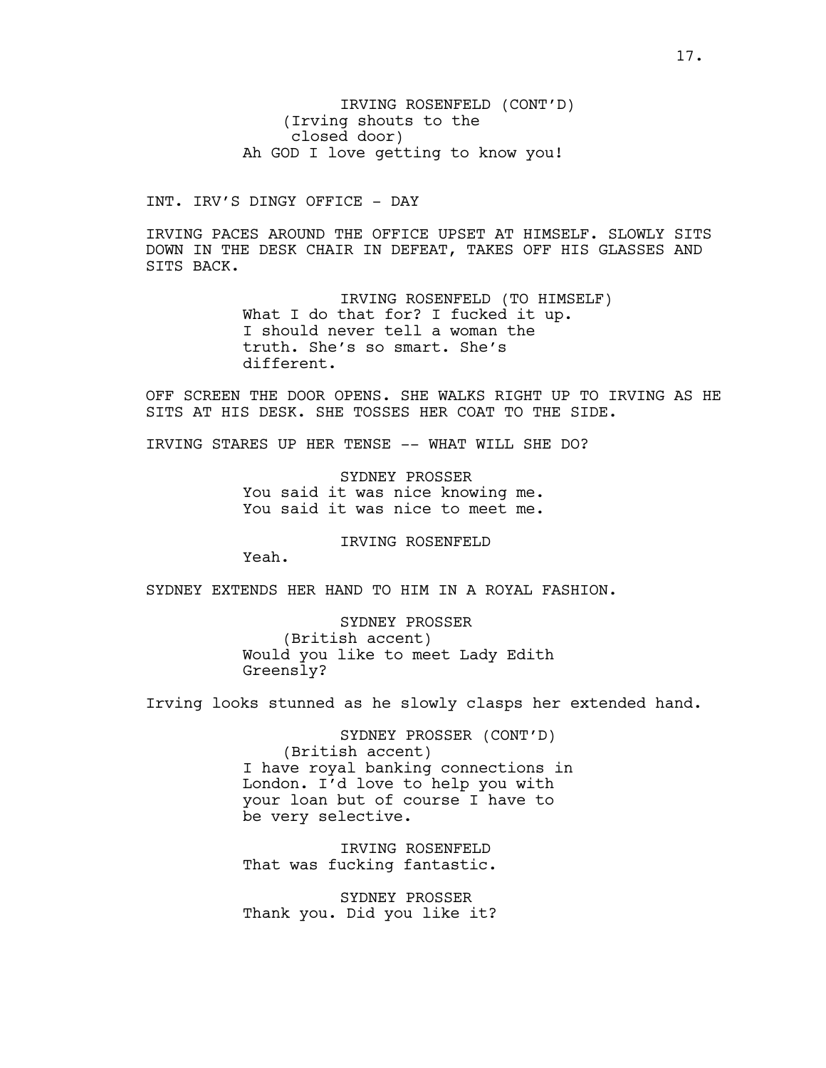IRVING ROSENFELD (CONT'D)
(Irving shouts to the closed door)
Ah GOD I love getting to know you!

INT. IRV'S DINGY OFFICE - DAY

IRVING PACES AROUND THE OFFICE UPSET AT HIMSELF. SLOWLY SITS DOWN IN THE DESK CHAIR IN DEFEAT, TAKES OFF HIS GLASSES AND SITS BACK.

IRVING ROSENFELD (TO HIMSELF)
What I do that for? I fucked it up. I should never tell a woman the truth. She's so smart. She's different.

OFF SCREEN THE DOOR OPENS. SHE WALKS RIGHT UP TO IRVING AS HE SITS AT HIS DESK. SHE TOSSES HER COAT TO THE SIDE.

IRVING STARES UP HER TENSE -- WHAT WILL SHE DO?

SYDNEY PROSSER
You said it was nice knowing me. You said it was nice to meet me.

IRVING ROSENFELD
Yeah.

SYDNEY EXTENDS HER HAND TO HIM IN A ROYAL FASHION.

SYDNEY PROSSER
(British accent)
Would you like to meet Lady Edith Greensly?

Irving looks stunned as he slowly clasps her extended hand.

SYDNEY PROSSER (CONT'D)
(British accent)
I have royal banking connections in London. I'd love to help you with your loan but of course I have to be very selective.

IRVING ROSENFELD
That was fucking fantastic.

SYDNEY PROSSER
Thank you. Did you like it?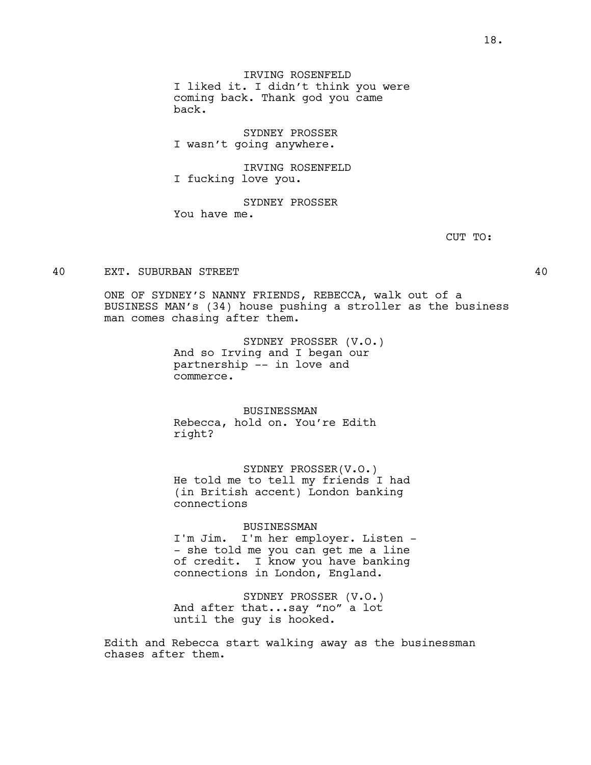IRVING ROSENFELD
I liked it. I didn't think you were coming back. Thank god you came back.

SYDNEY PROSSER
I wasn't going anywhere.

IRVING ROSENFELD
I fucking love you.

SYDNEY PROSSER
You have me.

CUT TO:

40 EXT. SUBURBAN STREET 40

ONE OF SYDNEY'S NANNY FRIENDS, REBECCA, walk out of a BUSINESS MAN's (34) house pushing a stroller as the business man comes chasing after them.

SYDNEY PROSSER (V.O.)
And so Irving and I began our partnership -- in love and commerce.

BUSINESSMAN
Rebecca, hold on. You're Edith right?

SYDNEY PROSSER(V.O.)
He told me to tell my friends I had (in British accent) London banking connections

BUSINESSMAN
I'm Jim. I'm her employer. Listen -- she told me you can get me a line of credit. I know you have banking connections in London, England.

SYDNEY PROSSER (V.O.)
And after that...say "no" a lot until the guy is hooked.

Edith and Rebecca start walking away as the businessman chases after them.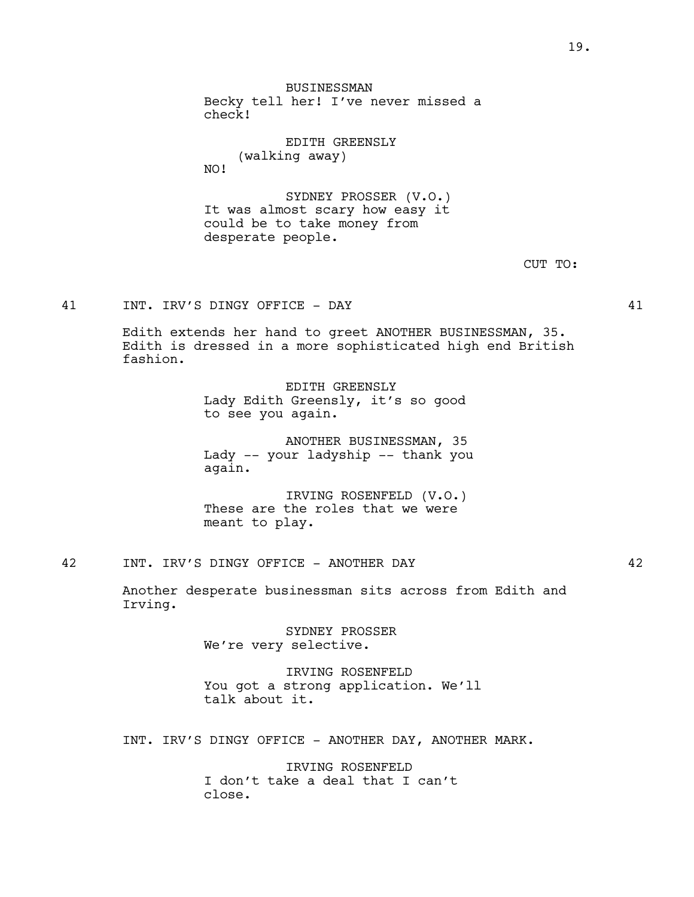BUSINESSMAN
Becky tell her! I've never missed a check!

EDITH GREENSLY
(walking away)
NO!

SYDNEY PROSSER (V.O.)
It was almost scary how easy it could be to take money from desperate people.

CUT TO:

41 INT. IRV'S DINGY OFFICE - DAY 41

Edith extends her hand to greet ANOTHER BUSINESSMAN, 35. Edith is dressed in a more sophisticated high end British fashion.

EDITH GREENSLY
Lady Edith Greensly, it's so good to see you again.

ANOTHER BUSINESSMAN, 35
Lady -- your ladyship -- thank you again.

IRVING ROSENFELD (V.O.)
These are the roles that we were meant to play.

42 INT. IRV'S DINGY OFFICE - ANOTHER DAY 42

Another desperate businessman sits across from Edith and Irving.

SYDNEY PROSSER
We're very selective.

IRVING ROSENFELD
You got a strong application. We'll talk about it.

INT. IRV'S DINGY OFFICE - ANOTHER DAY, ANOTHER MARK.

IRVING ROSENFELD
I don't take a deal that I can't close.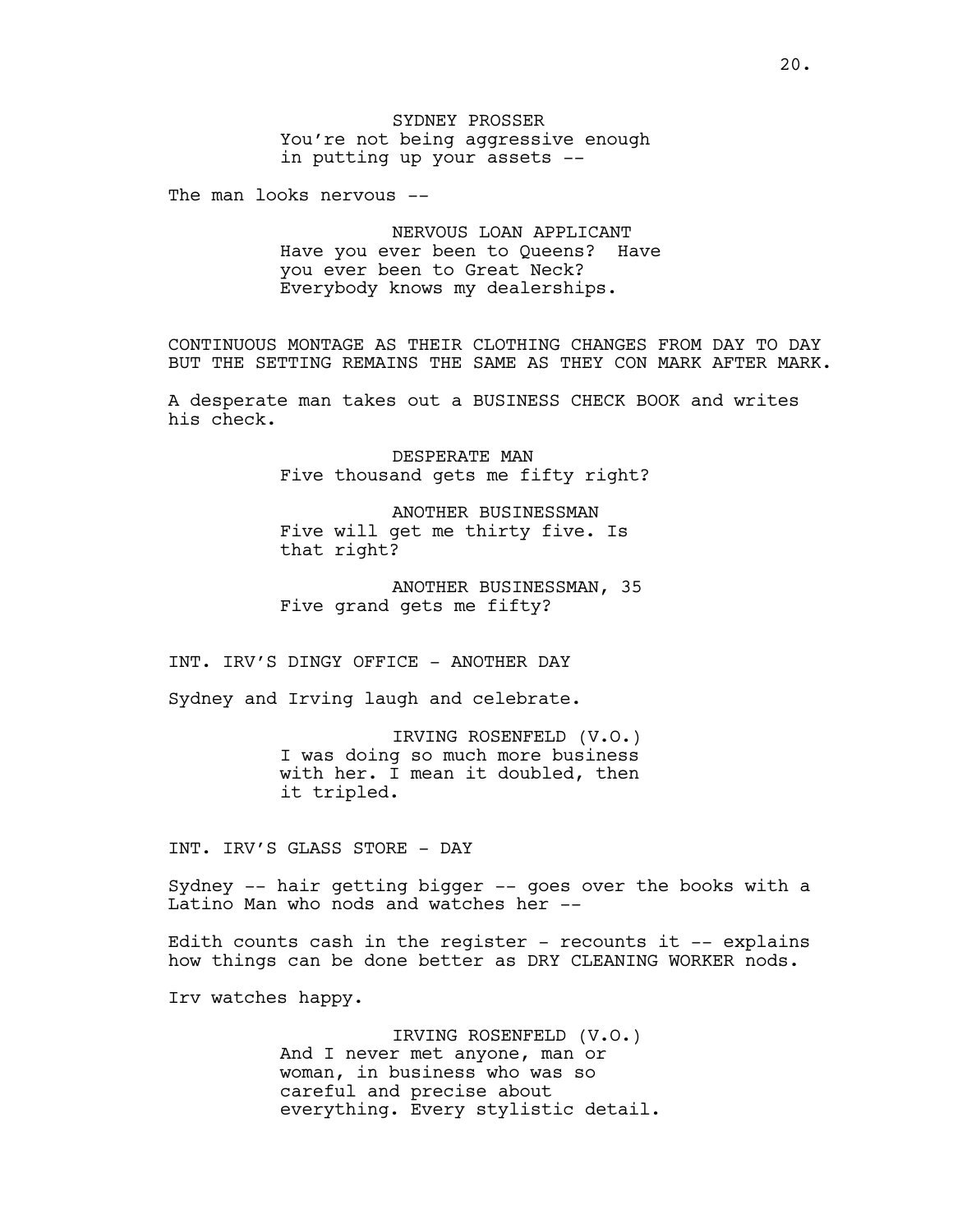SYDNEY PROSSER
You're not being aggressive enough in putting up your assets --

The man looks nervous --

NERVOUS LOAN APPLICANT
Have you ever been to Queens? Have you ever been to Great Neck? Everybody knows my dealerships.

CONTINUOUS MONTAGE AS THEIR CLOTHING CHANGES FROM DAY TO DAY BUT THE SETTING REMAINS THE SAME AS THEY CON MARK AFTER MARK.

A desperate man takes out a BUSINESS CHECK BOOK and writes his check.

DESPERATE MAN
Five thousand gets me fifty right?

ANOTHER BUSINESSMAN
Five will get me thirty five. Is that right?

ANOTHER BUSINESSMAN, 35
Five grand gets me fifty?

INT. IRV'S DINGY OFFICE - ANOTHER DAY

Sydney and Irving laugh and celebrate.

IRVING ROSENFELD (V.O.)
I was doing so much more business with her. I mean it doubled, then it tripled.

INT. IRV'S GLASS STORE - DAY

Sydney -- hair getting bigger -- goes over the books with a Latino Man who nods and watches her --

Edith counts cash in the register - recounts it -- explains how things can be done better as DRY CLEANING WORKER nods.

Irv watches happy.

IRVING ROSENFELD (V.O.)
And I never met anyone, man or woman, in business who was so careful and precise about everything. Every stylistic detail.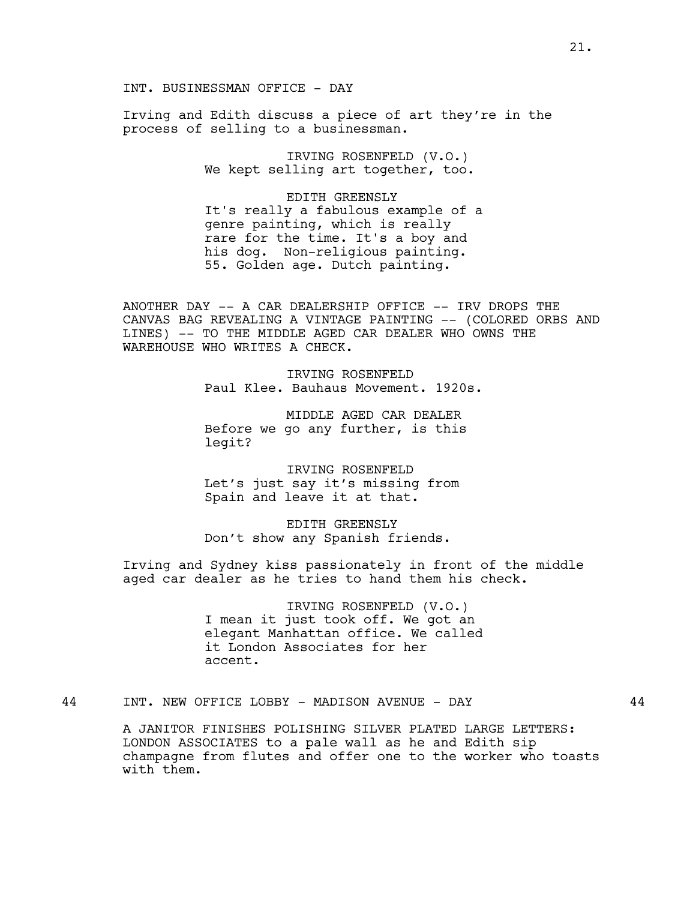INT. BUSINESSMAN OFFICE - DAY

Irving and Edith discuss a piece of art they're in the process of selling to a businessman.

IRVING ROSENFELD (V.O.)
We kept selling art together, too.

EDITH GREENSLY
It's really a fabulous example of a genre painting, which is really rare for the time. It's a boy and his dog. Non-religious painting. 55. Golden age. Dutch painting.

ANOTHER DAY -- A CAR DEALERSHIP OFFICE -- IRV DROPS THE CANVAS BAG REVEALING A VINTAGE PAINTING -- (COLORED ORBS AND LINES) -- TO THE MIDDLE AGED CAR DEALER WHO OWNS THE WAREHOUSE WHO WRITES A CHECK.

IRVING ROSENFELD
Paul Klee. Bauhaus Movement. 1920s.

MIDDLE AGED CAR DEALER
Before we go any further, is this legit?

IRVING ROSENFELD
Let's just say it's missing from Spain and leave it at that.

EDITH GREENSLY
Don't show any Spanish friends.

Irving and Sydney kiss passionately in front of the middle aged car dealer as he tries to hand them his check.

IRVING ROSENFELD (V.O.)
I mean it just took off. We got an elegant Manhattan office. We called it London Associates for her accent.

44 INT. NEW OFFICE LOBBY - MADISON AVENUE - DAY 44

A JANITOR FINISHES POLISHING SILVER PLATED LARGE LETTERS: LONDON ASSOCIATES to a pale wall as he and Edith sip champagne from flutes and offer one to the worker who toasts with them.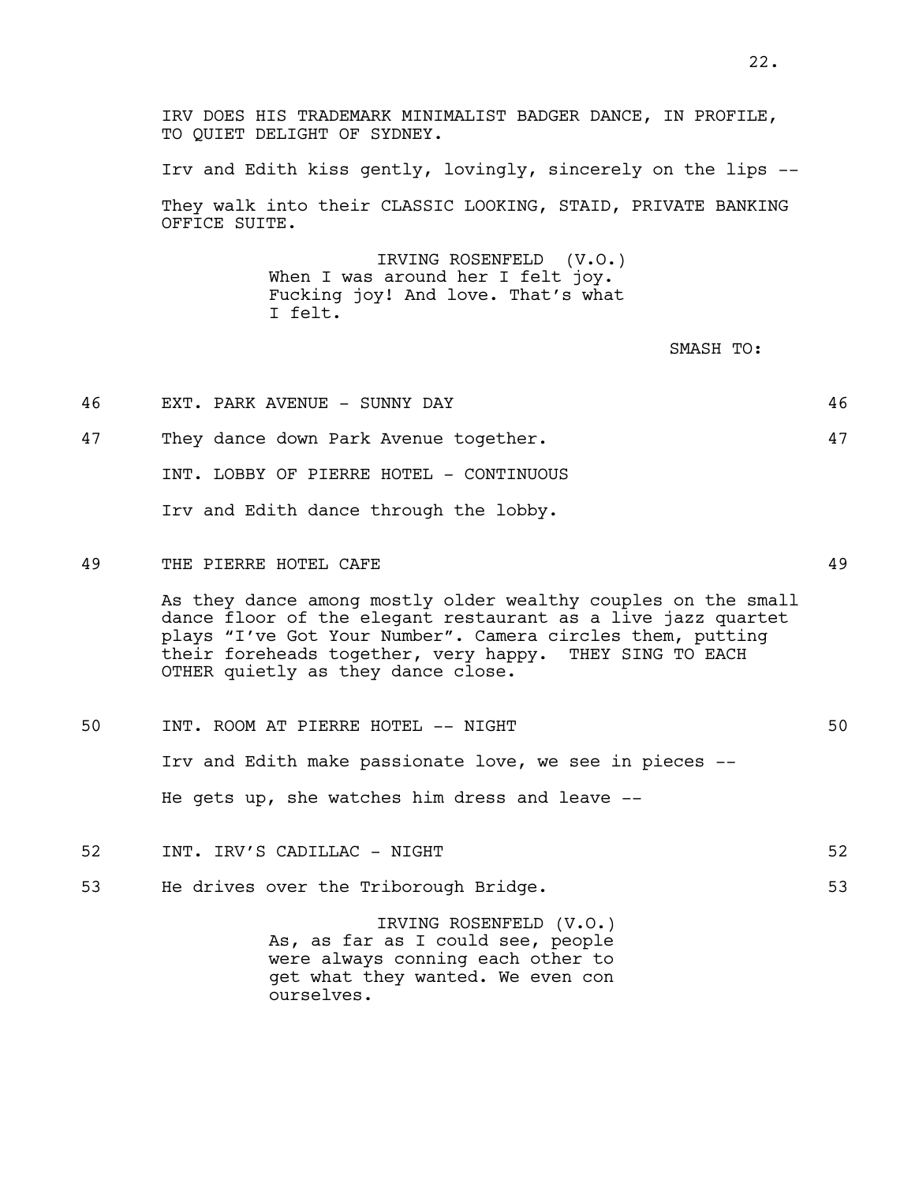IRV DOES HIS TRADEMARK MINIMALIST BADGER DANCE, IN PROFILE, TO QUIET DELIGHT OF SYDNEY.

Irv and Edith kiss gently, lovingly, sincerely on the lips --

They walk into their CLASSIC LOOKING, STAID, PRIVATE BANKING OFFICE SUITE.

IRVING ROSENFELD (V.O.)
When I was around her I felt joy. Fucking joy! And love. That's what I felt.

SMASH TO:

46 EXT. PARK AVENUE - SUNNY DAY 46

47 They dance down Park Avenue together. 47

INT. LOBBY OF PIERRE HOTEL - CONTINUOUS

Irv and Edith dance through the lobby.

49 THE PIERRE HOTEL CAFE 49

As they dance among mostly older wealthy couples on the small dance floor of the elegant restaurant as a live jazz quartet plays "I've Got Your Number". Camera circles them, putting their foreheads together, very happy. THEY SING TO EACH OTHER quietly as they dance close.

50 INT. ROOM AT PIERRE HOTEL -- NIGHT 50

Irv and Edith make passionate love, we see in pieces --

He gets up, she watches him dress and leave --

52 INT. IRV'S CADILLAC - NIGHT 52

53 He drives over the Triborough Bridge. 53

IRVING ROSENFELD (V.O.)
As, as far as I could see, people were always conning each other to get what they wanted. We even con ourselves.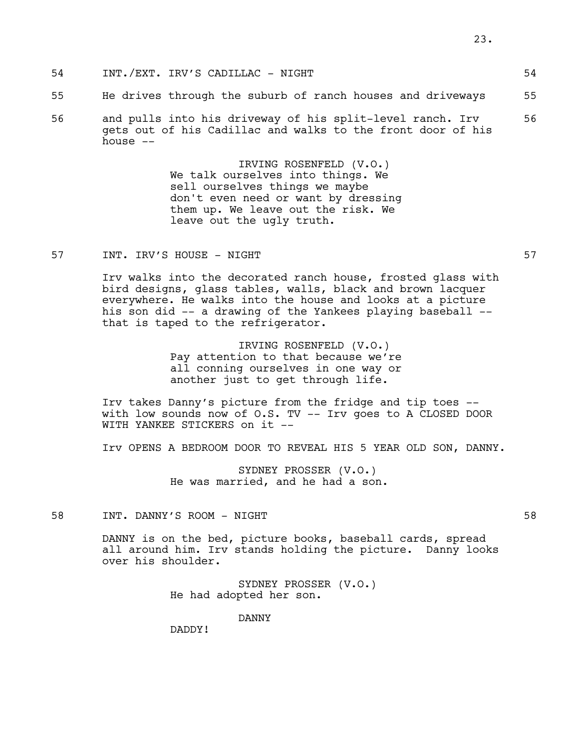54 INT./EXT. IRV'S CADILLAC - NIGHT 54

55 He drives through the suburb of ranch houses and driveways 55

56 and pulls into his driveway of his split-level ranch. Irv gets out of his Cadillac and walks to the front door of his house -- 56

IRVING ROSENFELD (V.O.)
We talk ourselves into things. We sell ourselves things we maybe don't even need or want by dressing them up. We leave out the risk. We leave out the ugly truth.

57 INT. IRV'S HOUSE - NIGHT 57

Irv walks into the decorated ranch house, frosted glass with bird designs, glass tables, walls, black and brown lacquer everywhere. He walks into the house and looks at a picture his son did -- a drawing of the Yankees playing baseball -- that is taped to the refrigerator.

IRVING ROSENFELD (V.O.)
Pay attention to that because we're all conning ourselves in one way or another just to get through life.

Irv takes Danny's picture from the fridge and tip toes -- with low sounds now of O.S. TV -- Irv goes to A CLOSED DOOR WITH YANKEE STICKERS on it --

Irv OPENS A BEDROOM DOOR TO REVEAL HIS 5 YEAR OLD SON, DANNY.

SYDNEY PROSSER (V.O.)
He was married, and he had a son.

58 INT. DANNY'S ROOM - NIGHT 58

DANNY is on the bed, picture books, baseball cards, spread all around him. Irv stands holding the picture. Danny looks over his shoulder.

SYDNEY PROSSER (V.O.)
He had adopted her son.

DANNY
DADDY!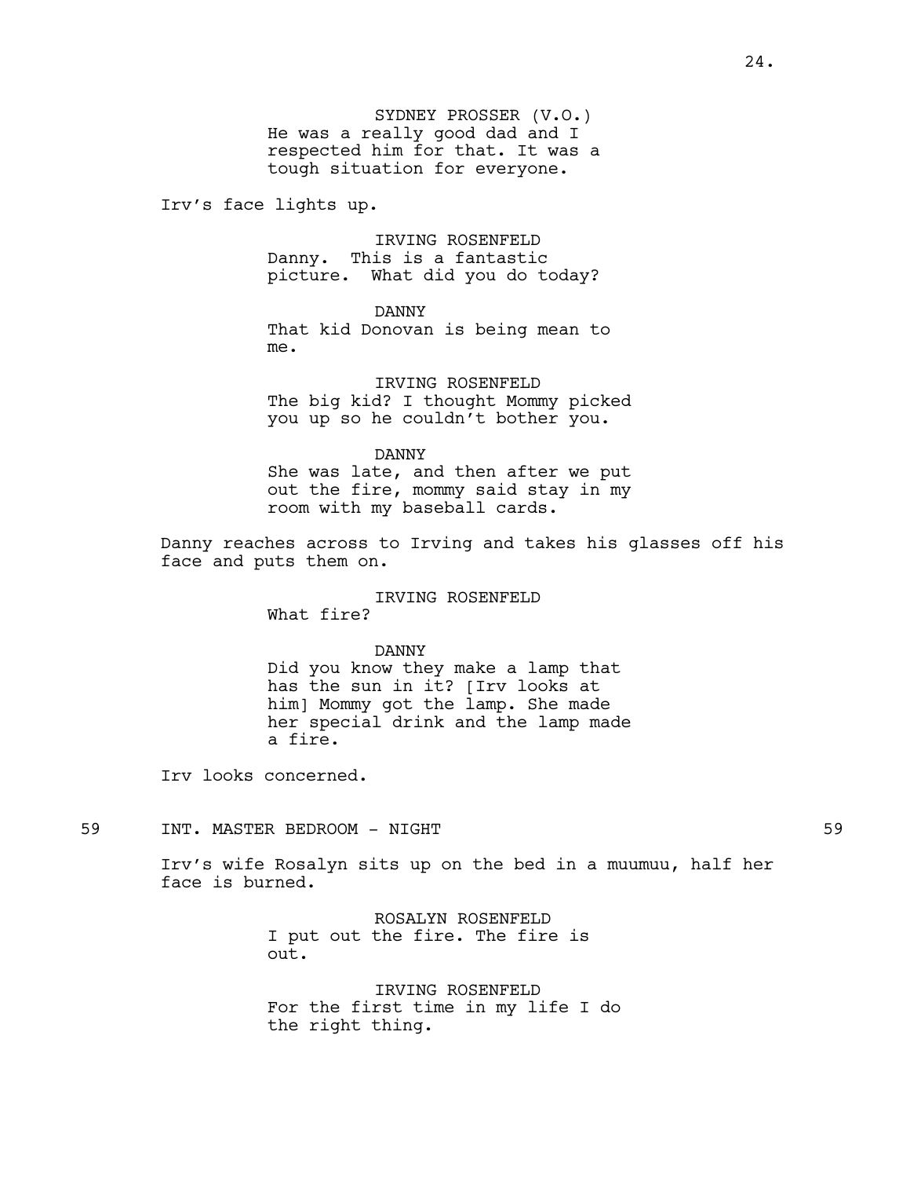SYDNEY PROSSER (V.O.)
He was a really good dad and I respected him for that. It was a tough situation for everyone.

Irv's face lights up.

IRVING ROSENFELD
Danny. This is a fantastic picture. What did you do today?

DANNY
That kid Donovan is being mean to me.

IRVING ROSENFELD
The big kid? I thought Mommy picked you up so he couldn't bother you.

DANNY
She was late, and then after we put out the fire, mommy said stay in my room with my baseball cards.

Danny reaches across to Irving and takes his glasses off his face and puts them on.

IRVING ROSENFELD
What fire?

DANNY
Did you know they make a lamp that has the sun in it? [Irv looks at him] Mommy got the lamp. She made her special drink and the lamp made a fire.

Irv looks concerned.

59 INT. MASTER BEDROOM - NIGHT 59

Irv's wife Rosalyn sits up on the bed in a muumuu, half her face is burned.

ROSALYN ROSENFELD
I put out the fire. The fire is out.

IRVING ROSENFELD
For the first time in my life I do the right thing.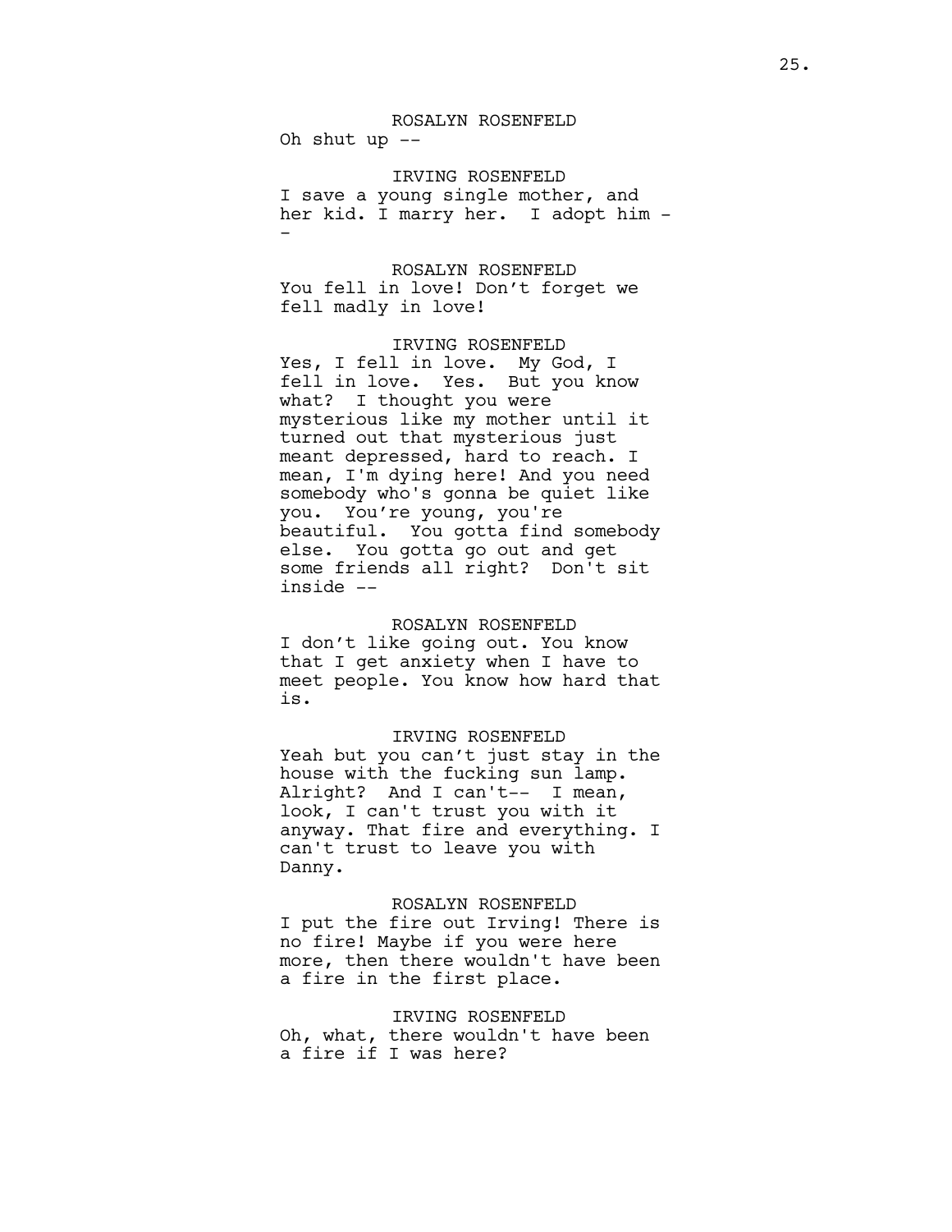ROSALYN ROSENFELD
Oh shut up --

IRVING ROSENFELD
I save a young single mother, and her kid. I marry her. I adopt him --

ROSALYN ROSENFELD
You fell in love! Don't forget we fell madly in love!

IRVING ROSENFELD
Yes, I fell in love. My God, I fell in love. Yes. But you know what? I thought you were mysterious like my mother until it turned out that mysterious just meant depressed, hard to reach. I mean, I'm dying here! And you need somebody who's gonna be quiet like you. You're young, you're beautiful. You gotta find somebody else. You gotta go out and get some friends all right? Don't sit inside --

ROSALYN ROSENFELD
I don't like going out. You know that I get anxiety when I have to meet people. You know how hard that is.

IRVING ROSENFELD
Yeah but you can't just stay in the house with the fucking sun lamp. Alright? And I can't-- I mean, look, I can't trust you with it anyway. That fire and everything. I can't trust to leave you with Danny.

ROSALYN ROSENFELD
I put the fire out Irving! There is no fire! Maybe if you were here more, then there wouldn't have been a fire in the first place.

IRVING ROSENFELD
Oh, what, there wouldn't have been a fire if I was here?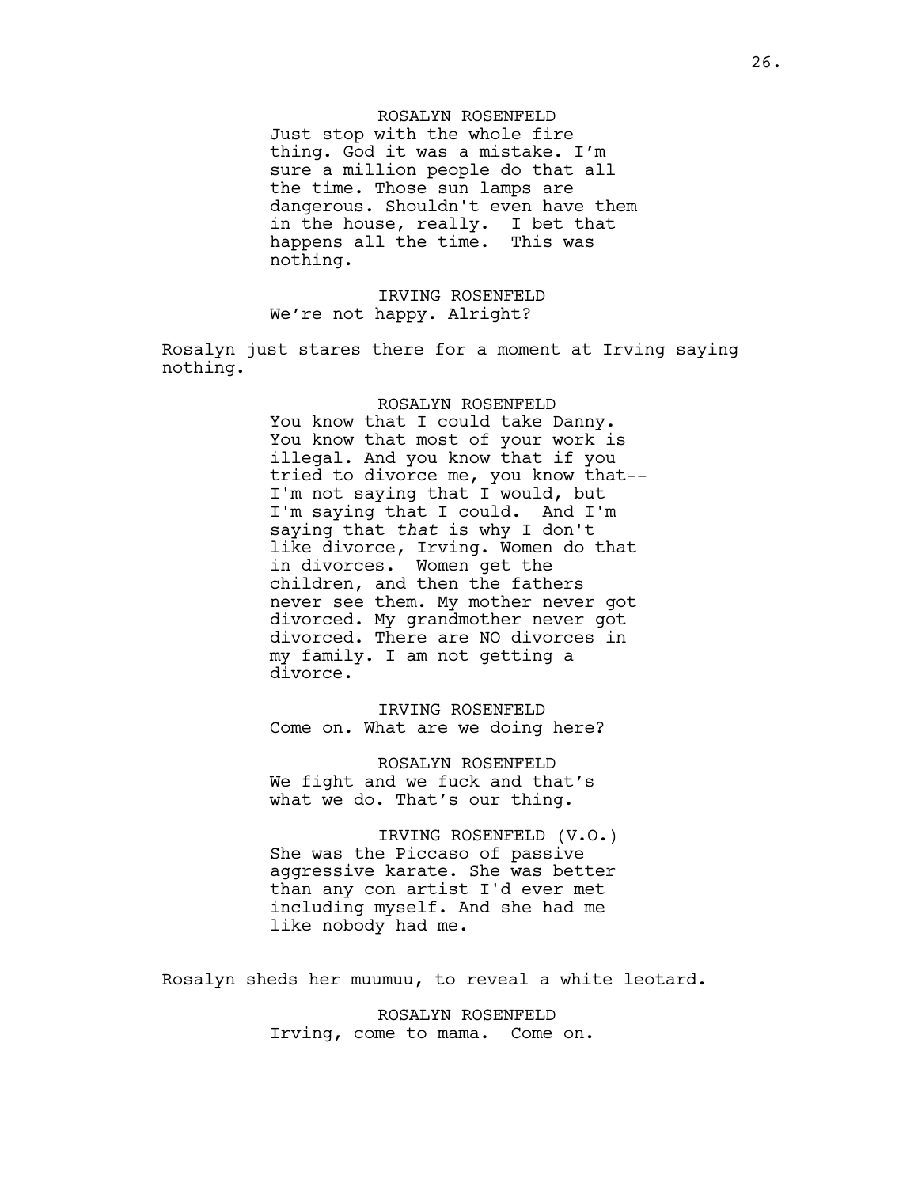ROSALYN ROSENFELD

Just stop with the whole fire thing. God it was a mistake. I'm sure a million people do that all the time. Those sun lamps are dangerous. Shouldn't even have them in the house, really. I bet that happens all the time. This was nothing.

IRVING ROSENFELD

We're not happy. Alright?

Rosalyn just stares there for a moment at Irving saying nothing.

ROSALYN ROSENFELD

You know that I could take Danny. You know that most of your work is illegal. And you know that if you tried to divorce me, you know that-- I'm not saying that I would, but I'm saying that I could. And I'm saying that *that* is why I don't like divorce, Irving. Women do that in divorces. Women get the children, and then the fathers never see them. My mother never got divorced. My grandmother never got divorced. There are NO divorces in my family. I am not getting a divorce.

IRVING ROSENFELD

Come on. What are we doing here?

ROSALYN ROSENFELD

We fight and we fuck and that's what we do. That's our thing.

IRVING ROSENFELD (V.O.)

She was the Piccaso of passive aggressive karate. She was better than any con artist I'd ever met including myself. And she had me like nobody had me.

Rosalyn sheds her muumuu, to reveal a white leotard.

ROSALYN ROSENFELD

Irving, come to mama. Come on.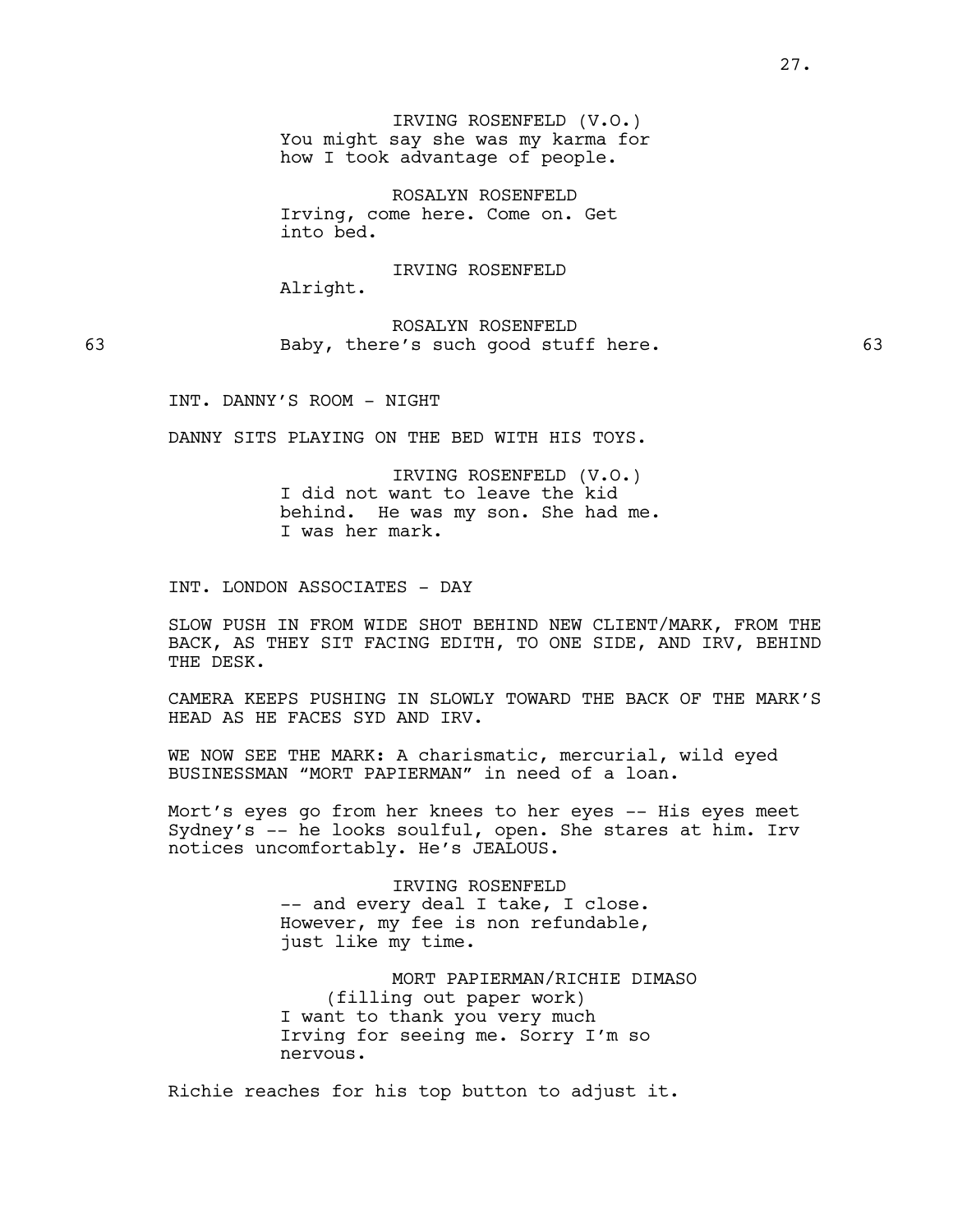IRVING ROSENFELD (V.O.)
You might say she was my karma for how I took advantage of people.

ROSALYN ROSENFELD
Irving, come here. Come on. Get into bed.

IRVING ROSENFELD
Alright.

63 ROSALYN ROSENFELD 63
Baby, there's such good stuff here.

INT. DANNY'S ROOM - NIGHT

DANNY SITS PLAYING ON THE BED WITH HIS TOYS.

IRVING ROSENFELD (V.O.)
I did not want to leave the kid behind. He was my son. She had me. I was her mark.

INT. LONDON ASSOCIATES - DAY

SLOW PUSH IN FROM WIDE SHOT BEHIND NEW CLIENT/MARK, FROM THE BACK, AS THEY SIT FACING EDITH, TO ONE SIDE, AND IRV, BEHIND THE DESK.

CAMERA KEEPS PUSHING IN SLOWLY TOWARD THE BACK OF THE MARK'S HEAD AS HE FACES SYD AND IRV.

WE NOW SEE THE MARK: A charismatic, mercurial, wild eyed BUSINESSMAN "MORT PAPIERMAN" in need of a loan.

Mort's eyes go from her knees to her eyes -- His eyes meet Sydney's -- he looks soulful, open. She stares at him. Irv notices uncomfortably. He's JEALOUS.

IRVING ROSENFELD
-- and every deal I take, I close. However, my fee is non refundable, just like my time.

MORT PAPIERMAN/RICHIE DIMASO
(filling out paper work)
I want to thank you very much Irving for seeing me. Sorry I'm so nervous.

Richie reaches for his top button to adjust it.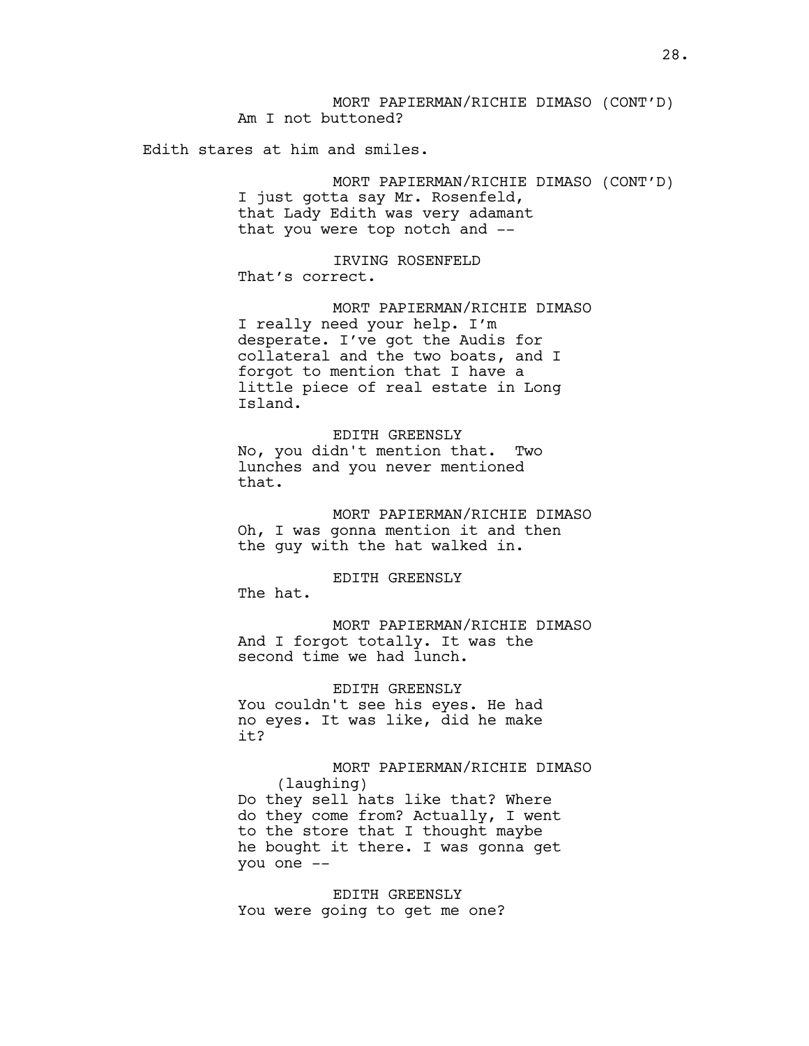MORT PAPIERMAN/RICHIE DIMASO (CONT'D)
Am I not buttoned?

Edith stares at him and smiles.

MORT PAPIERMAN/RICHIE DIMASO (CONT'D)
I just gotta say Mr. Rosenfeld, that Lady Edith was very adamant that you were top notch and --

IRVING ROSENFELD
That's correct.

MORT PAPIERMAN/RICHIE DIMASO
I really need your help. I'm desperate. I've got the Audis for collateral and the two boats, and I forgot to mention that I have a little piece of real estate in Long Island.

EDITH GREENSLY
No, you didn't mention that. Two lunches and you never mentioned that.

MORT PAPIERMAN/RICHIE DIMASO
Oh, I was gonna mention it and then the guy with the hat walked in.

EDITH GREENSLY
The hat.

MORT PAPIERMAN/RICHIE DIMASO
And I forgot totally. It was the second time we had lunch.

EDITH GREENSLY
You couldn't see his eyes. He had no eyes. It was like, did he make it?

MORT PAPIERMAN/RICHIE DIMASO
(laughing)
Do they sell hats like that? Where do they come from? Actually, I went to the store that I thought maybe he bought it there. I was gonna get you one --

EDITH GREENSLY
You were going to get me one?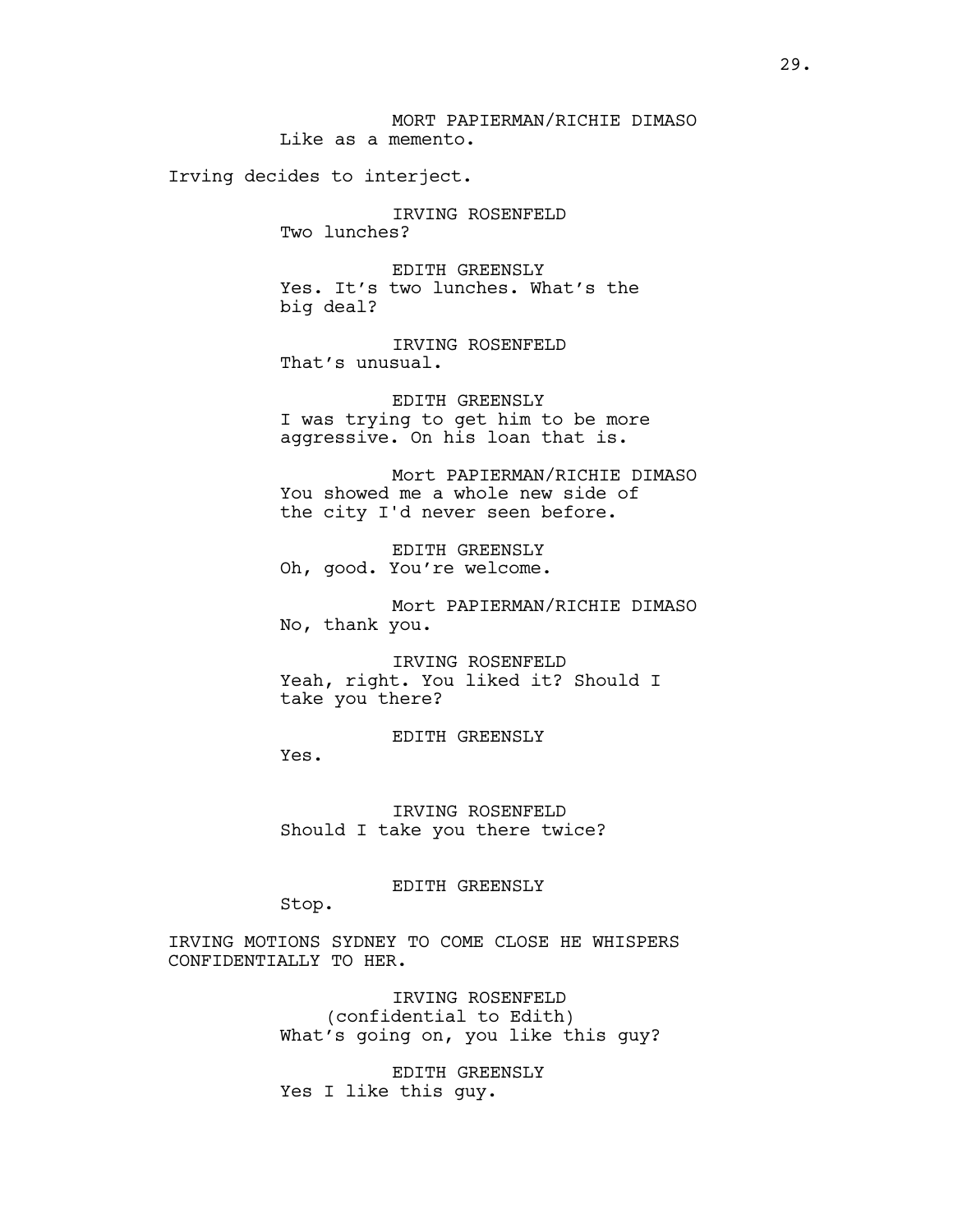MORT PAPIERMAN/RICHIE DIMASO
Like as a memento.

Irving decides to interject.

IRVING ROSENFELD
Two lunches?

EDITH GREENSLY
Yes. It's two lunches. What's the big deal?

IRVING ROSENFELD
That's unusual.

EDITH GREENSLY
I was trying to get him to be more aggressive. On his loan that is.

Mort PAPIERMAN/RICHIE DIMASO
You showed me a whole new side of the city I'd never seen before.

EDITH GREENSLY
Oh, good. You're welcome.

Mort PAPIERMAN/RICHIE DIMASO
No, thank you.

IRVING ROSENFELD
Yeah, right. You liked it? Should I take you there?

EDITH GREENSLY
Yes.

IRVING ROSENFELD
Should I take you there twice?

EDITH GREENSLY
Stop.

IRVING MOTIONS SYDNEY TO COME CLOSE HE WHISPERS CONFIDENTIALLY TO HER.

IRVING ROSENFELD
(confidential to Edith)
What's going on, you like this guy?

EDITH GREENSLY
Yes I like this guy.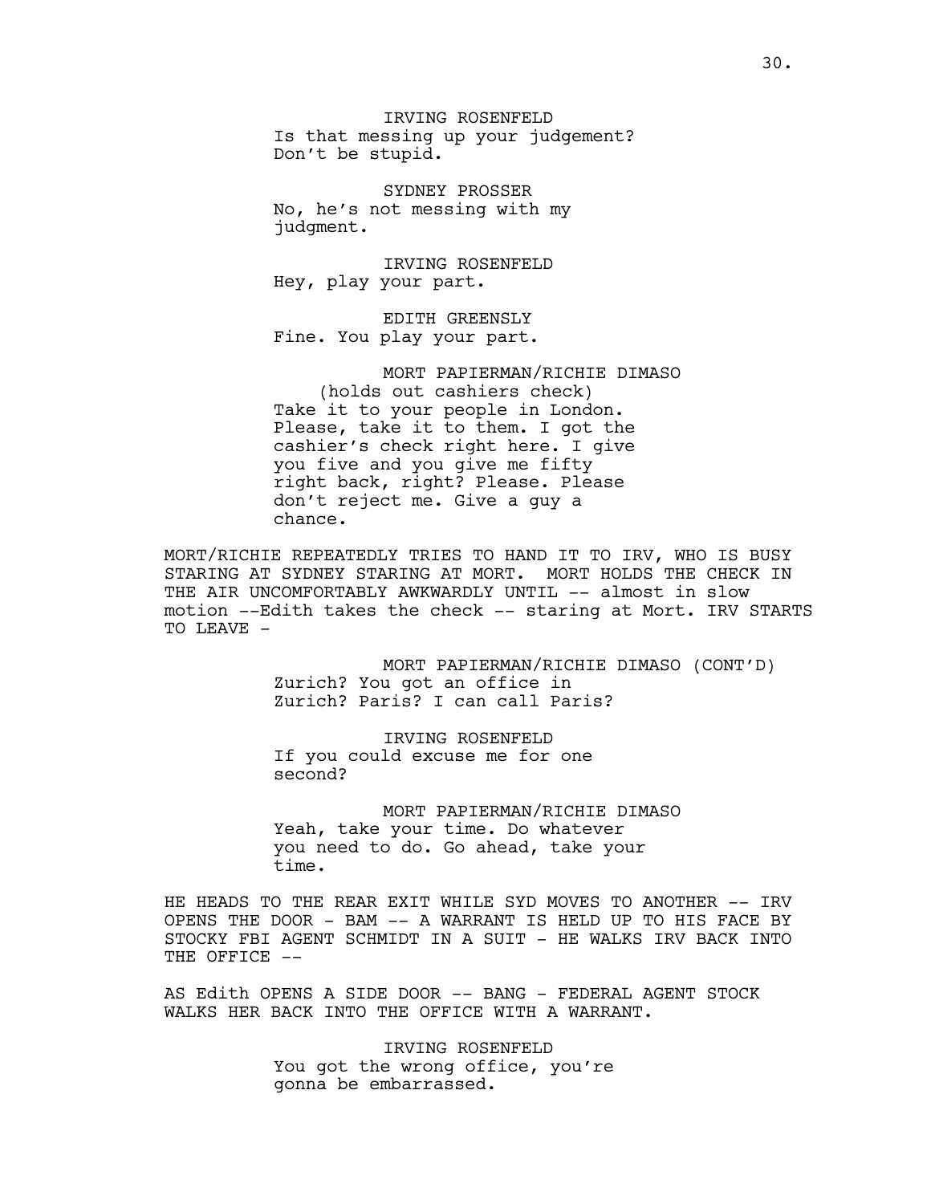IRVING ROSENFELD
Is that messing up your judgement?
Don't be stupid.

SYDNEY PROSSER
No, he's not messing with my
judgment.

IRVING ROSENFELD
Hey, play your part.

EDITH GREENSLY
Fine. You play your part.

MORT PAPIERMAN/RICHIE DIMASO
(holds out cashiers check)
Take it to your people in London.
Please, take it to them. I got the
cashier's check right here. I give
you five and you give me fifty
right back, right? Please. Please
don't reject me. Give a guy a
chance.

MORT/RICHIE REPEATEDLY TRIES TO HAND IT TO IRV, WHO IS BUSY STARING AT SYDNEY STARING AT MORT. MORT HOLDS THE CHECK IN THE AIR UNCOMFORTABLY AWKWARDLY UNTIL -- almost in slow motion --Edith takes the check -- staring at Mort. IRV STARTS TO LEAVE -

MORT PAPIERMAN/RICHIE DIMASO (CONT'D)
Zurich? You got an office in
Zurich? Paris? I can call Paris?

IRVING ROSENFELD
If you could excuse me for one
second?

MORT PAPIERMAN/RICHIE DIMASO
Yeah, take your time. Do whatever
you need to do. Go ahead, take your
time.

HE HEADS TO THE REAR EXIT WHILE SYD MOVES TO ANOTHER -- IRV OPENS THE DOOR - BAM -- A WARRANT IS HELD UP TO HIS FACE BY STOCKY FBI AGENT SCHMIDT IN A SUIT - HE WALKS IRV BACK INTO THE OFFICE --

AS Edith OPENS A SIDE DOOR -- BANG - FEDERAL AGENT STOCK WALKS HER BACK INTO THE OFFICE WITH A WARRANT.

IRVING ROSENFELD
You got the wrong office, you're
gonna be embarrassed.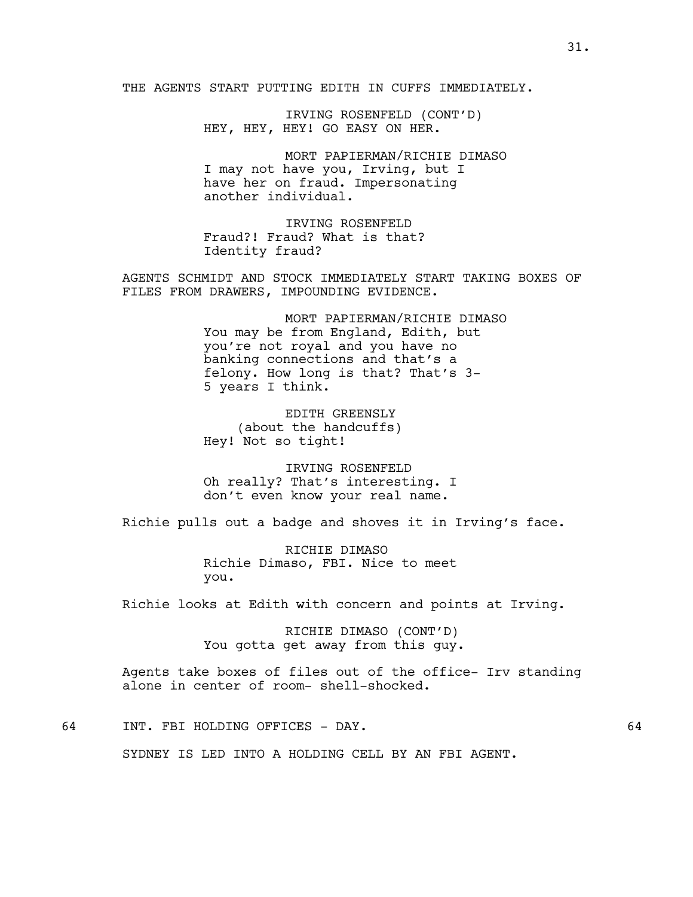THE AGENTS START PUTTING EDITH IN CUFFS IMMEDIATELY.

IRVING ROSENFELD (CONT'D)
HEY, HEY, HEY! GO EASY ON HER.

MORT PAPIERMAN/RICHIE DIMASO
I may not have you, Irving, but I have her on fraud. Impersonating another individual.

IRVING ROSENFELD
Fraud?! Fraud? What is that? Identity fraud?

AGENTS SCHMIDT AND STOCK IMMEDIATELY START TAKING BOXES OF FILES FROM DRAWERS, IMPOUNDING EVIDENCE.

MORT PAPIERMAN/RICHIE DIMASO
You may be from England, Edith, but you're not royal and you have no banking connections and that's a felony. How long is that? That's 3-5 years I think.

EDITH GREENSLY
(about the handcuffs)
Hey! Not so tight!

IRVING ROSENFELD
Oh really? That's interesting. I don't even know your real name.

Richie pulls out a badge and shoves it in Irving's face.

RICHIE DIMASO
Richie Dimaso, FBI. Nice to meet you.

Richie looks at Edith with concern and points at Irving.

RICHIE DIMASO (CONT'D)
You gotta get away from this guy.

Agents take boxes of files out of the office- Irv standing alone in center of room- shell-shocked.

64 INT. FBI HOLDING OFFICES - DAY. 64

SYDNEY IS LED INTO A HOLDING CELL BY AN FBI AGENT.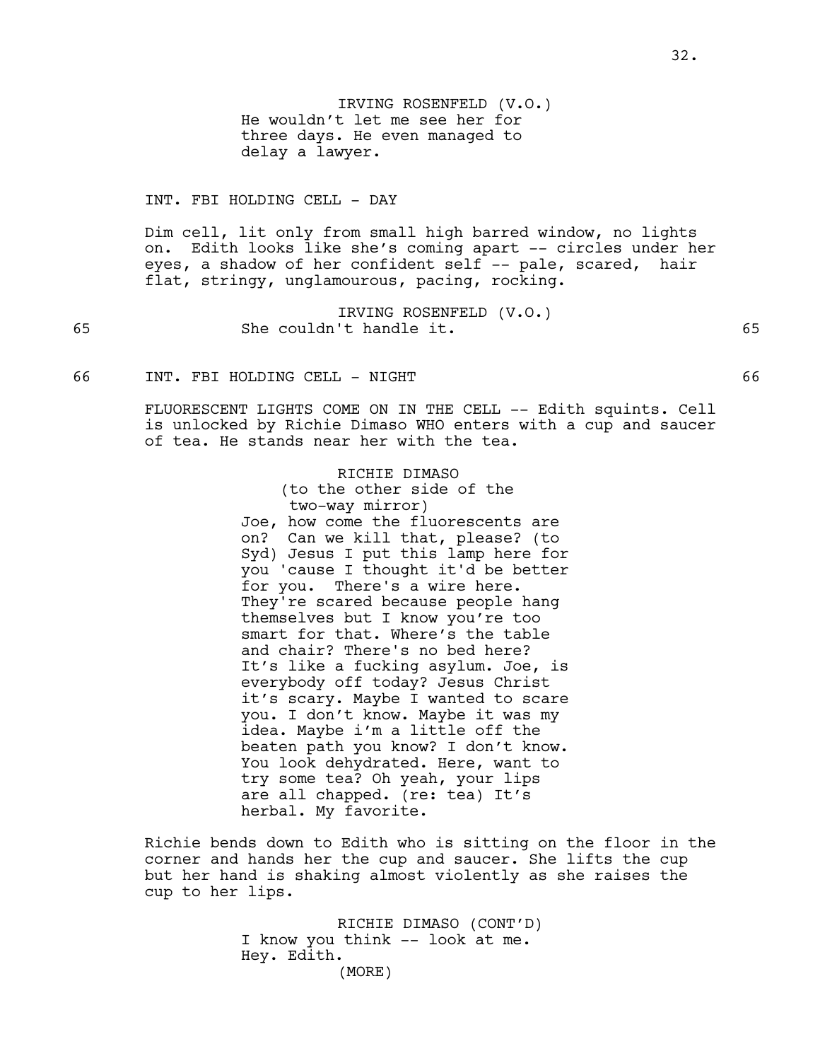IRVING ROSENFELD (V.O.)
He wouldn't let me see her for three days. He even managed to delay a lawyer.

INT. FBI HOLDING CELL - DAY

Dim cell, lit only from small high barred window, no lights on. Edith looks like she's coming apart -- circles under her eyes, a shadow of her confident self -- pale, scared, hair flat, stringy, unglamourous, pacing, rocking.

IRVING ROSENFELD (V.O.)
She couldn't handle it.

66 INT. FBI HOLDING CELL - NIGHT 66

FLUORESCENT LIGHTS COME ON IN THE CELL -- Edith squints. Cell is unlocked by Richie Dimaso WHO enters with a cup and saucer of tea. He stands near her with the tea.

RICHIE DIMASO
(to the other side of the two-way mirror)
Joe, how come the fluorescents are on? Can we kill that, please? (to Syd) Jesus I put this lamp here for you 'cause I thought it'd be better for you. There's a wire here. They're scared because people hang themselves but I know you're too smart for that. Where's the table and chair? There's no bed here? It's like a fucking asylum. Joe, is everybody off today? Jesus Christ it's scary. Maybe I wanted to scare you. I don't know. Maybe it was my idea. Maybe i'm a little off the beaten path you know? I don't know. You look dehydrated. Here, want to try some tea? Oh yeah, your lips are all chapped. (re: tea) It's herbal. My favorite.

Richie bends down to Edith who is sitting on the floor in the corner and hands her the cup and saucer. She lifts the cup but her hand is shaking almost violently as she raises the cup to her lips.

RICHIE DIMASO (CONT'D)
I know you think -- look at me. Hey. Edith.
(MORE)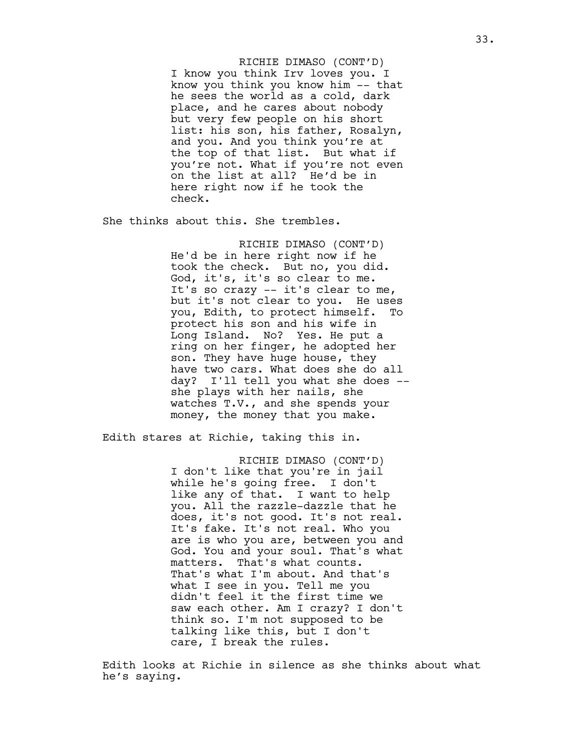RICHIE DIMASO (CONT'D)
I know you think Irv loves you. I know you think you know him -- that he sees the world as a cold, dark place, and he cares about nobody but very few people on his short list: his son, his father, Rosalyn, and you. And you think you're at the top of that list. But what if you're not. What if you're not even on the list at all? He'd be in here right now if he took the check.

She thinks about this. She trembles.

RICHIE DIMASO (CONT'D)
He'd be in here right now if he took the check. But no, you did. God, it's, it's so clear to me. It's so crazy -- it's clear to me, but it's not clear to you. He uses you, Edith, to protect himself. To protect his son and his wife in Long Island. No? Yes. He put a ring on her finger, he adopted her son. They have huge house, they have two cars. What does she do all day? I'll tell you what she does -- she plays with her nails, she watches T.V., and she spends your money, the money that you make.

Edith stares at Richie, taking this in.

RICHIE DIMASO (CONT'D)
I don't like that you're in jail while he's going free. I don't like any of that. I want to help you. All the razzle-dazzle that he does, it's not good. It's not real. It's fake. It's not real. Who you are is who you are, between you and God. You and your soul. That's what matters. That's what counts. That's what I'm about. And that's what I see in you. Tell me you didn't feel it the first time we saw each other. Am I crazy? I don't think so. I'm not supposed to be talking like this, but I don't care, I break the rules.

Edith looks at Richie in silence as she thinks about what he's saying.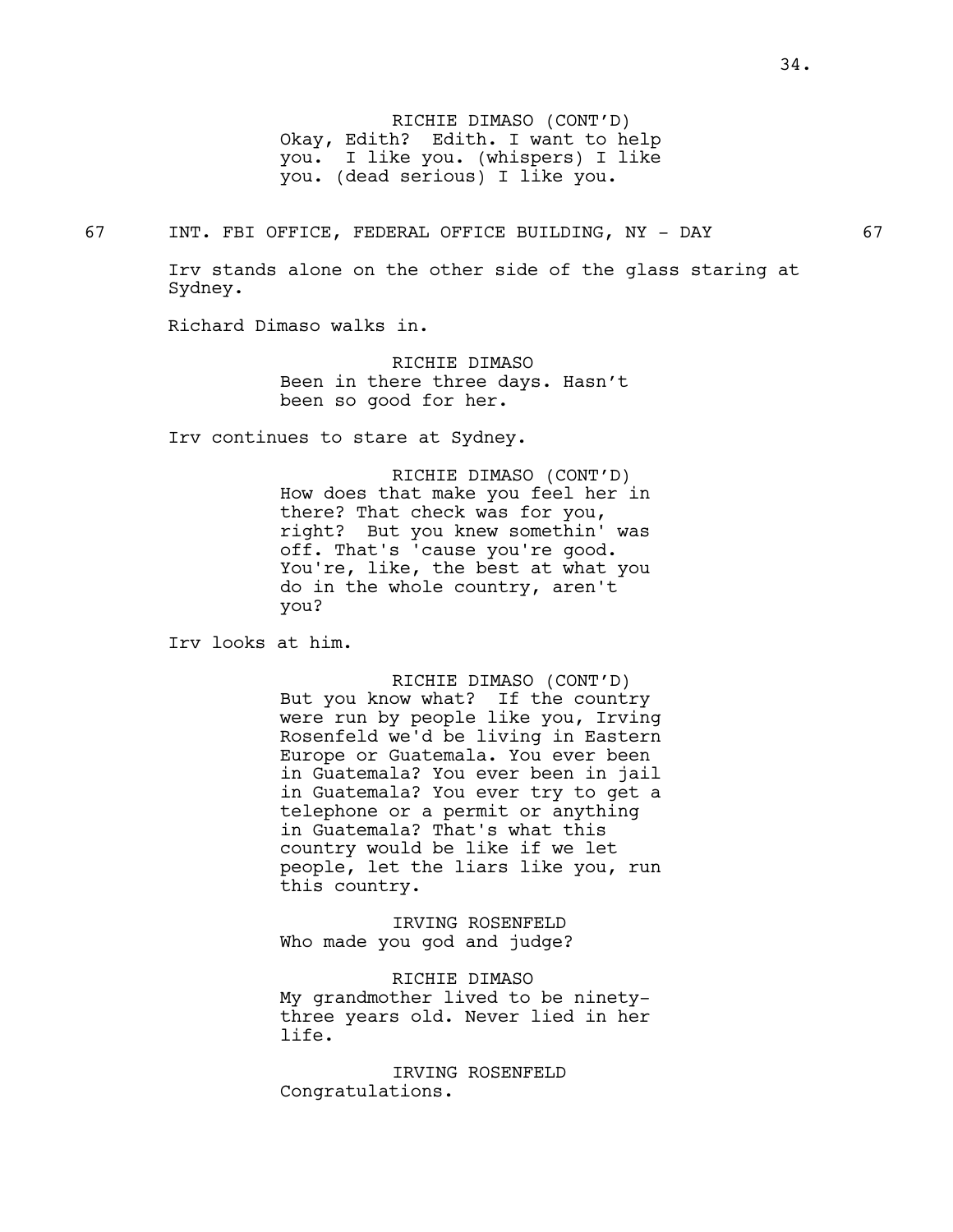RICHIE DIMASO (CONT'D)
Okay, Edith? Edith. I want to help you. I like you. (whispers) I like you. (dead serious) I like you.

67 INT. FBI OFFICE, FEDERAL OFFICE BUILDING, NY - DAY 67

Irv stands alone on the other side of the glass staring at Sydney.

Richard Dimaso walks in.

RICHIE DIMASO
Been in there three days. Hasn't been so good for her.

Irv continues to stare at Sydney.

RICHIE DIMASO (CONT'D)
How does that make you feel her in there? That check was for you, right? But you knew somethin' was off. That's 'cause you're good. You're, like, the best at what you do in the whole country, aren't you?

Irv looks at him.

RICHIE DIMASO (CONT'D)
But you know what? If the country were run by people like you, Irving Rosenfeld we'd be living in Eastern Europe or Guatemala. You ever been in Guatemala? You ever been in jail in Guatemala? You ever try to get a telephone or a permit or anything in Guatemala? That's what this country would be like if we let people, let the liars like you, run this country.

IRVING ROSENFELD
Who made you god and judge?

RICHIE DIMASO
My grandmother lived to be ninety-three years old. Never lied in her life.

IRVING ROSENFELD
Congratulations.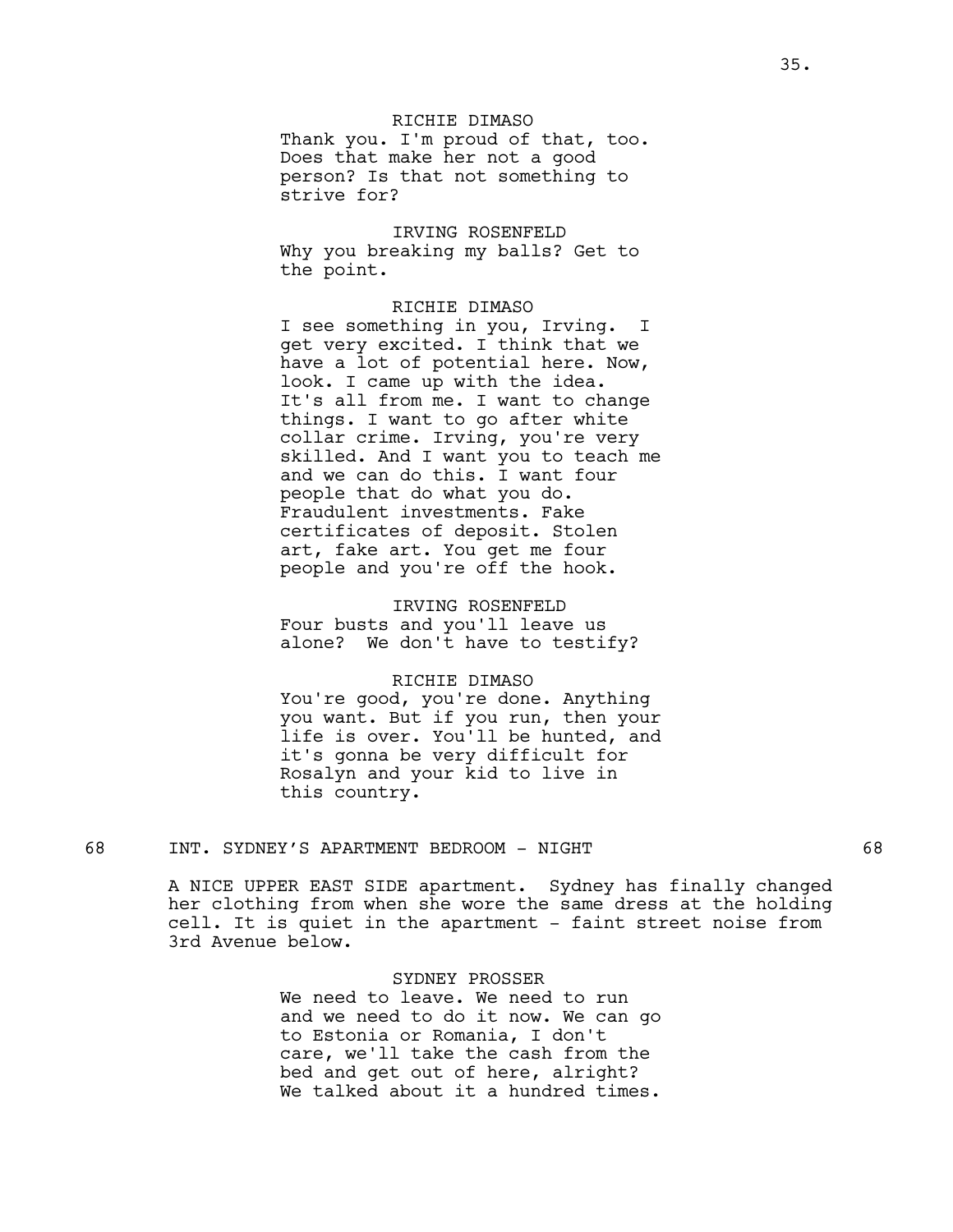RICHIE DIMASO
Thank you. I'm proud of that, too. Does that make her not a good person? Is that not something to strive for?

IRVING ROSENFELD
Why you breaking my balls? Get to the point.

RICHIE DIMASO
I see something in you, Irving. I get very excited. I think that we have a lot of potential here. Now, look. I came up with the idea. It's all from me. I want to change things. I want to go after white collar crime. Irving, you're very skilled. And I want you to teach me and we can do this. I want four people that do what you do. Fraudulent investments. Fake certificates of deposit. Stolen art, fake art. You get me four people and you're off the hook.

IRVING ROSENFELD
Four busts and you'll leave us alone? We don't have to testify?

RICHIE DIMASO
You're good, you're done. Anything you want. But if you run, then your life is over. You'll be hunted, and it's gonna be very difficult for Rosalyn and your kid to live in this country.

68 INT. SYDNEY'S APARTMENT BEDROOM - NIGHT 68

A NICE UPPER EAST SIDE apartment. Sydney has finally changed her clothing from when she wore the same dress at the holding cell. It is quiet in the apartment - faint street noise from 3rd Avenue below.

SYDNEY PROSSER
We need to leave. We need to run and we need to do it now. We can go to Estonia or Romania, I don't care, we'll take the cash from the bed and get out of here, alright? We talked about it a hundred times.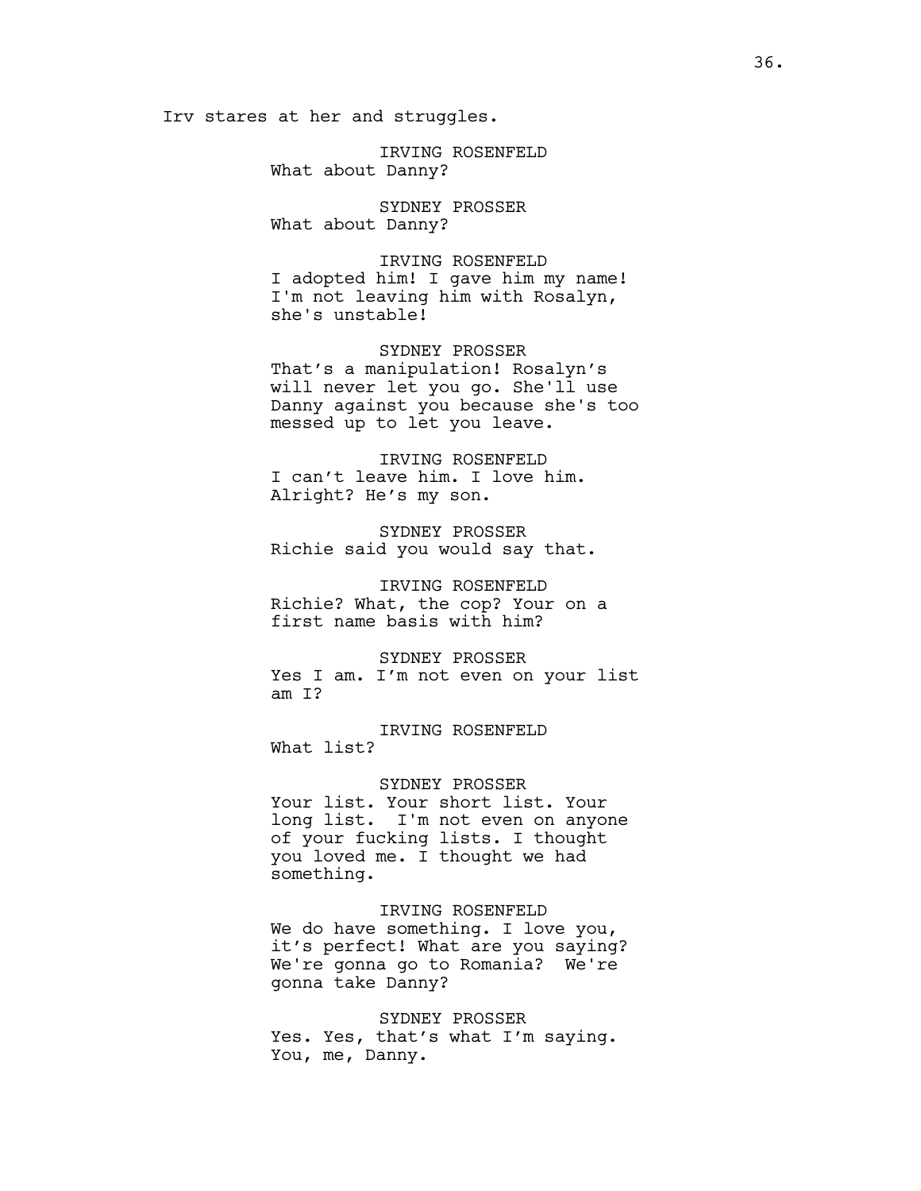Irv stares at her and struggles.

IRVING ROSENFELD
What about Danny?

SYDNEY PROSSER
What about Danny?

IRVING ROSENFELD
I adopted him! I gave him my name! I'm not leaving him with Rosalyn, she's unstable!

SYDNEY PROSSER
That's a manipulation! Rosalyn's will never let you go. She'll use Danny against you because she's too messed up to let you leave.

IRVING ROSENFELD
I can't leave him. I love him. Alright? He's my son.

SYDNEY PROSSER
Richie said you would say that.

IRVING ROSENFELD
Richie? What, the cop? Your on a first name basis with him?

SYDNEY PROSSER
Yes I am. I'm not even on your list am I?

IRVING ROSENFELD
What list?

SYDNEY PROSSER
Your list. Your short list. Your long list. I'm not even on anyone of your fucking lists. I thought you loved me. I thought we had something.

IRVING ROSENFELD
We do have something. I love you, it's perfect! What are you saying? We're gonna go to Romania? We're gonna take Danny?

SYDNEY PROSSER
Yes. Yes, that's what I'm saying. You, me, Danny.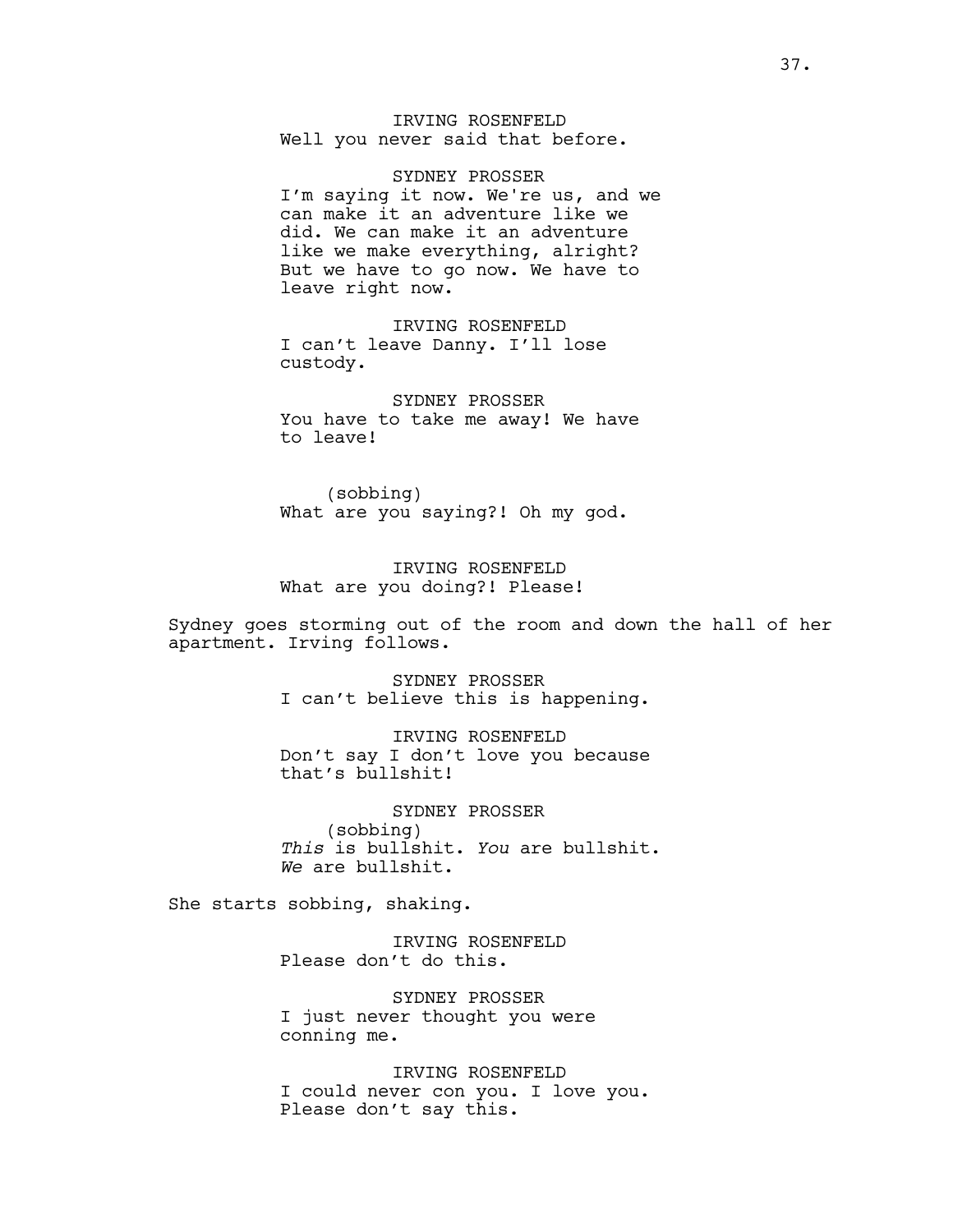IRVING ROSENFELD
Well you never said that before.

SYDNEY PROSSER
I'm saying it now. We're us, and we can make it an adventure like we did. We can make it an adventure like we make everything, alright? But we have to go now. We have to leave right now.

IRVING ROSENFELD
I can't leave Danny. I'll lose custody.

SYDNEY PROSSER
You have to take me away! We have to leave!

(sobbing)
What are you saying?! Oh my god.

IRVING ROSENFELD
What are you doing?! Please!

Sydney goes storming out of the room and down the hall of her apartment. Irving follows.

SYDNEY PROSSER
I can't believe this is happening.

IRVING ROSENFELD
Don't say I don't love you because that's bullshit!

SYDNEY PROSSER
(sobbing)
*This* is bullshit. *You* are bullshit. *We* are bullshit.

She starts sobbing, shaking.

IRVING ROSENFELD
Please don't do this.

SYDNEY PROSSER
I just never thought you were conning me.

IRVING ROSENFELD
I could never con you. I love you. Please don't say this.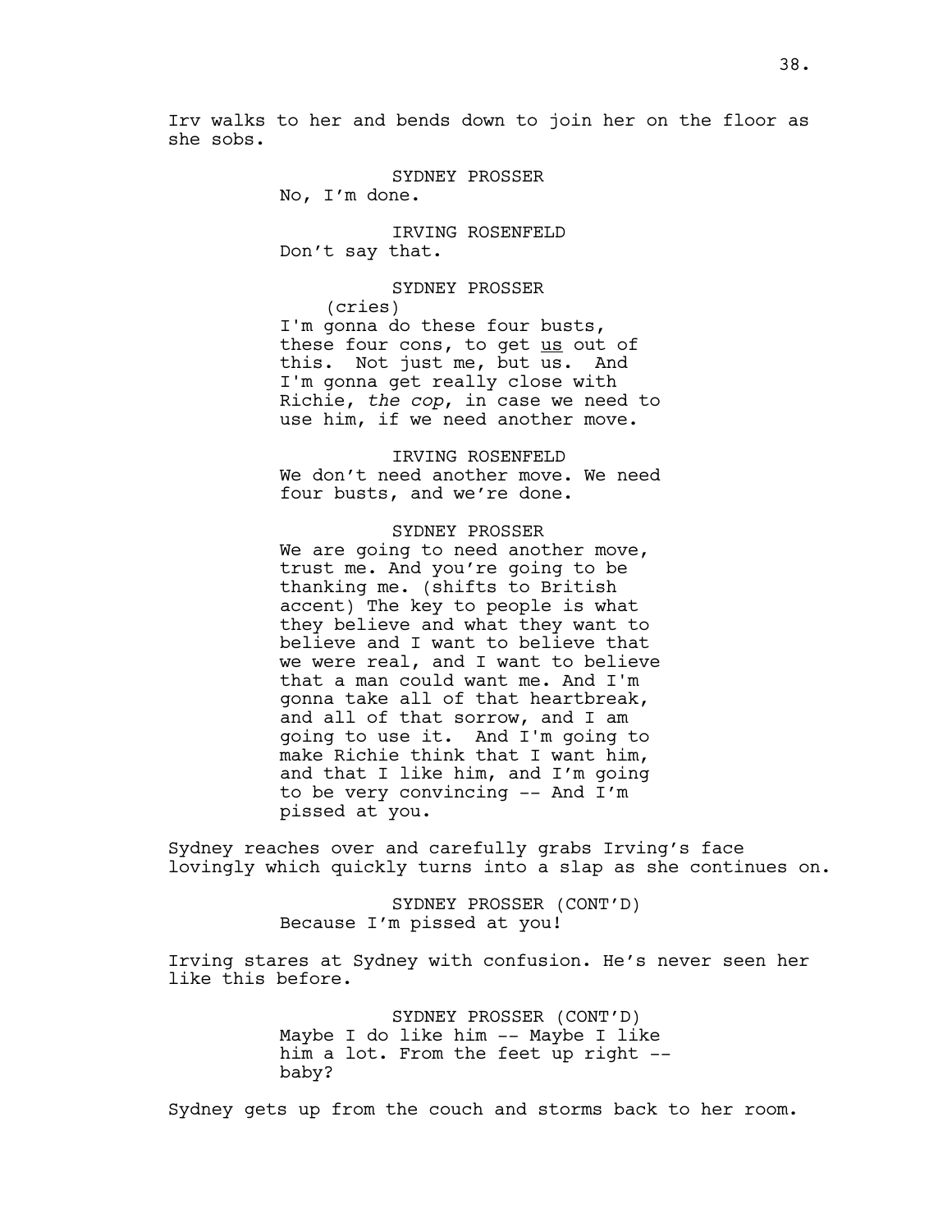Irv walks to her and bends down to join her on the floor as she sobs.

SYDNEY PROSSER
No, I'm done.

IRVING ROSENFELD
Don't say that.

SYDNEY PROSSER
(cries)
I'm gonna do these four busts, these four cons, to get <u>us</u> out of this. Not just me, but us. And I'm gonna get really close with Richie, *the cop*, in case we need to use him, if we need another move.

IRVING ROSENFELD
We don't need another move. We need four busts, and we're done.

SYDNEY PROSSER
We are going to need another move, trust me. And you're going to be thanking me. (shifts to British accent) The key to people is what they believe and what they want to believe and I want to believe that we were real, and I want to believe that a man could want me. And I'm gonna take all of that heartbreak, and all of that sorrow, and I am going to use it. And I'm going to make Richie think that I want him, and that I like him, and I'm going to be very convincing -- And I'm pissed at you.

Sydney reaches over and carefully grabs Irving's face lovingly which quickly turns into a slap as she continues on.

SYDNEY PROSSER (CONT'D)
Because I'm pissed at you!

Irving stares at Sydney with confusion. He's never seen her like this before.

SYDNEY PROSSER (CONT'D)
Maybe I do like him -- Maybe I like him a lot. From the feet up right -- baby?

Sydney gets up from the couch and storms back to her room.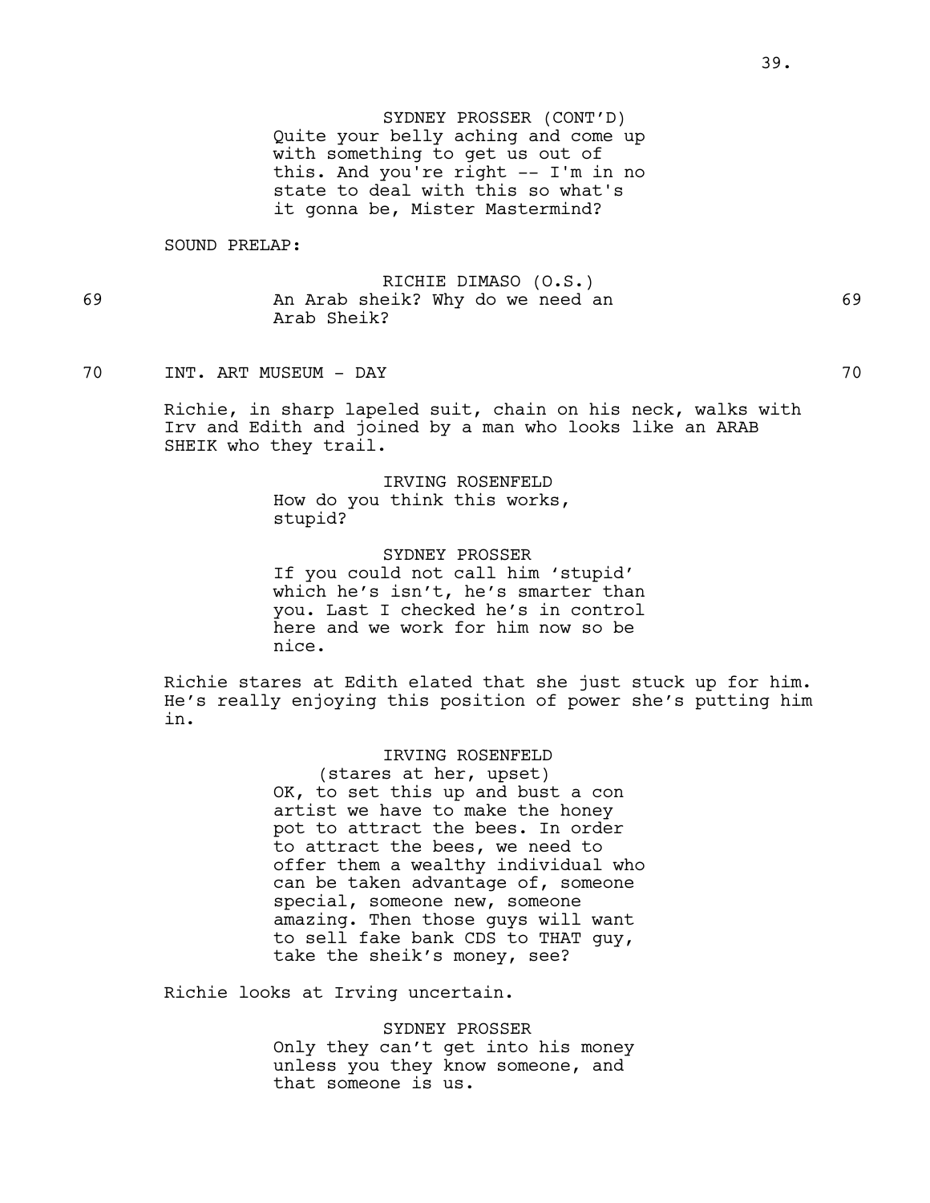SYDNEY PROSSER (CONT'D)
Quite your belly aching and come up with something to get us out of this. And you're right -- I'm in no state to deal with this so what's it gonna be, Mister Mastermind?

SOUND PRELAP:

69 RICHIE DIMASO (O.S.)
An Arab sheik? Why do we need an Arab Sheik? 69

70 INT. ART MUSEUM - DAY 70

Richie, in sharp lapeled suit, chain on his neck, walks with Irv and Edith and joined by a man who looks like an ARAB SHEIK who they trail.

IRVING ROSENFELD
How do you think this works, stupid?

SYDNEY PROSSER
If you could not call him 'stupid' which he's isn't, he's smarter than you. Last I checked he's in control here and we work for him now so be nice.

Richie stares at Edith elated that she just stuck up for him. He's really enjoying this position of power she's putting him in.

IRVING ROSENFELD
(stares at her, upset)
OK, to set this up and bust a con artist we have to make the honey pot to attract the bees. In order to attract the bees, we need to offer them a wealthy individual who can be taken advantage of, someone special, someone new, someone amazing. Then those guys will want to sell fake bank CDS to THAT guy, take the sheik's money, see?

Richie looks at Irving uncertain.

SYDNEY PROSSER
Only they can't get into his money unless you they know someone, and that someone is us.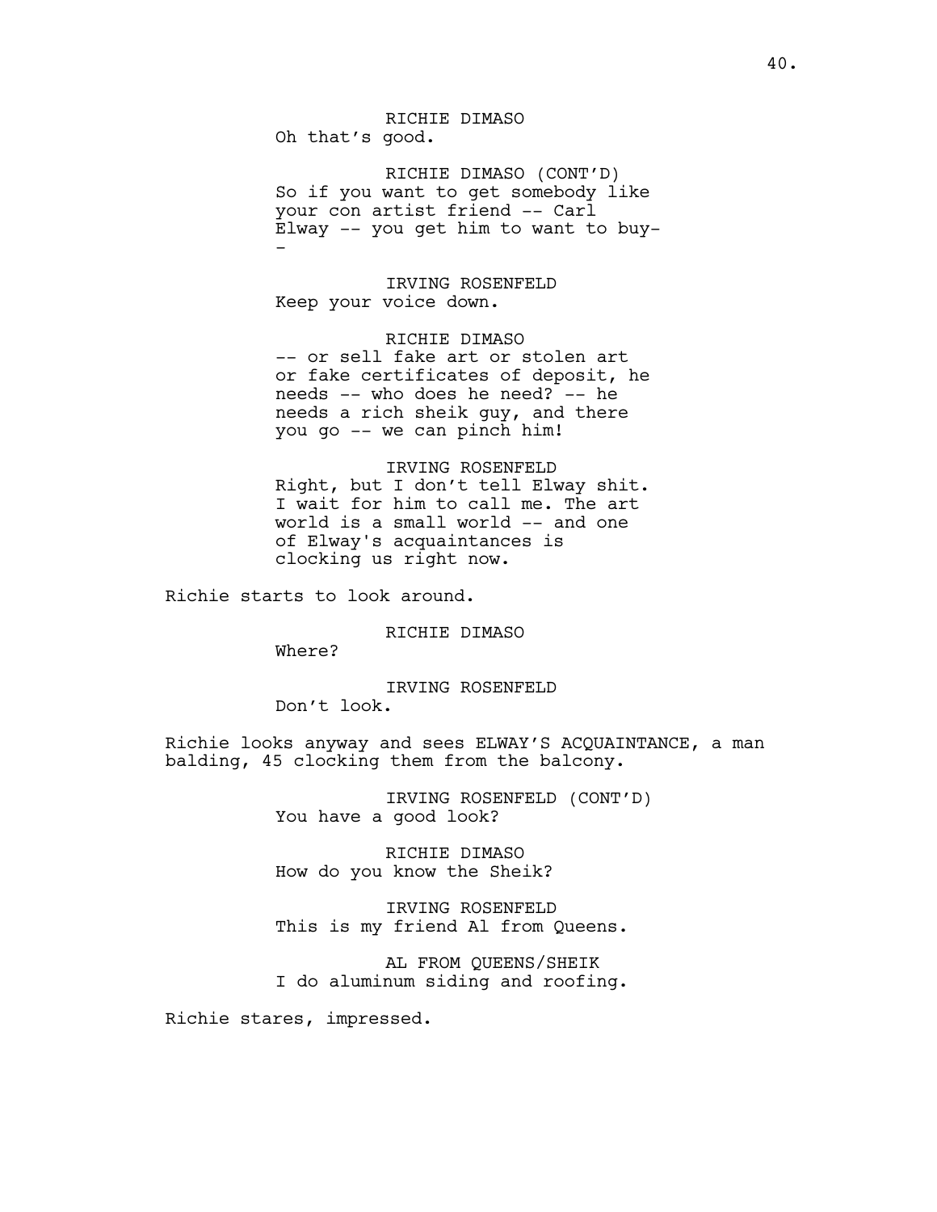RICHIE DIMASO
Oh that's good.

RICHIE DIMASO (CONT'D)
So if you want to get somebody like your con artist friend -- Carl Elway -- you get him to want to buy--

IRVING ROSENFELD
Keep your voice down.

RICHIE DIMASO
-- or sell fake art or stolen art or fake certificates of deposit, he needs -- who does he need? -- he needs a rich sheik guy, and there you go -- we can pinch him!

IRVING ROSENFELD
Right, but I don't tell Elway shit. I wait for him to call me. The art world is a small world -- and one of Elway's acquaintances is clocking us right now.

Richie starts to look around.

RICHIE DIMASO
Where?

IRVING ROSENFELD
Don't look.

Richie looks anyway and sees ELWAY'S ACQUAINTANCE, a man balding, 45 clocking them from the balcony.

IRVING ROSENFELD (CONT'D)
You have a good look?

RICHIE DIMASO
How do you know the Sheik?

IRVING ROSENFELD
This is my friend Al from Queens.

AL FROM QUEENS/SHEIK
I do aluminum siding and roofing.

Richie stares, impressed.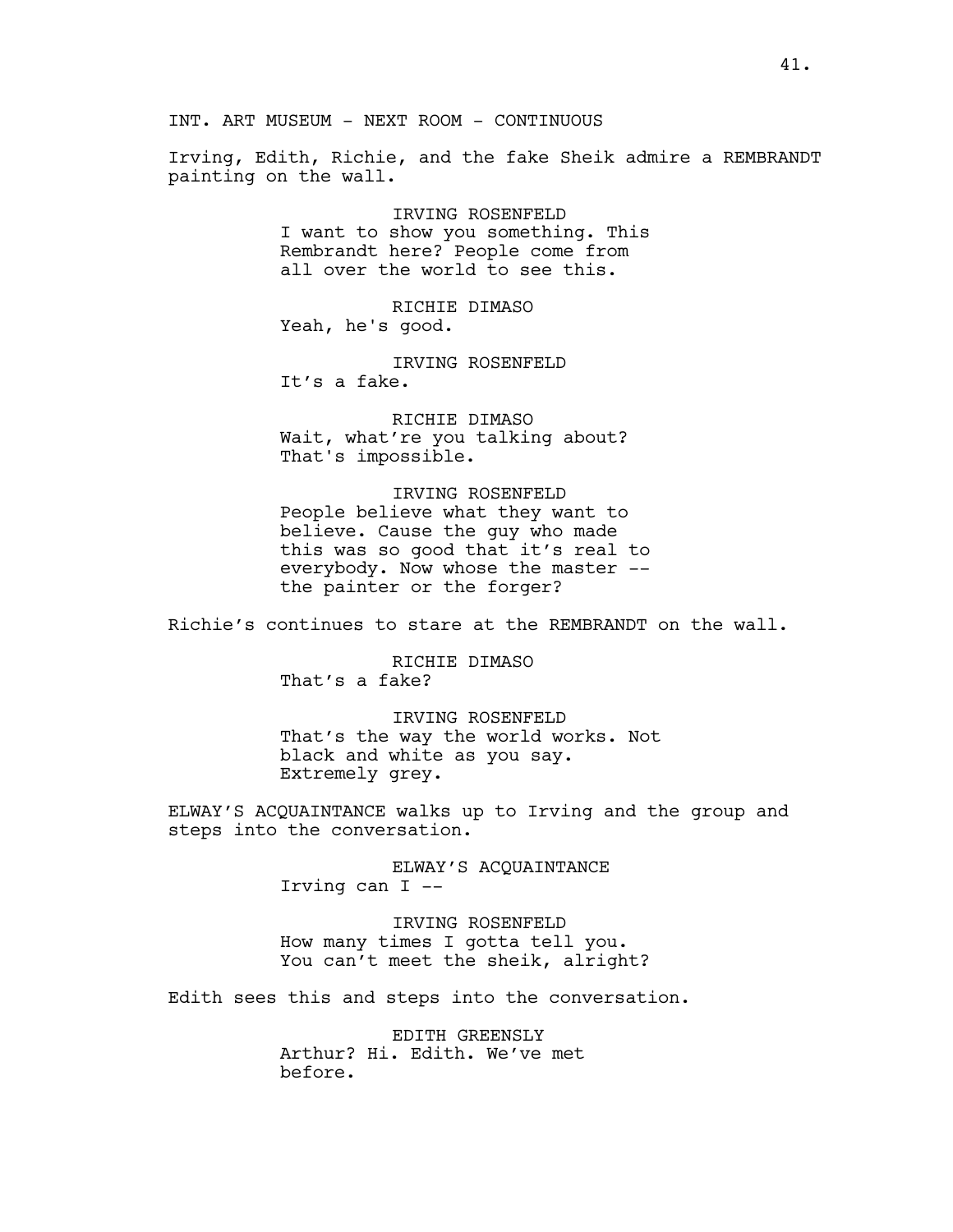INT. ART MUSEUM - NEXT ROOM - CONTINUOUS

Irving, Edith, Richie, and the fake Sheik admire a REMBRANDT painting on the wall.

IRVING ROSENFELD
I want to show you something. This Rembrandt here? People come from all over the world to see this.

RICHIE DIMASO
Yeah, he's good.

IRVING ROSENFELD
It's a fake.

RICHIE DIMASO
Wait, what're you talking about? That's impossible.

IRVING ROSENFELD
People believe what they want to believe. Cause the guy who made this was so good that it's real to everybody. Now whose the master -- the painter or the forger?

Richie's continues to stare at the REMBRANDT on the wall.

RICHIE DIMASO
That's a fake?

IRVING ROSENFELD
That's the way the world works. Not black and white as you say. Extremely grey.

ELWAY'S ACQUAINTANCE walks up to Irving and the group and steps into the conversation.

ELWAY'S ACQUAINTANCE
Irving can I --

IRVING ROSENFELD
How many times I gotta tell you. You can't meet the sheik, alright?

Edith sees this and steps into the conversation.

EDITH GREENSLY
Arthur? Hi. Edith. We've met before.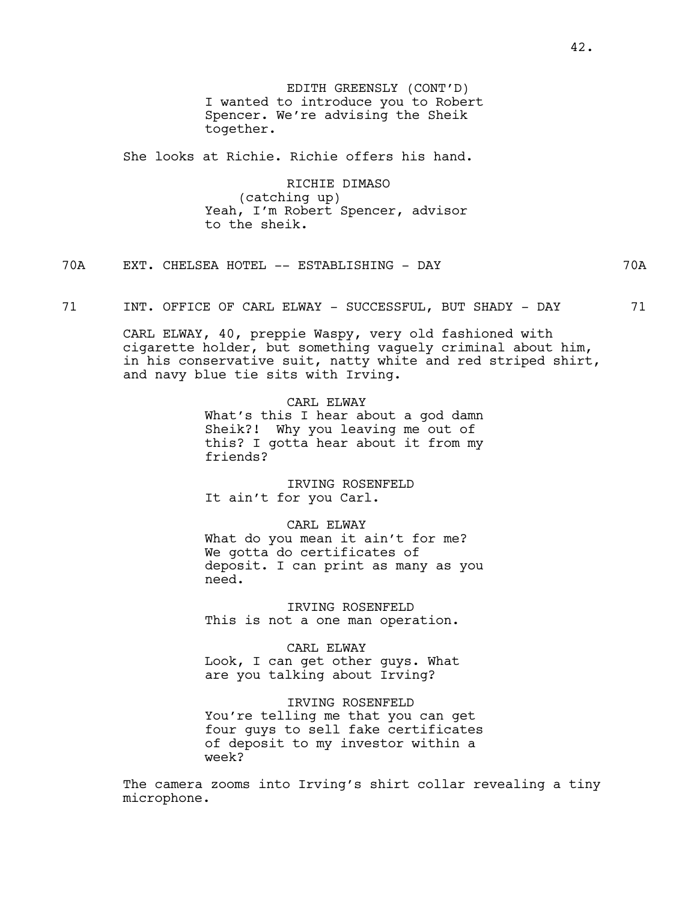EDITH GREENSLY (CONT'D)
I wanted to introduce you to Robert Spencer. We're advising the Sheik together.

She looks at Richie. Richie offers his hand.

RICHIE DIMASO
(catching up)
Yeah, I'm Robert Spencer, advisor to the sheik.

70A EXT. CHELSEA HOTEL -- ESTABLISHING - DAY 70A

71 INT. OFFICE OF CARL ELWAY - SUCCESSFUL, BUT SHADY - DAY 71

CARL ELWAY, 40, preppie Waspy, very old fashioned with cigarette holder, but something vaguely criminal about him, in his conservative suit, natty white and red striped shirt, and navy blue tie sits with Irving.

CARL ELWAY
What's this I hear about a god damn Sheik?! Why you leaving me out of this? I gotta hear about it from my friends?

IRVING ROSENFELD
It ain't for you Carl.

CARL ELWAY
What do you mean it ain't for me? We gotta do certificates of deposit. I can print as many as you need.

IRVING ROSENFELD
This is not a one man operation.

CARL ELWAY
Look, I can get other guys. What are you talking about Irving?

IRVING ROSENFELD
You're telling me that you can get four guys to sell fake certificates of deposit to my investor within a week?

The camera zooms into Irving's shirt collar revealing a tiny microphone.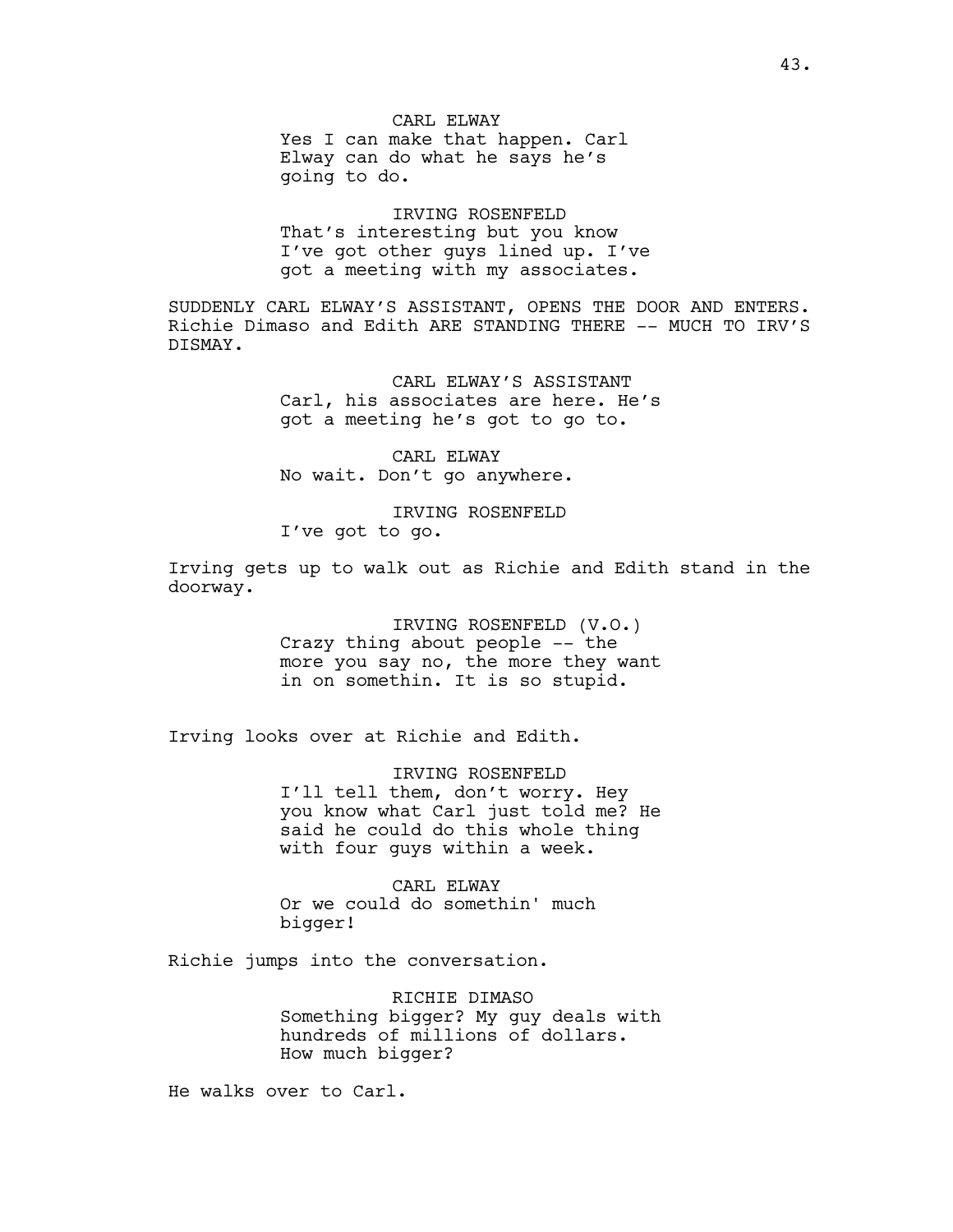CARL ELWAY
Yes I can make that happen. Carl Elway can do what he says he's going to do.

IRVING ROSENFELD
That's interesting but you know I've got other guys lined up. I've got a meeting with my associates.

SUDDENLY CARL ELWAY'S ASSISTANT, OPENS THE DOOR AND ENTERS. Richie Dimaso and Edith ARE STANDING THERE -- MUCH TO IRV'S DISMAY.

CARL ELWAY'S ASSISTANT
Carl, his associates are here. He's got a meeting he's got to go to.

CARL ELWAY
No wait. Don't go anywhere.

IRVING ROSENFELD
I've got to go.

Irving gets up to walk out as Richie and Edith stand in the doorway.

IRVING ROSENFELD (V.O.)
Crazy thing about people -- the more you say no, the more they want in on somethin. It is so stupid.

Irving looks over at Richie and Edith.

IRVING ROSENFELD
I'll tell them, don't worry. Hey you know what Carl just told me? He said he could do this whole thing with four guys within a week.

CARL ELWAY
Or we could do somethin' much bigger!

Richie jumps into the conversation.

RICHIE DIMASO
Something bigger? My guy deals with hundreds of millions of dollars. How much bigger?

He walks over to Carl.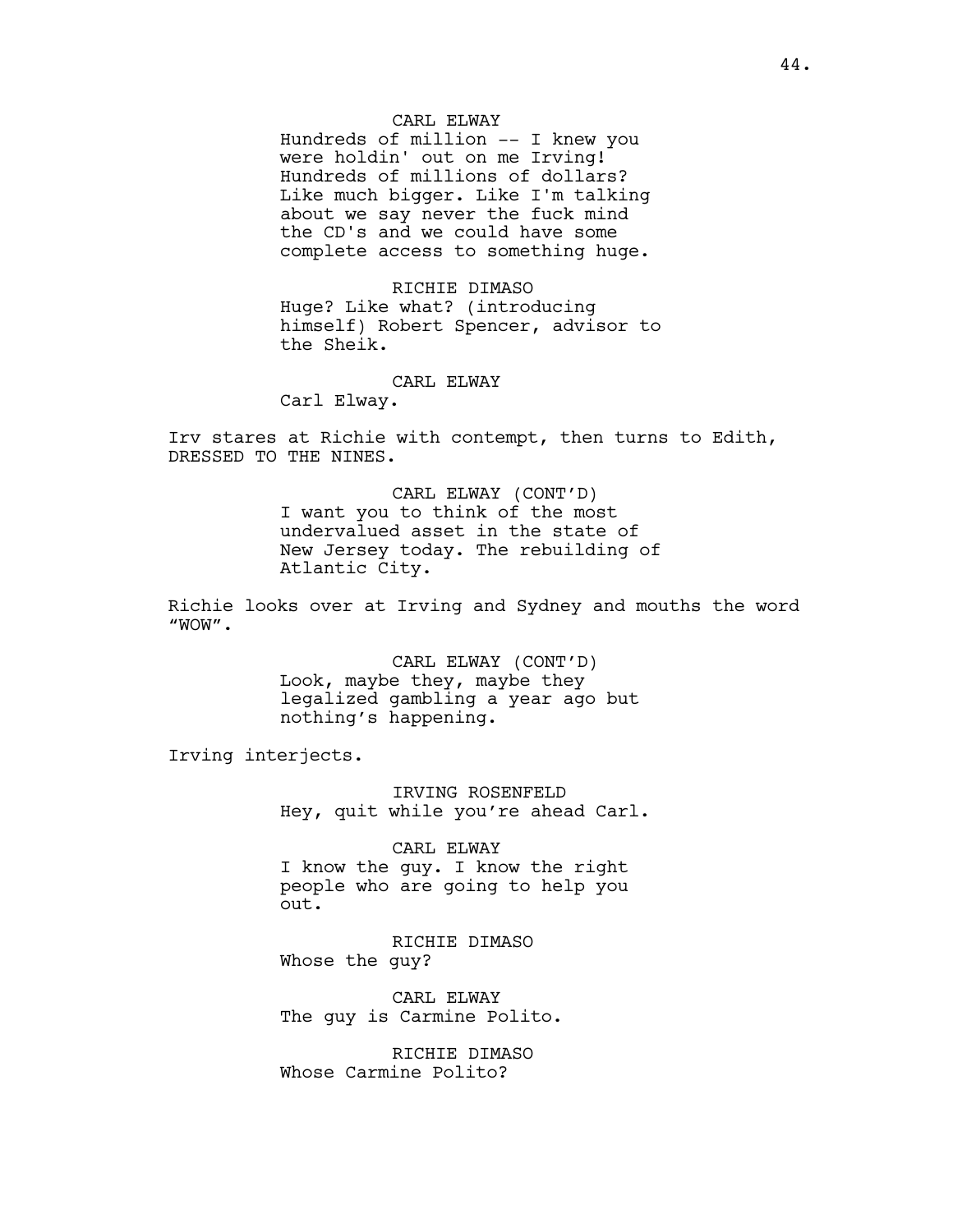CARL ELWAY

Hundreds of million -- I knew you were holdin' out on me Irving! Hundreds of millions of dollars? Like much bigger. Like I'm talking about we say never the fuck mind the CD's and we could have some complete access to something huge.

RICHIE DIMASO

Huge? Like what? (introducing himself) Robert Spencer, advisor to the Sheik.

CARL ELWAY

Carl Elway.

Irv stares at Richie with contempt, then turns to Edith, DRESSED TO THE NINES.

CARL ELWAY (CONT'D)

I want you to think of the most undervalued asset in the state of New Jersey today. The rebuilding of Atlantic City.

Richie looks over at Irving and Sydney and mouths the word "WOW".

CARL ELWAY (CONT'D)

Look, maybe they, maybe they legalized gambling a year ago but nothing's happening.

Irving interjects.

IRVING ROSENFELD

Hey, quit while you're ahead Carl.

CARL ELWAY

I know the guy. I know the right people who are going to help you out.

RICHIE DIMASO

Whose the guy?

CARL ELWAY

The guy is Carmine Polito.

RICHIE DIMASO

Whose Carmine Polito?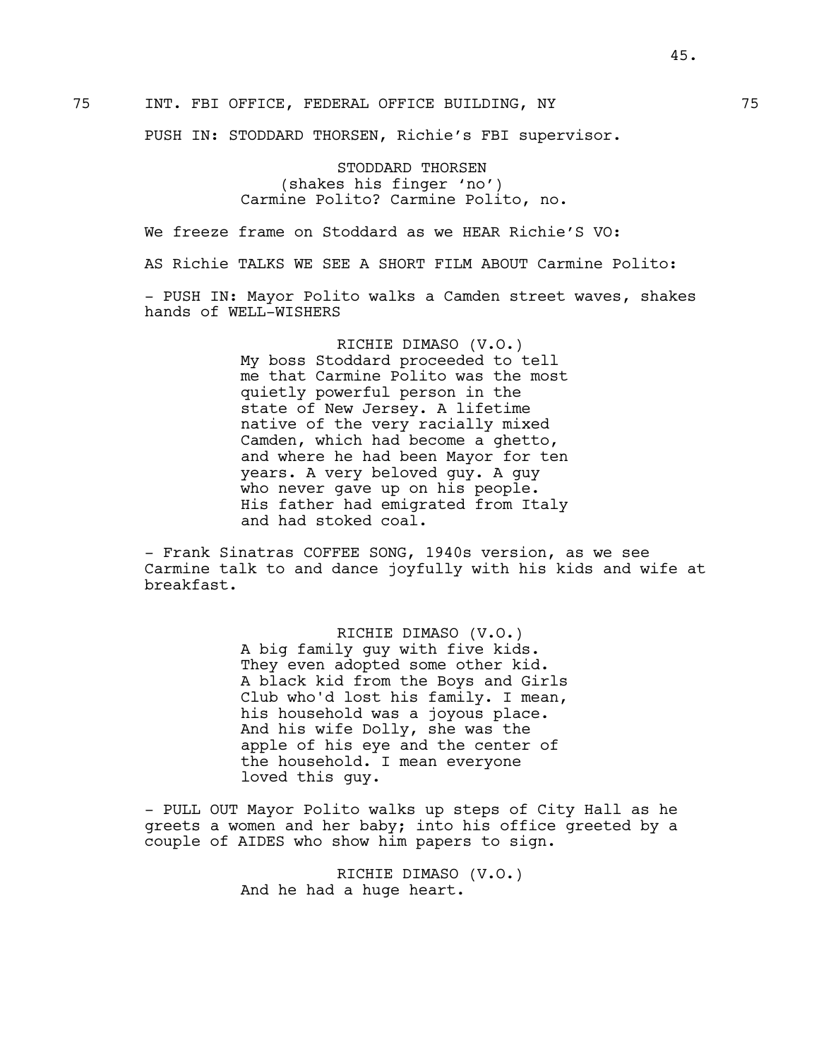75 INT. FBI OFFICE, FEDERAL OFFICE BUILDING, NY 75

PUSH IN: STODDARD THORSEN, Richie's FBI supervisor.

STODDARD THORSEN
(shakes his finger 'no')
Carmine Polito? Carmine Polito, no.

We freeze frame on Stoddard as we HEAR Richie'S VO:

AS Richie TALKS WE SEE A SHORT FILM ABOUT Carmine Polito:

- PUSH IN: Mayor Polito walks a Camden street waves, shakes hands of WELL-WISHERS

RICHIE DIMASO (V.O.)
My boss Stoddard proceeded to tell me that Carmine Polito was the most quietly powerful person in the state of New Jersey. A lifetime native of the very racially mixed Camden, which had become a ghetto, and where he had been Mayor for ten years. A very beloved guy. A guy who never gave up on his people. His father had emigrated from Italy and had stoked coal.

- Frank Sinatras COFFEE SONG, 1940s version, as we see Carmine talk to and dance joyfully with his kids and wife at breakfast.

RICHIE DIMASO (V.O.)
A big family guy with five kids. They even adopted some other kid. A black kid from the Boys and Girls Club who'd lost his family. I mean, his household was a joyous place. And his wife Dolly, she was the apple of his eye and the center of the household. I mean everyone loved this guy.

- PULL OUT Mayor Polito walks up steps of City Hall as he greets a women and her baby; into his office greeted by a couple of AIDES who show him papers to sign.

RICHIE DIMASO (V.O.)
And he had a huge heart.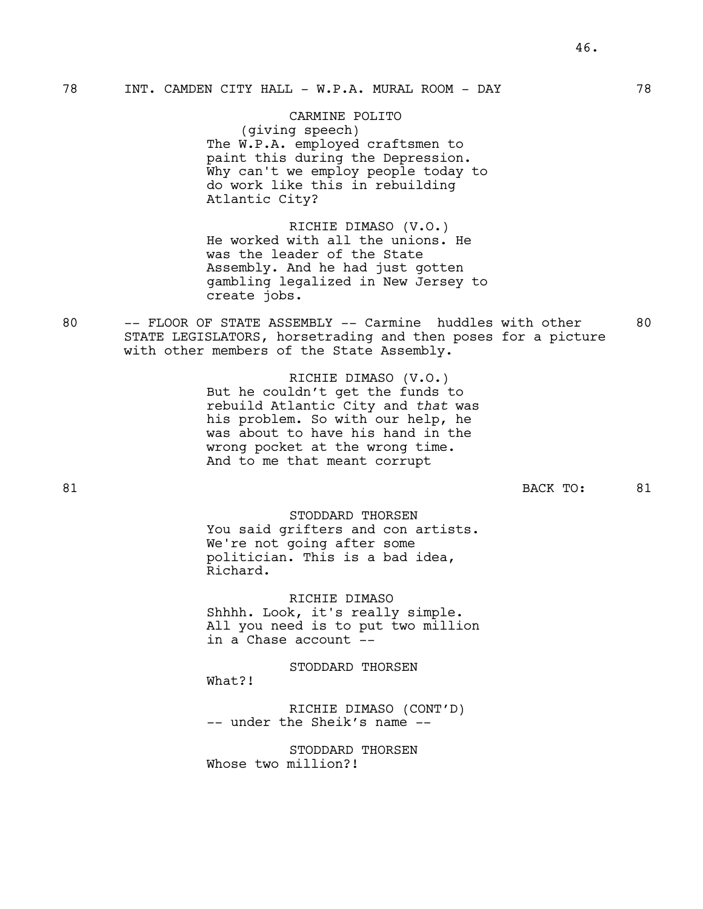78 INT. CAMDEN CITY HALL - W.P.A. MURAL ROOM - DAY 78

CARMINE POLITO
(giving speech)
The W.P.A. employed craftsmen to paint this during the Depression. Why can't we employ people today to do work like this in rebuilding Atlantic City?

RICHIE DIMASO (V.O.)
He worked with all the unions. He was the leader of the State Assembly. And he had just gotten gambling legalized in New Jersey to create jobs.

80 -- FLOOR OF STATE ASSEMBLY -- Carmine huddles with other STATE LEGISLATORS, horsetrading and then poses for a picture with other members of the State Assembly. 80

RICHIE DIMASO (V.O.)
But he couldn't get the funds to rebuild Atlantic City and *that* was his problem. So with our help, he was about to have his hand in the wrong pocket at the wrong time. And to me that meant corrupt

81 BACK TO: 81

STODDARD THORSEN
You said grifters and con artists. We're not going after some politician. This is a bad idea, Richard.

RICHIE DIMASO
Shhhh. Look, it's really simple. All you need is to put two million in a Chase account --

STODDARD THORSEN
What?!

RICHIE DIMASO (CONT'D)
-- under the Sheik's name --

STODDARD THORSEN
Whose two million?!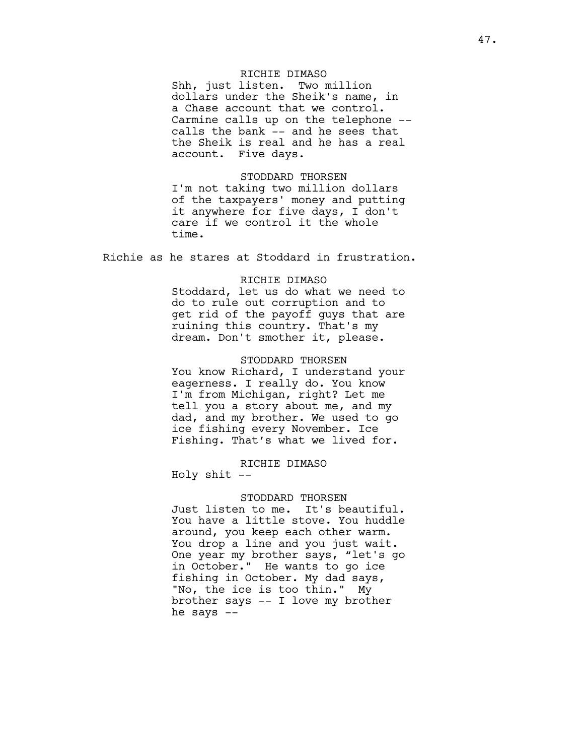RICHIE DIMASO

Shh, just listen. Two million dollars under the Sheik's name, in a Chase account that we control. Carmine calls up on the telephone -- calls the bank -- and he sees that the Sheik is real and he has a real account. Five days.

STODDARD THORSEN

I'm not taking two million dollars of the taxpayers' money and putting it anywhere for five days, I don't care if we control it the whole time.

Richie as he stares at Stoddard in frustration.

RICHIE DIMASO

Stoddard, let us do what we need to do to rule out corruption and to get rid of the payoff guys that are ruining this country. That's my dream. Don't smother it, please.

STODDARD THORSEN

You know Richard, I understand your eagerness. I really do. You know I'm from Michigan, right? Let me tell you a story about me, and my dad, and my brother. We used to go ice fishing every November. Ice Fishing. That's what we lived for.

RICHIE DIMASO

Holy shit --

STODDARD THORSEN

Just listen to me. It's beautiful. You have a little stove. You huddle around, you keep each other warm. You drop a line and you just wait. One year my brother says, "let's go in October." He wants to go ice fishing in October. My dad says, "No, the ice is too thin." My brother says -- I love my brother he says --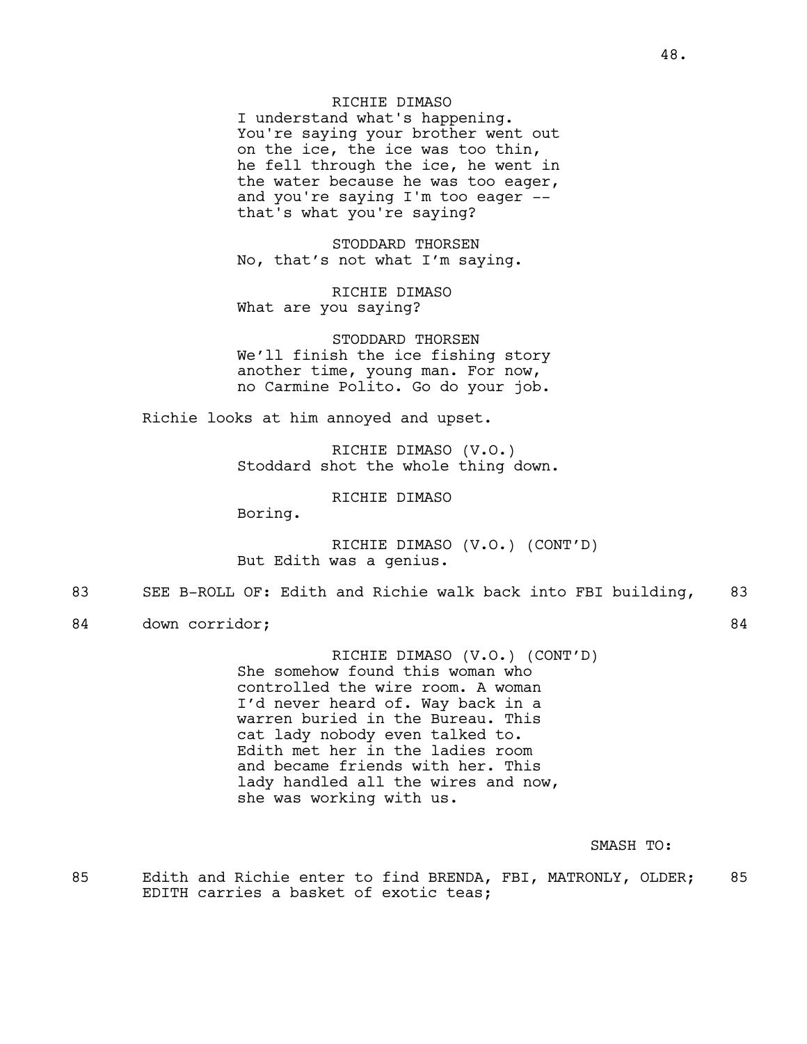RICHIE DIMASO
I understand what's happening. You're saying your brother went out on the ice, the ice was too thin, he fell through the ice, he went in the water because he was too eager, and you're saying I'm too eager -- that's what you're saying?

STODDARD THORSEN
No, that's not what I'm saying.

RICHIE DIMASO
What are you saying?

STODDARD THORSEN
We'll finish the ice fishing story another time, young man. For now, no Carmine Polito. Go do your job.

Richie looks at him annoyed and upset.

RICHIE DIMASO (V.O.)
Stoddard shot the whole thing down.

RICHIE DIMASO
Boring.

RICHIE DIMASO (V.O.) (CONT'D)
But Edith was a genius.

83 SEE B-ROLL OF: Edith and Richie walk back into FBI building, 83

84 down corridor; 84

RICHIE DIMASO (V.O.) (CONT'D)
She somehow found this woman who controlled the wire room. A woman I'd never heard of. Way back in a warren buried in the Bureau. This cat lady nobody even talked to. Edith met her in the ladies room and became friends with her. This lady handled all the wires and now, she was working with us.

SMASH TO:

85 Edith and Richie enter to find BRENDA, FBI, MATRONLY, OLDER; EDITH carries a basket of exotic teas; 85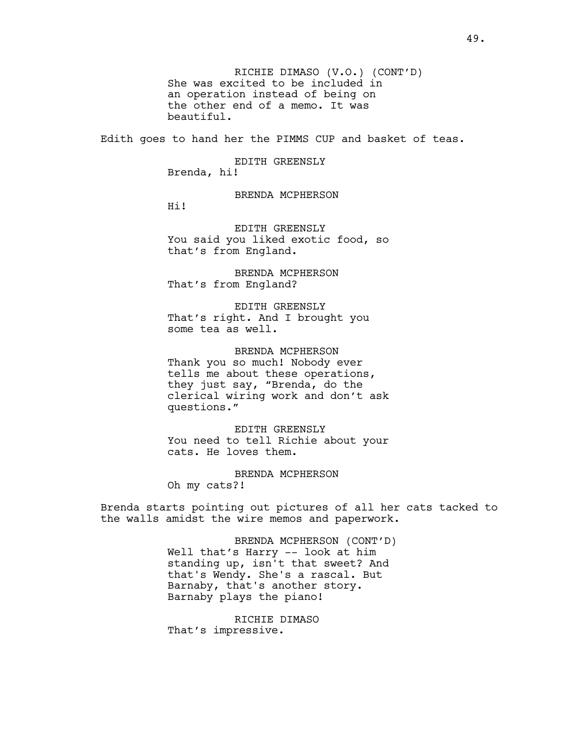RICHIE DIMASO (V.O.) (CONT'D)
She was excited to be included in an operation instead of being on the other end of a memo. It was beautiful.

Edith goes to hand her the PIMMS CUP and basket of teas.

EDITH GREENSLY
Brenda, hi!

BRENDA MCPHERSON
Hi!

EDITH GREENSLY
You said you liked exotic food, so that's from England.

BRENDA MCPHERSON
That's from England?

EDITH GREENSLY
That's right. And I brought you some tea as well.

BRENDA MCPHERSON
Thank you so much! Nobody ever tells me about these operations, they just say, "Brenda, do the clerical wiring work and don't ask questions."

EDITH GREENSLY
You need to tell Richie about your cats. He loves them.

BRENDA MCPHERSON
Oh my cats?!

Brenda starts pointing out pictures of all her cats tacked to the walls amidst the wire memos and paperwork.

BRENDA MCPHERSON (CONT'D)
Well that's Harry -- look at him standing up, isn't that sweet? And that's Wendy. She's a rascal. But Barnaby, that's another story. Barnaby plays the piano!

RICHIE DIMASO
That's impressive.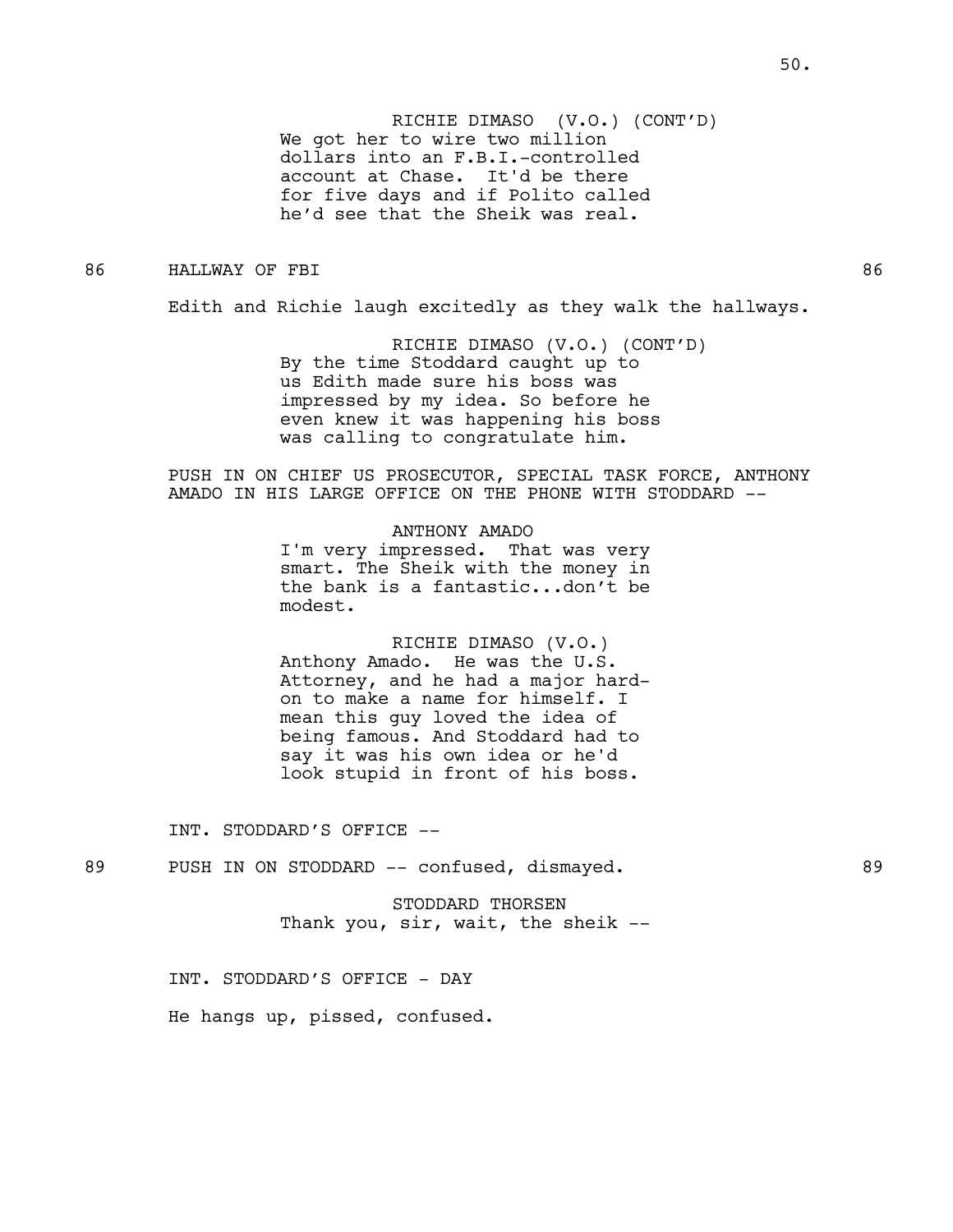RICHIE DIMASO (V.O.) (CONT'D)
We got her to wire two million dollars into an F.B.I.-controlled account at Chase. It'd be there for five days and if Polito called he'd see that the Sheik was real.

86 HALLWAY OF FBI 86

Edith and Richie laugh excitedly as they walk the hallways.

RICHIE DIMASO (V.O.) (CONT'D)
By the time Stoddard caught up to us Edith made sure his boss was impressed by my idea. So before he even knew it was happening his boss was calling to congratulate him.

PUSH IN ON CHIEF US PROSECUTOR, SPECIAL TASK FORCE, ANTHONY AMADO IN HIS LARGE OFFICE ON THE PHONE WITH STODDARD --

ANTHONY AMADO
I'm very impressed. That was very smart. The Sheik with the money in the bank is a fantastic...don't be modest.

RICHIE DIMASO (V.O.)
Anthony Amado. He was the U.S. Attorney, and he had a major hard-on to make a name for himself. I mean this guy loved the idea of being famous. And Stoddard had to say it was his own idea or he'd look stupid in front of his boss.

INT. STODDARD'S OFFICE --

89 PUSH IN ON STODDARD -- confused, dismayed. 89

STODDARD THORSEN
Thank you, sir, wait, the sheik --

INT. STODDARD'S OFFICE - DAY

He hangs up, pissed, confused.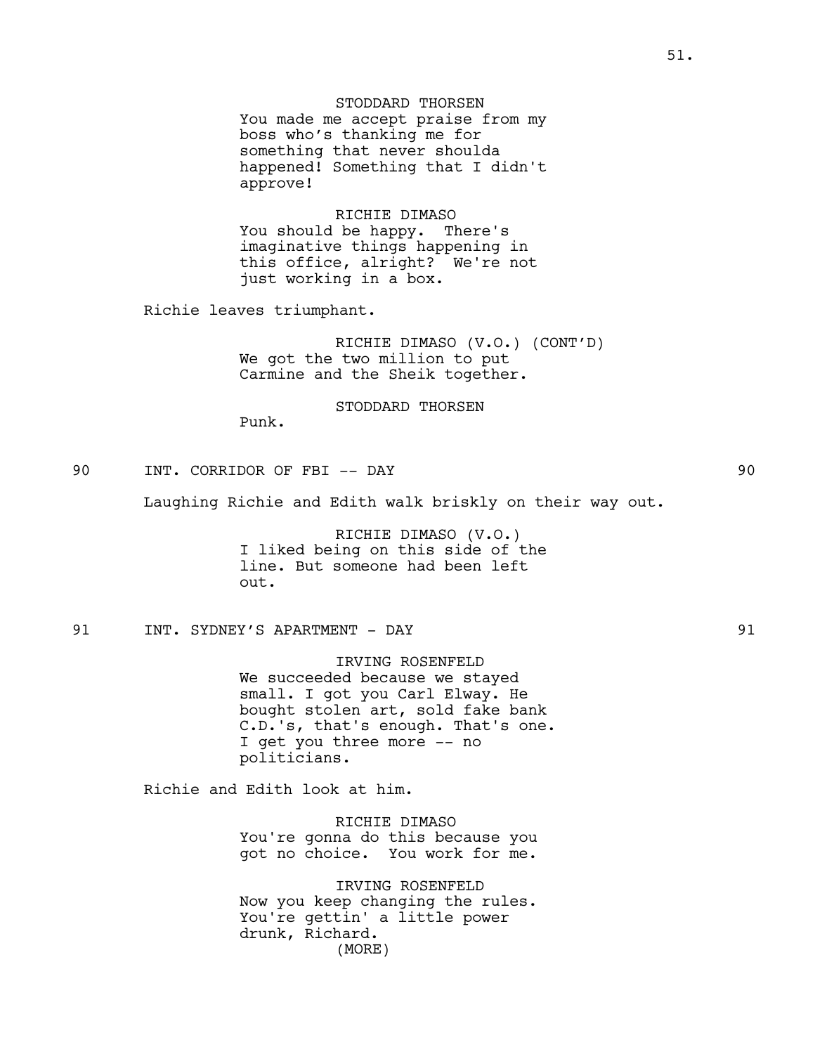STODDARD THORSEN
You made me accept praise from my boss who's thanking me for something that never shoulda happened! Something that I didn't approve!

RICHIE DIMASO
You should be happy. There's imaginative things happening in this office, alright? We're not just working in a box.

Richie leaves triumphant.

RICHIE DIMASO (V.O.) (CONT'D)
We got the two million to put Carmine and the Sheik together.

STODDARD THORSEN
Punk.

## 90 INT. CORRIDOR OF FBI -- DAY 90

Laughing Richie and Edith walk briskly on their way out.

RICHIE DIMASO (V.O.)
I liked being on this side of the line. But someone had been left out.

## 91 INT. SYDNEY'S APARTMENT - DAY 91

IRVING ROSENFELD
We succeeded because we stayed small. I got you Carl Elway. He bought stolen art, sold fake bank C.D.'s, that's enough. That's one. I get you three more -- no politicians.

Richie and Edith look at him.

RICHIE DIMASO
You're gonna do this because you got no choice. You work for me.

IRVING ROSENFELD
Now you keep changing the rules. You're gettin' a little power drunk, Richard.
(MORE)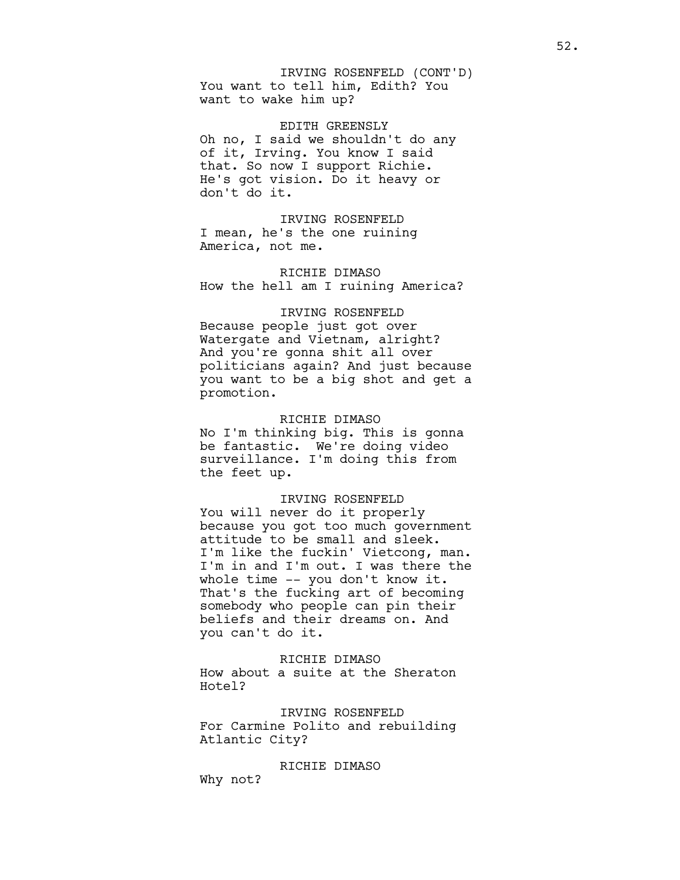IRVING ROSENFELD (CONT'D)
You want to tell him, Edith? You want to wake him up?

EDITH GREENSLY
Oh no, I said we shouldn't do any of it, Irving. You know I said that. So now I support Richie. He's got vision. Do it heavy or don't do it.

IRVING ROSENFELD
I mean, he's the one ruining America, not me.

RICHIE DIMASO
How the hell am I ruining America?

IRVING ROSENFELD
Because people just got over Watergate and Vietnam, alright? And you're gonna shit all over politicians again? And just because you want to be a big shot and get a promotion.

RICHIE DIMASO
No I'm thinking big. This is gonna be fantastic. We're doing video surveillance. I'm doing this from the feet up.

IRVING ROSENFELD
You will never do it properly because you got too much government attitude to be small and sleek. I'm like the fuckin' Vietcong, man. I'm in and I'm out. I was there the whole time -- you don't know it. That's the fucking art of becoming somebody who people can pin their beliefs and their dreams on. And you can't do it.

RICHIE DIMASO
How about a suite at the Sheraton Hotel?

IRVING ROSENFELD
For Carmine Polito and rebuilding Atlantic City?

RICHIE DIMASO
Why not?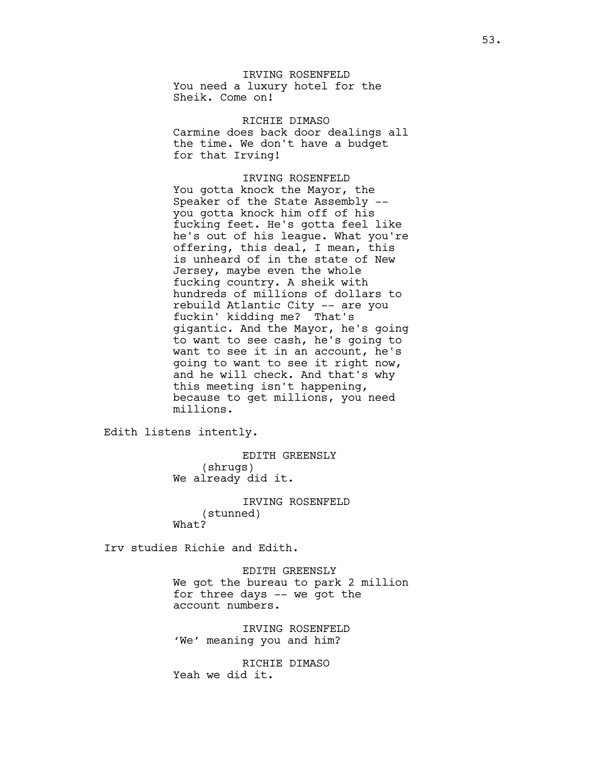IRVING ROSENFELD
You need a luxury hotel for the Sheik. Come on!

RICHIE DIMASO
Carmine does back door dealings all the time. We don't have a budget for that Irving!

IRVING ROSENFELD
You gotta knock the Mayor, the Speaker of the State Assembly -- you gotta knock him off of his fucking feet. He's gotta feel like he's out of his league. What you're offering, this deal, I mean, this is unheard of in the state of New Jersey, maybe even the whole fucking country. A sheik with hundreds of millions of dollars to rebuild Atlantic City -- are you fuckin' kidding me? That's gigantic. And the Mayor, he's going to want to see cash, he's going to want to see it in an account, he's going to want to see it right now, and he will check. And that's why this meeting isn't happening, because to get millions, you need millions.

Edith listens intently.

EDITH GREENSLY
(shrugs)
We already did it.

IRVING ROSENFELD
(stunned)
What?

Irv studies Richie and Edith.

EDITH GREENSLY
We got the bureau to park 2 million for three days -- we got the account numbers.

IRVING ROSENFELD
'We' meaning you and him?

RICHIE DIMASO
Yeah we did it.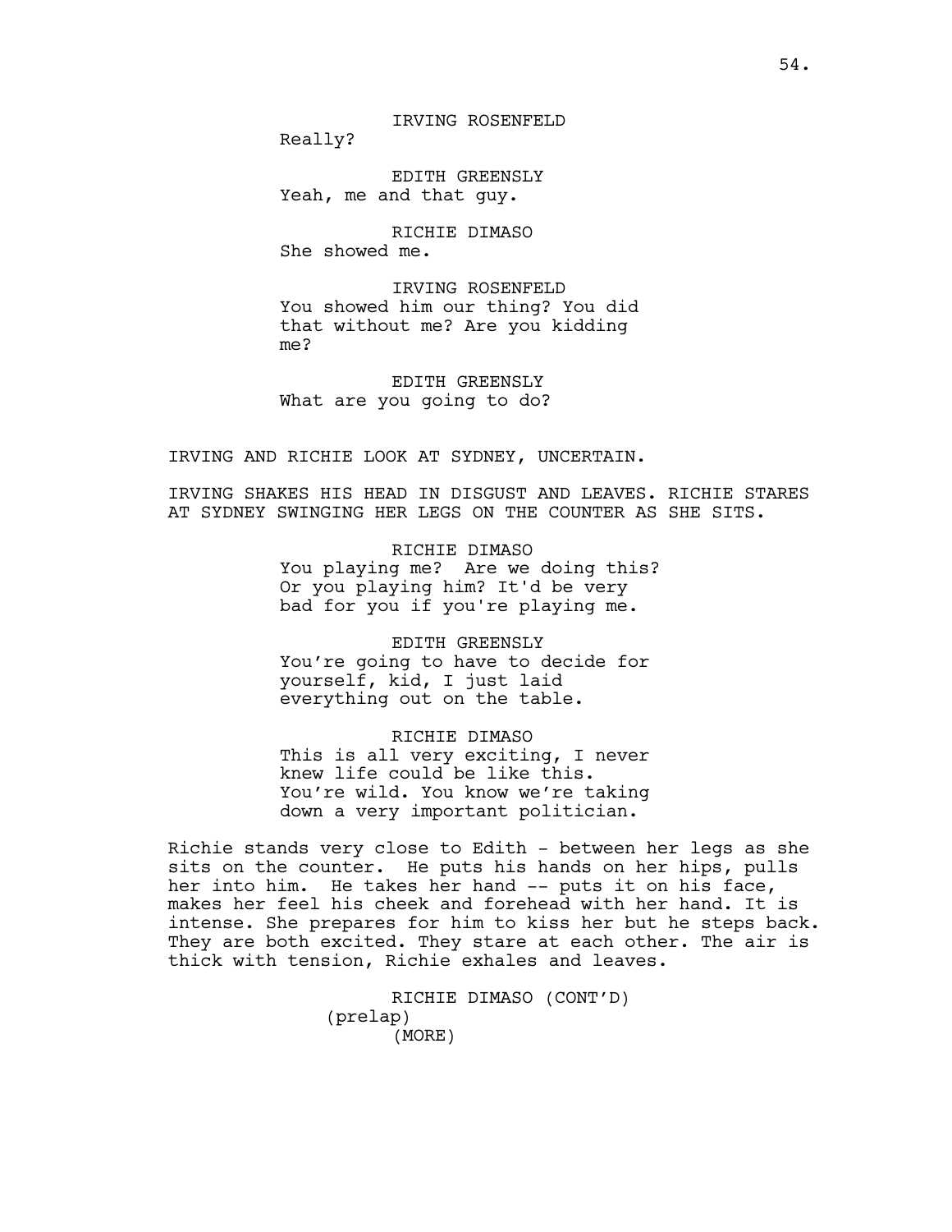IRVING ROSENFELD

Really?

EDITH GREENSLY

Yeah, me and that guy.

RICHIE DIMASO

She showed me.

IRVING ROSENFELD

You showed him our thing? You did that without me? Are you kidding me?

EDITH GREENSLY

What are you going to do?

IRVING AND RICHIE LOOK AT SYDNEY, UNCERTAIN.

IRVING SHAKES HIS HEAD IN DISGUST AND LEAVES. RICHIE STARES AT SYDNEY SWINGING HER LEGS ON THE COUNTER AS SHE SITS.

RICHIE DIMASO

You playing me? Are we doing this? Or you playing him? It'd be very bad for you if you're playing me.

EDITH GREENSLY

You're going to have to decide for yourself, kid, I just laid everything out on the table.

RICHIE DIMASO

This is all very exciting, I never knew life could be like this. You're wild. You know we're taking down a very important politician.

Richie stands very close to Edith - between her legs as she sits on the counter. He puts his hands on her hips, pulls her into him. He takes her hand -- puts it on his face, makes her feel his cheek and forehead with her hand. It is intense. She prepares for him to kiss her but he steps back. They are both excited. They stare at each other. The air is thick with tension, Richie exhales and leaves.

RICHIE DIMASO (CONT'D)

(prelap)

(MORE)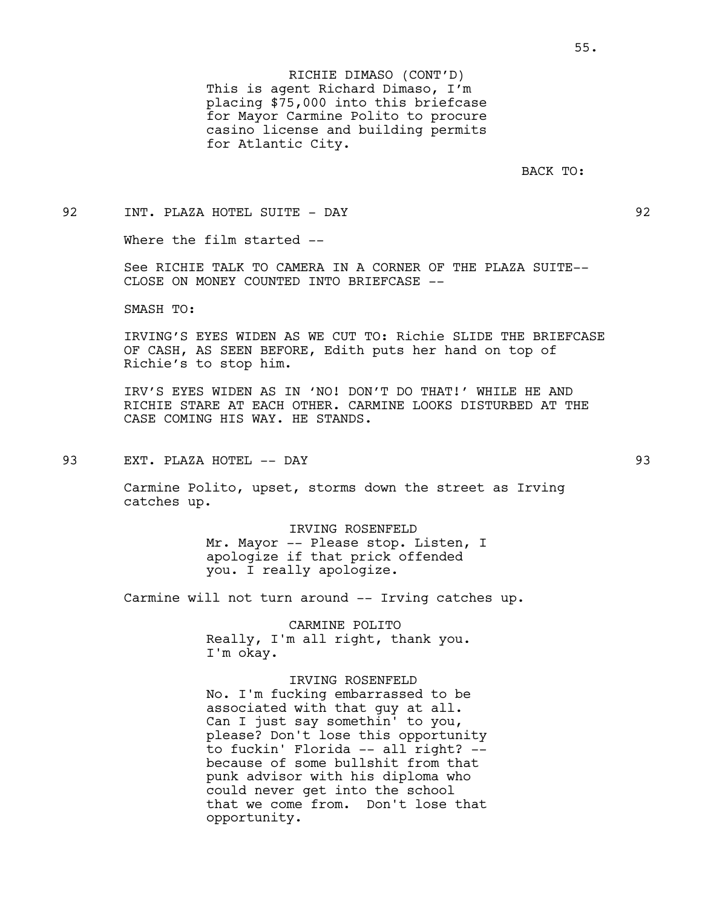RICHIE DIMASO (CONT'D)
This is agent Richard Dimaso, I'm placing $75,000 into this briefcase for Mayor Carmine Polito to procure casino license and building permits for Atlantic City.

BACK TO:

92 INT. PLAZA HOTEL SUITE - DAY 92

Where the film started --

See RICHIE TALK TO CAMERA IN A CORNER OF THE PLAZA SUITE-- CLOSE ON MONEY COUNTED INTO BRIEFCASE --

SMASH TO:

IRVING'S EYES WIDEN AS WE CUT TO: Richie SLIDE THE BRIEFCASE OF CASH, AS SEEN BEFORE, Edith puts her hand on top of Richie's to stop him.

IRV'S EYES WIDEN AS IN 'NO! DON'T DO THAT!' WHILE HE AND RICHIE STARE AT EACH OTHER. CARMINE LOOKS DISTURBED AT THE CASE COMING HIS WAY. HE STANDS.

93 EXT. PLAZA HOTEL -- DAY 93

Carmine Polito, upset, storms down the street as Irving catches up.

IRVING ROSENFELD
Mr. Mayor -- Please stop. Listen, I apologize if that prick offended you. I really apologize.

Carmine will not turn around -- Irving catches up.

CARMINE POLITO
Really, I'm all right, thank you. I'm okay.

IRVING ROSENFELD
No. I'm fucking embarrassed to be associated with that guy at all. Can I just say somethin' to you, please? Don't lose this opportunity to fuckin' Florida -- all right? -- because of some bullshit from that punk advisor with his diploma who could never get into the school that we come from. Don't lose that opportunity.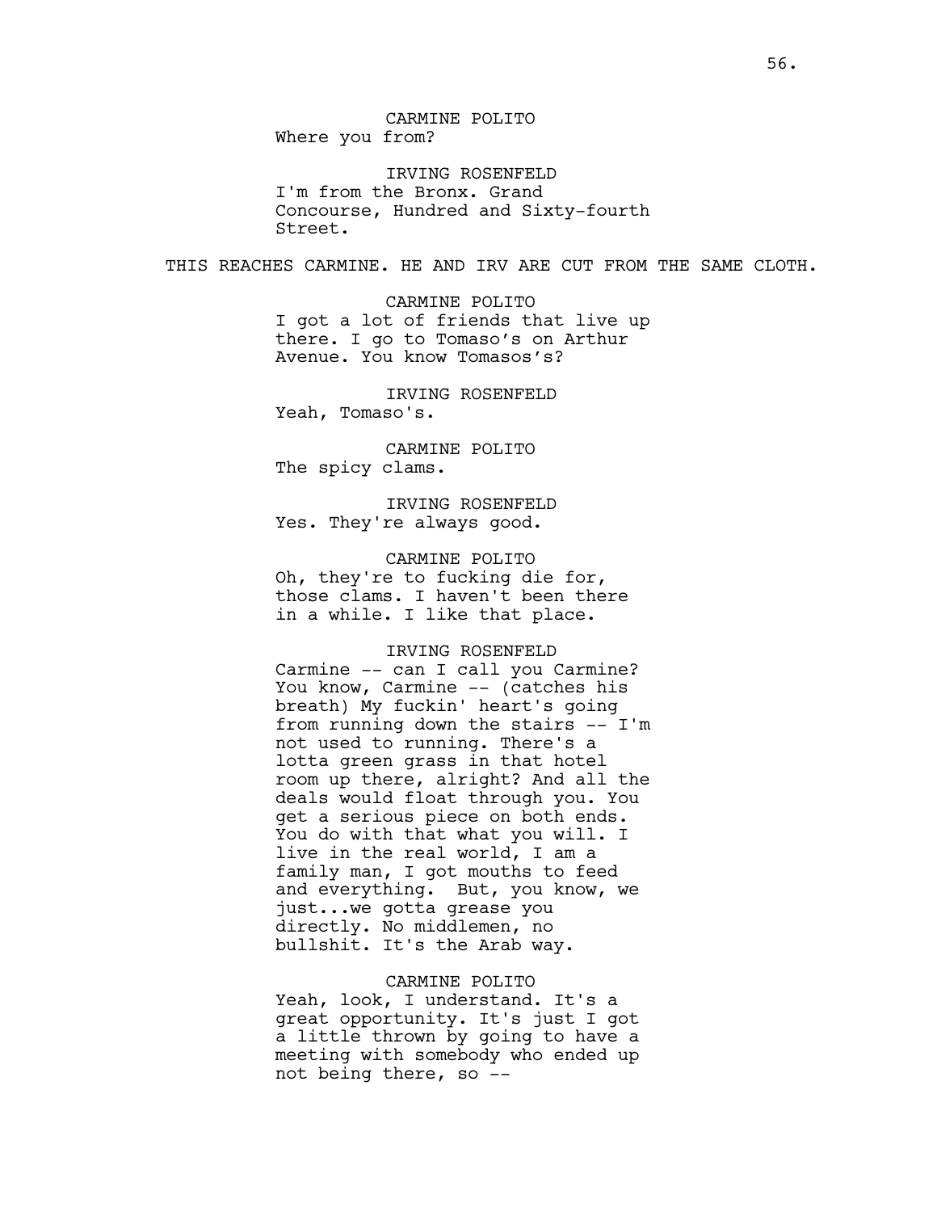CARMINE POLITO
Where you from?

IRVING ROSENFELD
I'm from the Bronx. Grand Concourse, Hundred and Sixty-fourth Street.

THIS REACHES CARMINE. HE AND IRV ARE CUT FROM THE SAME CLOTH.

CARMINE POLITO
I got a lot of friends that live up there. I go to Tomaso's on Arthur Avenue. You know Tomasos's?

IRVING ROSENFELD
Yeah, Tomaso's.

CARMINE POLITO
The spicy clams.

IRVING ROSENFELD
Yes. They're always good.

CARMINE POLITO
Oh, they're to fucking die for, those clams. I haven't been there in a while. I like that place.

IRVING ROSENFELD
Carmine -- can I call you Carmine? You know, Carmine -- (catches his breath) My fuckin' heart's going from running down the stairs -- I'm not used to running. There's a lotta green grass in that hotel room up there, alright? And all the deals would float through you. You get a serious piece on both ends. You do with that what you will. I live in the real world, I am a family man, I got mouths to feed and everything. But, you know, we just...we gotta grease you directly. No middlemen, no bullshit. It's the Arab way.

CARMINE POLITO
Yeah, look, I understand. It's a great opportunity. It's just I got a little thrown by going to have a meeting with somebody who ended up not being there, so --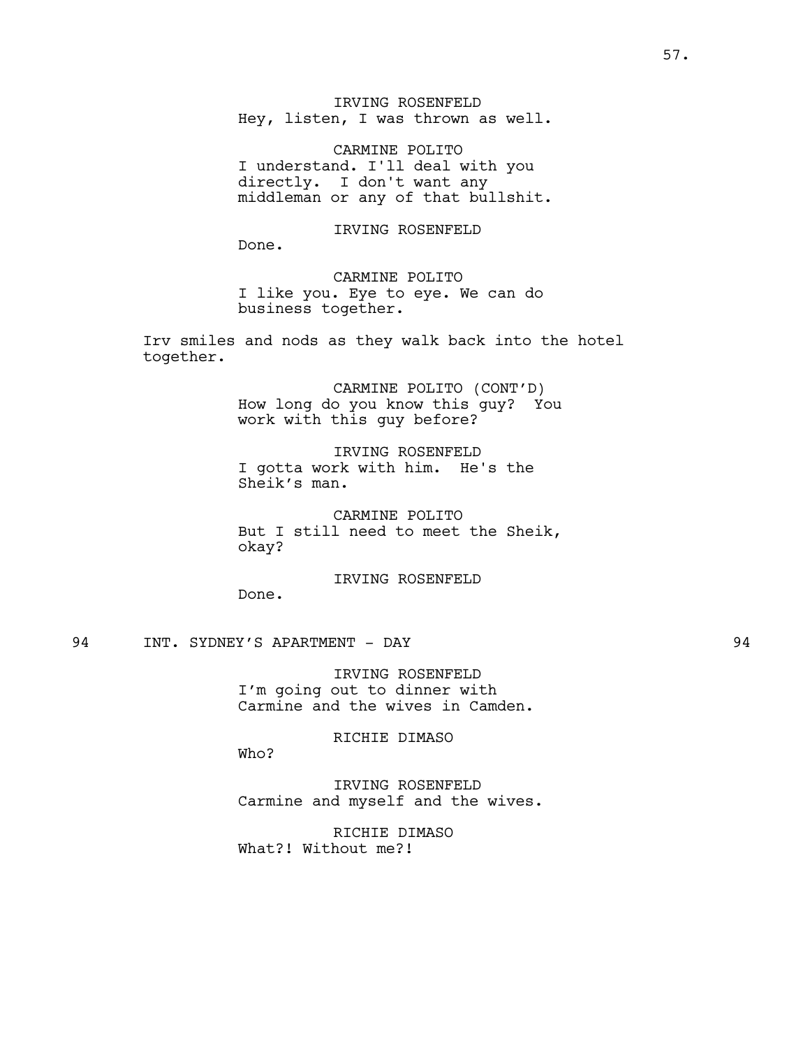IRVING ROSENFELD
Hey, listen, I was thrown as well.

CARMINE POLITO
I understand. I'll deal with you directly. I don't want any middleman or any of that bullshit.

IRVING ROSENFELD
Done.

CARMINE POLITO
I like you. Eye to eye. We can do business together.

Irv smiles and nods as they walk back into the hotel together.

CARMINE POLITO (CONT'D)
How long do you know this guy? You work with this guy before?

IRVING ROSENFELD
I gotta work with him. He's the Sheik's man.

CARMINE POLITO
But I still need to meet the Sheik, okay?

IRVING ROSENFELD
Done.

94 INT. SYDNEY'S APARTMENT - DAY 94

IRVING ROSENFELD
I'm going out to dinner with Carmine and the wives in Camden.

RICHIE DIMASO
Who?

IRVING ROSENFELD
Carmine and myself and the wives.

RICHIE DIMASO
What?! Without me?!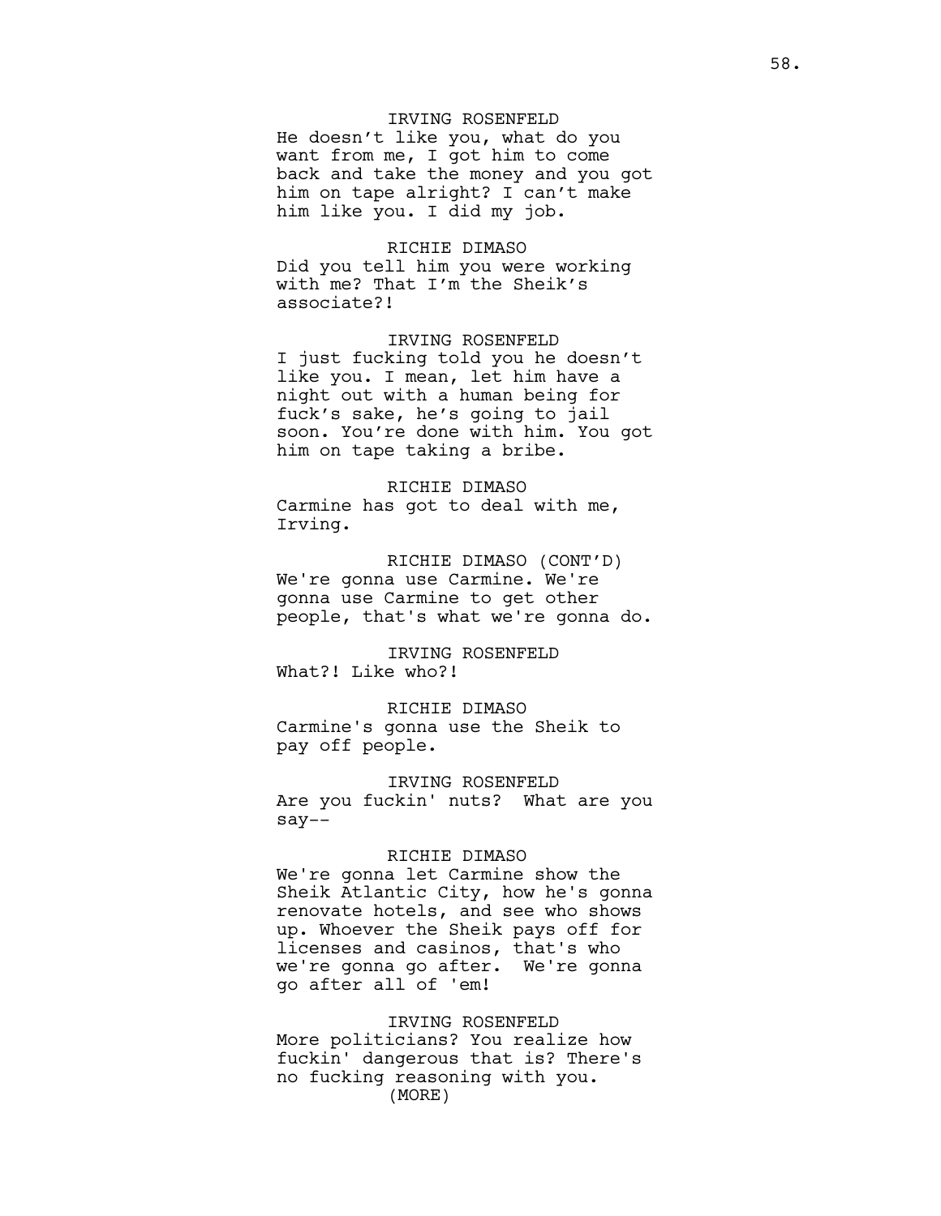IRVING ROSENFELD
He doesn't like you, what do you want from me, I got him to come back and take the money and you got him on tape alright? I can't make him like you. I did my job.

RICHIE DIMASO
Did you tell him you were working with me? That I'm the Sheik's associate?!

IRVING ROSENFELD
I just fucking told you he doesn't like you. I mean, let him have a night out with a human being for fuck's sake, he's going to jail soon. You're done with him. You got him on tape taking a bribe.

RICHIE DIMASO
Carmine has got to deal with me, Irving.

RICHIE DIMASO (CONT'D)
We're gonna use Carmine. We're gonna use Carmine to get other people, that's what we're gonna do.

IRVING ROSENFELD
What?! Like who?!

RICHIE DIMASO
Carmine's gonna use the Sheik to pay off people.

IRVING ROSENFELD
Are you fuckin' nuts? What are you say--

RICHIE DIMASO
We're gonna let Carmine show the Sheik Atlantic City, how he's gonna renovate hotels, and see who shows up. Whoever the Sheik pays off for licenses and casinos, that's who we're gonna go after. We're gonna go after all of 'em!

IRVING ROSENFELD
More politicians? You realize how fuckin' dangerous that is? There's no fucking reasoning with you.
(MORE)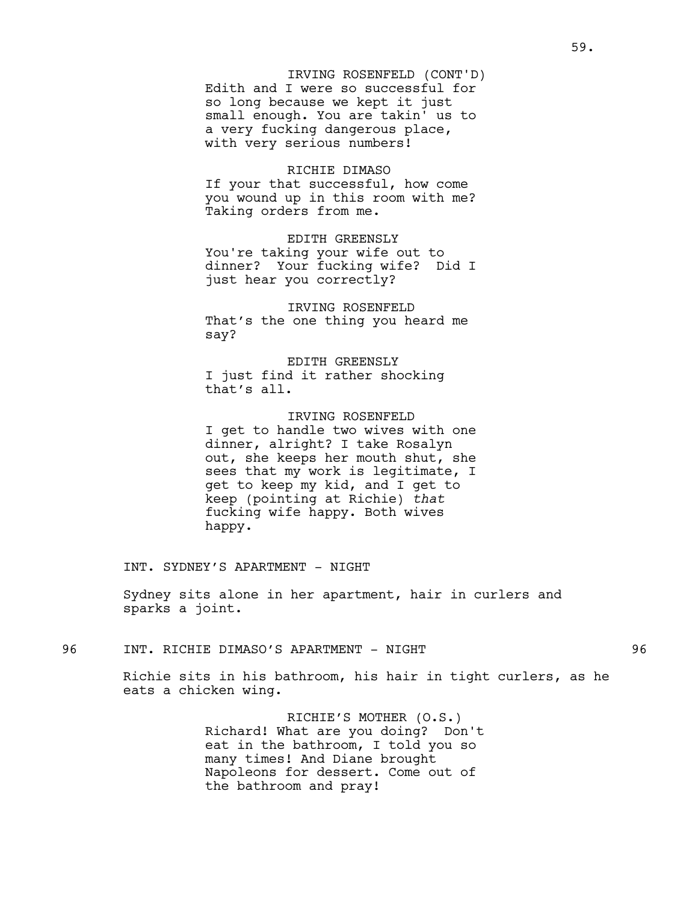IRVING ROSENFELD (CONT'D)
Edith and I were so successful for so long because we kept it just small enough. You are takin' us to a very fucking dangerous place, with very serious numbers!

RICHIE DIMASO
If your that successful, how come you wound up in this room with me? Taking orders from me.

EDITH GREENSLY
You're taking your wife out to dinner? Your fucking wife? Did I just hear you correctly?

IRVING ROSENFELD
That's the one thing you heard me say?

EDITH GREENSLY
I just find it rather shocking that's all.

IRVING ROSENFELD
I get to handle two wives with one dinner, alright? I take Rosalyn out, she keeps her mouth shut, she sees that my work is legitimate, I get to keep my kid, and I get to keep (pointing at Richie) *that* fucking wife happy. Both wives happy.

INT. SYDNEY'S APARTMENT - NIGHT

Sydney sits alone in her apartment, hair in curlers and sparks a joint.

96 INT. RICHIE DIMASO'S APARTMENT - NIGHT 96

Richie sits in his bathroom, his hair in tight curlers, as he eats a chicken wing.

RICHIE'S MOTHER (O.S.)
Richard! What are you doing? Don't eat in the bathroom, I told you so many times! And Diane brought Napoleons for dessert. Come out of the bathroom and pray!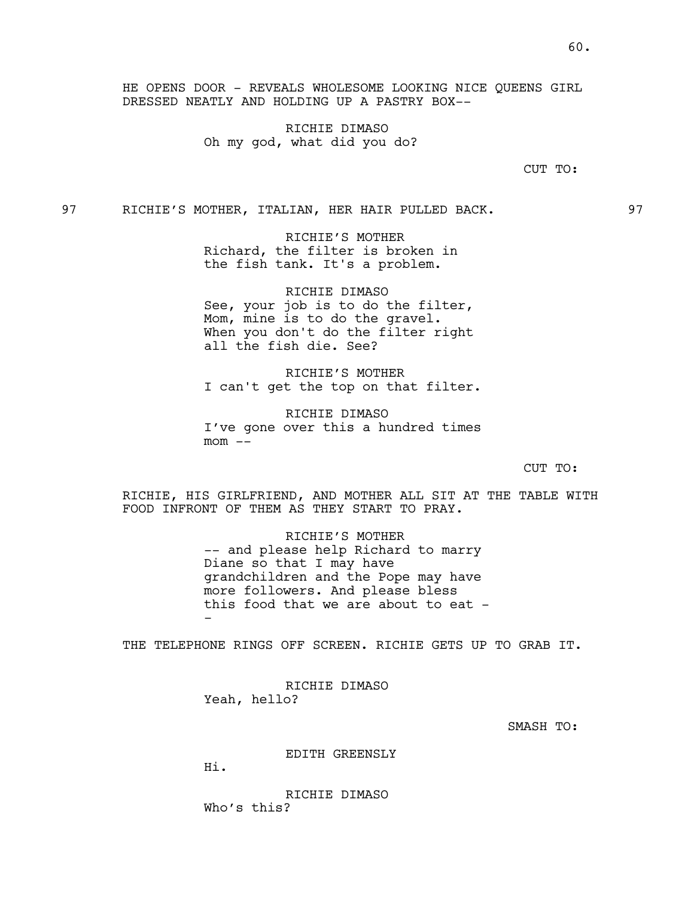HE OPENS DOOR - REVEALS WHOLESOME LOOKING NICE QUEENS GIRL DRESSED NEATLY AND HOLDING UP A PASTRY BOX--

RICHIE DIMASO
Oh my god, what did you do?

CUT TO:

97 RICHIE'S MOTHER, ITALIAN, HER HAIR PULLED BACK. 97

RICHIE'S MOTHER
Richard, the filter is broken in the fish tank. It's a problem.

RICHIE DIMASO
See, your job is to do the filter, Mom, mine is to do the gravel. When you don't do the filter right all the fish die. See?

RICHIE'S MOTHER
I can't get the top on that filter.

RICHIE DIMASO
I've gone over this a hundred times mom --

CUT TO:

RICHIE, HIS GIRLFRIEND, AND MOTHER ALL SIT AT THE TABLE WITH FOOD INFRONT OF THEM AS THEY START TO PRAY.

RICHIE'S MOTHER
-- and please help Richard to marry Diane so that I may have grandchildren and the Pope may have more followers. And please bless this food that we are about to eat --

THE TELEPHONE RINGS OFF SCREEN. RICHIE GETS UP TO GRAB IT.

RICHIE DIMASO
Yeah, hello?

SMASH TO:

EDITH GREENSLY
Hi.

RICHIE DIMASO
Who's this?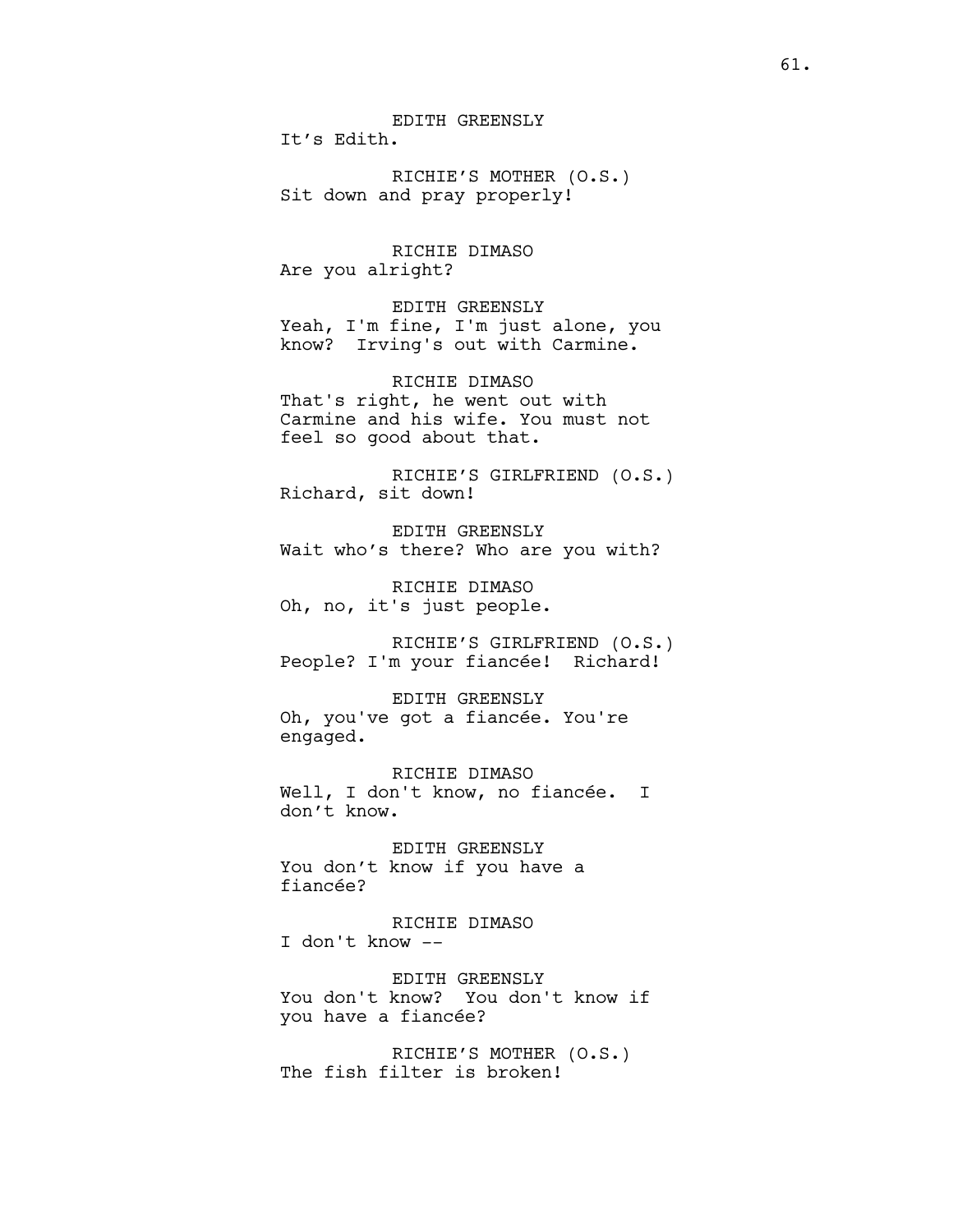EDITH GREENSLY
It’s Edith.

RICHIE’S MOTHER (O.S.)
Sit down and pray properly!

RICHIE DIMASO
Are you alright?

EDITH GREENSLY
Yeah, I'm fine, I'm just alone, you know? Irving's out with Carmine.

RICHIE DIMASO
That's right, he went out with Carmine and his wife. You must not feel so good about that.

RICHIE’S GIRLFRIEND (O.S.)
Richard, sit down!

EDITH GREENSLY
Wait who’s there? Who are you with?

RICHIE DIMASO
Oh, no, it's just people.

RICHIE’S GIRLFRIEND (O.S.)
People? I'm your fiancée! Richard!

EDITH GREENSLY
Oh, you've got a fiancée. You're engaged.

RICHIE DIMASO
Well, I don't know, no fiancée. I don’t know.

EDITH GREENSLY
You don’t know if you have a fiancée?

RICHIE DIMASO
I don't know --

EDITH GREENSLY
You don't know? You don't know if you have a fiancée?

RICHIE’S MOTHER (O.S.)
The fish filter is broken!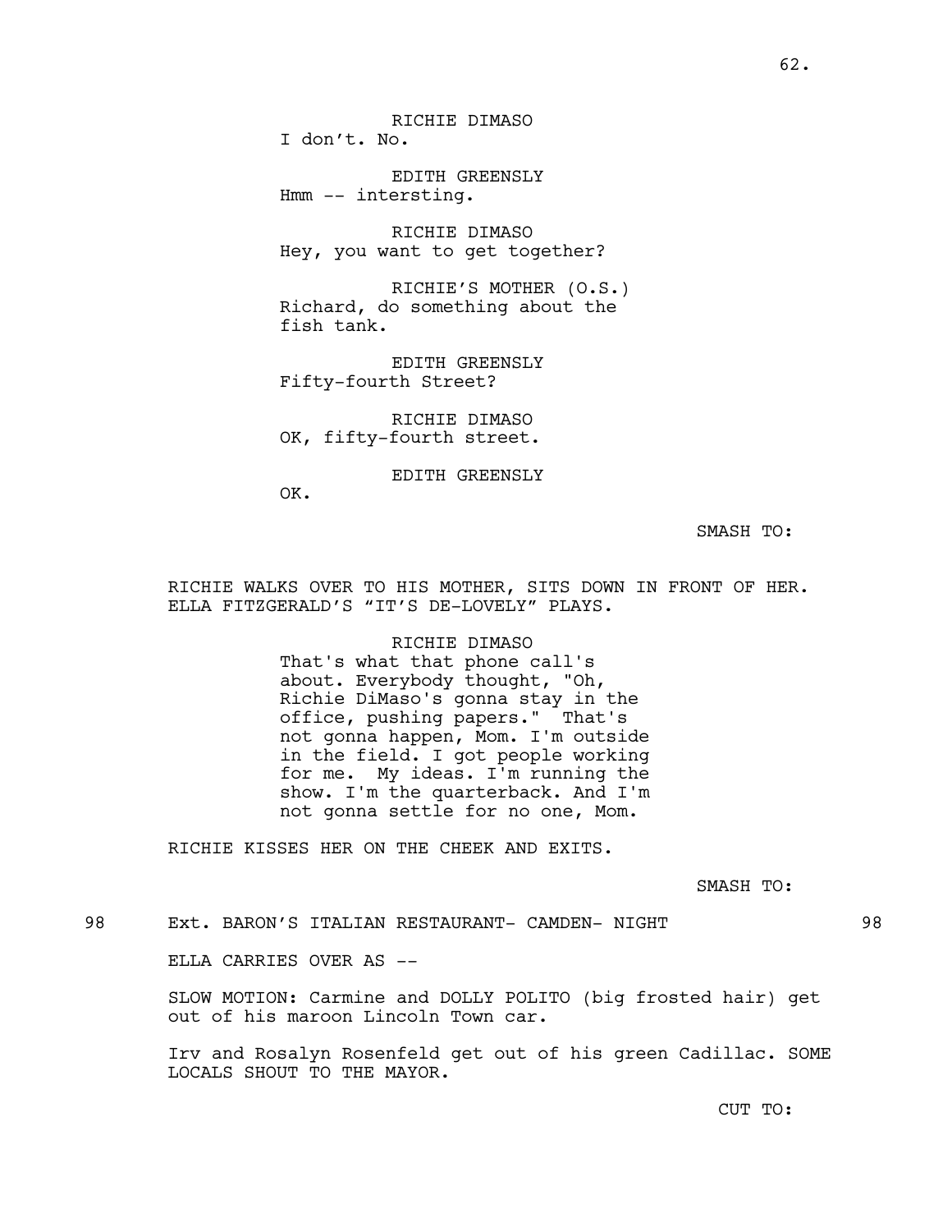RICHIE DIMASO
I don't. No.

EDITH GREENSLY
Hmm -- intersting.

RICHIE DIMASO
Hey, you want to get together?

RICHIE'S MOTHER (O.S.)
Richard, do something about the fish tank.

EDITH GREENSLY
Fifty-fourth Street?

RICHIE DIMASO
OK, fifty-fourth street.

EDITH GREENSLY
OK.

SMASH TO:

RICHIE WALKS OVER TO HIS MOTHER, SITS DOWN IN FRONT OF HER. ELLA FITZGERALD'S "IT'S DE-LOVELY" PLAYS.

RICHIE DIMASO
That's what that phone call's about. Everybody thought, "Oh, Richie DiMaso's gonna stay in the office, pushing papers." That's not gonna happen, Mom. I'm outside in the field. I got people working for me. My ideas. I'm running the show. I'm the quarterback. And I'm not gonna settle for no one, Mom.

RICHIE KISSES HER ON THE CHEEK AND EXITS.

SMASH TO:

98 Ext. BARON'S ITALIAN RESTAURANT- CAMDEN- NIGHT 98

ELLA CARRIES OVER AS --

SLOW MOTION: Carmine and DOLLY POLITO (big frosted hair) get out of his maroon Lincoln Town car.

Irv and Rosalyn Rosenfeld get out of his green Cadillac. SOME LOCALS SHOUT TO THE MAYOR.

CUT TO: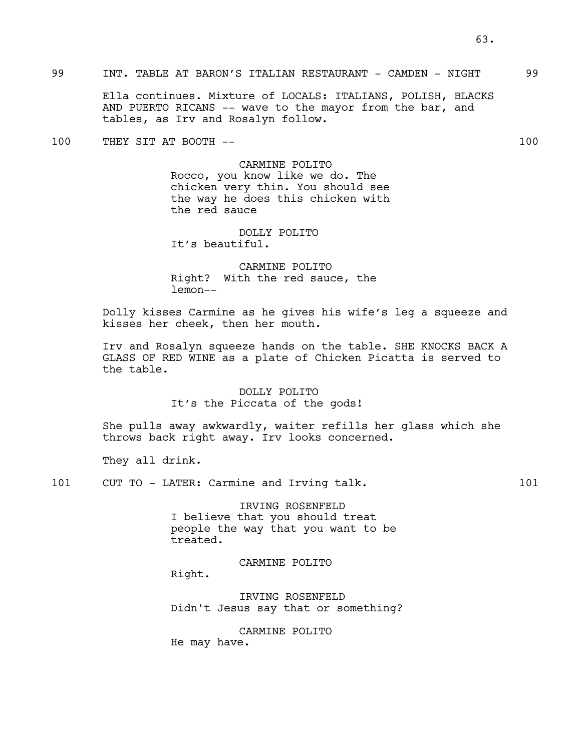99 INT. TABLE AT BARON'S ITALIAN RESTAURANT - CAMDEN - NIGHT 99

Ella continues. Mixture of LOCALS: ITALIANS, POLISH, BLACKS AND PUERTO RICANS -- wave to the mayor from the bar, and tables, as Irv and Rosalyn follow.

100 THEY SIT AT BOOTH -- 100

CARMINE POLITO
Rocco, you know like we do. The chicken very thin. You should see the way he does this chicken with the red sauce

DOLLY POLITO
It's beautiful.

CARMINE POLITO
Right? With the red sauce, the lemon--

Dolly kisses Carmine as he gives his wife's leg a squeeze and kisses her cheek, then her mouth.

Irv and Rosalyn squeeze hands on the table. SHE KNOCKS BACK A GLASS OF RED WINE as a plate of Chicken Picatta is served to the table.

DOLLY POLITO
It's the Piccata of the gods!

She pulls away awkwardly, waiter refills her glass which she throws back right away. Irv looks concerned.

They all drink.

101 CUT TO - LATER: Carmine and Irving talk. 101

IRVING ROSENFELD
I believe that you should treat people the way that you want to be treated.

CARMINE POLITO
Right.

IRVING ROSENFELD
Didn't Jesus say that or something?

CARMINE POLITO
He may have.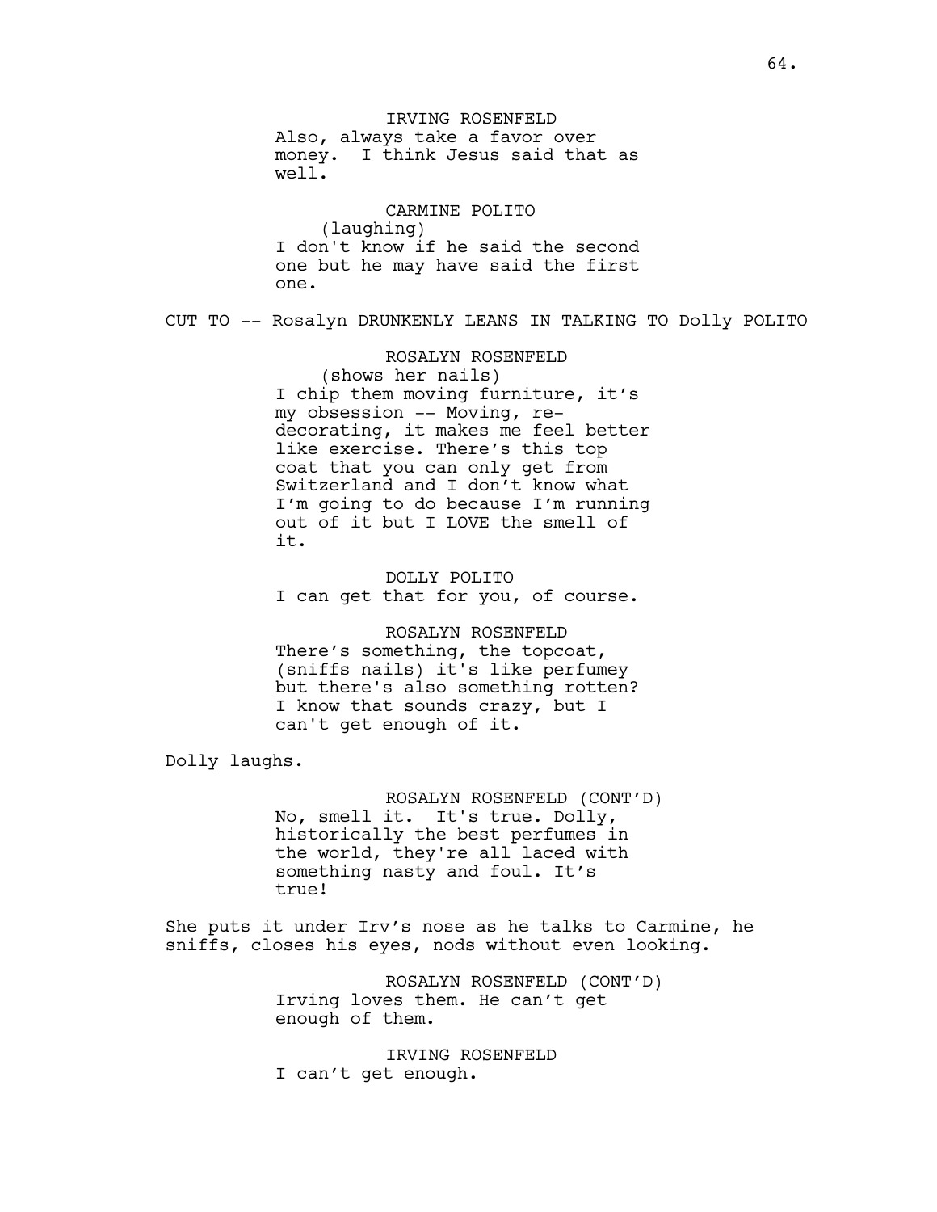IRVING ROSENFELD

Also, always take a favor over money. I think Jesus said that as well.

CARMINE POLITO

(laughing)

I don't know if he said the second one but he may have said the first one.

CUT TO -- Rosalyn DRUNKENLY LEANS IN TALKING TO Dolly POLITO

ROSALYN ROSENFELD

(shows her nails)

I chip them moving furniture, it's my obsession -- Moving, re-decorating, it makes me feel better like exercise. There's this top coat that you can only get from Switzerland and I don't know what I'm going to do because I'm running out of it but I LOVE the smell of it.

DOLLY POLITO

I can get that for you, of course.

ROSALYN ROSENFELD

There's something, the topcoat, (sniffs nails) it's like perfumey but there's also something rotten? I know that sounds crazy, but I can't get enough of it.

Dolly laughs.

ROSALYN ROSENFELD (CONT'D)

No, smell it. It's true. Dolly, historically the best perfumes in the world, they're all laced with something nasty and foul. It's true!

She puts it under Irv's nose as he talks to Carmine, he sniffs, closes his eyes, nods without even looking.

ROSALYN ROSENFELD (CONT'D)

Irving loves them. He can't get enough of them.

IRVING ROSENFELD

I can't get enough.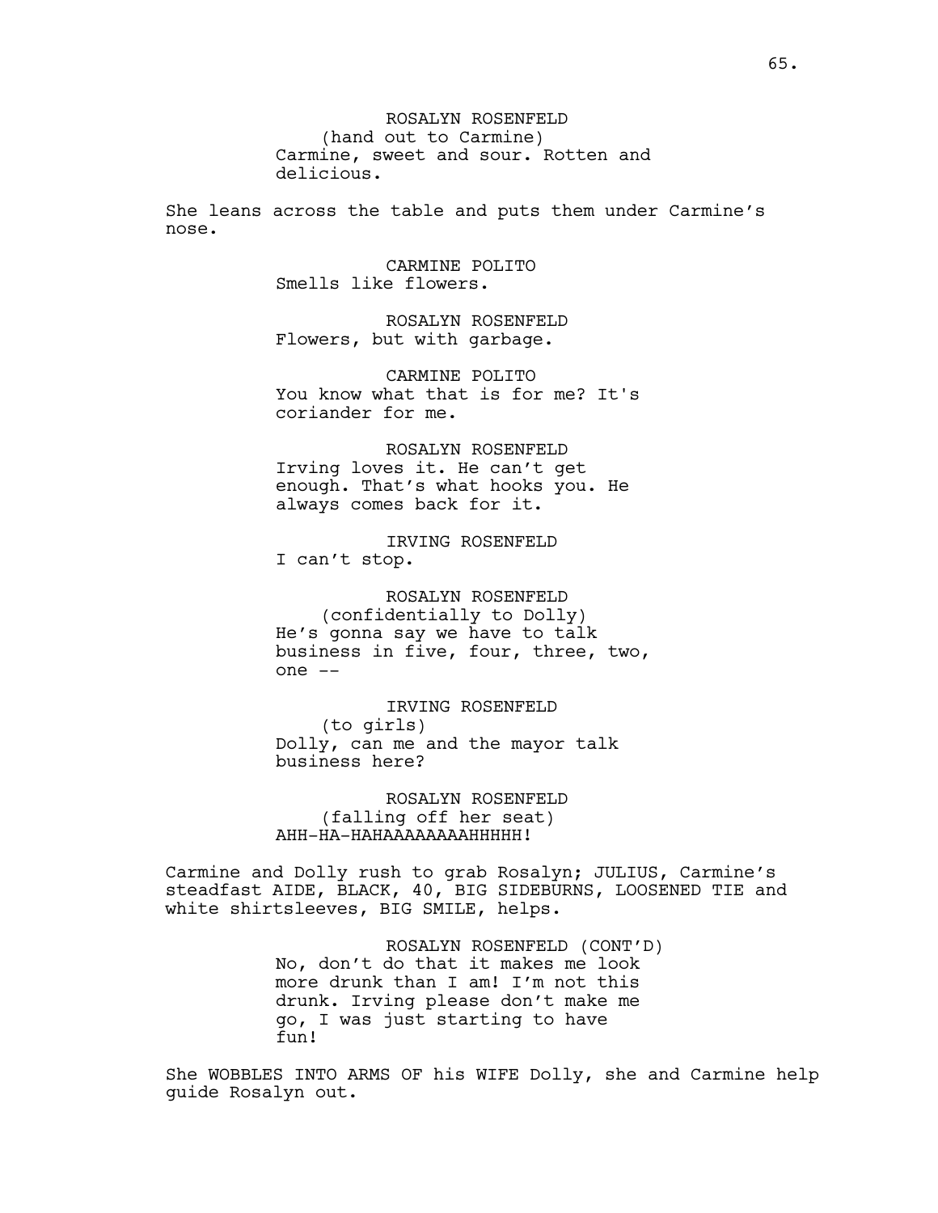ROSALYN ROSENFELD
(hand out to Carmine)
Carmine, sweet and sour. Rotten and delicious.

She leans across the table and puts them under Carmine's nose.

CARMINE POLITO
Smells like flowers.

ROSALYN ROSENFELD
Flowers, but with garbage.

CARMINE POLITO
You know what that is for me? It's coriander for me.

ROSALYN ROSENFELD
Irving loves it. He can't get enough. That's what hooks you. He always comes back for it.

IRVING ROSENFELD
I can't stop.

ROSALYN ROSENFELD
(confidentially to Dolly)
He's gonna say we have to talk business in five, four, three, two, one --

IRVING ROSENFELD
(to girls)
Dolly, can me and the mayor talk business here?

ROSALYN ROSENFELD
(falling off her seat)
AHH-HA-HAHAAAAAAAAHHHHH!

Carmine and Dolly rush to grab Rosalyn; JULIUS, Carmine's steadfast AIDE, BLACK, 40, BIG SIDEBURNS, LOOSENED TIE and white shirtsleeves, BIG SMILE, helps.

ROSALYN ROSENFELD (CONT'D)
No, don't do that it makes me look more drunk than I am! I'm not this drunk. Irving please don't make me go, I was just starting to have fun!

She WOBBLES INTO ARMS OF his WIFE Dolly, she and Carmine help guide Rosalyn out.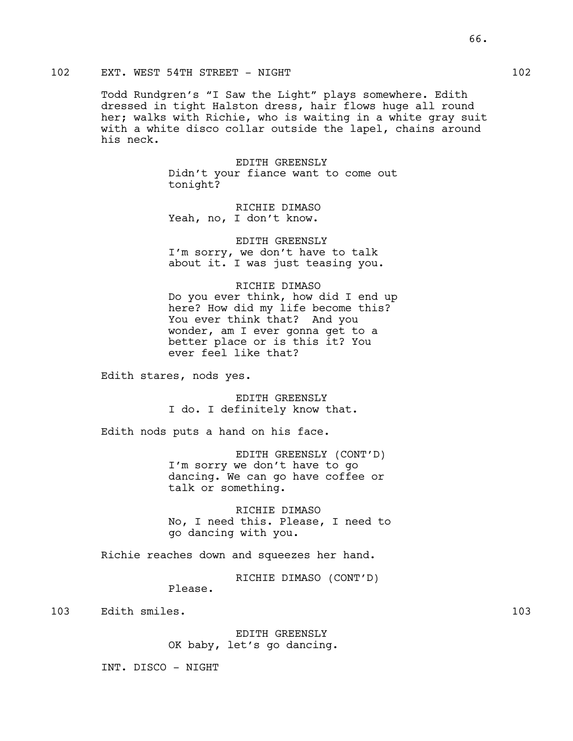102 EXT. WEST 54TH STREET - NIGHT 102

Todd Rundgren's "I Saw the Light" plays somewhere. Edith dressed in tight Halston dress, hair flows huge all round her; walks with Richie, who is waiting in a white gray suit with a white disco collar outside the lapel, chains around his neck.

EDITH GREENSLY
Didn't your fiance want to come out tonight?

RICHIE DIMASO
Yeah, no, I don't know.

EDITH GREENSLY
I'm sorry, we don't have to talk about it. I was just teasing you.

RICHIE DIMASO
Do you ever think, how did I end up here? How did my life become this? You ever think that? And you wonder, am I ever gonna get to a better place or is this it? You ever feel like that?

Edith stares, nods yes.

EDITH GREENSLY
I do. I definitely know that.

Edith nods puts a hand on his face.

EDITH GREENSLY (CONT'D)
I'm sorry we don't have to go dancing. We can go have coffee or talk or something.

RICHIE DIMASO
No, I need this. Please, I need to go dancing with you.

Richie reaches down and squeezes her hand.

RICHIE DIMASO (CONT'D)
Please.

103 Edith smiles. 103

EDITH GREENSLY
OK baby, let's go dancing.

INT. DISCO - NIGHT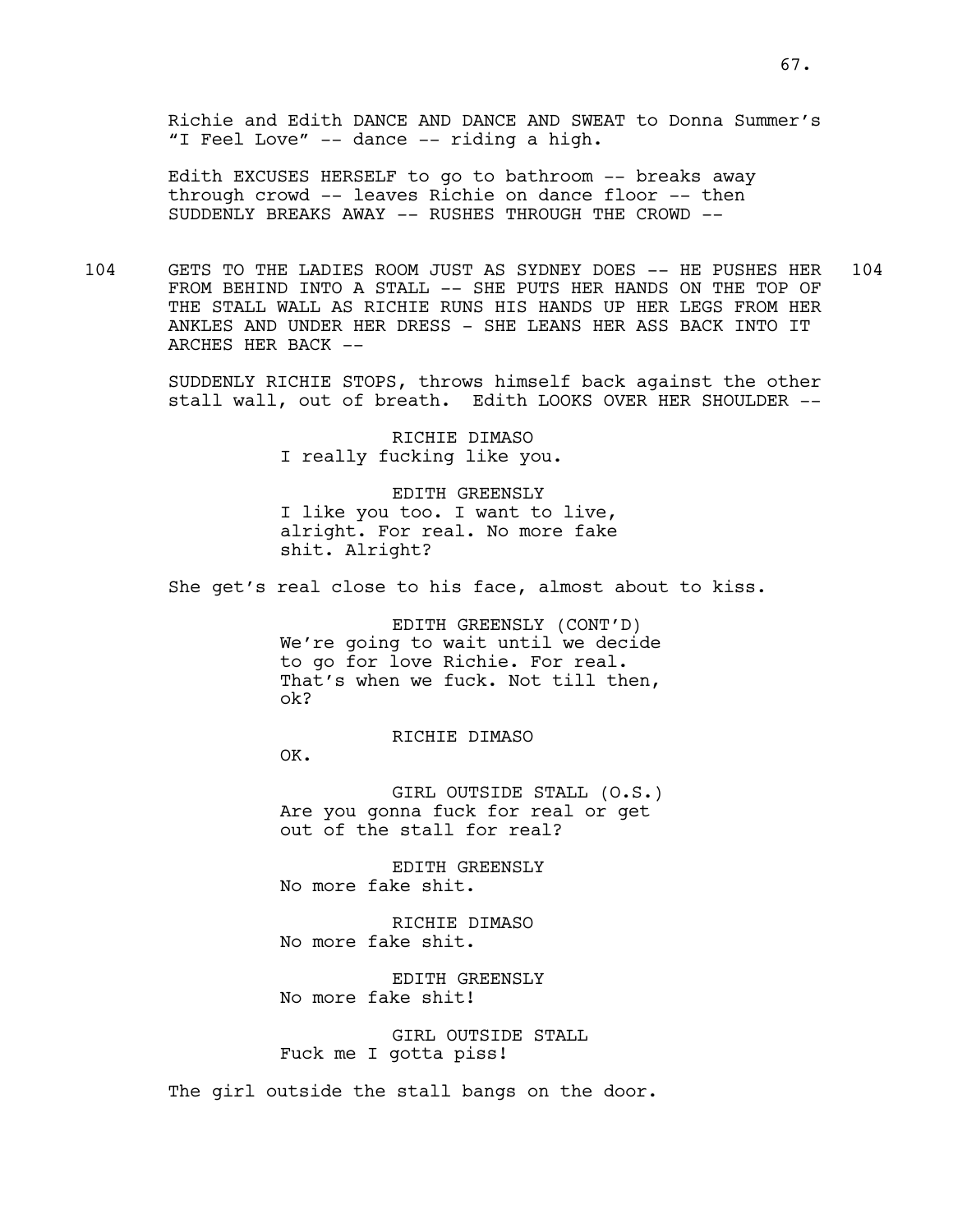Richie and Edith DANCE AND DANCE AND SWEAT to Donna Summer's "I Feel Love" -- dance -- riding a high.

Edith EXCUSES HERSELF to go to bathroom -- breaks away through crowd -- leaves Richie on dance floor -- then SUDDENLY BREAKS AWAY -- RUSHES THROUGH THE CROWD --

104 GETS TO THE LADIES ROOM JUST AS SYDNEY DOES -- HE PUSHES HER FROM BEHIND INTO A STALL -- SHE PUTS HER HANDS ON THE TOP OF THE STALL WALL AS RICHIE RUNS HIS HANDS UP HER LEGS FROM HER ANKLES AND UNDER HER DRESS - SHE LEANS HER ASS BACK INTO IT ARCHES HER BACK -- 104

SUDDENLY RICHIE STOPS, throws himself back against the other stall wall, out of breath. Edith LOOKS OVER HER SHOULDER --

RICHIE DIMASO
I really fucking like you.

EDITH GREENSLY
I like you too. I want to live, alright. For real. No more fake shit. Alright?

She get's real close to his face, almost about to kiss.

EDITH GREENSLY (CONT'D)
We're going to wait until we decide to go for love Richie. For real. That's when we fuck. Not till then, ok?

RICHIE DIMASO
OK.

GIRL OUTSIDE STALL (O.S.)
Are you gonna fuck for real or get out of the stall for real?

EDITH GREENSLY
No more fake shit.

RICHIE DIMASO
No more fake shit.

EDITH GREENSLY
No more fake shit!

GIRL OUTSIDE STALL
Fuck me I gotta piss!

The girl outside the stall bangs on the door.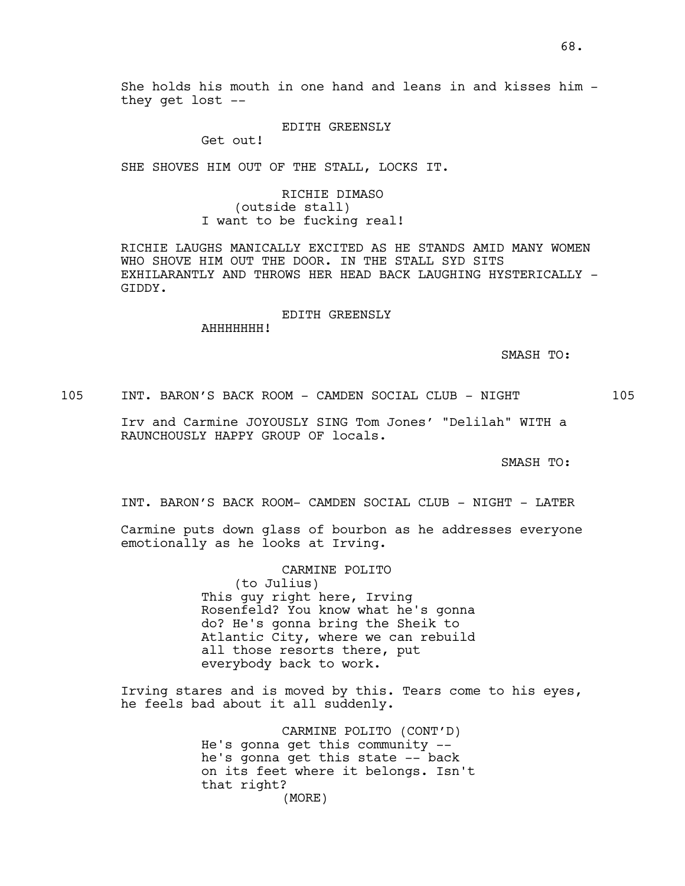She holds his mouth in one hand and leans in and kisses him - they get lost --

EDITH GREENSLY
Get out!

SHE SHOVES HIM OUT OF THE STALL, LOCKS IT.

RICHIE DIMASO
(outside stall)
I want to be fucking real!

RICHIE LAUGHS MANICALLY EXCITED AS HE STANDS AMID MANY WOMEN WHO SHOVE HIM OUT THE DOOR. IN THE STALL SYD SITS EXHILARANTLY AND THROWS HER HEAD BACK LAUGHING HYSTERICALLY - GIDDY.

EDITH GREENSLY
AHHHHHHH!

SMASH TO:

105 INT. BARON'S BACK ROOM - CAMDEN SOCIAL CLUB - NIGHT 105

Irv and Carmine JOYOUSLY SING Tom Jones' "Delilah" WITH a RAUNCHOUSLY HAPPY GROUP OF locals.

SMASH TO:

INT. BARON'S BACK ROOM- CAMDEN SOCIAL CLUB - NIGHT - LATER

Carmine puts down glass of bourbon as he addresses everyone emotionally as he looks at Irving.

CARMINE POLITO
(to Julius)
This guy right here, Irving Rosenfeld? You know what he's gonna do? He's gonna bring the Sheik to Atlantic City, where we can rebuild all those resorts there, put everybody back to work.

Irving stares and is moved by this. Tears come to his eyes, he feels bad about it all suddenly.

CARMINE POLITO (CONT'D)
He's gonna get this community -- he's gonna get this state -- back on its feet where it belongs. Isn't that right?
(MORE)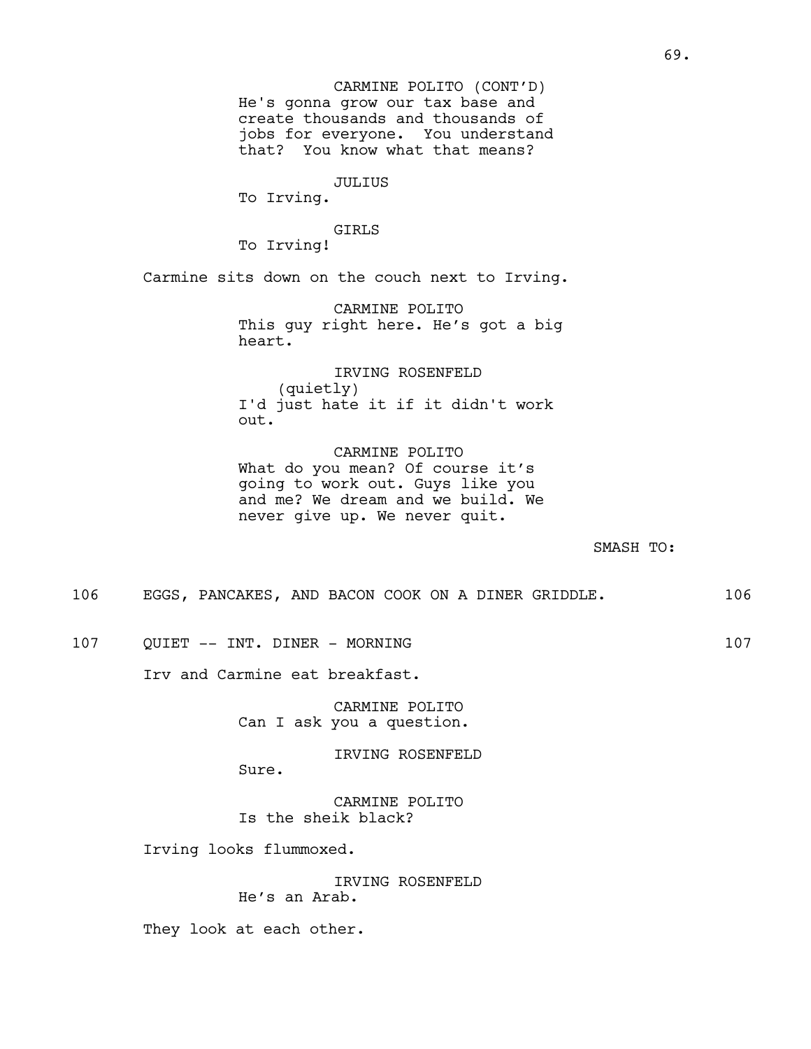CARMINE POLITO (CONT'D)
He's gonna grow our tax base and create thousands and thousands of jobs for everyone.  You understand that?  You know what that means?

JULIUS
To Irving.

GIRLS
To Irving!

Carmine sits down on the couch next to Irving.

CARMINE POLITO
This guy right here. He's got a big heart.

IRVING ROSENFELD
(quietly)
I'd just hate it if it didn't work out.

CARMINE POLITO
What do you mean? Of course it's going to work out. Guys like you and me? We dream and we build. We never give up. We never quit.

SMASH TO:

106 EGGS, PANCAKES, AND BACON COOK ON A DINER GRIDDLE. 106

107 QUIET -- INT. DINER - MORNING 107

Irv and Carmine eat breakfast.

CARMINE POLITO
Can I ask you a question.

IRVING ROSENFELD
Sure.

CARMINE POLITO
Is the sheik black?

Irving looks flummoxed.

IRVING ROSENFELD
He's an Arab.

They look at each other.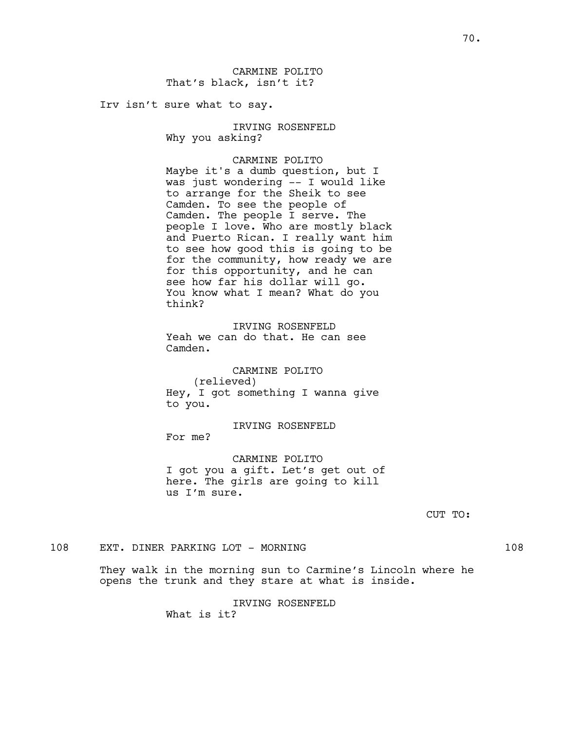CARMINE POLITO
That's black, isn't it?

Irv isn't sure what to say.

IRVING ROSENFELD
Why you asking?

CARMINE POLITO
Maybe it's a dumb question, but I was just wondering -- I would like to arrange for the Sheik to see Camden. To see the people of Camden. The people I serve. The people I love. Who are mostly black and Puerto Rican. I really want him to see how good this is going to be for the community, how ready we are for this opportunity, and he can see how far his dollar will go. You know what I mean? What do you think?

IRVING ROSENFELD
Yeah we can do that. He can see Camden.

CARMINE POLITO
(relieved)
Hey, I got something I wanna give to you.

IRVING ROSENFELD
For me?

CARMINE POLITO
I got you a gift. Let's get out of here. The girls are going to kill us I'm sure.

CUT TO:

108 EXT. DINER PARKING LOT - MORNING 108

They walk in the morning sun to Carmine's Lincoln where he opens the trunk and they stare at what is inside.

IRVING ROSENFELD
What is it?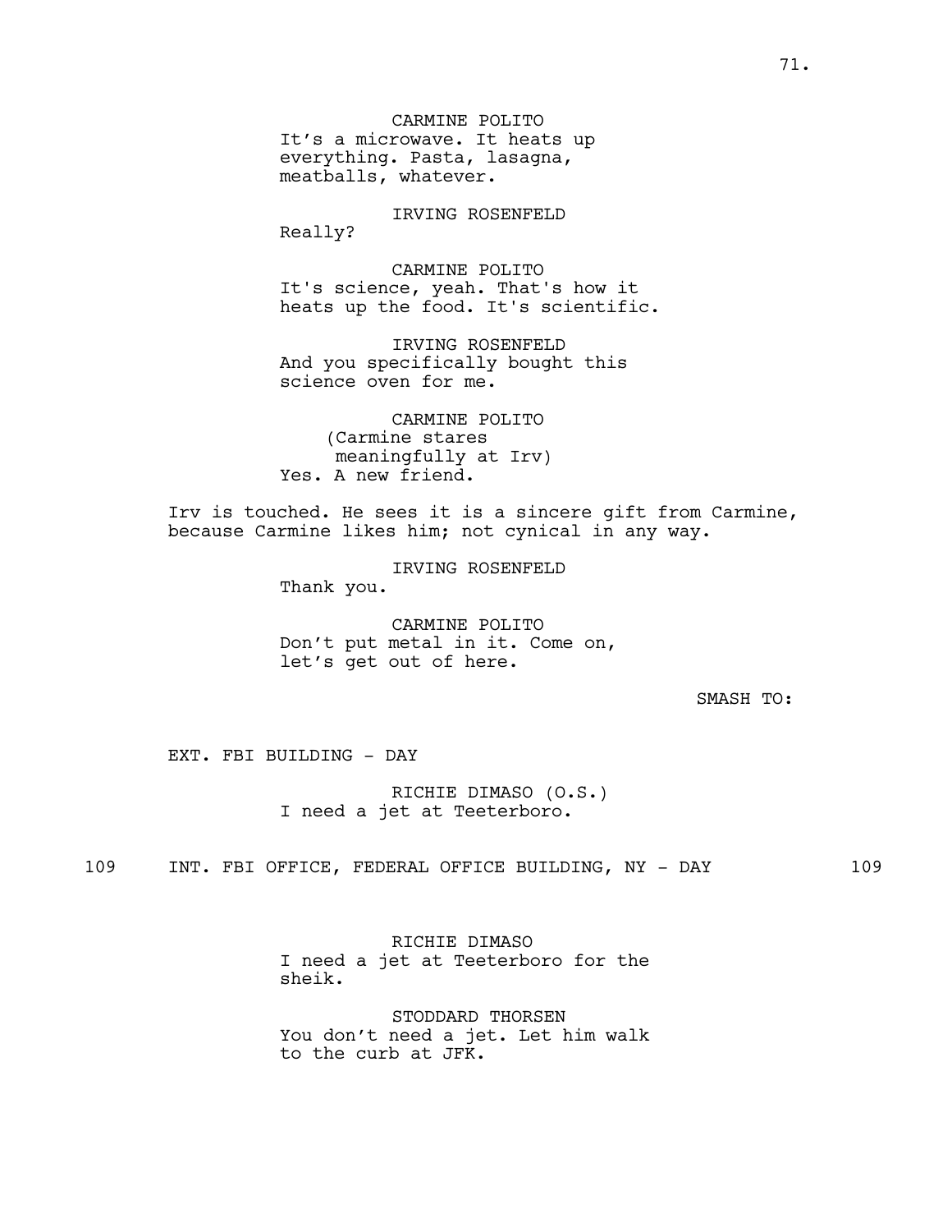CARMINE POLITO
It's a microwave. It heats up everything. Pasta, lasagna, meatballs, whatever.

IRVING ROSENFELD
Really?

CARMINE POLITO
It's science, yeah. That's how it heats up the food. It's scientific.

IRVING ROSENFELD
And you specifically bought this science oven for me.

CARMINE POLITO
(Carmine stares meaningfully at Irv)
Yes. A new friend.

Irv is touched. He sees it is a sincere gift from Carmine, because Carmine likes him; not cynical in any way.

IRVING ROSENFELD
Thank you.

CARMINE POLITO
Don't put metal in it. Come on, let's get out of here.

SMASH TO:

EXT. FBI BUILDING - DAY

RICHIE DIMASO (O.S.)
I need a jet at Teeterboro.

109 INT. FBI OFFICE, FEDERAL OFFICE BUILDING, NY - DAY 109

RICHIE DIMASO
I need a jet at Teeterboro for the sheik.

STODDARD THORSEN
You don't need a jet. Let him walk to the curb at JFK.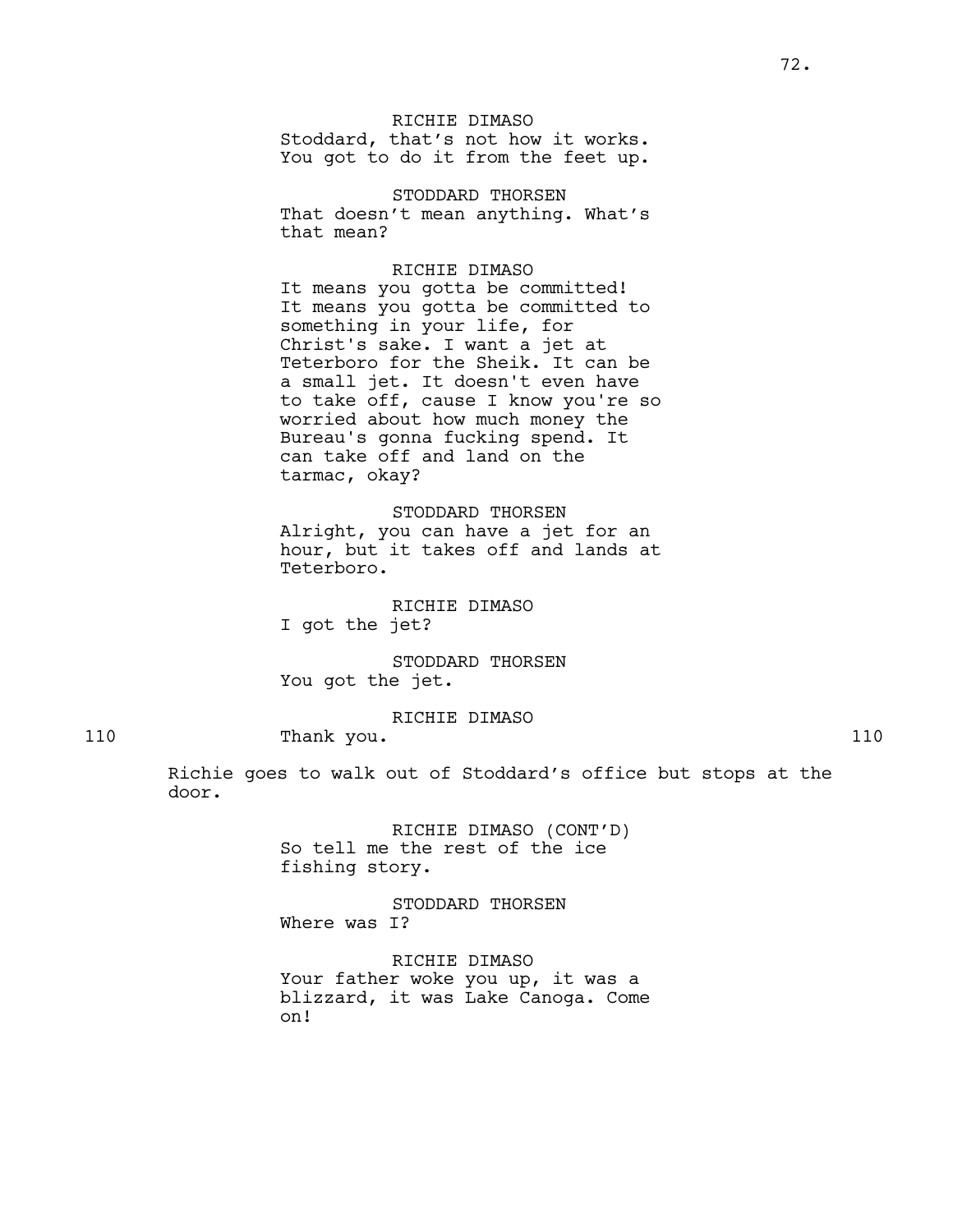RICHIE DIMASO
Stoddard, that's not how it works. You got to do it from the feet up.

STODDARD THORSEN
That doesn't mean anything. What's that mean?

RICHIE DIMASO
It means you gotta be committed! It means you gotta be committed to something in your life, for Christ's sake. I want a jet at Teterboro for the Sheik. It can be a small jet. It doesn't even have to take off, cause I know you're so worried about how much money the Bureau's gonna fucking spend. It can take off and land on the tarmac, okay?

STODDARD THORSEN
Alright, you can have a jet for an hour, but it takes off and lands at Teterboro.

RICHIE DIMASO
I got the jet?

STODDARD THORSEN
You got the jet.

110 RICHIE DIMASO
Thank you. 110

Richie goes to walk out of Stoddard's office but stops at the door.

RICHIE DIMASO (CONT'D)
So tell me the rest of the ice fishing story.

STODDARD THORSEN
Where was I?

RICHIE DIMASO
Your father woke you up, it was a blizzard, it was Lake Canoga. Come on!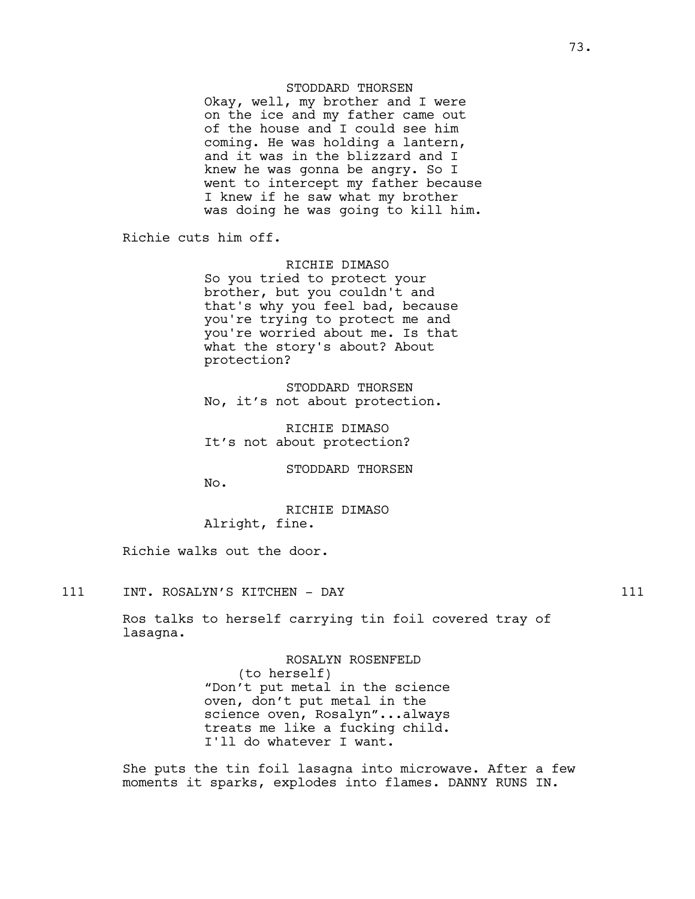STODDARD THORSEN
Okay, well, my brother and I were on the ice and my father came out of the house and I could see him coming. He was holding a lantern, and it was in the blizzard and I knew he was gonna be angry. So I went to intercept my father because I knew if he saw what my brother was doing he was going to kill him.

Richie cuts him off.

RICHIE DIMASO
So you tried to protect your brother, but you couldn't and that's why you feel bad, because you're trying to protect me and you're worried about me. Is that what the story's about? About protection?

STODDARD THORSEN
No, it’s not about protection.

RICHIE DIMASO
It’s not about protection?

STODDARD THORSEN
No.

RICHIE DIMASO
Alright, fine.

Richie walks out the door.

111 INT. ROSALYN’S KITCHEN - DAY 111

Ros talks to herself carrying tin foil covered tray of lasagna.

ROSALYN ROSENFELD
(to herself)
“Don’t put metal in the science oven, don’t put metal in the science oven, Rosalyn”...always treats me like a fucking child. I'll do whatever I want.

She puts the tin foil lasagna into microwave. After a few moments it sparks, explodes into flames. DANNY RUNS IN.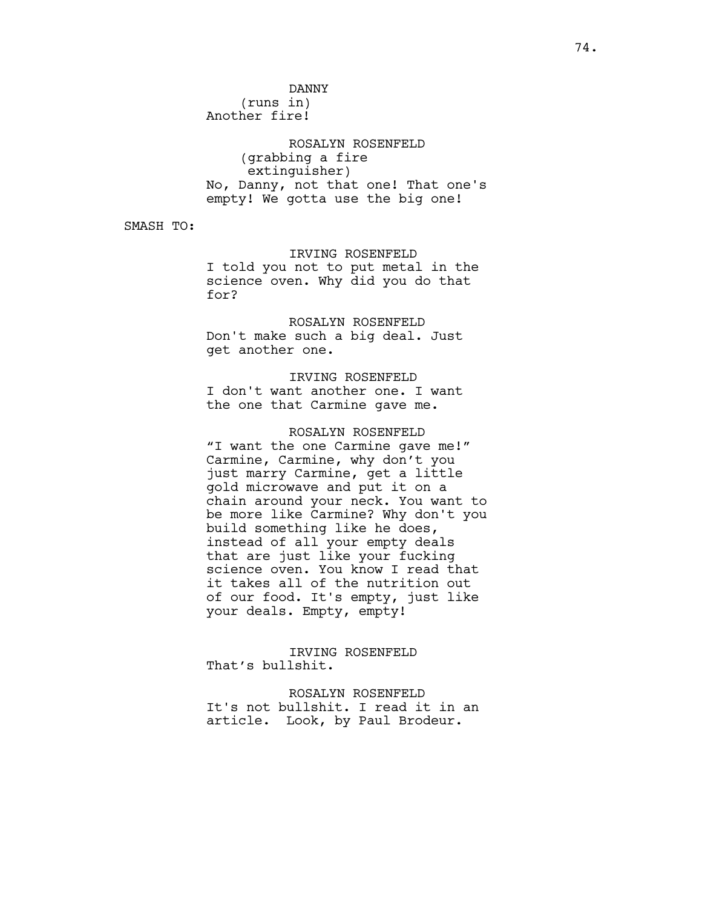DANNY
(runs in)
Another fire!

ROSALYN ROSENFELD
(grabbing a fire extinguisher)
No, Danny, not that one! That one's empty! We gotta use the big one!

SMASH TO:

IRVING ROSENFELD
I told you not to put metal in the science oven. Why did you do that for?

ROSALYN ROSENFELD
Don't make such a big deal. Just get another one.

IRVING ROSENFELD
I don't want another one. I want the one that Carmine gave me.

ROSALYN ROSENFELD
"I want the one Carmine gave me!" Carmine, Carmine, why don't you just marry Carmine, get a little gold microwave and put it on a chain around your neck. You want to be more like Carmine? Why don't you build something like he does, instead of all your empty deals that are just like your fucking science oven. You know I read that it takes all of the nutrition out of our food. It's empty, just like your deals. Empty, empty!

IRVING ROSENFELD
That's bullshit.

ROSALYN ROSENFELD
It's not bullshit. I read it in an article. Look, by Paul Brodeur.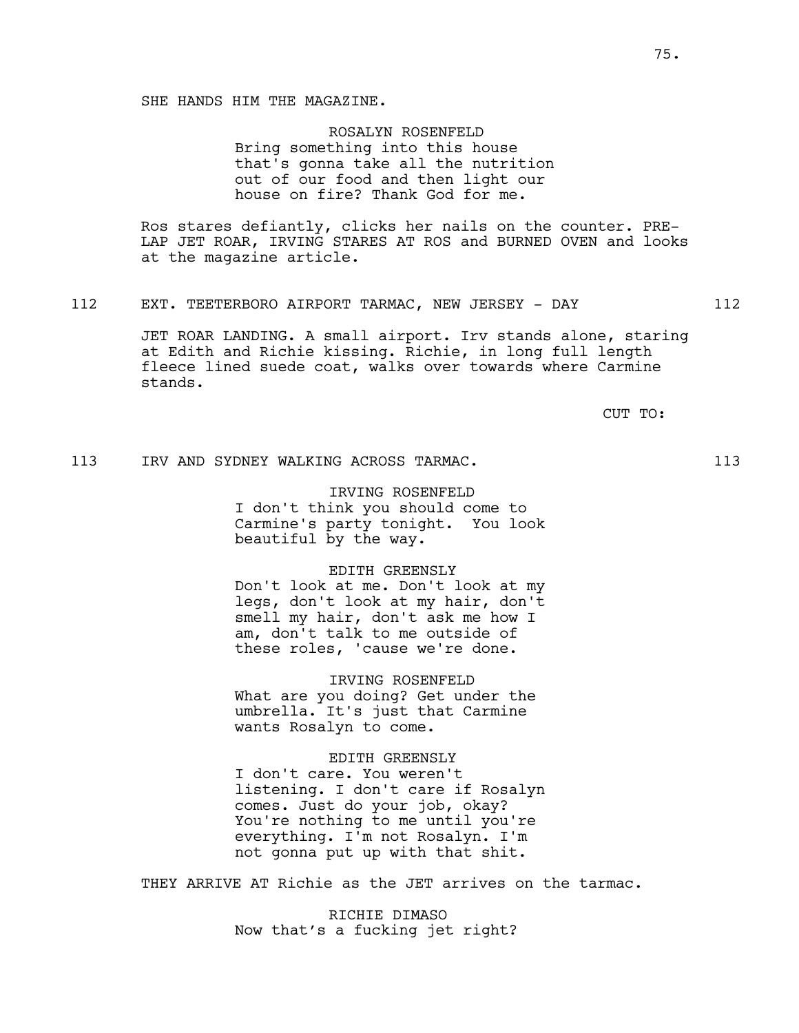SHE HANDS HIM THE MAGAZINE.

ROSALYN ROSENFELD
Bring something into this house that's gonna take all the nutrition out of our food and then light our house on fire? Thank God for me.

Ros stares defiantly, clicks her nails on the counter. PRE-LAP JET ROAR, IRVING STARES AT ROS and BURNED OVEN and looks at the magazine article.

112 EXT. TEETERBORO AIRPORT TARMAC, NEW JERSEY - DAY 112

JET ROAR LANDING. A small airport. Irv stands alone, staring at Edith and Richie kissing. Richie, in long full length fleece lined suede coat, walks over towards where Carmine stands.

CUT TO:

113 IRV AND SYDNEY WALKING ACROSS TARMAC. 113

IRVING ROSENFELD
I don't think you should come to Carmine's party tonight. You look beautiful by the way.

EDITH GREENSLY
Don't look at me. Don't look at my legs, don't look at my hair, don't smell my hair, don't ask me how I am, don't talk to me outside of these roles, 'cause we're done.

IRVING ROSENFELD
What are you doing? Get under the umbrella. It's just that Carmine wants Rosalyn to come.

EDITH GREENSLY
I don't care. You weren't listening. I don't care if Rosalyn comes. Just do your job, okay? You're nothing to me until you're everything. I'm not Rosalyn. I'm not gonna put up with that shit.

THEY ARRIVE AT Richie as the JET arrives on the tarmac.

RICHIE DIMASO
Now that's a fucking jet right?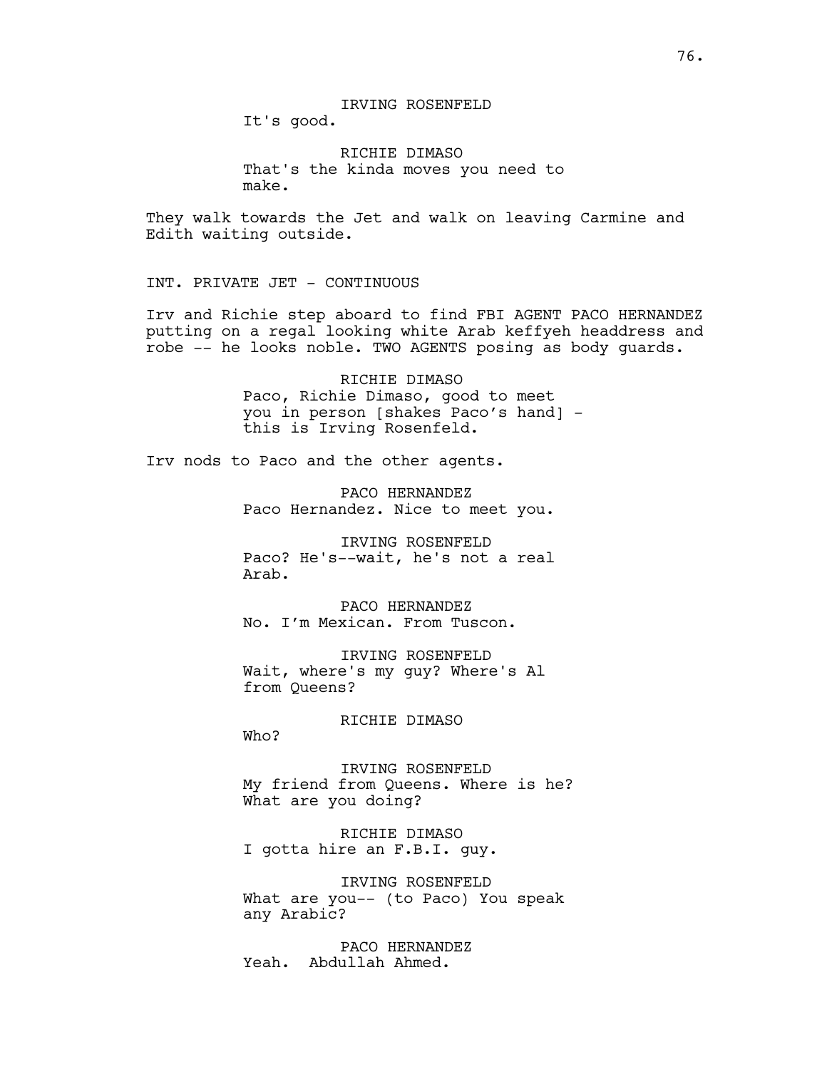IRVING ROSENFELD
It's good.

RICHIE DIMASO
That's the kinda moves you need to make.

They walk towards the Jet and walk on leaving Carmine and Edith waiting outside.

INT. PRIVATE JET - CONTINUOUS

Irv and Richie step aboard to find FBI AGENT PACO HERNANDEZ putting on a regal looking white Arab keffyeh headdress and robe -- he looks noble. TWO AGENTS posing as body guards.

RICHIE DIMASO
Paco, Richie Dimaso, good to meet you in person [shakes Paco's hand] - this is Irving Rosenfeld.

Irv nods to Paco and the other agents.

PACO HERNANDEZ
Paco Hernandez. Nice to meet you.

IRVING ROSENFELD
Paco? He's--wait, he's not a real Arab.

PACO HERNANDEZ
No. I'm Mexican. From Tuscon.

IRVING ROSENFELD
Wait, where's my guy? Where's Al from Queens?

RICHIE DIMASO
Who?

IRVING ROSENFELD
My friend from Queens. Where is he? What are you doing?

RICHIE DIMASO
I gotta hire an F.B.I. guy.

IRVING ROSENFELD
What are you-- (to Paco) You speak any Arabic?

PACO HERNANDEZ
Yeah. Abdullah Ahmed.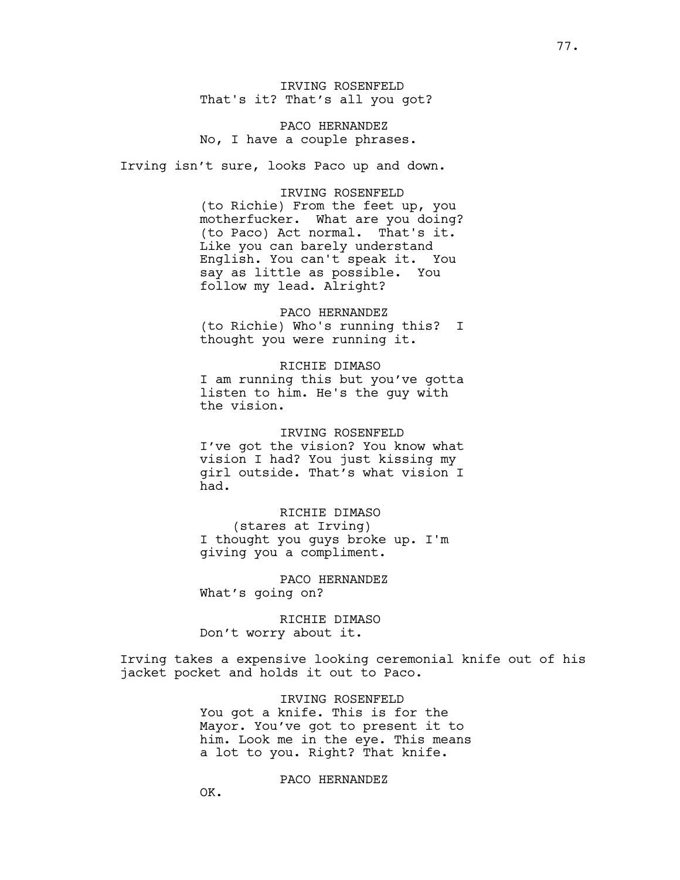IRVING ROSENFELD
That's it? That's all you got?

PACO HERNANDEZ
No, I have a couple phrases.

Irving isn't sure, looks Paco up and down.

IRVING ROSENFELD
(to Richie) From the feet up, you motherfucker. What are you doing? (to Paco) Act normal. That's it. Like you can barely understand English. You can't speak it. You say as little as possible. You follow my lead. Alright?

PACO HERNANDEZ
(to Richie) Who's running this? I thought you were running it.

RICHIE DIMASO
I am running this but you've gotta listen to him. He's the guy with the vision.

IRVING ROSENFELD
I've got the vision? You know what vision I had? You just kissing my girl outside. That's what vision I had.

RICHIE DIMASO
(stares at Irving)
I thought you guys broke up. I'm giving you a compliment.

PACO HERNANDEZ
What's going on?

RICHIE DIMASO
Don't worry about it.

Irving takes a expensive looking ceremonial knife out of his jacket pocket and holds it out to Paco.

IRVING ROSENFELD
You got a knife. This is for the Mayor. You've got to present it to him. Look me in the eye. This means a lot to you. Right? That knife.

PACO HERNANDEZ
OK.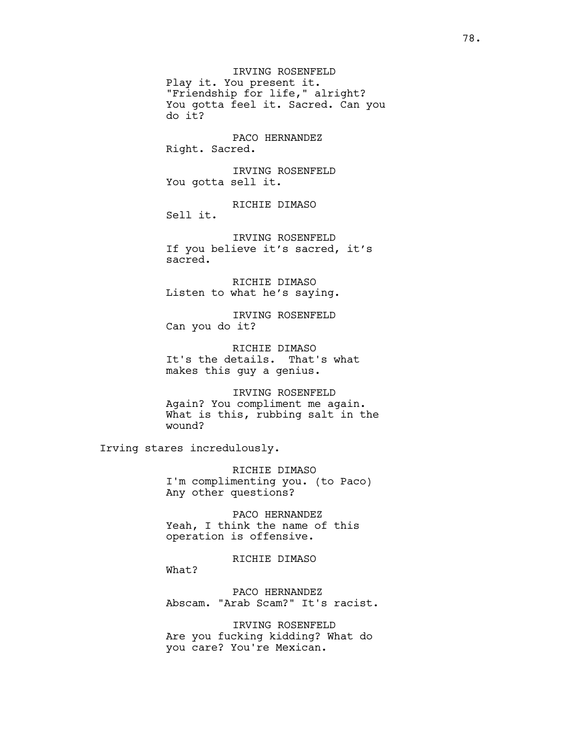IRVING ROSENFELD
Play it. You present it. "Friendship for life," alright? You gotta feel it. Sacred. Can you do it?

PACO HERNANDEZ
Right. Sacred.

IRVING ROSENFELD
You gotta sell it.

RICHIE DIMASO
Sell it.

IRVING ROSENFELD
If you believe it's sacred, it's sacred.

RICHIE DIMASO
Listen to what he's saying.

IRVING ROSENFELD
Can you do it?

RICHIE DIMASO
It's the details. That's what makes this guy a genius.

IRVING ROSENFELD
Again? You compliment me again. What is this, rubbing salt in the wound?

Irving stares incredulously.

RICHIE DIMASO
I'm complimenting you. (to Paco) Any other questions?

PACO HERNANDEZ
Yeah, I think the name of this operation is offensive.

RICHIE DIMASO
What?

PACO HERNANDEZ
Abscam. "Arab Scam?" It's racist.

IRVING ROSENFELD
Are you fucking kidding? What do you care? You're Mexican.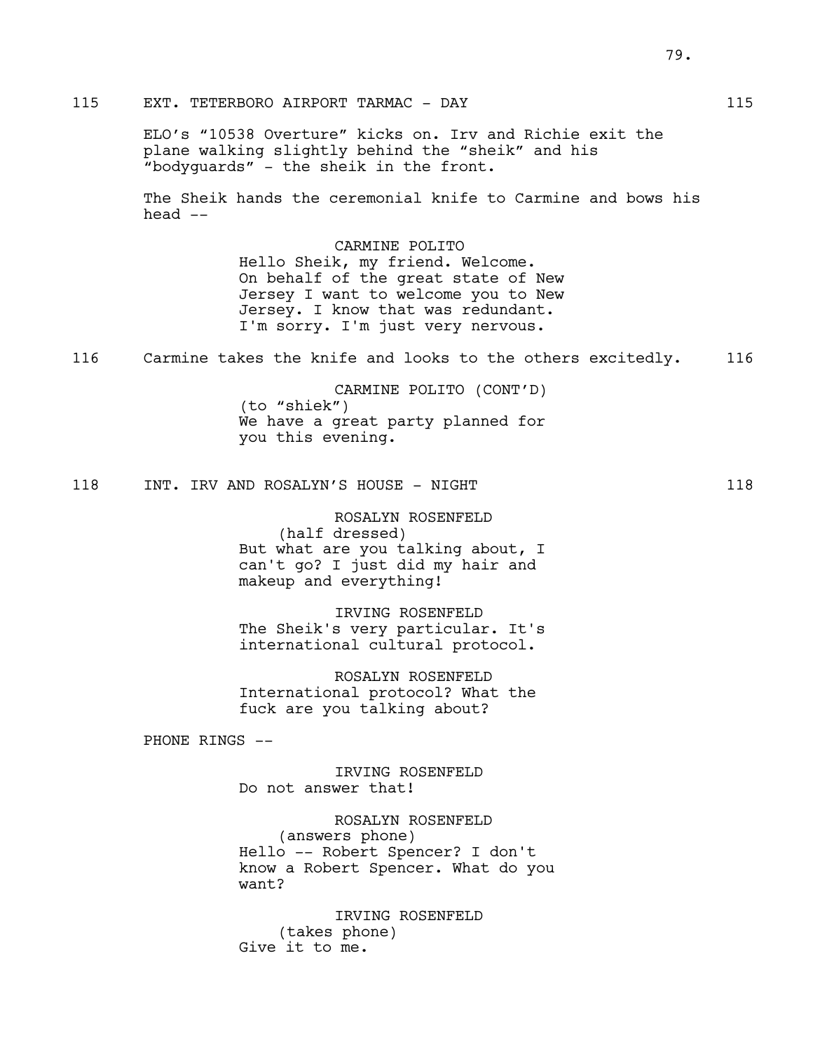115 EXT. TETERBORO AIRPORT TARMAC - DAY 115

ELO's "10538 Overture" kicks on. Irv and Richie exit the plane walking slightly behind the "sheik" and his "bodyguards" - the sheik in the front.

The Sheik hands the ceremonial knife to Carmine and bows his head --

CARMINE POLITO
Hello Sheik, my friend. Welcome. On behalf of the great state of New Jersey I want to welcome you to New Jersey. I know that was redundant. I'm sorry. I'm just very nervous.

116 Carmine takes the knife and looks to the others excitedly. 116

CARMINE POLITO (CONT'D)
(to "shiek")
We have a great party planned for you this evening.

118 INT. IRV AND ROSALYN'S HOUSE - NIGHT 118

ROSALYN ROSENFELD
(half dressed)
But what are you talking about, I can't go? I just did my hair and makeup and everything!

IRVING ROSENFELD
The Sheik's very particular. It's international cultural protocol.

ROSALYN ROSENFELD
International protocol? What the fuck are you talking about?

PHONE RINGS --

IRVING ROSENFELD
Do not answer that!

ROSALYN ROSENFELD
(answers phone)
Hello -- Robert Spencer? I don't know a Robert Spencer. What do you want?

IRVING ROSENFELD
(takes phone)
Give it to me.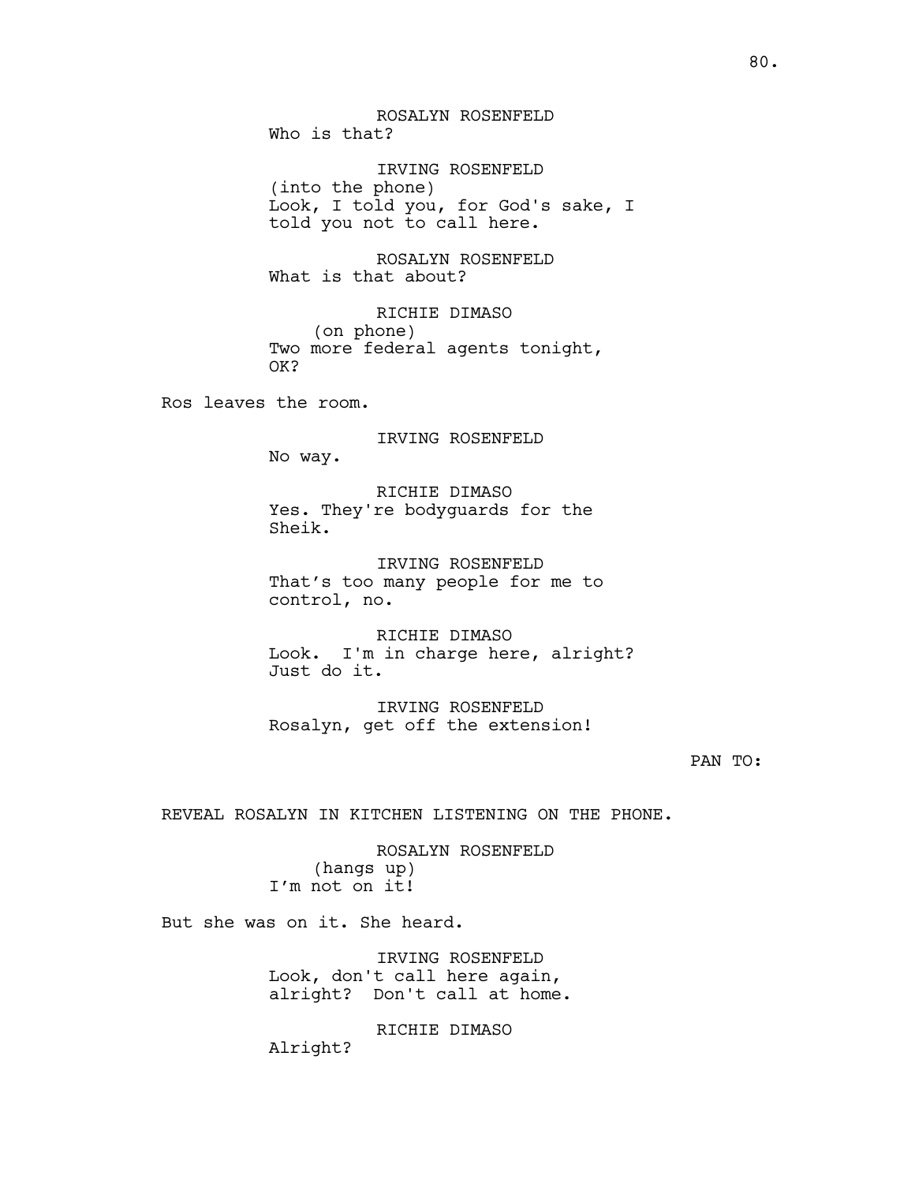ROSALYN ROSENFELD
Who is that?

IRVING ROSENFELD
(into the phone)
Look, I told you, for God's sake, I told you not to call here.

ROSALYN ROSENFELD
What is that about?

RICHIE DIMASO
(on phone)
Two more federal agents tonight, OK?

Ros leaves the room.

IRVING ROSENFELD
No way.

RICHIE DIMASO
Yes. They're bodyguards for the Sheik.

IRVING ROSENFELD
That's too many people for me to control, no.

RICHIE DIMASO
Look. I'm in charge here, alright? Just do it.

IRVING ROSENFELD
Rosalyn, get off the extension!

PAN TO:

REVEAL ROSALYN IN KITCHEN LISTENING ON THE PHONE.

ROSALYN ROSENFELD
(hangs up)
I'm not on it!

But she was on it. She heard.

IRVING ROSENFELD
Look, don't call here again, alright? Don't call at home.

RICHIE DIMASO
Alright?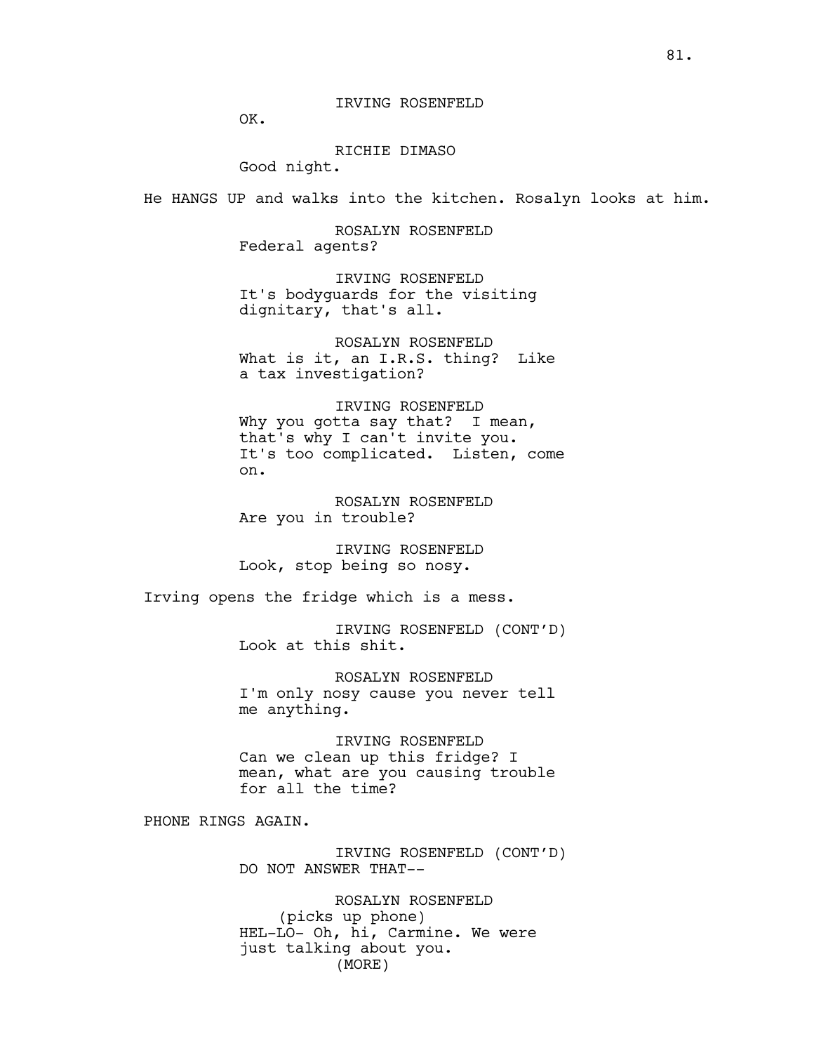IRVING ROSENFELD

OK.

RICHIE DIMASO

Good night.

He HANGS UP and walks into the kitchen. Rosalyn looks at him.

ROSALYN ROSENFELD

Federal agents?

IRVING ROSENFELD

It's bodyguards for the visiting dignitary, that's all.

ROSALYN ROSENFELD

What is it, an I.R.S. thing? Like a tax investigation?

IRVING ROSENFELD

Why you gotta say that? I mean, that's why I can't invite you. It's too complicated. Listen, come on.

ROSALYN ROSENFELD

Are you in trouble?

IRVING ROSENFELD

Look, stop being so nosy.

Irving opens the fridge which is a mess.

IRVING ROSENFELD (CONT'D)

Look at this shit.

ROSALYN ROSENFELD

I'm only nosy cause you never tell me anything.

IRVING ROSENFELD

Can we clean up this fridge? I mean, what are you causing trouble for all the time?

PHONE RINGS AGAIN.

IRVING ROSENFELD (CONT'D)

DO NOT ANSWER THAT--

ROSALYN ROSENFELD

(picks up phone)

HEL-LO- Oh, hi, Carmine. We were just talking about you.

(MORE)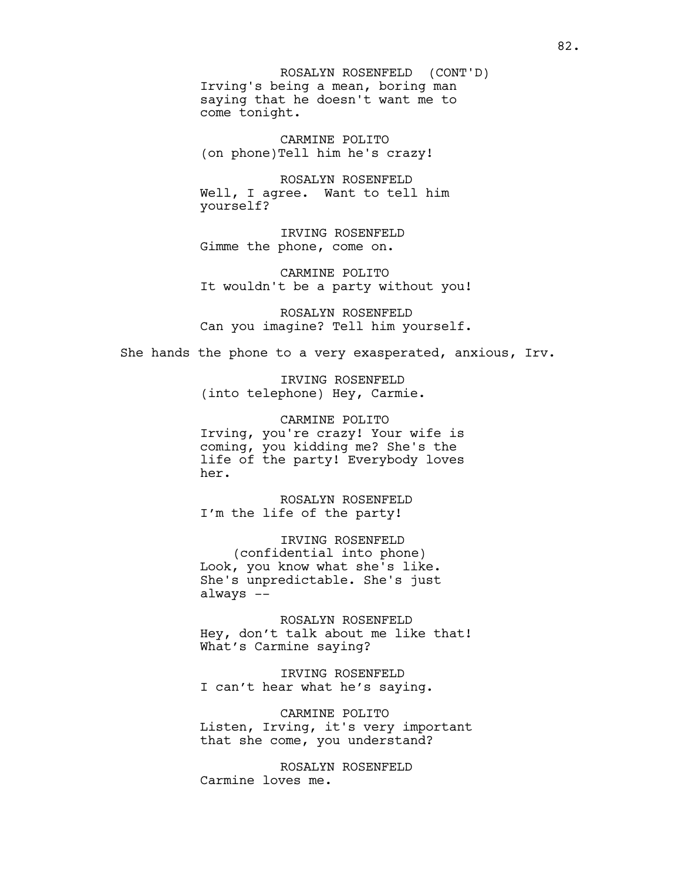ROSALYN ROSENFELD (CONT'D)
Irving's being a mean, boring man saying that he doesn't want me to come tonight.

CARMINE POLITO
(on phone)Tell him he's crazy!

ROSALYN ROSENFELD
Well, I agree. Want to tell him yourself?

IRVING ROSENFELD
Gimme the phone, come on.

CARMINE POLITO
It wouldn't be a party without you!

ROSALYN ROSENFELD
Can you imagine? Tell him yourself.

She hands the phone to a very exasperated, anxious, Irv.

IRVING ROSENFELD
(into telephone) Hey, Carmie.

CARMINE POLITO
Irving, you're crazy! Your wife is coming, you kidding me? She's the life of the party! Everybody loves her.

ROSALYN ROSENFELD
I'm the life of the party!

IRVING ROSENFELD
(confidential into phone)
Look, you know what she's like. She's unpredictable. She's just always --

ROSALYN ROSENFELD
Hey, don't talk about me like that! What's Carmine saying?

IRVING ROSENFELD
I can't hear what he's saying.

CARMINE POLITO
Listen, Irving, it's very important that she come, you understand?

ROSALYN ROSENFELD
Carmine loves me.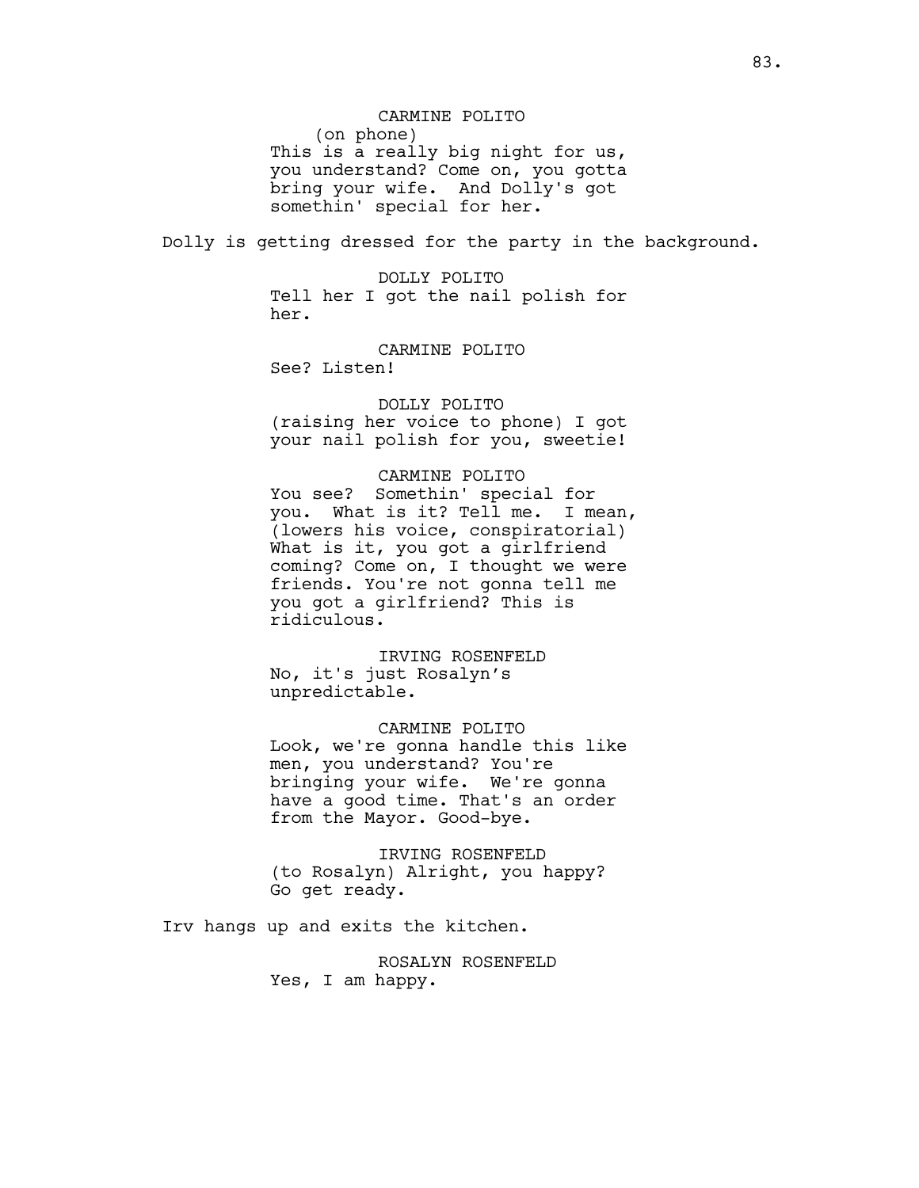CARMINE POLITO
(on phone)
This is a really big night for us, you understand? Come on, you gotta bring your wife. And Dolly's got somethin' special for her.

Dolly is getting dressed for the party in the background.

DOLLY POLITO
Tell her I got the nail polish for her.

CARMINE POLITO
See? Listen!

DOLLY POLITO
(raising her voice to phone) I got your nail polish for you, sweetie!

CARMINE POLITO
You see? Somethin' special for you. What is it? Tell me. I mean,
(lowers his voice, conspiratorial)
What is it, you got a girlfriend coming? Come on, I thought we were friends. You're not gonna tell me you got a girlfriend? This is ridiculous.

IRVING ROSENFELD
No, it's just Rosalyn's unpredictable.

CARMINE POLITO
Look, we're gonna handle this like men, you understand? You're bringing your wife. We're gonna have a good time. That's an order from the Mayor. Good-bye.

IRVING ROSENFELD
(to Rosalyn) Alright, you happy? Go get ready.

Irv hangs up and exits the kitchen.

ROSALYN ROSENFELD
Yes, I am happy.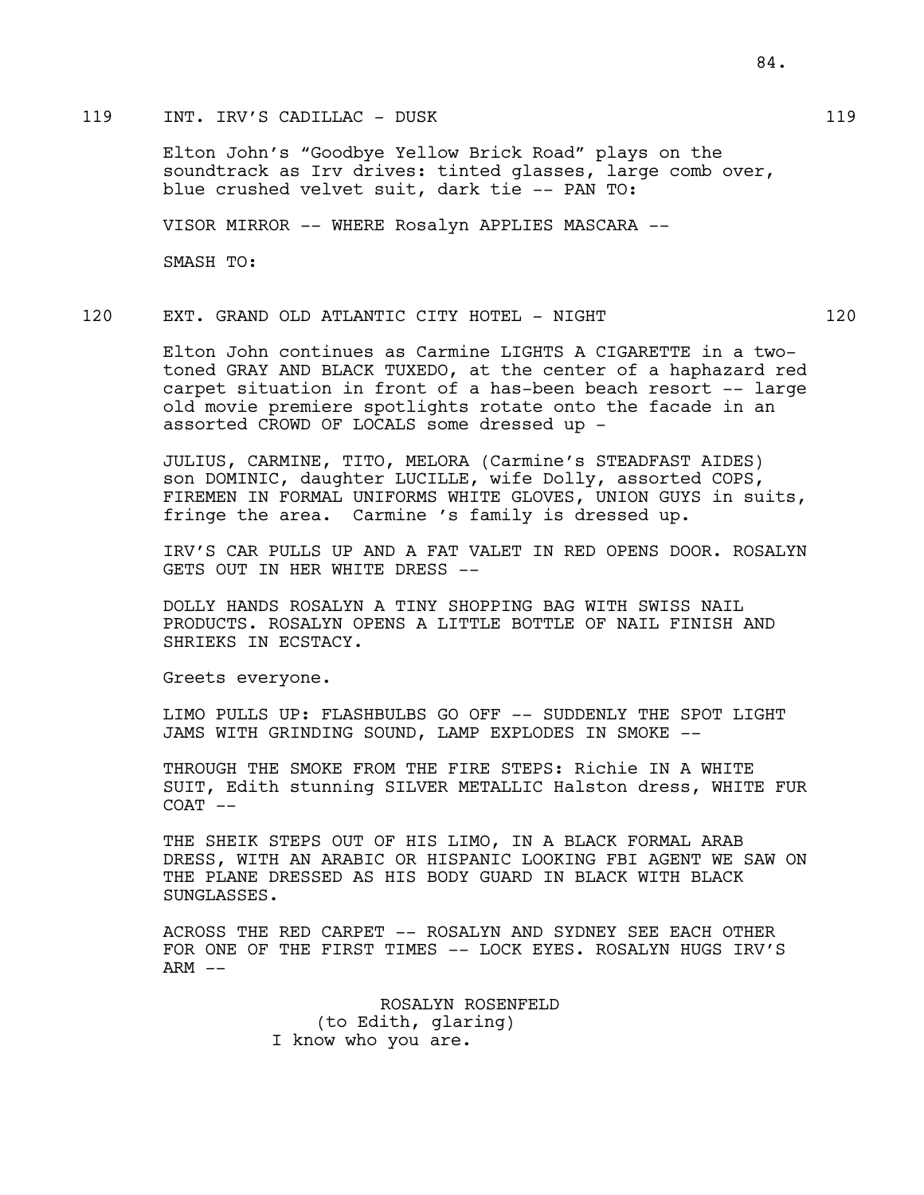119 INT. IRV'S CADILLAC - DUSK 119

Elton John's "Goodbye Yellow Brick Road" plays on the soundtrack as Irv drives: tinted glasses, large comb over, blue crushed velvet suit, dark tie -- PAN TO:

VISOR MIRROR -- WHERE Rosalyn APPLIES MASCARA --

SMASH TO:

120 EXT. GRAND OLD ATLANTIC CITY HOTEL - NIGHT 120

Elton John continues as Carmine LIGHTS A CIGARETTE in a two-toned GRAY AND BLACK TUXEDO, at the center of a haphazard red carpet situation in front of a has-been beach resort -- large old movie premiere spotlights rotate onto the facade in an assorted CROWD OF LOCALS some dressed up -

JULIUS, CARMINE, TITO, MELORA (Carmine's STEADFAST AIDES) son DOMINIC, daughter LUCILLE, wife Dolly, assorted COPS, FIREMEN IN FORMAL UNIFORMS WHITE GLOVES, UNION GUYS in suits, fringe the area. Carmine 's family is dressed up.

IRV'S CAR PULLS UP AND A FAT VALET IN RED OPENS DOOR. ROSALYN GETS OUT IN HER WHITE DRESS --

DOLLY HANDS ROSALYN A TINY SHOPPING BAG WITH SWISS NAIL PRODUCTS. ROSALYN OPENS A LITTLE BOTTLE OF NAIL FINISH AND SHRIEKS IN ECSTACY.

Greets everyone.

LIMO PULLS UP: FLASHBULBS GO OFF -- SUDDENLY THE SPOT LIGHT JAMS WITH GRINDING SOUND, LAMP EXPLODES IN SMOKE --

THROUGH THE SMOKE FROM THE FIRE STEPS: Richie IN A WHITE SUIT, Edith stunning SILVER METALLIC Halston dress, WHITE FUR COAT --

THE SHEIK STEPS OUT OF HIS LIMO, IN A BLACK FORMAL ARAB DRESS, WITH AN ARABIC OR HISPANIC LOOKING FBI AGENT WE SAW ON THE PLANE DRESSED AS HIS BODY GUARD IN BLACK WITH BLACK SUNGLASSES.

ACROSS THE RED CARPET -- ROSALYN AND SYDNEY SEE EACH OTHER FOR ONE OF THE FIRST TIMES -- LOCK EYES. ROSALYN HUGS IRV'S ARM --

ROSALYN ROSENFELD
(to Edith, glaring)
I know who you are.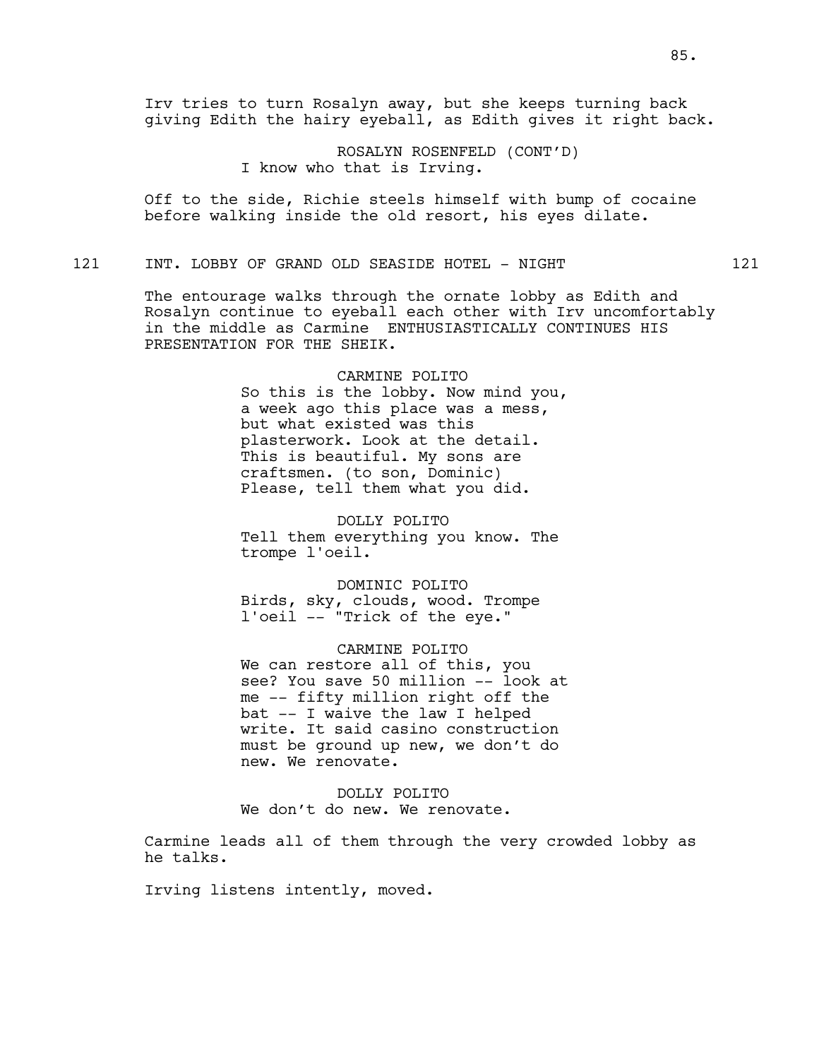Irv tries to turn Rosalyn away, but she keeps turning back giving Edith the hairy eyeball, as Edith gives it right back.

ROSALYN ROSENFELD (CONT'D)
I know who that is Irving.

Off to the side, Richie steels himself with bump of cocaine before walking inside the old resort, his eyes dilate.

121 INT. LOBBY OF GRAND OLD SEASIDE HOTEL - NIGHT 121

The entourage walks through the ornate lobby as Edith and Rosalyn continue to eyeball each other with Irv uncomfortably in the middle as Carmine ENTHUSIASTICALLY CONTINUES HIS PRESENTATION FOR THE SHEIK.

CARMINE POLITO
So this is the lobby. Now mind you, a week ago this place was a mess, but what existed was this plasterwork. Look at the detail. This is beautiful. My sons are craftsmen. (to son, Dominic) Please, tell them what you did.

DOLLY POLITO
Tell them everything you know. The trompe l'oeil.

DOMINIC POLITO
Birds, sky, clouds, wood. Trompe l'oeil -- "Trick of the eye."

CARMINE POLITO
We can restore all of this, you see? You save 50 million -- look at me -- fifty million right off the bat -- I waive the law I helped write. It said casino construction must be ground up new, we don't do new. We renovate.

DOLLY POLITO
We don't do new. We renovate.

Carmine leads all of them through the very crowded lobby as he talks.

Irving listens intently, moved.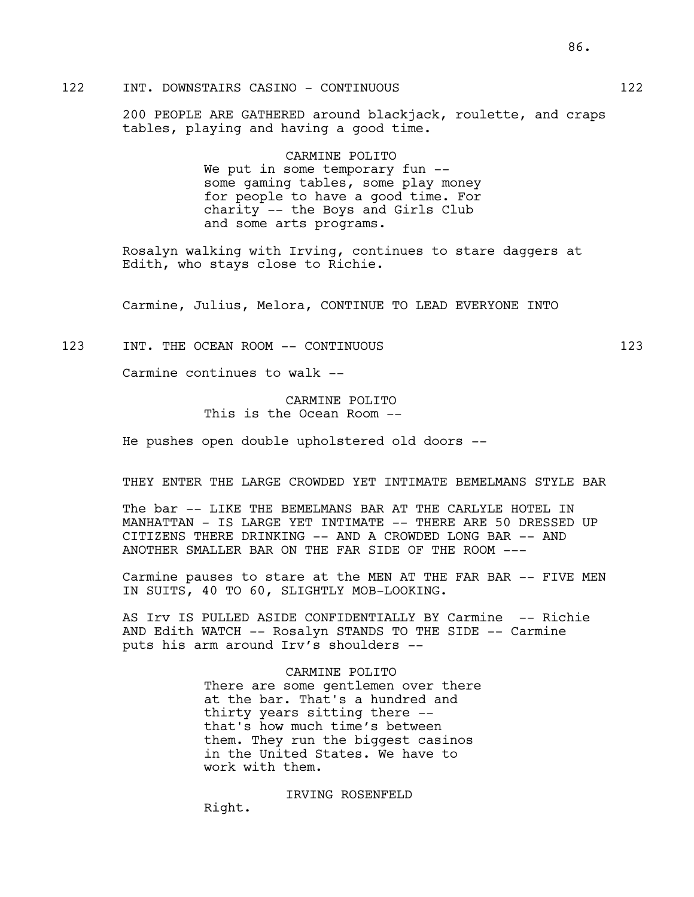122 INT. DOWNSTAIRS CASINO - CONTINUOUS 122

200 PEOPLE ARE GATHERED around blackjack, roulette, and craps tables, playing and having a good time.

CARMINE POLITO
We put in some temporary fun -- some gaming tables, some play money for people to have a good time. For charity -- the Boys and Girls Club and some arts programs.

Rosalyn walking with Irving, continues to stare daggers at Edith, who stays close to Richie.

Carmine, Julius, Melora, CONTINUE TO LEAD EVERYONE INTO

123 INT. THE OCEAN ROOM -- CONTINUOUS 123

Carmine continues to walk --

CARMINE POLITO
This is the Ocean Room --

He pushes open double upholstered old doors --

THEY ENTER THE LARGE CROWDED YET INTIMATE BEMELMANS STYLE BAR

The bar -- LIKE THE BEMELMANS BAR AT THE CARLYLE HOTEL IN MANHATTAN - IS LARGE YET INTIMATE -- THERE ARE 50 DRESSED UP CITIZENS THERE DRINKING -- AND A CROWDED LONG BAR -- AND ANOTHER SMALLER BAR ON THE FAR SIDE OF THE ROOM ---

Carmine pauses to stare at the MEN AT THE FAR BAR -- FIVE MEN IN SUITS, 40 TO 60, SLIGHTLY MOB-LOOKING.

AS Irv IS PULLED ASIDE CONFIDENTIALLY BY Carmine -- Richie AND Edith WATCH -- Rosalyn STANDS TO THE SIDE -- Carmine puts his arm around Irv's shoulders --

CARMINE POLITO
There are some gentlemen over there at the bar. That's a hundred and thirty years sitting there -- that's how much time's between them. They run the biggest casinos in the United States. We have to work with them.

IRVING ROSENFELD
Right.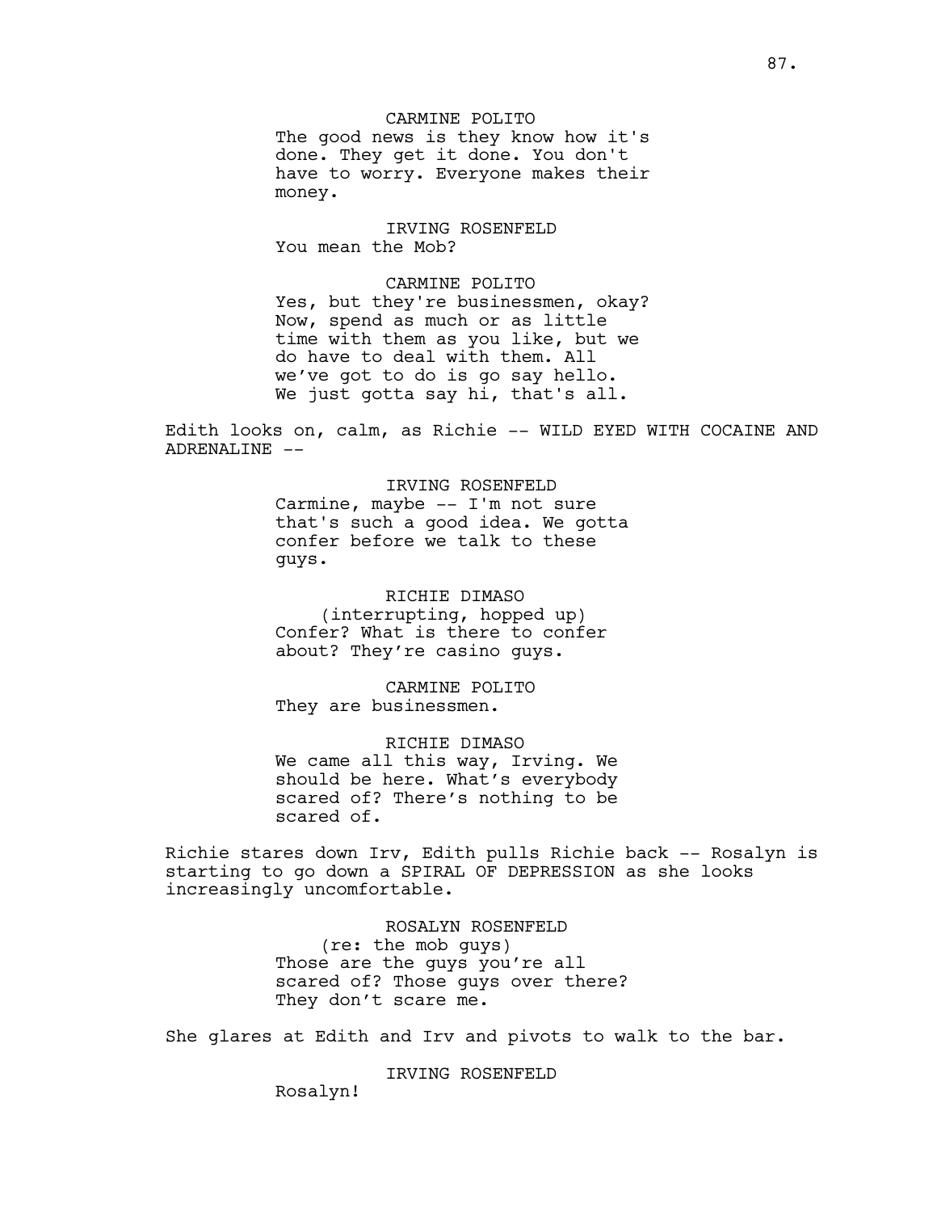CARMINE POLITO
The good news is they know how it's done. They get it done. You don't have to worry. Everyone makes their money.

IRVING ROSENFELD
You mean the Mob?

CARMINE POLITO
Yes, but they're businessmen, okay? Now, spend as much or as little time with them as you like, but we do have to deal with them. All we've got to do is go say hello. We just gotta say hi, that's all.

Edith looks on, calm, as Richie -- WILD EYED WITH COCAINE AND ADRENALINE --

IRVING ROSENFELD
Carmine, maybe -- I'm not sure that's such a good idea. We gotta confer before we talk to these guys.

RICHIE DIMASO
(interrupting, hopped up)
Confer? What is there to confer about? They're casino guys.

CARMINE POLITO
They are businessmen.

RICHIE DIMASO
We came all this way, Irving. We should be here. What's everybody scared of? There's nothing to be scared of.

Richie stares down Irv, Edith pulls Richie back -- Rosalyn is starting to go down a SPIRAL OF DEPRESSION as she looks increasingly uncomfortable.

ROSALYN ROSENFELD
(re: the mob guys)
Those are the guys you're all scared of? Those guys over there? They don't scare me.

She glares at Edith and Irv and pivots to walk to the bar.

IRVING ROSENFELD
Rosalyn!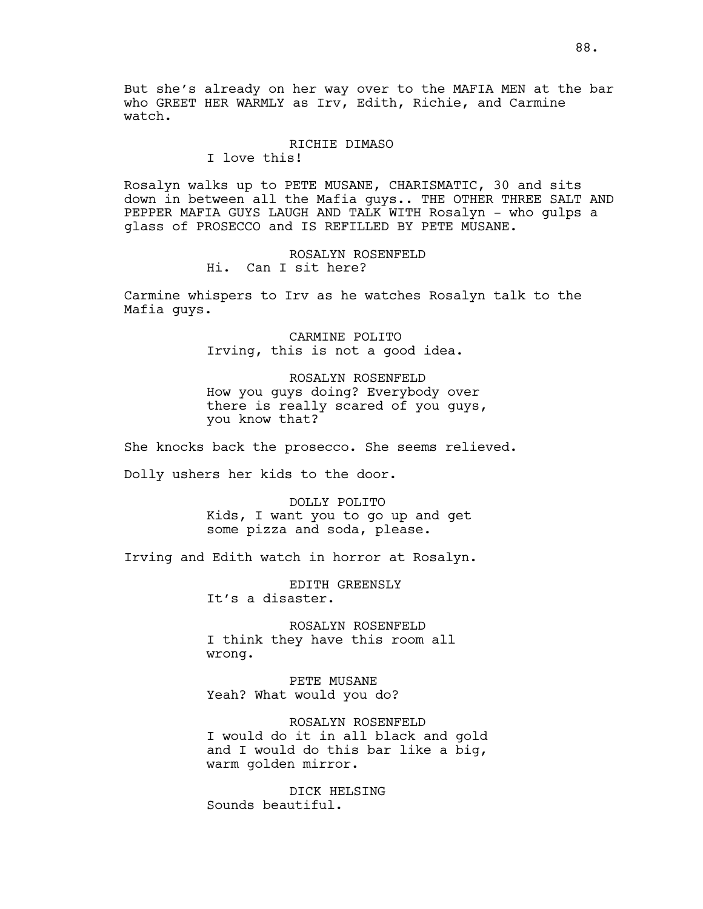But she's already on her way over to the MAFIA MEN at the bar who GREET HER WARMLY as Irv, Edith, Richie, and Carmine watch.

RICHIE DIMASO
I love this!

Rosalyn walks up to PETE MUSANE, CHARISMATIC, 30 and sits down in between all the Mafia guys.. THE OTHER THREE SALT AND PEPPER MAFIA GUYS LAUGH AND TALK WITH Rosalyn - who gulps a glass of PROSECCO and IS REFILLED BY PETE MUSANE.

ROSALYN ROSENFELD
Hi. Can I sit here?

Carmine whispers to Irv as he watches Rosalyn talk to the Mafia guys.

CARMINE POLITO
Irving, this is not a good idea.

ROSALYN ROSENFELD
How you guys doing? Everybody over there is really scared of you guys, you know that?

She knocks back the prosecco. She seems relieved.

Dolly ushers her kids to the door.

DOLLY POLITO
Kids, I want you to go up and get some pizza and soda, please.

Irving and Edith watch in horror at Rosalyn.

EDITH GREENSLY
It's a disaster.

ROSALYN ROSENFELD
I think they have this room all wrong.

PETE MUSANE
Yeah? What would you do?

ROSALYN ROSENFELD
I would do it in all black and gold and I would do this bar like a big, warm golden mirror.

DICK HELSING
Sounds beautiful.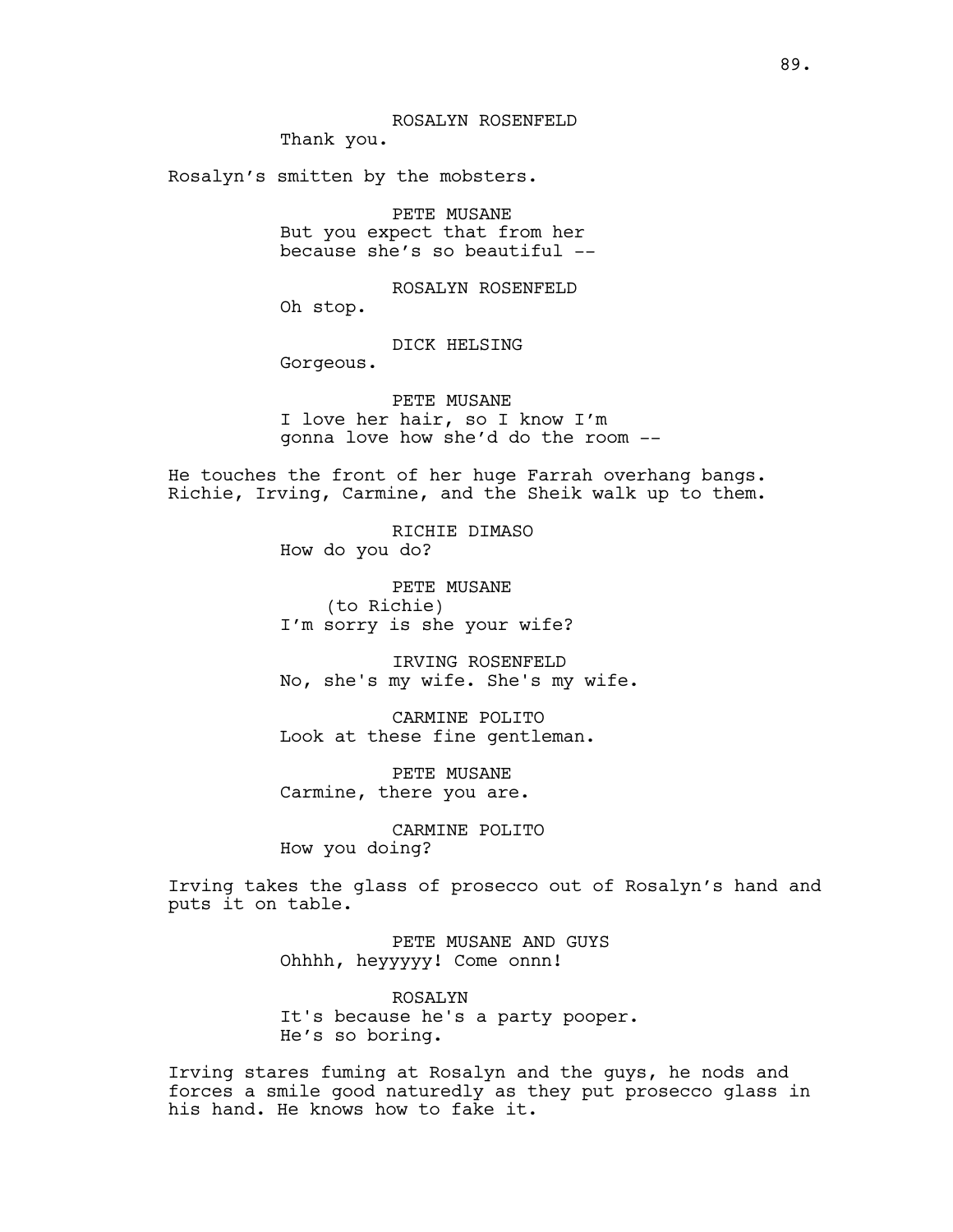ROSALYN ROSENFELD
Thank you.

Rosalyn's smitten by the mobsters.

PETE MUSANE
But you expect that from her
because she's so beautiful --

ROSALYN ROSENFELD
Oh stop.

DICK HELSING
Gorgeous.

PETE MUSANE
I love her hair, so I know I'm
gonna love how she'd do the room --

He touches the front of her huge Farrah overhang bangs.
Richie, Irving, Carmine, and the Sheik walk up to them.

RICHIE DIMASO
How do you do?

PETE MUSANE
(to Richie)
I'm sorry is she your wife?

IRVING ROSENFELD
No, she's my wife. She's my wife.

CARMINE POLITO
Look at these fine gentleman.

PETE MUSANE
Carmine, there you are.

CARMINE POLITO
How you doing?

Irving takes the glass of prosecco out of Rosalyn's hand and
puts it on table.

PETE MUSANE AND GUYS
Ohhhh, heyyyyy! Come onnn!

ROSALYN
It's because he's a party pooper.
He's so boring.

Irving stares fuming at Rosalyn and the guys, he nods and
forces a smile good naturedly as they put prosecco glass in
his hand. He knows how to fake it.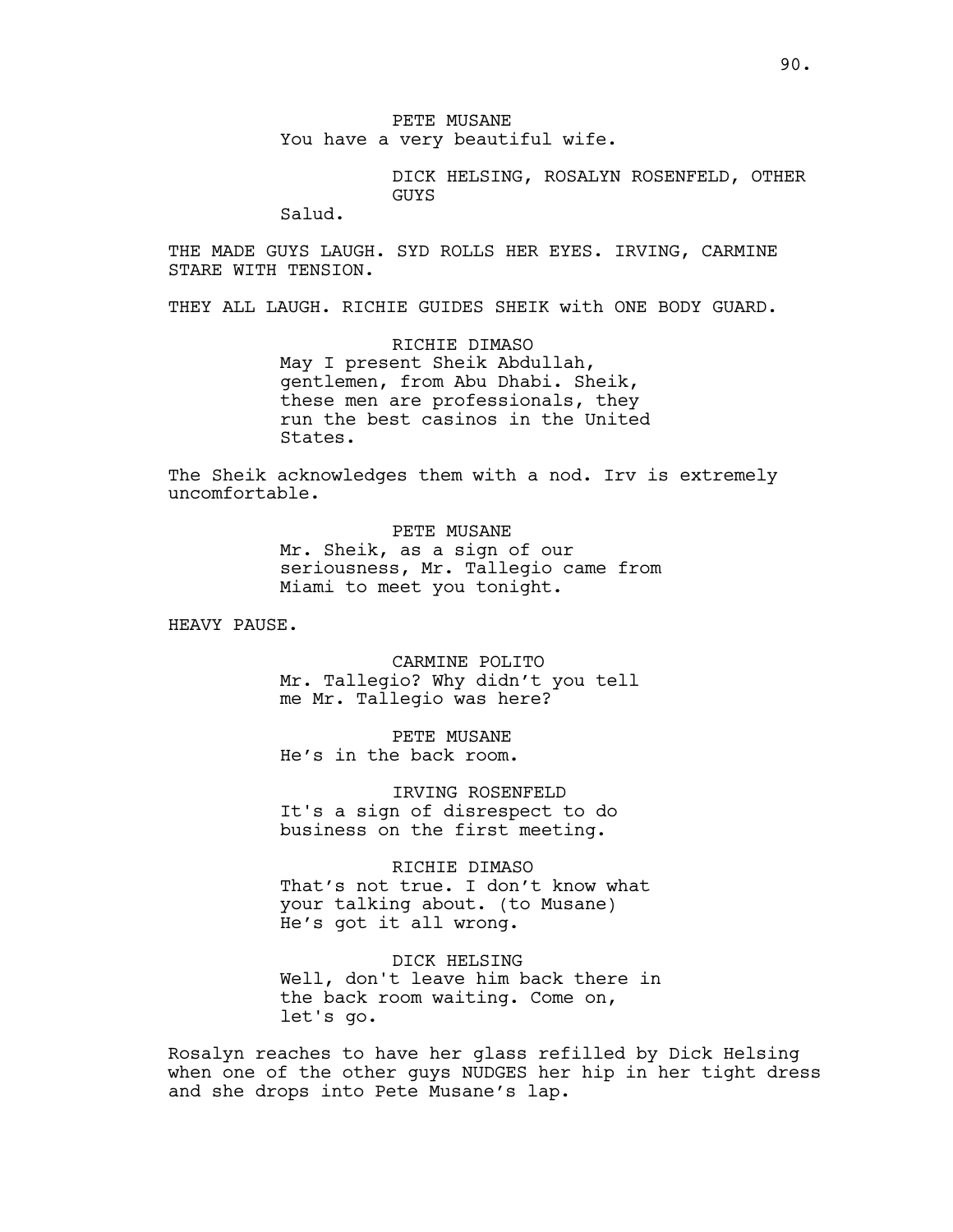PETE MUSANE
You have a very beautiful wife.

DICK HELSING, ROSALYN ROSENFELD, OTHER GUYS
Salud.

THE MADE GUYS LAUGH. SYD ROLLS HER EYES. IRVING, CARMINE STARE WITH TENSION.

THEY ALL LAUGH. RICHIE GUIDES SHEIK with ONE BODY GUARD.

RICHIE DIMASO
May I present Sheik Abdullah, gentlemen, from Abu Dhabi. Sheik, these men are professionals, they run the best casinos in the United States.

The Sheik acknowledges them with a nod. Irv is extremely uncomfortable.

PETE MUSANE
Mr. Sheik, as a sign of our seriousness, Mr. Tallegio came from Miami to meet you tonight.

HEAVY PAUSE.

CARMINE POLITO
Mr. Tallegio? Why didn't you tell me Mr. Tallegio was here?

PETE MUSANE
He's in the back room.

IRVING ROSENFELD
It's a sign of disrespect to do business on the first meeting.

RICHIE DIMASO
That's not true. I don't know what your talking about. (to Musane) He's got it all wrong.

DICK HELSING
Well, don't leave him back there in the back room waiting. Come on, let's go.

Rosalyn reaches to have her glass refilled by Dick Helsing when one of the other guys NUDGES her hip in her tight dress and she drops into Pete Musane's lap.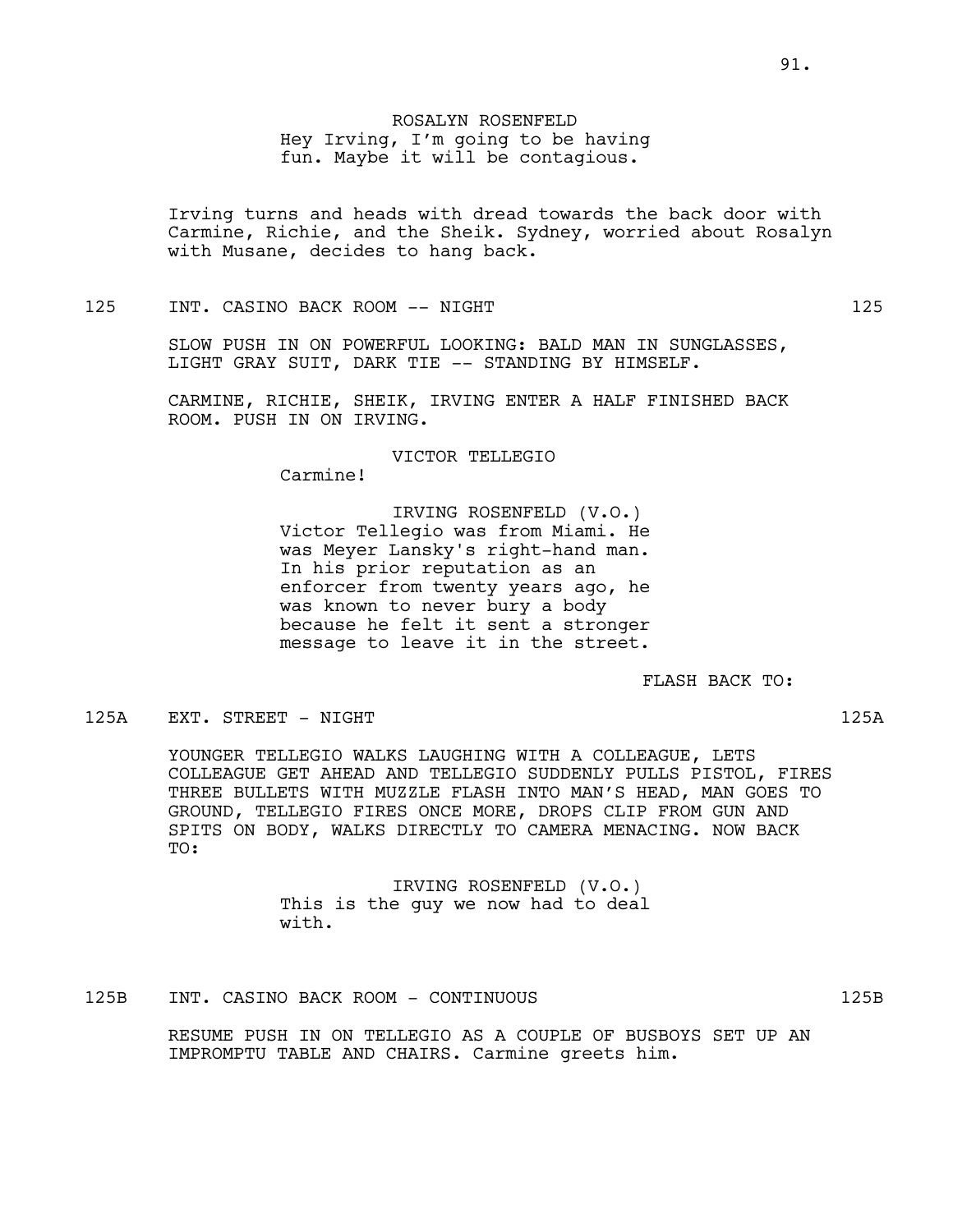ROSALYN ROSENFELD
Hey Irving, I'm going to be having fun. Maybe it will be contagious.

Irving turns and heads with dread towards the back door with Carmine, Richie, and the Sheik. Sydney, worried about Rosalyn with Musane, decides to hang back.

125 INT. CASINO BACK ROOM -- NIGHT 125

SLOW PUSH IN ON POWERFUL LOOKING: BALD MAN IN SUNGLASSES, LIGHT GRAY SUIT, DARK TIE -- STANDING BY HIMSELF.

CARMINE, RICHIE, SHEIK, IRVING ENTER A HALF FINISHED BACK ROOM. PUSH IN ON IRVING.

VICTOR TELLEGIO
Carmine!

IRVING ROSENFELD (V.O.)
Victor Tellegio was from Miami. He was Meyer Lansky's right-hand man. In his prior reputation as an enforcer from twenty years ago, he was known to never bury a body because he felt it sent a stronger message to leave it in the street.

FLASH BACK TO:

125A EXT. STREET - NIGHT 125A

YOUNGER TELLEGIO WALKS LAUGHING WITH A COLLEAGUE, LETS COLLEAGUE GET AHEAD AND TELLEGIO SUDDENLY PULLS PISTOL, FIRES THREE BULLETS WITH MUZZLE FLASH INTO MAN'S HEAD, MAN GOES TO GROUND, TELLEGIO FIRES ONCE MORE, DROPS CLIP FROM GUN AND SPITS ON BODY, WALKS DIRECTLY TO CAMERA MENACING. NOW BACK TO:

IRVING ROSENFELD (V.O.)
This is the guy we now had to deal with.

125B INT. CASINO BACK ROOM - CONTINUOUS 125B

RESUME PUSH IN ON TELLEGIO AS A COUPLE OF BUSBOYS SET UP AN IMPROMPTU TABLE AND CHAIRS. Carmine greets him.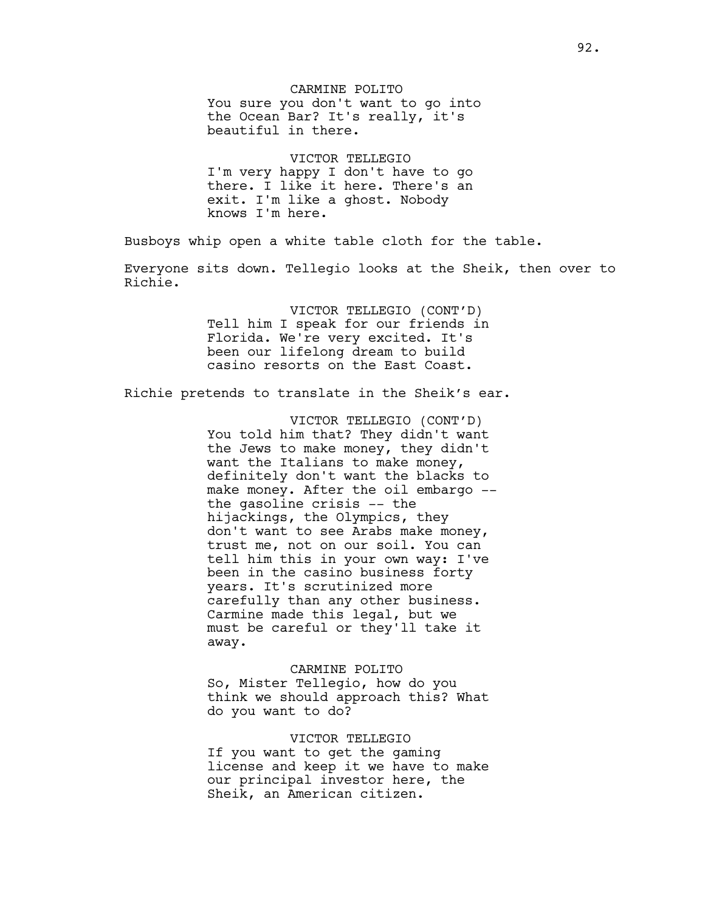CARMINE POLITO
You sure you don't want to go into the Ocean Bar? It's really, it's beautiful in there.

VICTOR TELLEGIO
I'm very happy I don't have to go there. I like it here. There's an exit. I'm like a ghost. Nobody knows I'm here.

Busboys whip open a white table cloth for the table.

Everyone sits down. Tellegio looks at the Sheik, then over to Richie.

VICTOR TELLEGIO (CONT'D)
Tell him I speak for our friends in Florida. We're very excited. It's been our lifelong dream to build casino resorts on the East Coast.

Richie pretends to translate in the Sheik's ear.

VICTOR TELLEGIO (CONT'D)
You told him that? They didn't want the Jews to make money, they didn't want the Italians to make money, definitely don't want the blacks to make money. After the oil embargo -- the gasoline crisis -- the hijackings, the Olympics, they don't want to see Arabs make money, trust me, not on our soil. You can tell him this in your own way: I've been in the casino business forty years. It's scrutinized more carefully than any other business. Carmine made this legal, but we must be careful or they'll take it away.

CARMINE POLITO
So, Mister Tellegio, how do you think we should approach this? What do you want to do?

VICTOR TELLEGIO
If you want to get the gaming license and keep it we have to make our principal investor here, the Sheik, an American citizen.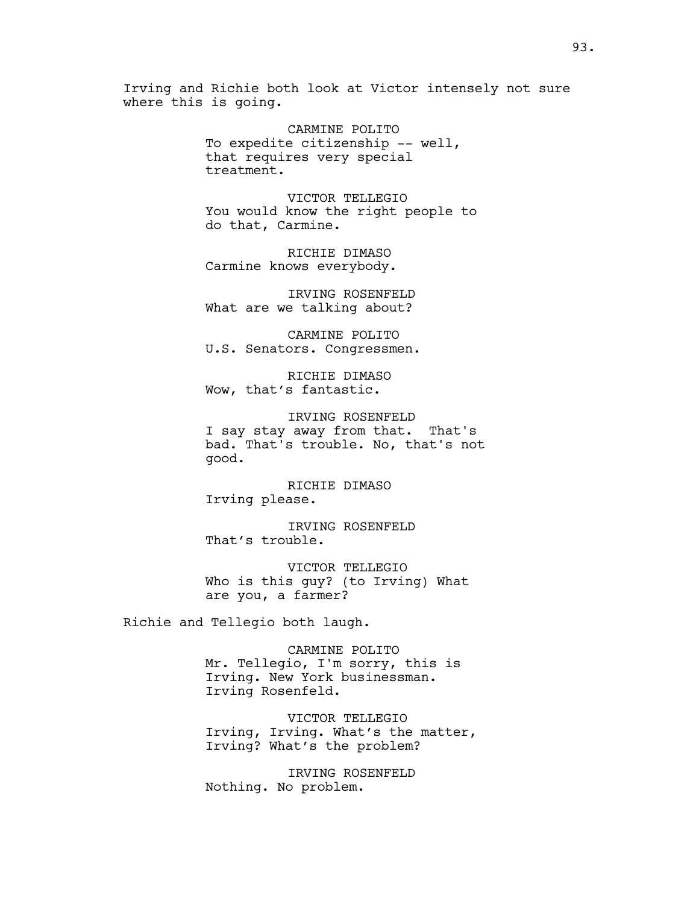Irving and Richie both look at Victor intensely not sure where this is going.

CARMINE POLITO
To expedite citizenship -- well, that requires very special treatment.

VICTOR TELLEGIO
You would know the right people to do that, Carmine.

RICHIE DIMASO
Carmine knows everybody.

IRVING ROSENFELD
What are we talking about?

CARMINE POLITO
U.S. Senators. Congressmen.

RICHIE DIMASO
Wow, that's fantastic.

IRVING ROSENFELD
I say stay away from that. That's bad. That's trouble. No, that's not good.

RICHIE DIMASO
Irving please.

IRVING ROSENFELD
That's trouble.

VICTOR TELLEGIO
Who is this guy? (to Irving) What are you, a farmer?

Richie and Tellegio both laugh.

CARMINE POLITO
Mr. Tellegio, I'm sorry, this is Irving. New York businessman. Irving Rosenfeld.

VICTOR TELLEGIO
Irving, Irving. What's the matter, Irving? What's the problem?

IRVING ROSENFELD
Nothing. No problem.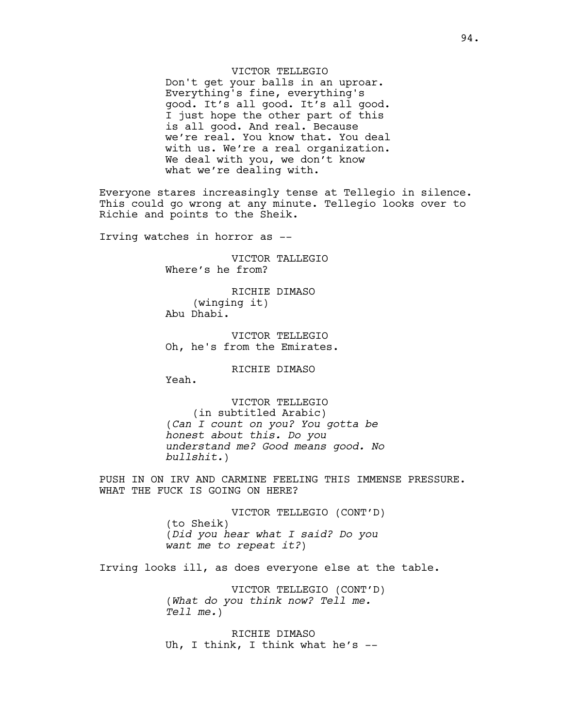VICTOR TELLEGIO
Don't get your balls in an uproar. Everything's fine, everything's good. It's all good. It's all good. I just hope the other part of this is all good. And real. Because we're real. You know that. You deal with us. We're a real organization. We deal with you, we don't know what we're dealing with.

Everyone stares increasingly tense at Tellegio in silence. This could go wrong at any minute. Tellegio looks over to Richie and points to the Sheik.

Irving watches in horror as --

VICTOR TALLEGIO
Where's he from?

RICHIE DIMASO
(winging it)
Abu Dhabi.

VICTOR TELLEGIO
Oh, he's from the Emirates.

RICHIE DIMASO
Yeah.

VICTOR TELLEGIO
(in subtitled Arabic)
(*Can I count on you? You gotta be honest about this. Do you understand me? Good means good. No bullshit.*)

PUSH IN ON IRV AND CARMINE FEELING THIS IMMENSE PRESSURE. WHAT THE FUCK IS GOING ON HERE?

VICTOR TELLEGIO (CONT'D)
(to Sheik)
(*Did you hear what I said? Do you want me to repeat it?*)

Irving looks ill, as does everyone else at the table.

VICTOR TELLEGIO (CONT'D)
(*What do you think now? Tell me. Tell me.*)

RICHIE DIMASO
Uh, I think, I think what he's --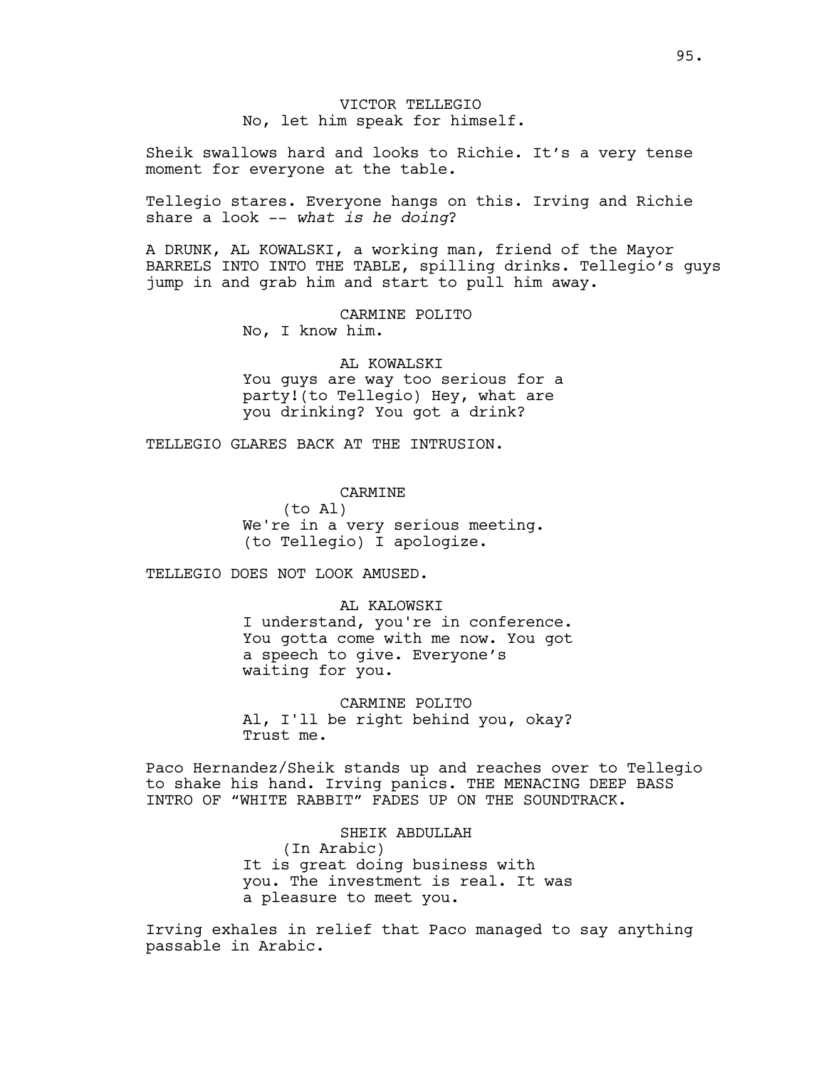VICTOR TELLEGIO
No, let him speak for himself.

Sheik swallows hard and looks to Richie. It's a very tense moment for everyone at the table.

Tellegio stares. Everyone hangs on this. Irving and Richie share a look -- *what is he doing*?

A DRUNK, AL KOWALSKI, a working man, friend of the Mayor BARRELS INTO INTO THE TABLE, spilling drinks. Tellegio's guys jump in and grab him and start to pull him away.

CARMINE POLITO
No, I know him.

AL KOWALSKI
You guys are way too serious for a party!(to Tellegio) Hey, what are you drinking? You got a drink?

TELLEGIO GLARES BACK AT THE INTRUSION.

CARMINE
(to Al)
We're in a very serious meeting.
(to Tellegio) I apologize.

TELLEGIO DOES NOT LOOK AMUSED.

AL KALOWSKI
I understand, you're in conference. You gotta come with me now. You got a speech to give. Everyone's waiting for you.

CARMINE POLITO
Al, I'll be right behind you, okay? Trust me.

Paco Hernandez/Sheik stands up and reaches over to Tellegio to shake his hand. Irving panics. THE MENACING DEEP BASS INTRO OF "WHITE RABBIT" FADES UP ON THE SOUNDTRACK.

SHEIK ABDULLAH
(In Arabic)
It is great doing business with you. The investment is real. It was a pleasure to meet you.

Irving exhales in relief that Paco managed to say anything passable in Arabic.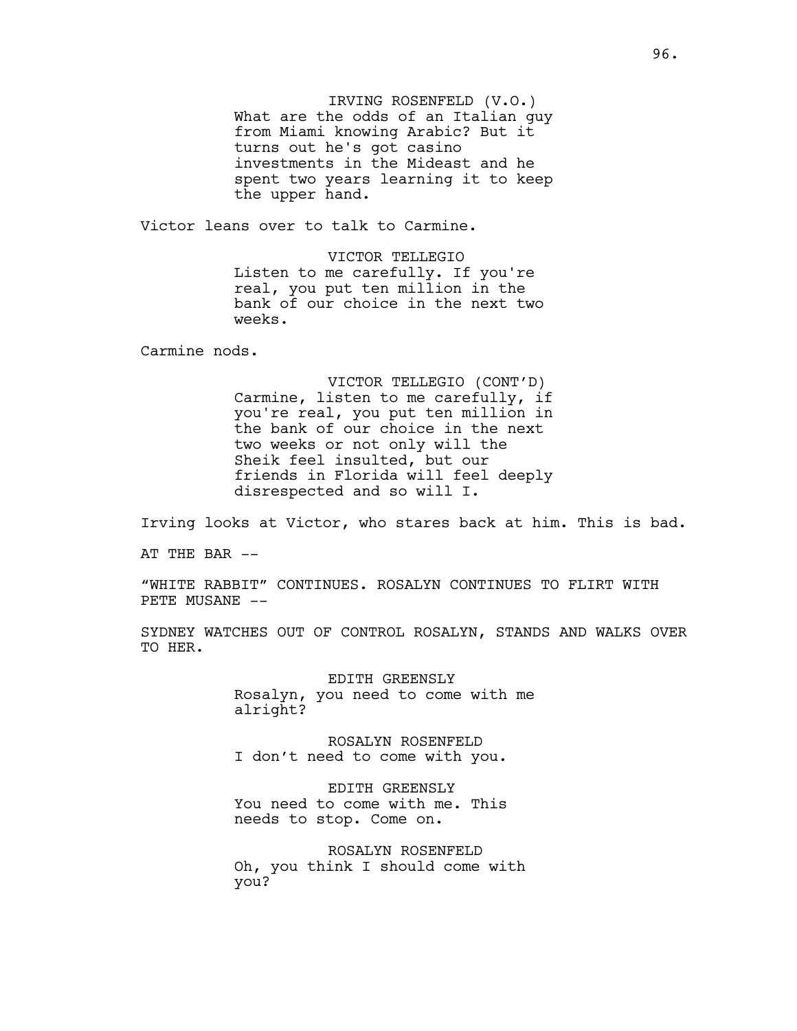IRVING ROSENFELD (V.O.)
What are the odds of an Italian guy from Miami knowing Arabic? But it turns out he's got casino investments in the Mideast and he spent two years learning it to keep the upper hand.

Victor leans over to talk to Carmine.

VICTOR TELLEGIO
Listen to me carefully. If you're real, you put ten million in the bank of our choice in the next two weeks.

Carmine nods.

VICTOR TELLEGIO (CONT'D)
Carmine, listen to me carefully, if you're real, you put ten million in the bank of our choice in the next two weeks or not only will the Sheik feel insulted, but our friends in Florida will feel deeply disrespected and so will I.

Irving looks at Victor, who stares back at him. This is bad.

AT THE BAR --

"WHITE RABBIT" CONTINUES. ROSALYN CONTINUES TO FLIRT WITH PETE MUSANE --

SYDNEY WATCHES OUT OF CONTROL ROSALYN, STANDS AND WALKS OVER TO HER.

EDITH GREENSLY
Rosalyn, you need to come with me alright?

ROSALYN ROSENFELD
I don't need to come with you.

EDITH GREENSLY
You need to come with me. This needs to stop. Come on.

ROSALYN ROSENFELD
Oh, you think I should come with you?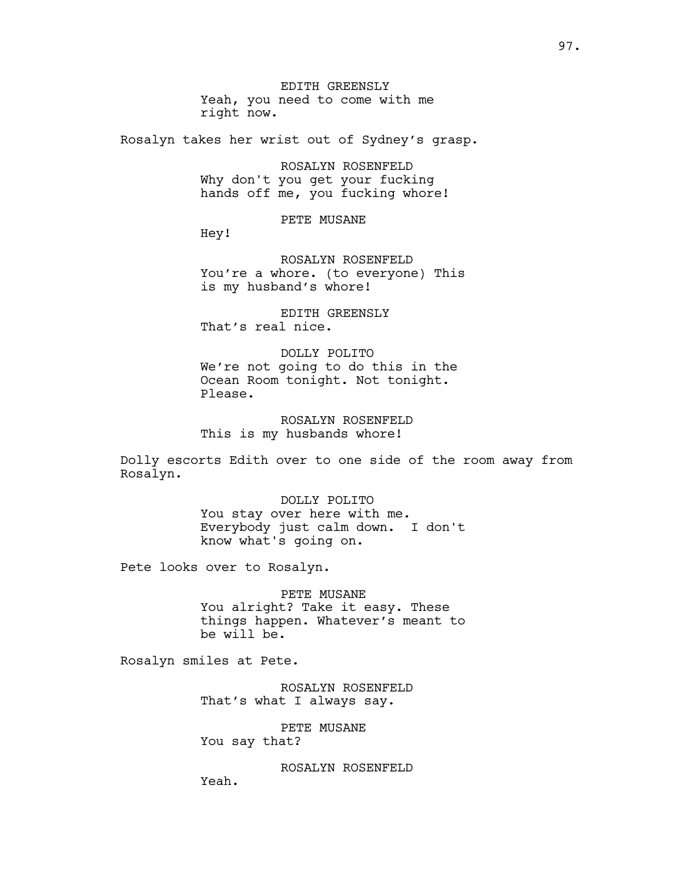EDITH GREENSLY
Yeah, you need to come with me right now.

Rosalyn takes her wrist out of Sydney's grasp.

ROSALYN ROSENFELD
Why don't you get your fucking hands off me, you fucking whore!

PETE MUSANE
Hey!

ROSALYN ROSENFELD
You're a whore. (to everyone) This is my husband's whore!

EDITH GREENSLY
That's real nice.

DOLLY POLITO
We're not going to do this in the Ocean Room tonight. Not tonight. Please.

ROSALYN ROSENFELD
This is my husbands whore!

Dolly escorts Edith over to one side of the room away from Rosalyn.

DOLLY POLITO
You stay over here with me. Everybody just calm down. I don't know what's going on.

Pete looks over to Rosalyn.

PETE MUSANE
You alright? Take it easy. These things happen. Whatever's meant to be will be.

Rosalyn smiles at Pete.

ROSALYN ROSENFELD
That's what I always say.

PETE MUSANE
You say that?

ROSALYN ROSENFELD
Yeah.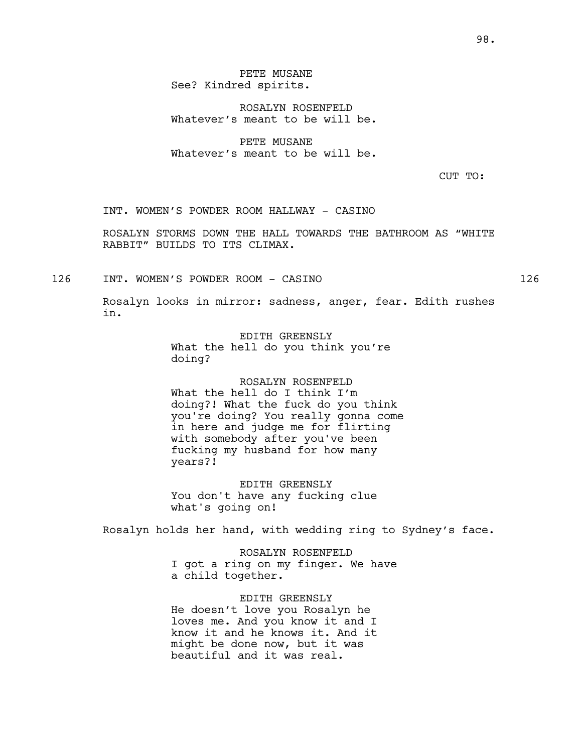PETE MUSANE
See? Kindred spirits.

ROSALYN ROSENFELD
Whatever's meant to be will be.

PETE MUSANE
Whatever's meant to be will be.

CUT TO:

INT. WOMEN'S POWDER ROOM HALLWAY - CASINO

ROSALYN STORMS DOWN THE HALL TOWARDS THE BATHROOM AS "WHITE RABBIT" BUILDS TO ITS CLIMAX.

126 INT. WOMEN'S POWDER ROOM - CASINO 126

Rosalyn looks in mirror: sadness, anger, fear. Edith rushes in.

EDITH GREENSLY
What the hell do you think you're doing?

ROSALYN ROSENFELD
What the hell do I think I'm doing?! What the fuck do you think you're doing? You really gonna come in here and judge me for flirting with somebody after you've been fucking my husband for how many years?!

EDITH GREENSLY
You don't have any fucking clue what's going on!

Rosalyn holds her hand, with wedding ring to Sydney's face.

ROSALYN ROSENFELD
I got a ring on my finger. We have a child together.

EDITH GREENSLY
He doesn't love you Rosalyn he loves me. And you know it and I know it and he knows it. And it might be done now, but it was beautiful and it was real.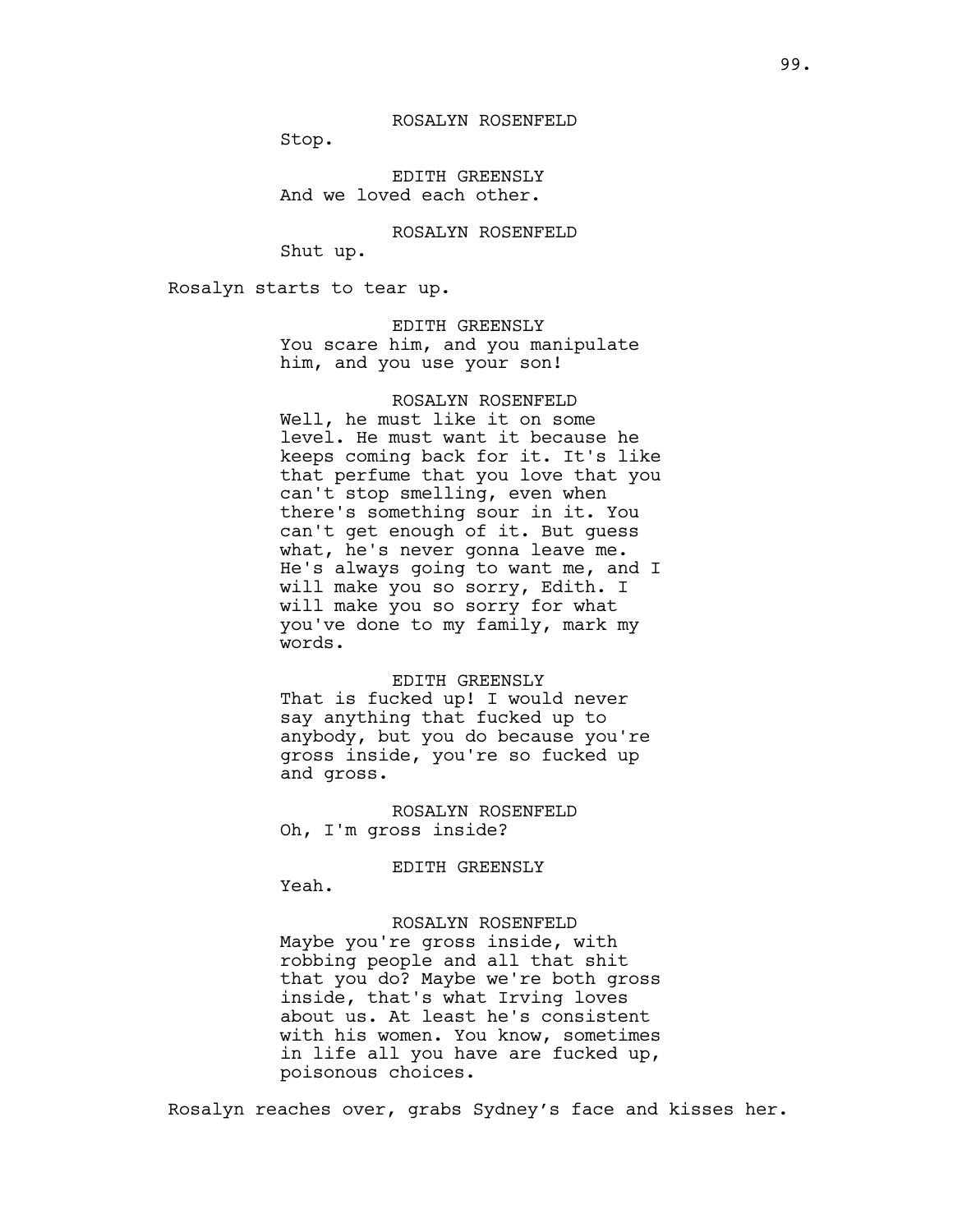ROSALYN ROSENFELD
Stop.

EDITH GREENSLY
And we loved each other.

ROSALYN ROSENFELD
Shut up.

Rosalyn starts to tear up.

EDITH GREENSLY
You scare him, and you manipulate him, and you use your son!

ROSALYN ROSENFELD
Well, he must like it on some level. He must want it because he keeps coming back for it. It's like that perfume that you love that you can't stop smelling, even when there's something sour in it. You can't get enough of it. But guess what, he's never gonna leave me. He's always going to want me, and I will make you so sorry, Edith. I will make you so sorry for what you've done to my family, mark my words.

EDITH GREENSLY
That is fucked up! I would never say anything that fucked up to anybody, but you do because you're gross inside, you're so fucked up and gross.

ROSALYN ROSENFELD
Oh, I'm gross inside?

EDITH GREENSLY
Yeah.

ROSALYN ROSENFELD
Maybe you're gross inside, with robbing people and all that shit that you do? Maybe we're both gross inside, that's what Irving loves about us. At least he's consistent with his women. You know, sometimes in life all you have are fucked up, poisonous choices.

Rosalyn reaches over, grabs Sydney's face and kisses her.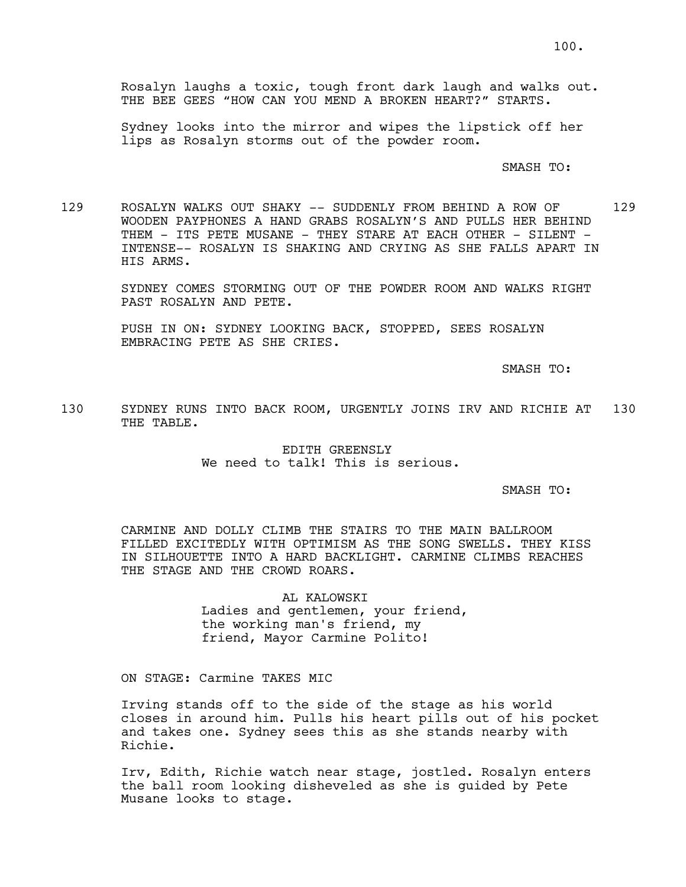Rosalyn laughs a toxic, tough front dark laugh and walks out. THE BEE GEES "HOW CAN YOU MEND A BROKEN HEART?" STARTS.

Sydney looks into the mirror and wipes the lipstick off her lips as Rosalyn storms out of the powder room.

SMASH TO:

129 ROSALYN WALKS OUT SHAKY -- SUDDENLY FROM BEHIND A ROW OF WOODEN PAYPHONES A HAND GRABS ROSALYN'S AND PULLS HER BEHIND THEM - ITS PETE MUSANE - THEY STARE AT EACH OTHER - SILENT - INTENSE-- ROSALYN IS SHAKING AND CRYING AS SHE FALLS APART IN HIS ARMS. 129

SYDNEY COMES STORMING OUT OF THE POWDER ROOM AND WALKS RIGHT PAST ROSALYN AND PETE.

PUSH IN ON: SYDNEY LOOKING BACK, STOPPED, SEES ROSALYN EMBRACING PETE AS SHE CRIES.

SMASH TO:

130 SYDNEY RUNS INTO BACK ROOM, URGENTLY JOINS IRV AND RICHIE AT THE TABLE. 130

EDITH GREENSLY
We need to talk! This is serious.

SMASH TO:

CARMINE AND DOLLY CLIMB THE STAIRS TO THE MAIN BALLROOM FILLED EXCITEDLY WITH OPTIMISM AS THE SONG SWELLS. THEY KISS IN SILHOUETTE INTO A HARD BACKLIGHT. CARMINE CLIMBS REACHES THE STAGE AND THE CROWD ROARS.

AL KALOWSKI
Ladies and gentlemen, your friend, the working man's friend, my friend, Mayor Carmine Polito!

ON STAGE: Carmine TAKES MIC

Irving stands off to the side of the stage as his world closes in around him. Pulls his heart pills out of his pocket and takes one. Sydney sees this as she stands nearby with Richie.

Irv, Edith, Richie watch near stage, jostled. Rosalyn enters the ball room looking disheveled as she is guided by Pete Musane looks to stage.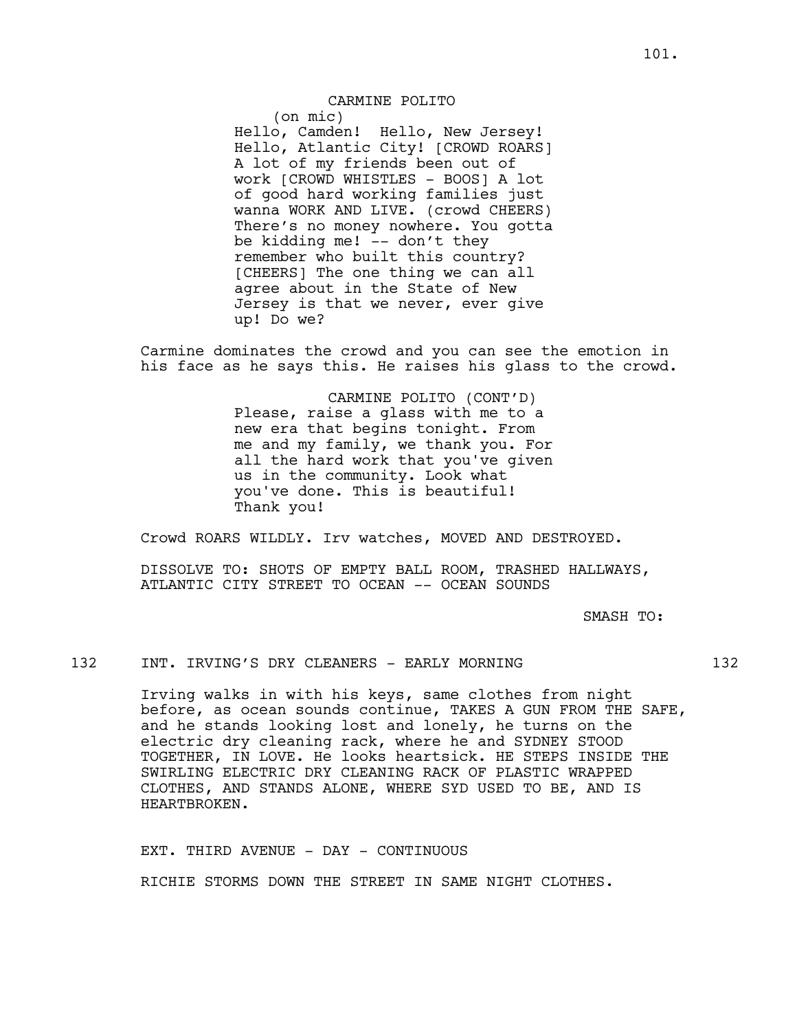CARMINE POLITO
(on mic)
Hello, Camden! Hello, New Jersey! Hello, Atlantic City! [CROWD ROARS] A lot of my friends been out of work [CROWD WHISTLES - BOOS] A lot of good hard working families just wanna WORK AND LIVE. (crowd CHEERS) There's no money nowhere. You gotta be kidding me! -- don't they remember who built this country? [CHEERS] The one thing we can all agree about in the State of New Jersey is that we never, ever give up! Do we?

Carmine dominates the crowd and you can see the emotion in his face as he says this. He raises his glass to the crowd.

CARMINE POLITO (CONT'D)
Please, raise a glass with me to a new era that begins tonight. From me and my family, we thank you. For all the hard work that you've given us in the community. Look what you've done. This is beautiful! Thank you!

Crowd ROARS WILDLY. Irv watches, MOVED AND DESTROYED.

DISSOLVE TO: SHOTS OF EMPTY BALL ROOM, TRASHED HALLWAYS, ATLANTIC CITY STREET TO OCEAN -- OCEAN SOUNDS

SMASH TO:

132 INT. IRVING'S DRY CLEANERS - EARLY MORNING 132

Irving walks in with his keys, same clothes from night before, as ocean sounds continue, TAKES A GUN FROM THE SAFE, and he stands looking lost and lonely, he turns on the electric dry cleaning rack, where he and SYDNEY STOOD TOGETHER, IN LOVE. He looks heartsick. HE STEPS INSIDE THE SWIRLING ELECTRIC DRY CLEANING RACK OF PLASTIC WRAPPED CLOTHES, AND STANDS ALONE, WHERE SYD USED TO BE, AND IS HEARTBROKEN.

EXT. THIRD AVENUE - DAY - CONTINUOUS

RICHIE STORMS DOWN THE STREET IN SAME NIGHT CLOTHES.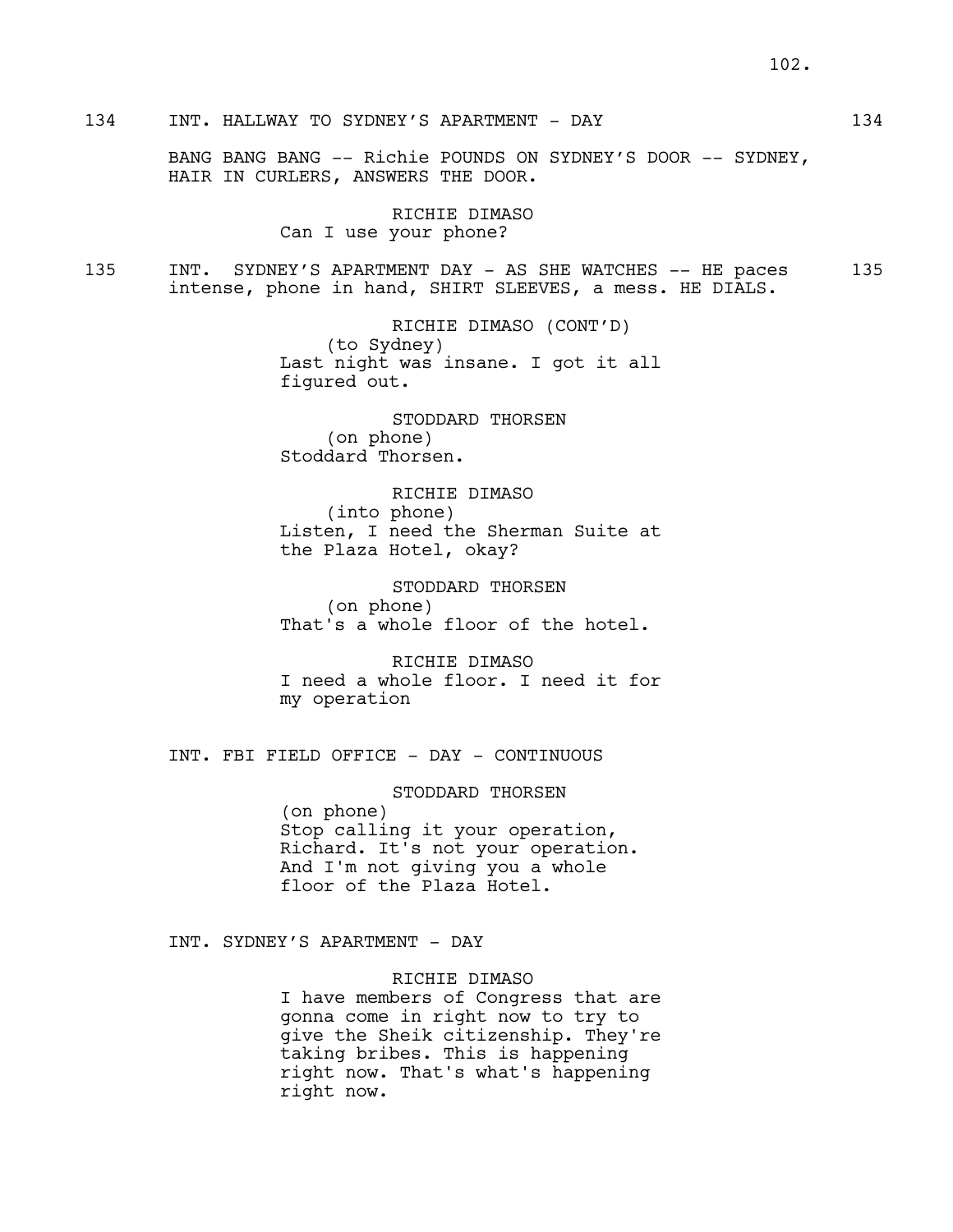134 INT. HALLWAY TO SYDNEY'S APARTMENT - DAY 134

BANG BANG BANG -- Richie POUNDS ON SYDNEY'S DOOR -- SYDNEY, HAIR IN CURLERS, ANSWERS THE DOOR.

RICHIE DIMASO
Can I use your phone?

135 INT. SYDNEY'S APARTMENT DAY - AS SHE WATCHES -- HE paces intense, phone in hand, SHIRT SLEEVES, a mess. HE DIALS. 135

RICHIE DIMASO (CONT'D)
(to Sydney)
Last night was insane. I got it all figured out.

STODDARD THORSEN
(on phone)
Stoddard Thorsen.

RICHIE DIMASO
(into phone)
Listen, I need the Sherman Suite at the Plaza Hotel, okay?

STODDARD THORSEN
(on phone)
That's a whole floor of the hotel.

RICHIE DIMASO
I need a whole floor. I need it for my operation

INT. FBI FIELD OFFICE - DAY - CONTINUOUS

STODDARD THORSEN
(on phone)
Stop calling it your operation, Richard. It's not your operation. And I'm not giving you a whole floor of the Plaza Hotel.

INT. SYDNEY'S APARTMENT - DAY

RICHIE DIMASO
I have members of Congress that are gonna come in right now to try to give the Sheik citizenship. They're taking bribes. This is happening right now. That's what's happening right now.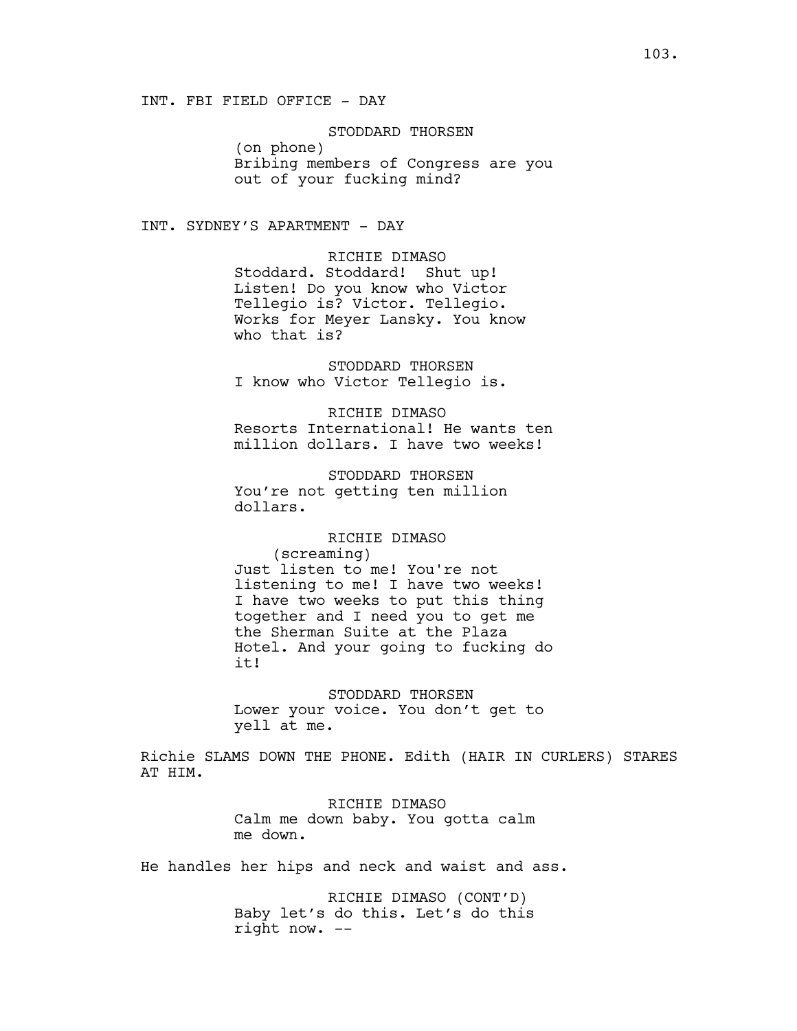INT. FBI FIELD OFFICE - DAY

STODDARD THORSEN
(on phone)
Bribing members of Congress are you out of your fucking mind?

INT. SYDNEY'S APARTMENT - DAY

RICHIE DIMASO
Stoddard. Stoddard! Shut up! Listen! Do you know who Victor Tellegio is? Victor. Tellegio. Works for Meyer Lansky. You know who that is?

STODDARD THORSEN
I know who Victor Tellegio is.

RICHIE DIMASO
Resorts International! He wants ten million dollars. I have two weeks!

STODDARD THORSEN
You're not getting ten million dollars.

RICHIE DIMASO
(screaming)
Just listen to me! You're not listening to me! I have two weeks! I have two weeks to put this thing together and I need you to get me the Sherman Suite at the Plaza Hotel. And your going to fucking do it!

STODDARD THORSEN
Lower your voice. You don't get to yell at me.

Richie SLAMS DOWN THE PHONE. Edith (HAIR IN CURLERS) STARES AT HIM.

RICHIE DIMASO
Calm me down baby. You gotta calm me down.

He handles her hips and neck and waist and ass.

RICHIE DIMASO (CONT'D)
Baby let's do this. Let's do this right now. --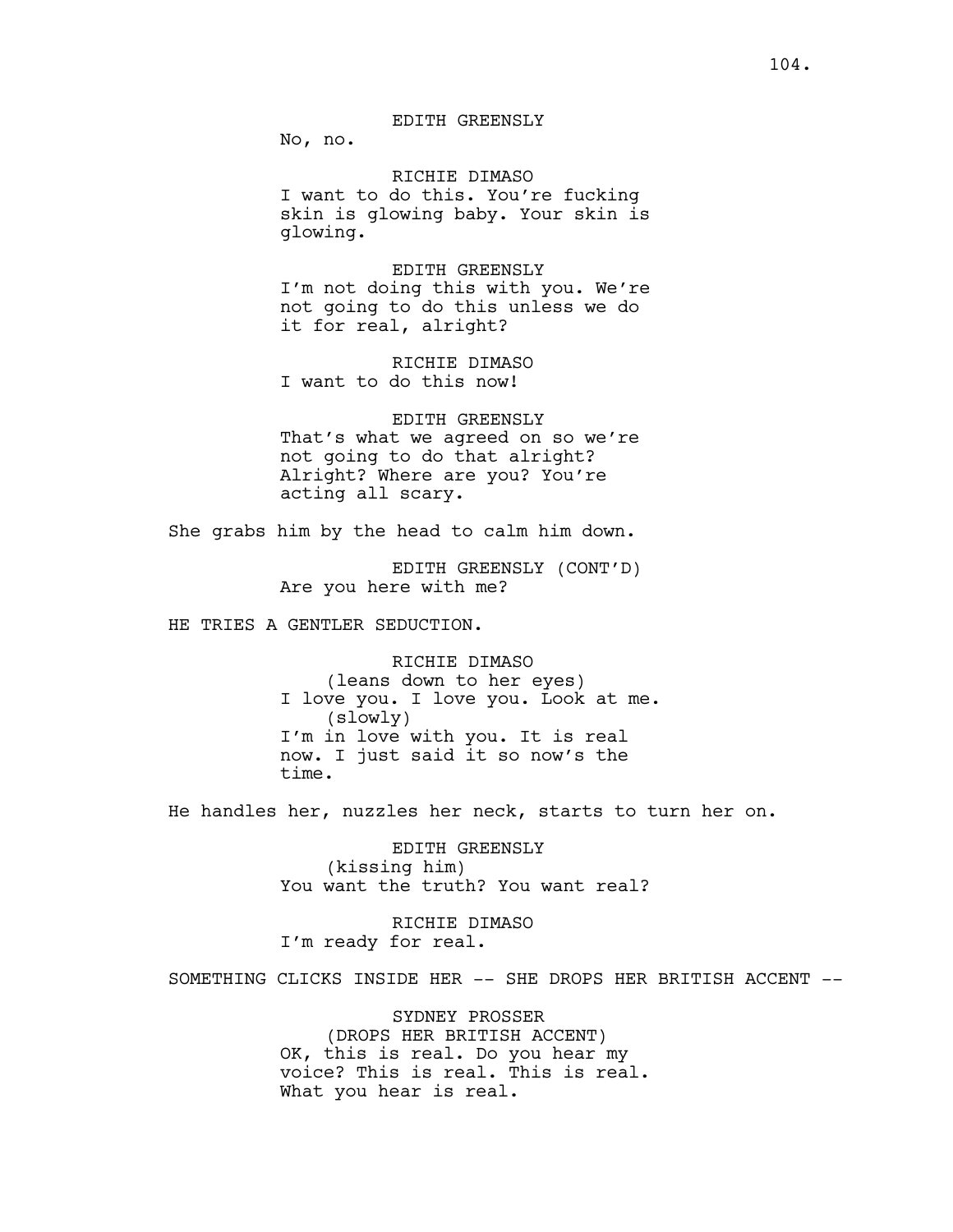EDITH GREENSLY
No, no.

RICHIE DIMASO
I want to do this. You're fucking skin is glowing baby. Your skin is glowing.

EDITH GREENSLY
I'm not doing this with you. We're not going to do this unless we do it for real, alright?

RICHIE DIMASO
I want to do this now!

EDITH GREENSLY
That's what we agreed on so we're not going to do that alright? Alright? Where are you? You're acting all scary.

She grabs him by the head to calm him down.

EDITH GREENSLY (CONT'D)
Are you here with me?

HE TRIES A GENTLER SEDUCTION.

RICHIE DIMASO
(leans down to her eyes)
I love you. I love you. Look at me.
(slowly)
I'm in love with you. It is real now. I just said it so now's the time.

He handles her, nuzzles her neck, starts to turn her on.

EDITH GREENSLY
(kissing him)
You want the truth? You want real?

RICHIE DIMASO
I'm ready for real.

SOMETHING CLICKS INSIDE HER -- SHE DROPS HER BRITISH ACCENT --

SYDNEY PROSSER
(DROPS HER BRITISH ACCENT)
OK, this is real. Do you hear my voice? This is real. This is real. What you hear is real.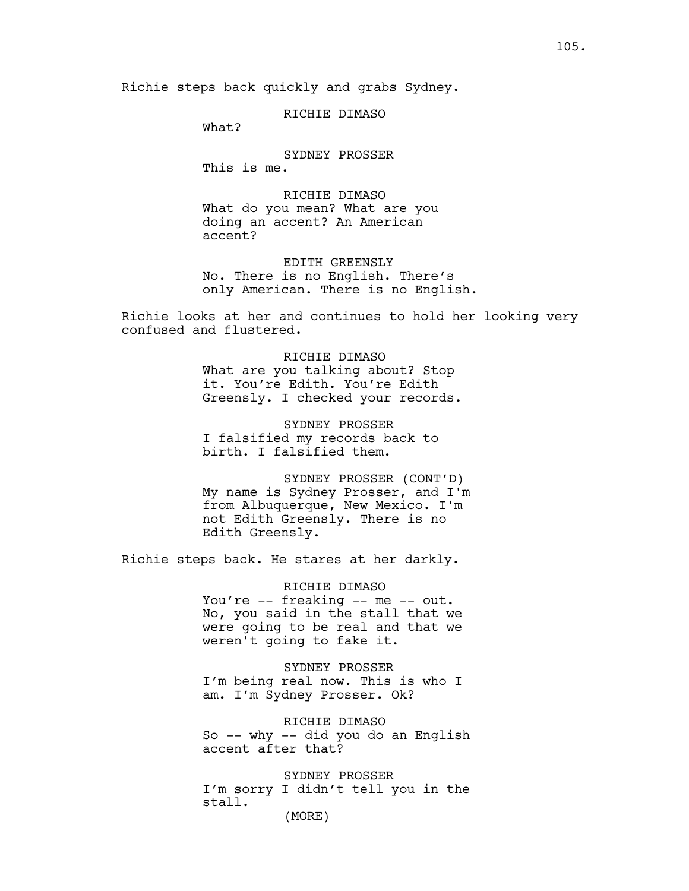Richie steps back quickly and grabs Sydney.

RICHIE DIMASO
What?

SYDNEY PROSSER
This is me.

RICHIE DIMASO
What do you mean? What are you doing an accent? An American accent?

EDITH GREENSLY
No. There is no English. There's only American. There is no English.

Richie looks at her and continues to hold her looking very confused and flustered.

RICHIE DIMASO
What are you talking about? Stop it. You're Edith. You're Edith Greensly. I checked your records.

SYDNEY PROSSER
I falsified my records back to birth. I falsified them.

SYDNEY PROSSER (CONT'D)
My name is Sydney Prosser, and I'm from Albuquerque, New Mexico. I'm not Edith Greensly. There is no Edith Greensly.

Richie steps back. He stares at her darkly.

RICHIE DIMASO
You're -- freaking -- me -- out. No, you said in the stall that we were going to be real and that we weren't going to fake it.

SYDNEY PROSSER
I'm being real now. This is who I am. I'm Sydney Prosser. Ok?

RICHIE DIMASO
So -- why -- did you do an English accent after that?

SYDNEY PROSSER
I'm sorry I didn't tell you in the stall.
(MORE)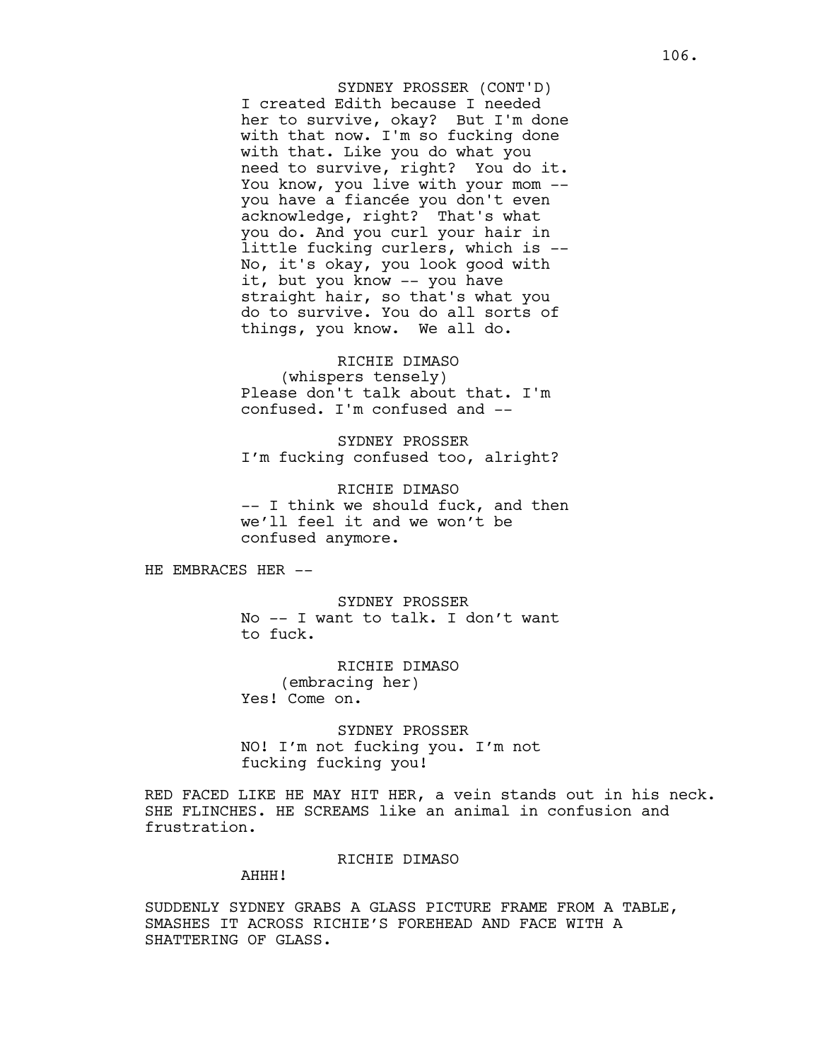SYDNEY PROSSER (CONT'D)
I created Edith because I needed her to survive, okay? But I'm done with that now. I'm so fucking done with that. Like you do what you need to survive, right? You do it. You know, you live with your mom -- you have a fiancée you don't even acknowledge, right? That's what you do. And you curl your hair in little fucking curlers, which is -- No, it's okay, you look good with it, but you know -- you have straight hair, so that's what you do to survive. You do all sorts of things, you know. We all do.

RICHIE DIMASO
(whispers tensely)
Please don't talk about that. I'm confused. I'm confused and --

SYDNEY PROSSER
I'm fucking confused too, alright?

RICHIE DIMASO
-- I think we should fuck, and then we'll feel it and we won't be confused anymore.

HE EMBRACES HER --

SYDNEY PROSSER
No -- I want to talk. I don't want to fuck.

RICHIE DIMASO
(embracing her)
Yes! Come on.

SYDNEY PROSSER
NO! I'm not fucking you. I'm not fucking fucking you!

RED FACED LIKE HE MAY HIT HER, a vein stands out in his neck. SHE FLINCHES. HE SCREAMS like an animal in confusion and frustration.

RICHIE DIMASO
AHHH!

SUDDENLY SYDNEY GRABS A GLASS PICTURE FRAME FROM A TABLE, SMASHES IT ACROSS RICHIE'S FOREHEAD AND FACE WITH A SHATTERING OF GLASS.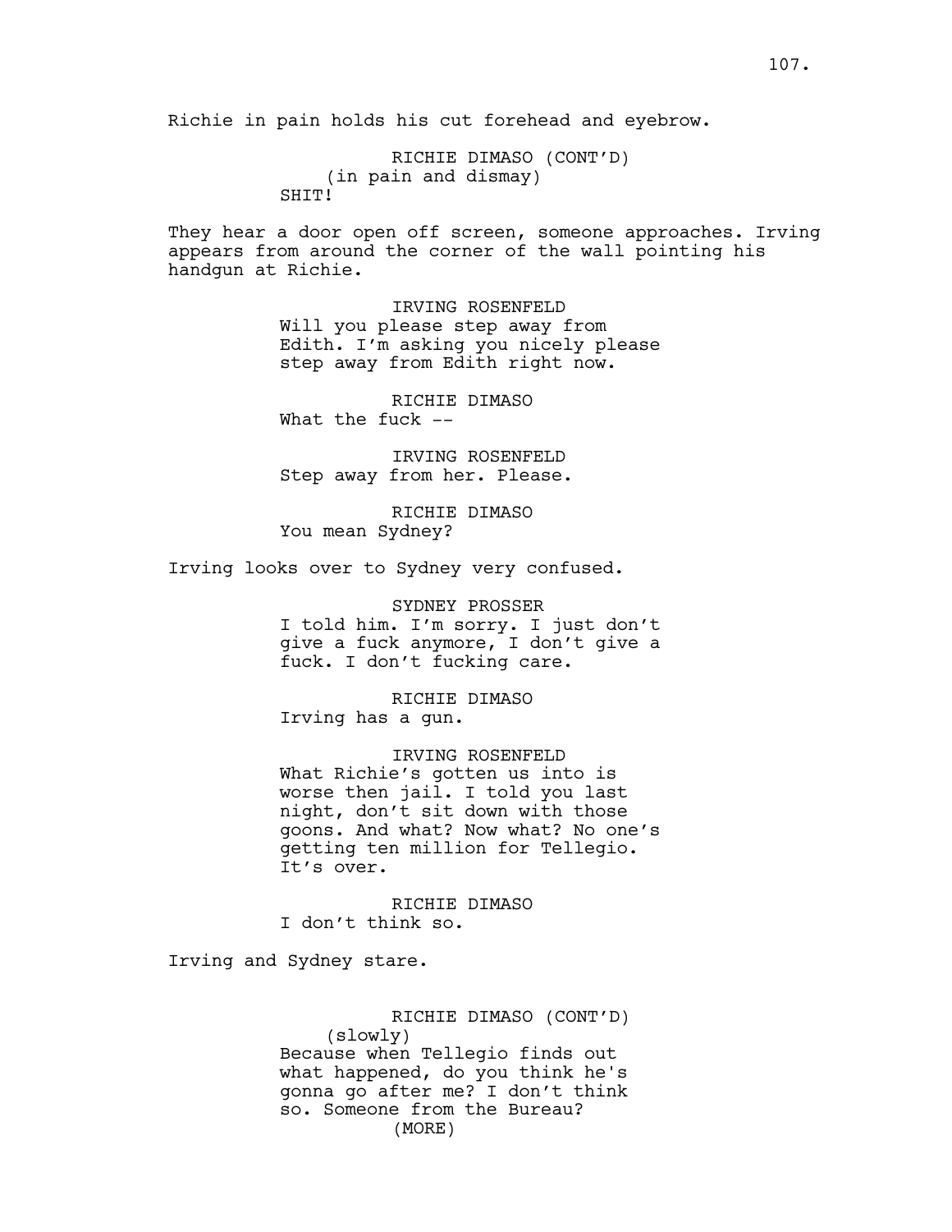Richie in pain holds his cut forehead and eyebrow.

RICHIE DIMASO (CONT'D)
(in pain and dismay)
SHIT!

They hear a door open off screen, someone approaches. Irving appears from around the corner of the wall pointing his handgun at Richie.

IRVING ROSENFELD
Will you please step away from Edith. I'm asking you nicely please step away from Edith right now.

RICHIE DIMASO
What the fuck --

IRVING ROSENFELD
Step away from her. Please.

RICHIE DIMASO
You mean Sydney?

Irving looks over to Sydney very confused.

SYDNEY PROSSER
I told him. I'm sorry. I just don't give a fuck anymore, I don't give a fuck. I don't fucking care.

RICHIE DIMASO
Irving has a gun.

IRVING ROSENFELD
What Richie's gotten us into is worse then jail. I told you last night, don't sit down with those goons. And what? Now what? No one's getting ten million for Tellegio. It's over.

RICHIE DIMASO
I don't think so.

Irving and Sydney stare.

RICHIE DIMASO (CONT'D)
(slowly)
Because when Tellegio finds out what happened, do you think he's gonna go after me? I don't think so. Someone from the Bureau?
(MORE)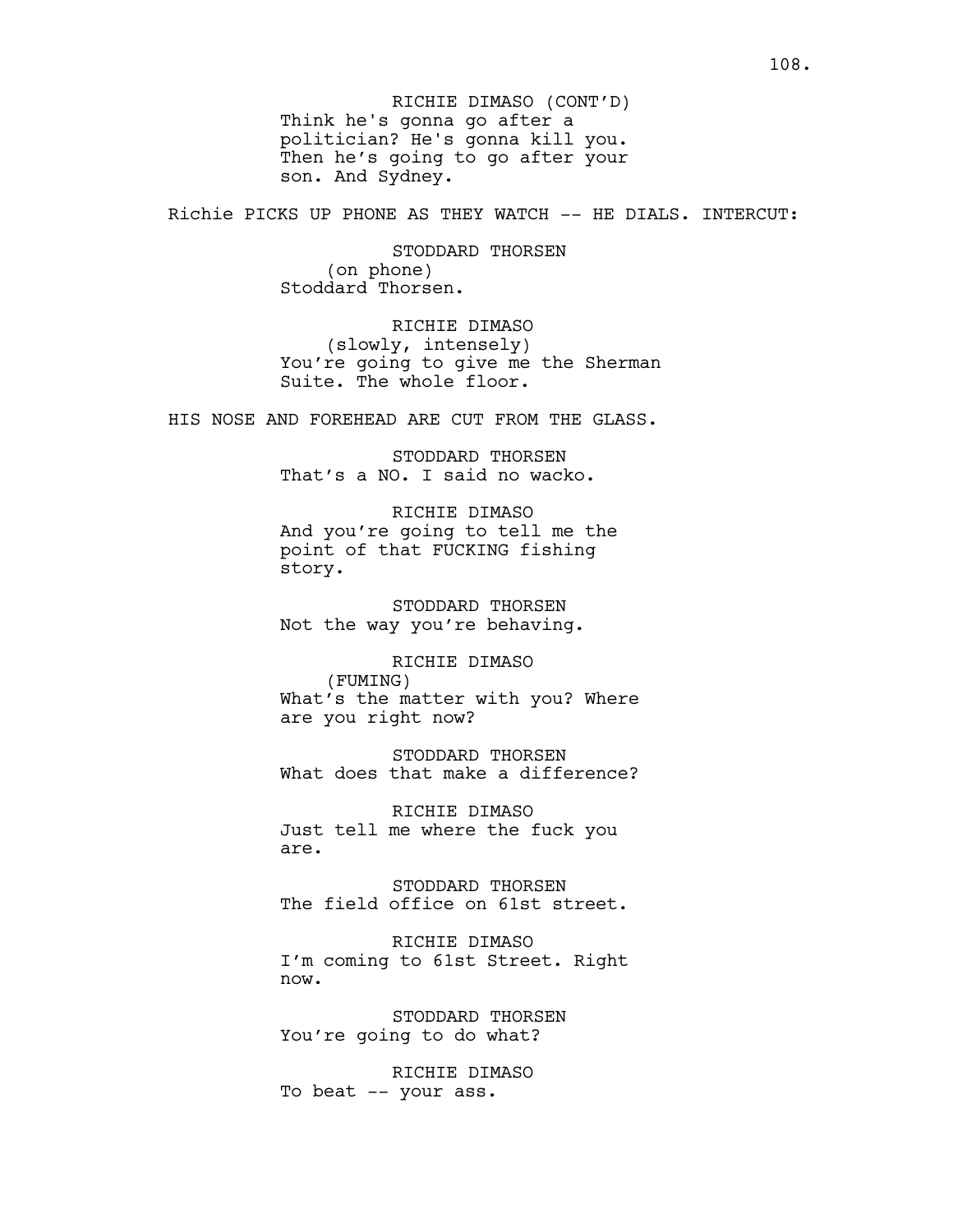RICHIE DIMASO (CONT'D)
Think he's gonna go after a politician? He's gonna kill you. Then he's going to go after your son. And Sydney.

Richie PICKS UP PHONE AS THEY WATCH -- HE DIALS. INTERCUT:

STODDARD THORSEN
(on phone)
Stoddard Thorsen.

RICHIE DIMASO
(slowly, intensely)
You're going to give me the Sherman Suite. The whole floor.

HIS NOSE AND FOREHEAD ARE CUT FROM THE GLASS.

STODDARD THORSEN
That's a NO. I said no wacko.

RICHIE DIMASO
And you're going to tell me the point of that FUCKING fishing story.

STODDARD THORSEN
Not the way you're behaving.

RICHIE DIMASO
(FUMING)
What's the matter with you? Where are you right now?

STODDARD THORSEN
What does that make a difference?

RICHIE DIMASO
Just tell me where the fuck you are.

STODDARD THORSEN
The field office on 61st street.

RICHIE DIMASO
I'm coming to 61st Street. Right now.

STODDARD THORSEN
You're going to do what?

RICHIE DIMASO
To beat -- your ass.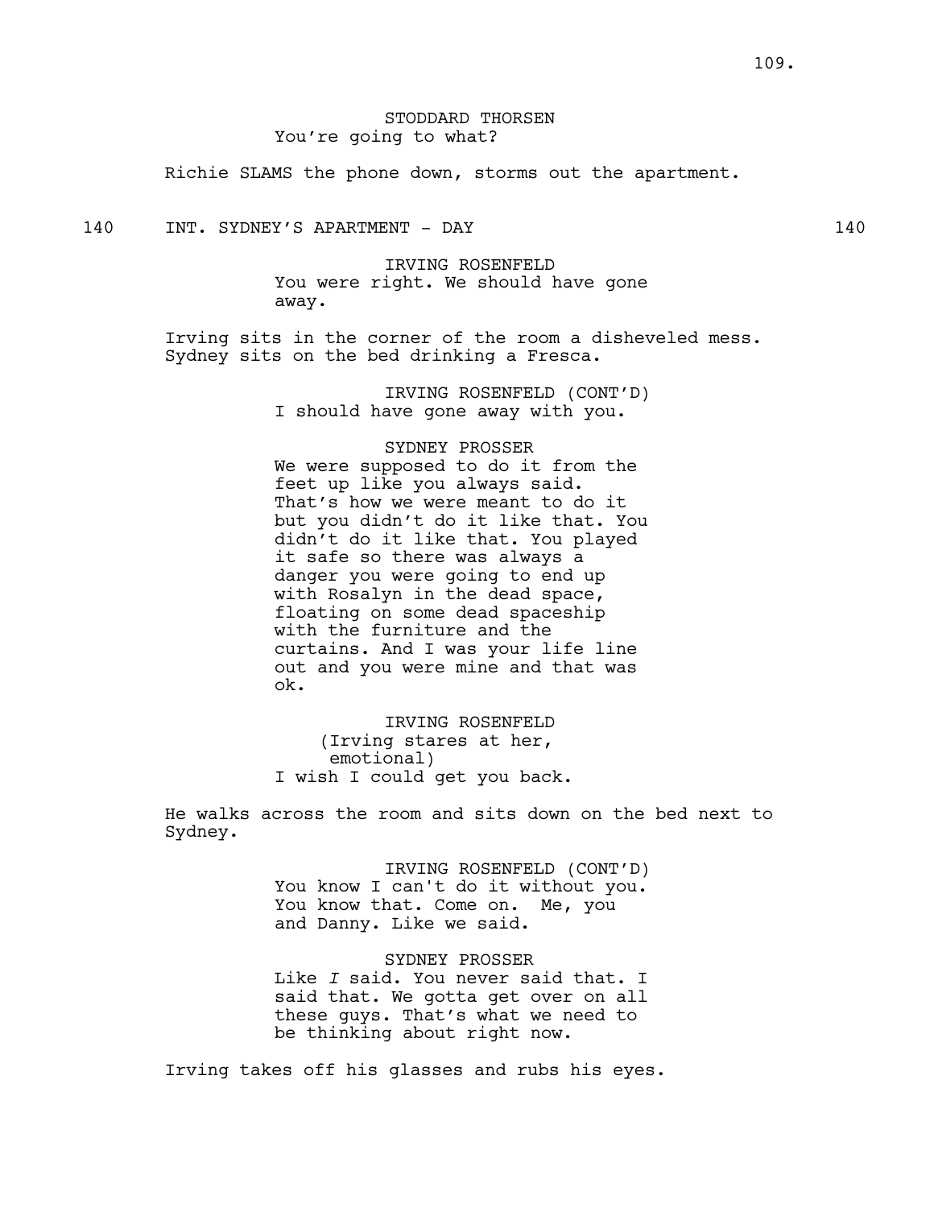STODDARD THORSEN
You're going to what?

Richie SLAMS the phone down, storms out the apartment.

140 INT. SYDNEY'S APARTMENT - DAY 140

IRVING ROSENFELD
You were right. We should have gone away.

Irving sits in the corner of the room a disheveled mess. Sydney sits on the bed drinking a Fresca.

IRVING ROSENFELD (CONT'D)
I should have gone away with you.

SYDNEY PROSSER
We were supposed to do it from the feet up like you always said. That's how we were meant to do it but you didn't do it like that. You didn't do it like that. You played it safe so there was always a danger you were going to end up with Rosalyn in the dead space, floating on some dead spaceship with the furniture and the curtains. And I was your life line out and you were mine and that was ok.

IRVING ROSENFELD
(Irving stares at her, emotional)
I wish I could get you back.

He walks across the room and sits down on the bed next to Sydney.

IRVING ROSENFELD (CONT'D)
You know I can't do it without you. You know that. Come on. Me, you and Danny. Like we said.

SYDNEY PROSSER
Like *I* said. You never said that. I said that. We gotta get over on all these guys. That's what we need to be thinking about right now.

Irving takes off his glasses and rubs his eyes.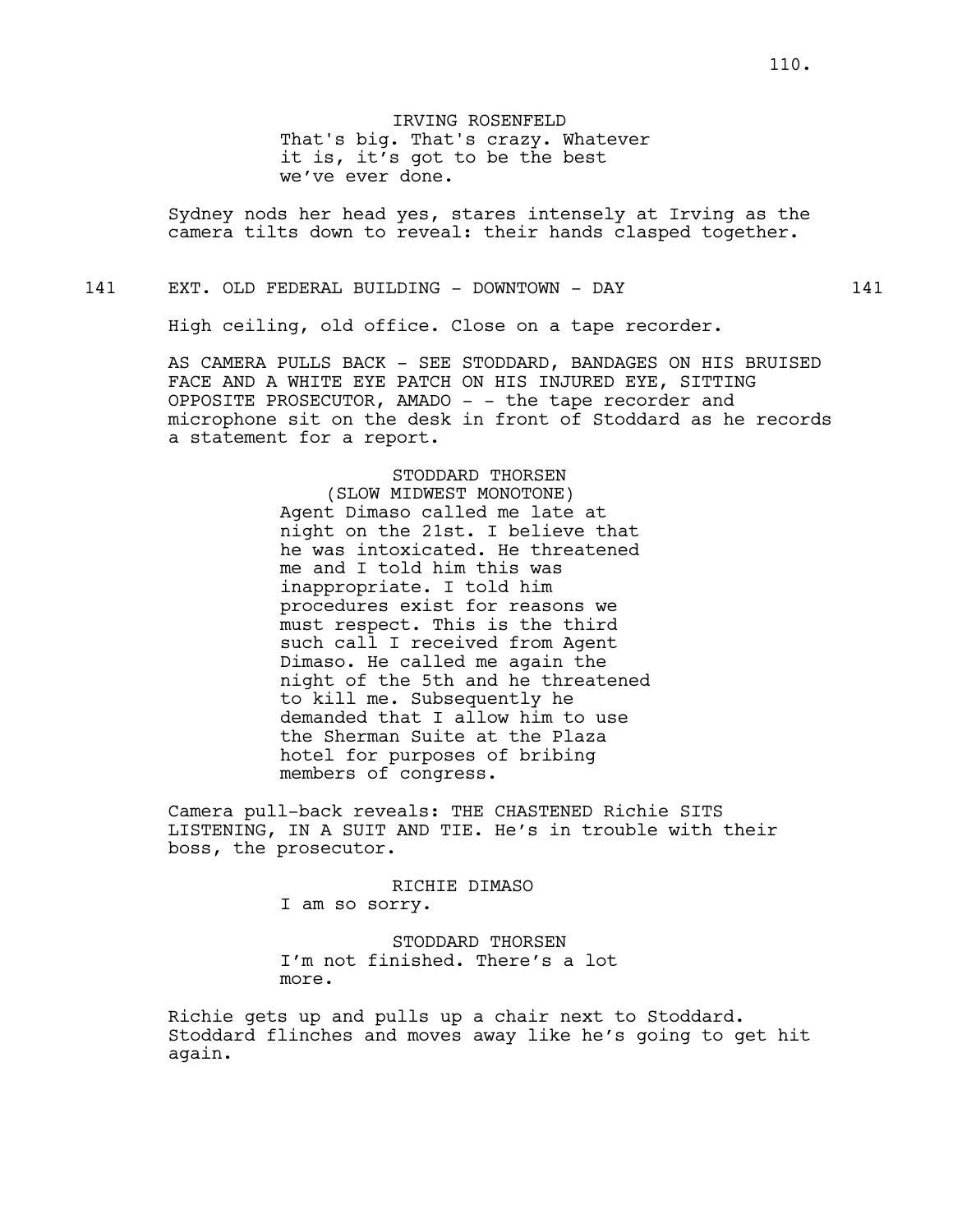IRVING ROSENFELD
That's big. That's crazy. Whatever it is, it's got to be the best we've ever done.

Sydney nods her head yes, stares intensely at Irving as the camera tilts down to reveal: their hands clasped together.

141 EXT. OLD FEDERAL BUILDING - DOWNTOWN - DAY 141

High ceiling, old office. Close on a tape recorder.

AS CAMERA PULLS BACK - SEE STODDARD, BANDAGES ON HIS BRUISED FACE AND A WHITE EYE PATCH ON HIS INJURED EYE, SITTING OPPOSITE PROSECUTOR, AMADO - - the tape recorder and microphone sit on the desk in front of Stoddard as he records a statement for a report.

STODDARD THORSEN
(SLOW MIDWEST MONOTONE)
Agent Dimaso called me late at night on the 21st. I believe that he was intoxicated. He threatened me and I told him this was inappropriate. I told him procedures exist for reasons we must respect. This is the third such call I received from Agent Dimaso. He called me again the night of the 5th and he threatened to kill me. Subsequently he demanded that I allow him to use the Sherman Suite at the Plaza hotel for purposes of bribing members of congress.

Camera pull-back reveals: THE CHASTENED Richie SITS LISTENING, IN A SUIT AND TIE. He's in trouble with their boss, the prosecutor.

RICHIE DIMASO
I am so sorry.

STODDARD THORSEN
I'm not finished. There's a lot more.

Richie gets up and pulls up a chair next to Stoddard. Stoddard flinches and moves away like he's going to get hit again.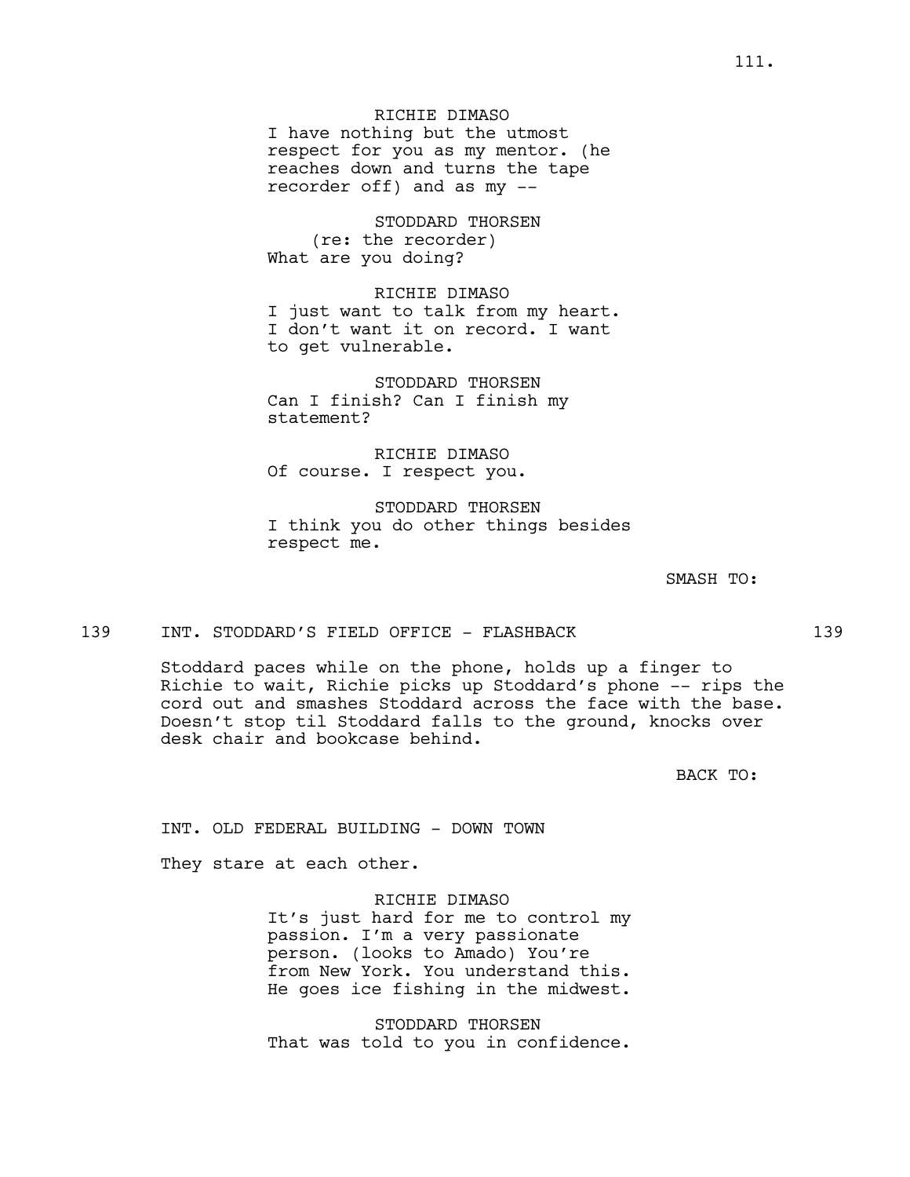RICHIE DIMASO
I have nothing but the utmost respect for you as my mentor. (he reaches down and turns the tape recorder off) and as my --

STODDARD THORSEN
(re: the recorder)
What are you doing?

RICHIE DIMASO
I just want to talk from my heart. I don't want it on record. I want to get vulnerable.

STODDARD THORSEN
Can I finish? Can I finish my statement?

RICHIE DIMASO
Of course. I respect you.

STODDARD THORSEN
I think you do other things besides respect me.

SMASH TO:

139 INT. STODDARD'S FIELD OFFICE - FLASHBACK 139

Stoddard paces while on the phone, holds up a finger to Richie to wait, Richie picks up Stoddard's phone -- rips the cord out and smashes Stoddard across the face with the base. Doesn't stop til Stoddard falls to the ground, knocks over desk chair and bookcase behind.

BACK TO:

INT. OLD FEDERAL BUILDING - DOWN TOWN

They stare at each other.

RICHIE DIMASO
It's just hard for me to control my passion. I'm a very passionate person. (looks to Amado) You're from New York. You understand this. He goes ice fishing in the midwest.

STODDARD THORSEN
That was told to you in confidence.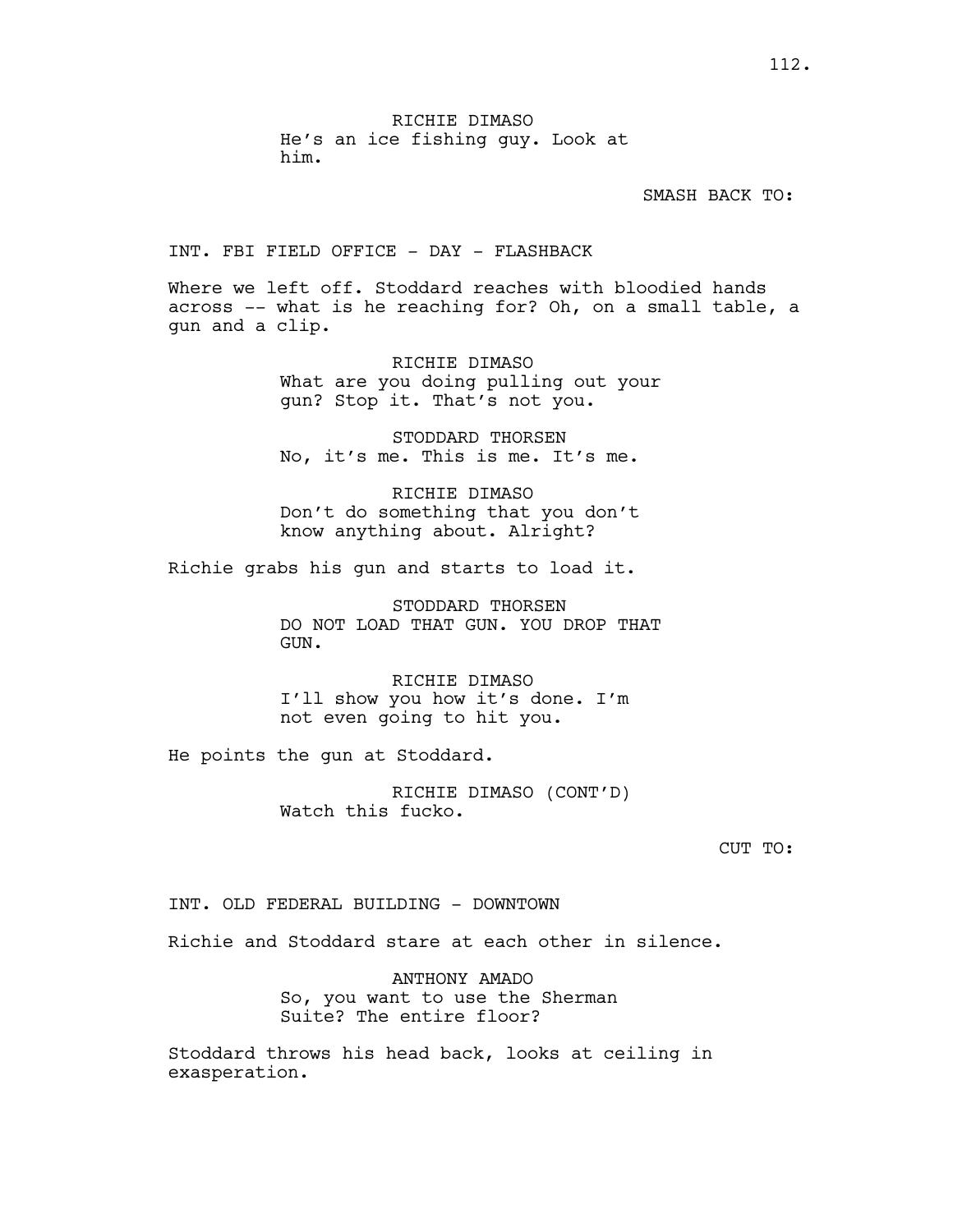RICHIE DIMASO
He's an ice fishing guy. Look at him.

SMASH BACK TO:

INT. FBI FIELD OFFICE - DAY - FLASHBACK

Where we left off. Stoddard reaches with bloodied hands across -- what is he reaching for? Oh, on a small table, a gun and a clip.

RICHIE DIMASO
What are you doing pulling out your gun? Stop it. That's not you.

STODDARD THORSEN
No, it's me. This is me. It's me.

RICHIE DIMASO
Don't do something that you don't know anything about. Alright?

Richie grabs his gun and starts to load it.

STODDARD THORSEN
DO NOT LOAD THAT GUN. YOU DROP THAT GUN.

RICHIE DIMASO
I'll show you how it's done. I'm not even going to hit you.

He points the gun at Stoddard.

RICHIE DIMASO (CONT'D)
Watch this fucko.

CUT TO:

INT. OLD FEDERAL BUILDING - DOWNTOWN

Richie and Stoddard stare at each other in silence.

ANTHONY AMADO
So, you want to use the Sherman Suite? The entire floor?

Stoddard throws his head back, looks at ceiling in exasperation.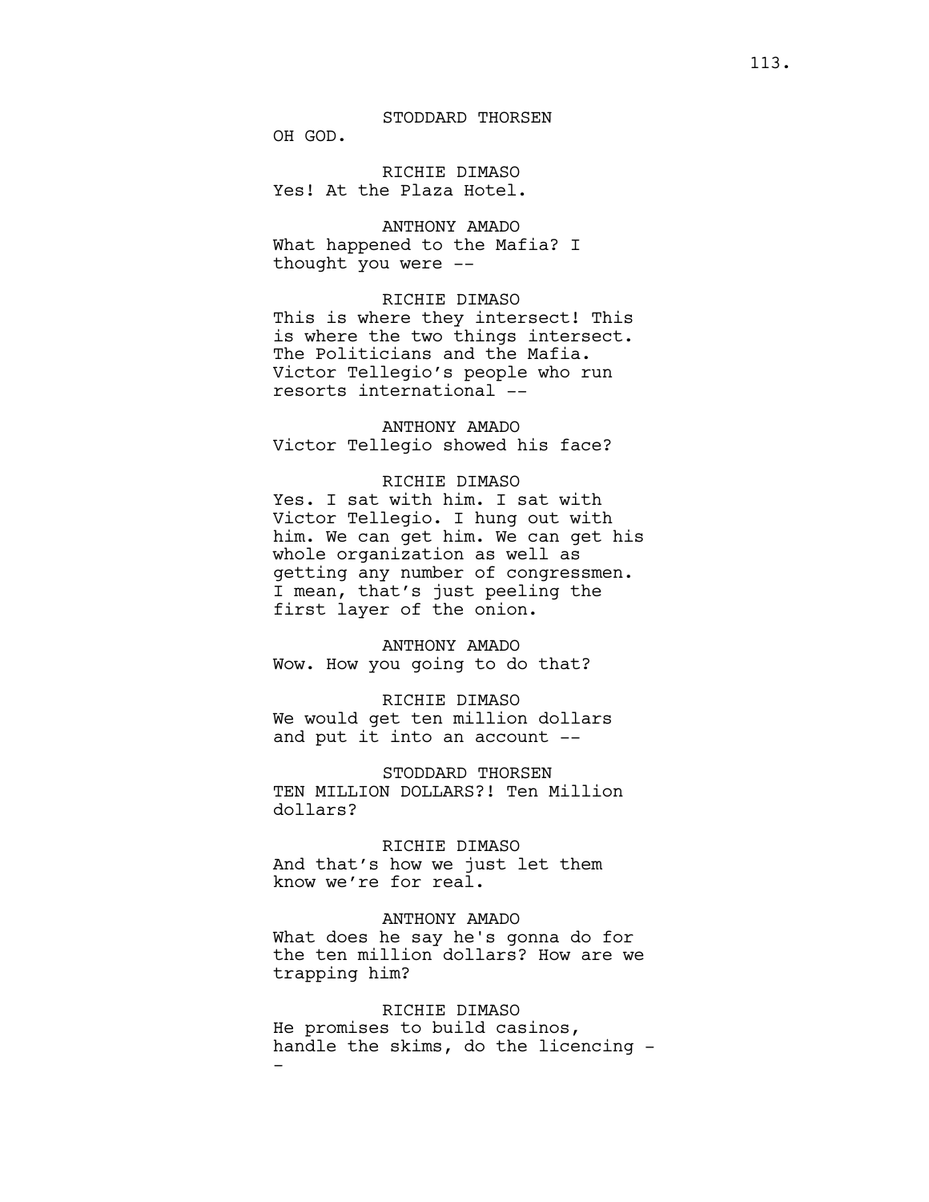STODDARD THORSEN
OH GOD.

RICHIE DIMASO
Yes! At the Plaza Hotel.

ANTHONY AMADO
What happened to the Mafia? I thought you were --

RICHIE DIMASO
This is where they intersect! This is where the two things intersect. The Politicians and the Mafia. Victor Tellegio's people who run resorts international --

ANTHONY AMADO
Victor Tellegio showed his face?

RICHIE DIMASO
Yes. I sat with him. I sat with Victor Tellegio. I hung out with him. We can get him. We can get his whole organization as well as getting any number of congressmen. I mean, that's just peeling the first layer of the onion.

ANTHONY AMADO
Wow. How you going to do that?

RICHIE DIMASO
We would get ten million dollars and put it into an account --

STODDARD THORSEN
TEN MILLION DOLLARS?! Ten Million dollars?

RICHIE DIMASO
And that's how we just let them know we're for real.

ANTHONY AMADO
What does he say he's gonna do for the ten million dollars? How are we trapping him?

RICHIE DIMASO
He promises to build casinos, handle the skims, do the licencing --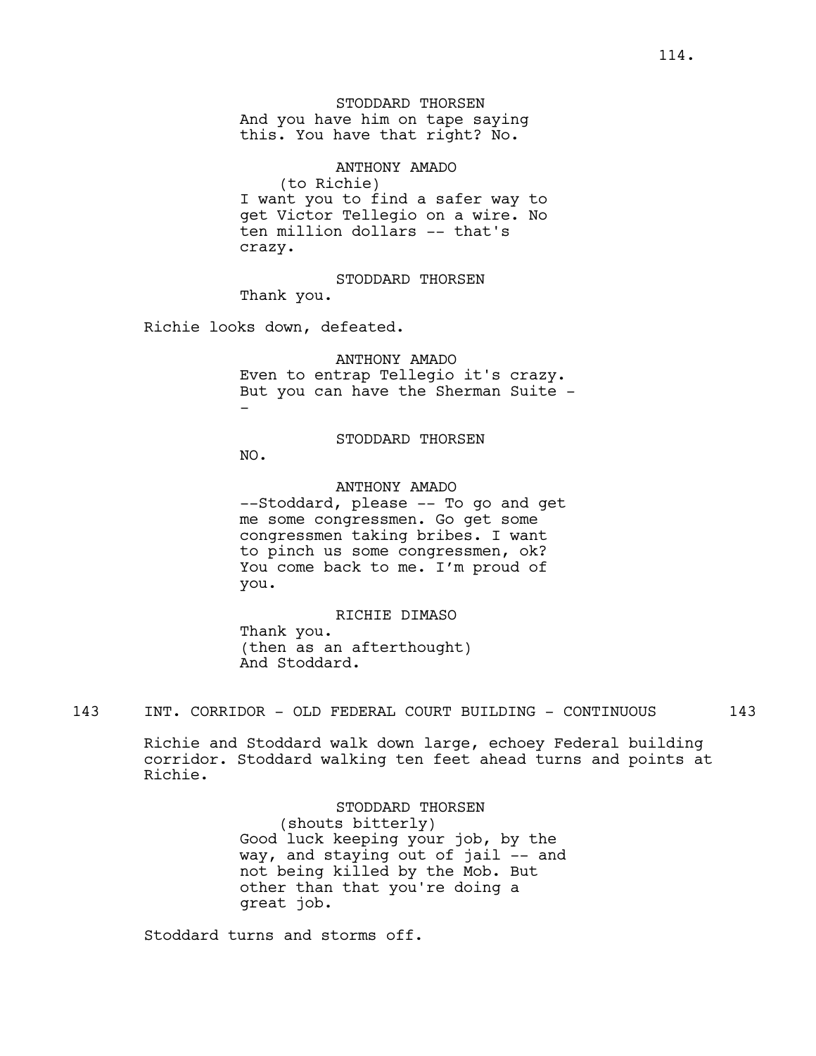STODDARD THORSEN
And you have him on tape saying this. You have that right? No.

ANTHONY AMADO
(to Richie)
I want you to find a safer way to get Victor Tellegio on a wire. No ten million dollars -- that's crazy.

STODDARD THORSEN
Thank you.

Richie looks down, defeated.

ANTHONY AMADO
Even to entrap Tellegio it's crazy. But you can have the Sherman Suite --

STODDARD THORSEN
NO.

ANTHONY AMADO
--Stoddard, please -- To go and get me some congressmen. Go get some congressmen taking bribes. I want to pinch us some congressmen, ok? You come back to me. I'm proud of you.

RICHIE DIMASO
Thank you.
(then as an afterthought)
And Stoddard.

143 INT. CORRIDOR - OLD FEDERAL COURT BUILDING - CONTINUOUS 143

Richie and Stoddard walk down large, echoey Federal building corridor. Stoddard walking ten feet ahead turns and points at Richie.

STODDARD THORSEN
(shouts bitterly)
Good luck keeping your job, by the way, and staying out of jail -- and not being killed by the Mob. But other than that you're doing a great job.

Stoddard turns and storms off.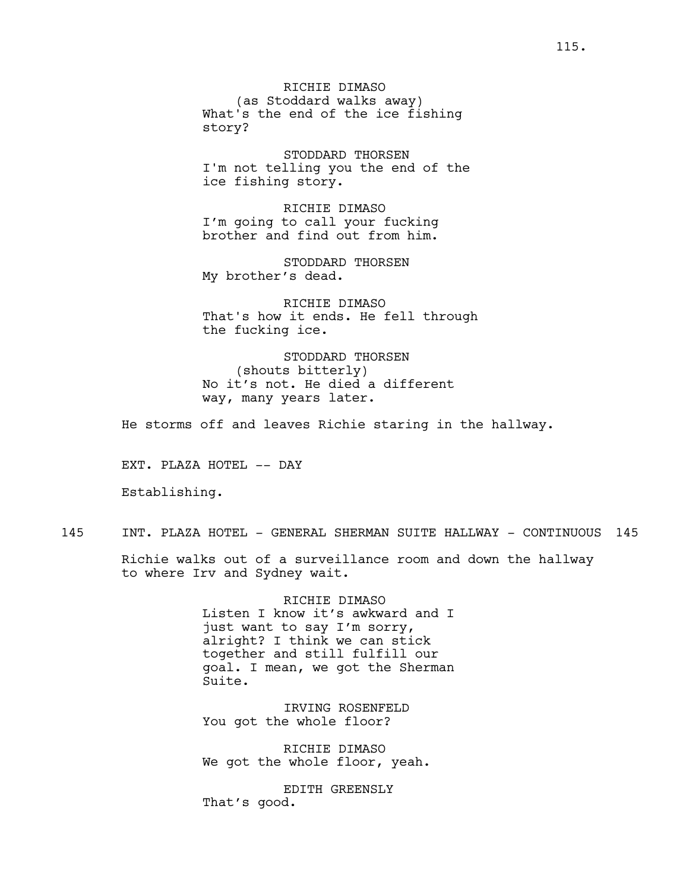RICHIE DIMASO
(as Stoddard walks away)
What's the end of the ice fishing story?

STODDARD THORSEN
I'm not telling you the end of the ice fishing story.

RICHIE DIMASO
I'm going to call your fucking brother and find out from him.

STODDARD THORSEN
My brother's dead.

RICHIE DIMASO
That's how it ends. He fell through the fucking ice.

STODDARD THORSEN
(shouts bitterly)
No it's not. He died a different way, many years later.

He storms off and leaves Richie staring in the hallway.

EXT. PLAZA HOTEL -- DAY

Establishing.

145 INT. PLAZA HOTEL - GENERAL SHERMAN SUITE HALLWAY - CONTINUOUS 145

Richie walks out of a surveillance room and down the hallway to where Irv and Sydney wait.

RICHIE DIMASO
Listen I know it's awkward and I just want to say I'm sorry, alright? I think we can stick together and still fulfill our goal. I mean, we got the Sherman Suite.

IRVING ROSENFELD
You got the whole floor?

RICHIE DIMASO
We got the whole floor, yeah.

EDITH GREENSLY
That's good.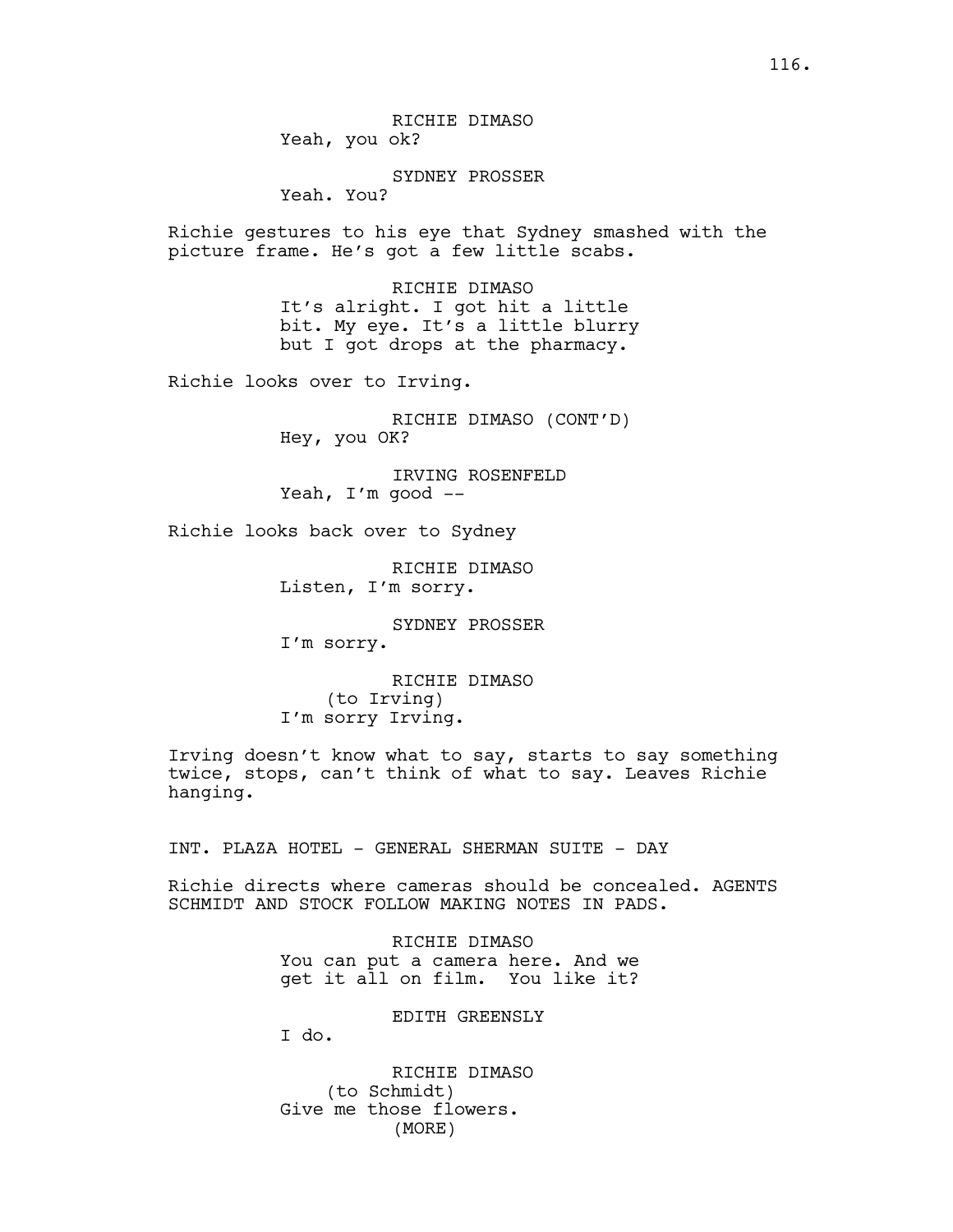RICHIE DIMASO
Yeah, you ok?

SYDNEY PROSSER
Yeah. You?

Richie gestures to his eye that Sydney smashed with the picture frame. He's got a few little scabs.

RICHIE DIMASO
It's alright. I got hit a little bit. My eye. It's a little blurry but I got drops at the pharmacy.

Richie looks over to Irving.

RICHIE DIMASO (CONT'D)
Hey, you OK?

IRVING ROSENFELD
Yeah, I'm good --

Richie looks back over to Sydney

RICHIE DIMASO
Listen, I'm sorry.

SYDNEY PROSSER
I'm sorry.

RICHIE DIMASO
(to Irving)
I'm sorry Irving.

Irving doesn't know what to say, starts to say something twice, stops, can't think of what to say. Leaves Richie hanging.

INT. PLAZA HOTEL - GENERAL SHERMAN SUITE - DAY

Richie directs where cameras should be concealed. AGENTS SCHMIDT AND STOCK FOLLOW MAKING NOTES IN PADS.

RICHIE DIMASO
You can put a camera here. And we get it all on film. You like it?

EDITH GREENSLY
I do.

RICHIE DIMASO
(to Schmidt)
Give me those flowers.
(MORE)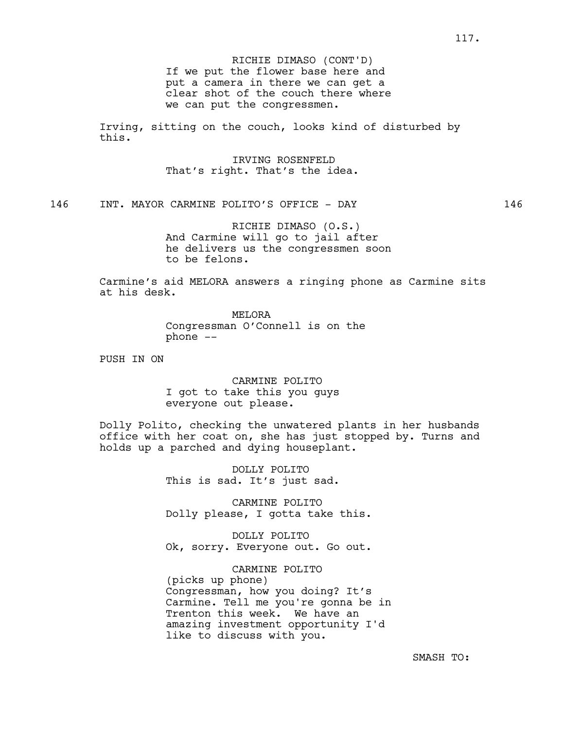RICHIE DIMASO (CONT'D)
If we put the flower base here and put a camera in there we can get a clear shot of the couch there where we can put the congressmen.

Irving, sitting on the couch, looks kind of disturbed by this.

IRVING ROSENFELD
That's right. That's the idea.

146 INT. MAYOR CARMINE POLITO'S OFFICE - DAY 146

RICHIE DIMASO (O.S.)
And Carmine will go to jail after he delivers us the congressmen soon to be felons.

Carmine's aid MELORA answers a ringing phone as Carmine sits at his desk.

MELORA
Congressman O'Connell is on the phone --

PUSH IN ON

CARMINE POLITO
I got to take this you guys everyone out please.

Dolly Polito, checking the unwatered plants in her husbands office with her coat on, she has just stopped by. Turns and holds up a parched and dying houseplant.

DOLLY POLITO
This is sad. It's just sad.

CARMINE POLITO
Dolly please, I gotta take this.

DOLLY POLITO
Ok, sorry. Everyone out. Go out.

CARMINE POLITO
(picks up phone)
Congressman, how you doing? It's Carmine. Tell me you're gonna be in Trenton this week. We have an amazing investment opportunity I'd like to discuss with you.

SMASH TO: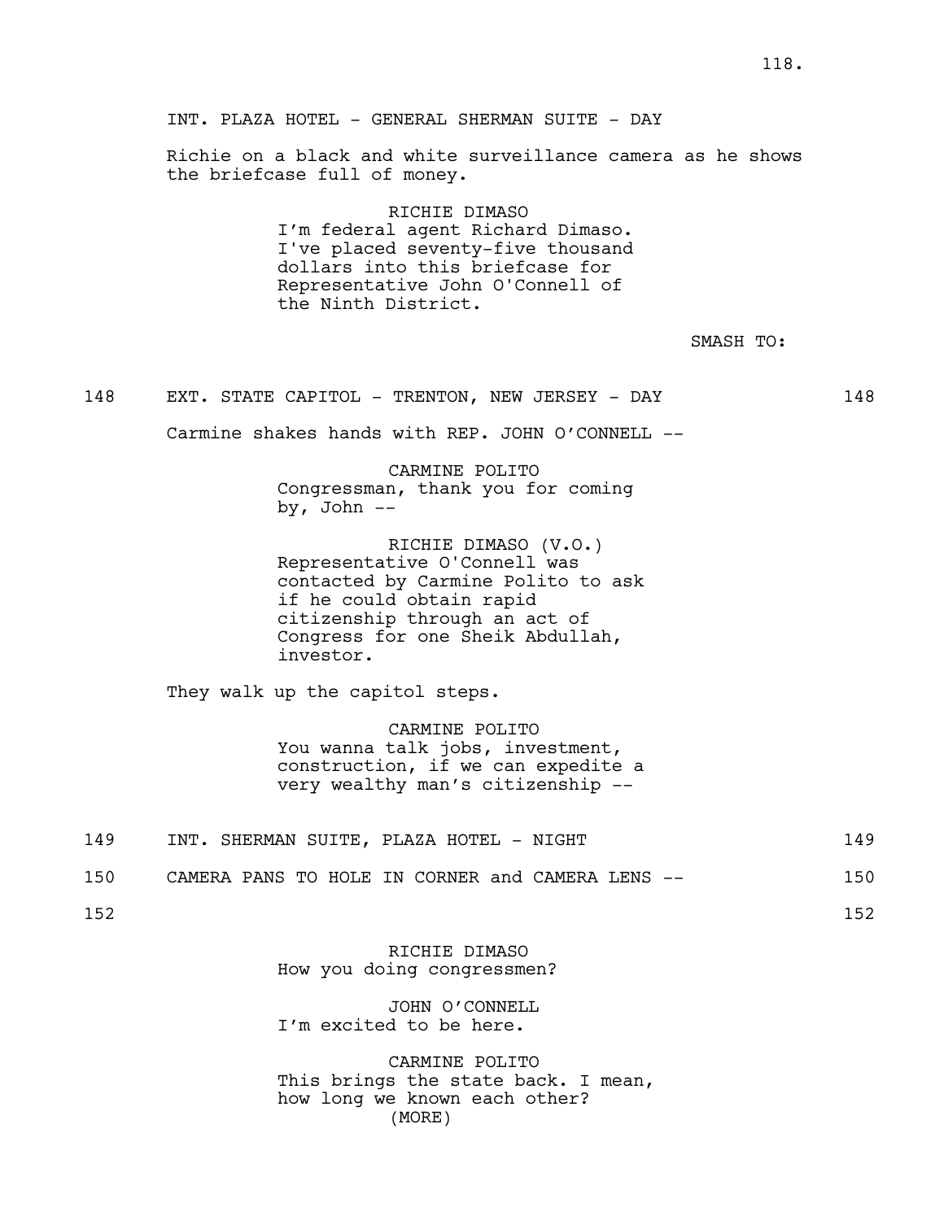INT. PLAZA HOTEL - GENERAL SHERMAN SUITE - DAY

Richie on a black and white surveillance camera as he shows the briefcase full of money.

RICHIE DIMASO
I'm federal agent Richard Dimaso. I've placed seventy-five thousand dollars into this briefcase for Representative John O'Connell of the Ninth District.

SMASH TO:

148 EXT. STATE CAPITOL - TRENTON, NEW JERSEY - DAY 148

Carmine shakes hands with REP. JOHN O'CONNELL --

CARMINE POLITO
Congressman, thank you for coming by, John --

RICHIE DIMASO (V.O.)
Representative O'Connell was contacted by Carmine Polito to ask if he could obtain rapid citizenship through an act of Congress for one Sheik Abdullah, investor.

They walk up the capitol steps.

CARMINE POLITO
You wanna talk jobs, investment, construction, if we can expedite a very wealthy man's citizenship --

149 INT. SHERMAN SUITE, PLAZA HOTEL - NIGHT 149

150 CAMERA PANS TO HOLE IN CORNER and CAMERA LENS -- 150

152 152

RICHIE DIMASO
How you doing congressmen?

JOHN O'CONNELL
I'm excited to be here.

CARMINE POLITO
This brings the state back. I mean, how long we known each other?
(MORE)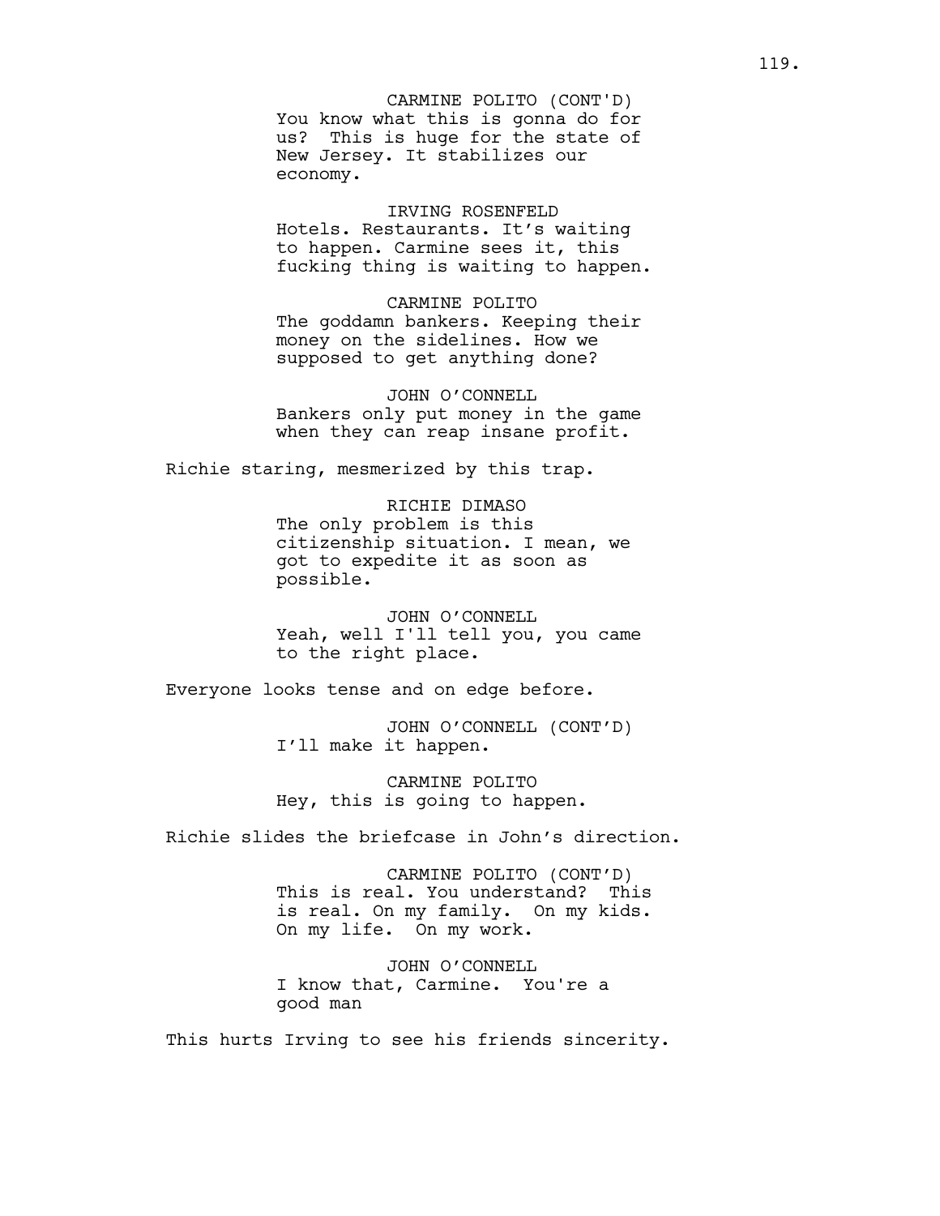CARMINE POLITO (CONT'D)
You know what this is gonna do for us? This is huge for the state of New Jersey. It stabilizes our economy.

IRVING ROSENFELD
Hotels. Restaurants. It's waiting to happen. Carmine sees it, this fucking thing is waiting to happen.

CARMINE POLITO
The goddamn bankers. Keeping their money on the sidelines. How we supposed to get anything done?

JOHN O'CONNELL
Bankers only put money in the game when they can reap insane profit.

Richie staring, mesmerized by this trap.

RICHIE DIMASO
The only problem is this citizenship situation. I mean, we got to expedite it as soon as possible.

JOHN O'CONNELL
Yeah, well I'll tell you, you came to the right place.

Everyone looks tense and on edge before.

JOHN O'CONNELL (CONT'D)
I'll make it happen.

CARMINE POLITO
Hey, this is going to happen.

Richie slides the briefcase in John's direction.

CARMINE POLITO (CONT'D)
This is real. You understand? This is real. On my family. On my kids. On my life. On my work.

JOHN O'CONNELL
I know that, Carmine. You're a good man

This hurts Irving to see his friends sincerity.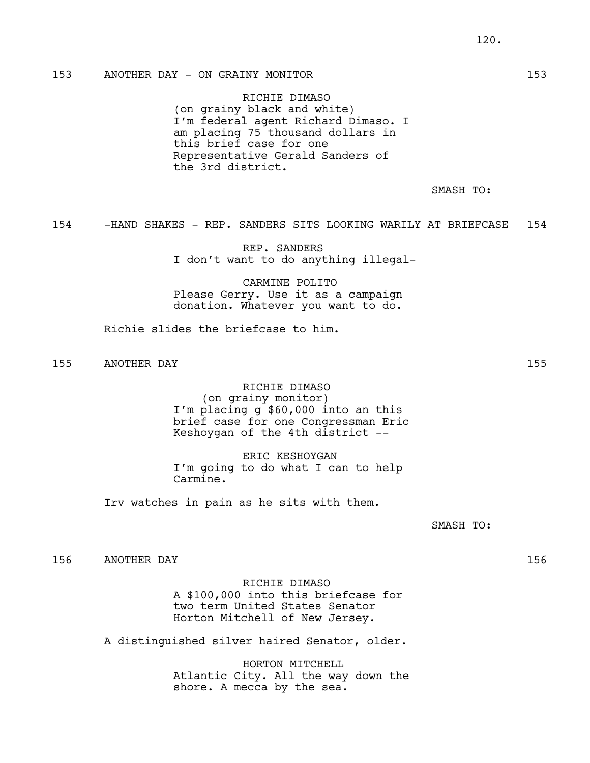153 ANOTHER DAY - ON GRAINY MONITOR 153

RICHIE DIMASO
(on grainy black and white)
I'm federal agent Richard Dimaso. I am placing 75 thousand dollars in this brief case for one Representative Gerald Sanders of the 3rd district.

SMASH TO:

154 -HAND SHAKES - REP. SANDERS SITS LOOKING WARILY AT BRIEFCASE 154

REP. SANDERS
I don't want to do anything illegal-

CARMINE POLITO
Please Gerry. Use it as a campaign donation. Whatever you want to do.

Richie slides the briefcase to him.

155 ANOTHER DAY 155

RICHIE DIMASO
(on grainy monitor)
I'm placing g $60,000 into an this brief case for one Congressman Eric Keshoygan of the 4th district --

ERIC KESHOYGAN
I'm going to do what I can to help Carmine.

Irv watches in pain as he sits with them.

SMASH TO:

156 ANOTHER DAY 156

RICHIE DIMASO
A $100,000 into this briefcase for two term United States Senator Horton Mitchell of New Jersey.

A distinguished silver haired Senator, older.

HORTON MITCHELL
Atlantic City. All the way down the shore. A mecca by the sea.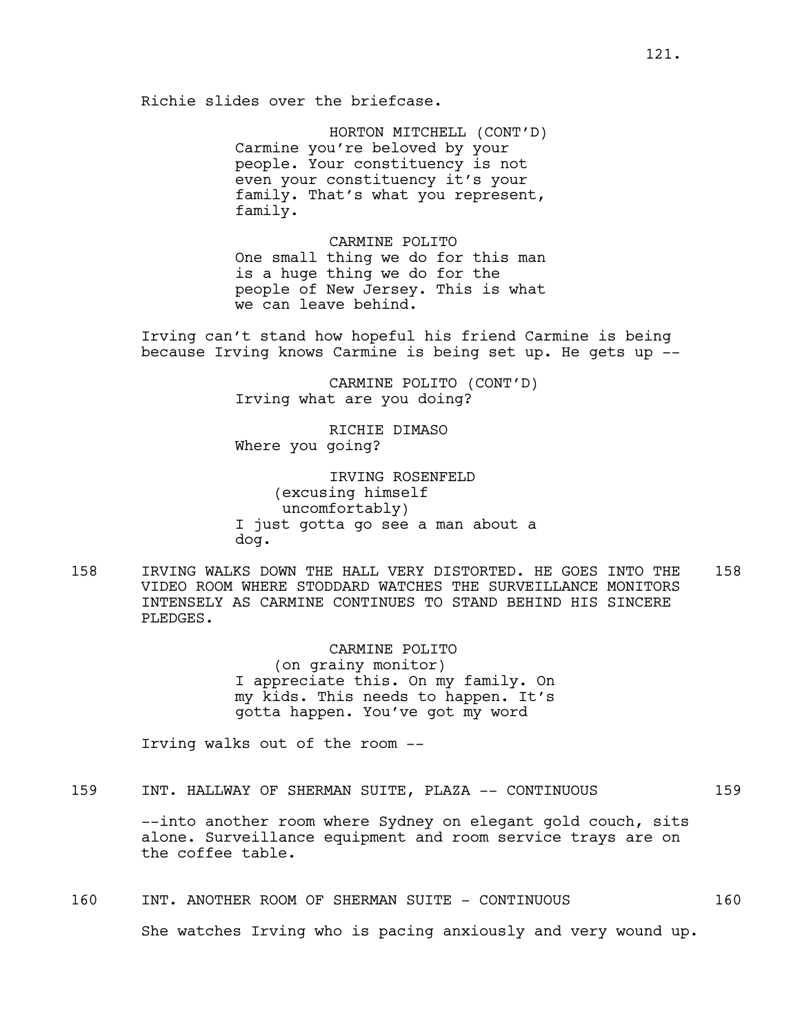Richie slides over the briefcase.

HORTON MITCHELL (CONT'D)
Carmine you're beloved by your people. Your constituency is not even your constituency it's your family. That's what you represent, family.

CARMINE POLITO
One small thing we do for this man is a huge thing we do for the people of New Jersey. This is what we can leave behind.

Irving can't stand how hopeful his friend Carmine is being because Irving knows Carmine is being set up. He gets up --

CARMINE POLITO (CONT'D)
Irving what are you doing?

RICHIE DIMASO
Where you going?

IRVING ROSENFELD
(excusing himself uncomfortably)
I just gotta go see a man about a dog.

158 IRVING WALKS DOWN THE HALL VERY DISTORTED. HE GOES INTO THE VIDEO ROOM WHERE STODDARD WATCHES THE SURVEILLANCE MONITORS INTENSELY AS CARMINE CONTINUES TO STAND BEHIND HIS SINCERE PLEDGES. 158

CARMINE POLITO
(on grainy monitor)
I appreciate this. On my family. On my kids. This needs to happen. It's gotta happen. You've got my word

Irving walks out of the room --

159 INT. HALLWAY OF SHERMAN SUITE, PLAZA -- CONTINUOUS 159

--into another room where Sydney on elegant gold couch, sits alone. Surveillance equipment and room service trays are on the coffee table.

160 INT. ANOTHER ROOM OF SHERMAN SUITE - CONTINUOUS 160

She watches Irving who is pacing anxiously and very wound up.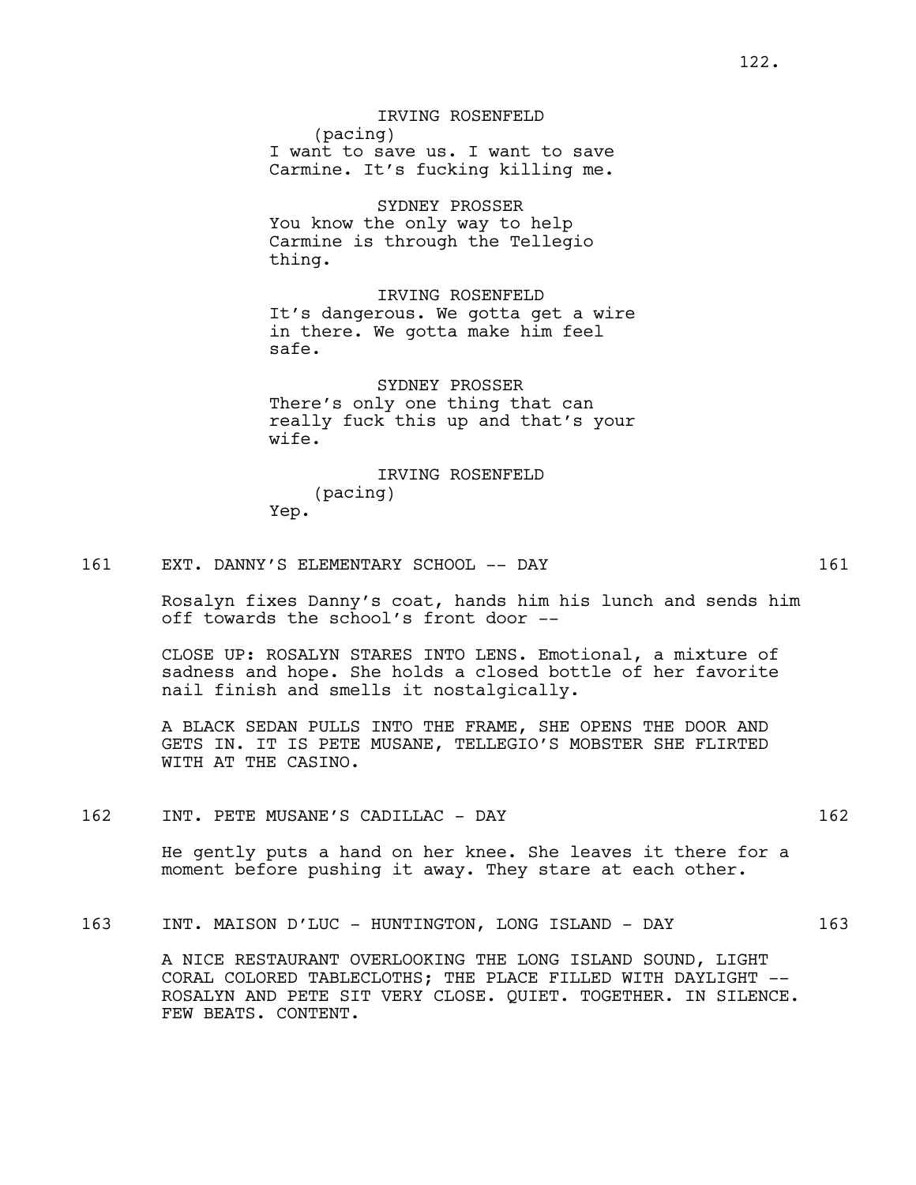IRVING ROSENFELD
(pacing)
I want to save us. I want to save Carmine. It's fucking killing me.

SYDNEY PROSSER
You know the only way to help Carmine is through the Tellegio thing.

IRVING ROSENFELD
It's dangerous. We gotta get a wire in there. We gotta make him feel safe.

SYDNEY PROSSER
There's only one thing that can really fuck this up and that's your wife.

IRVING ROSENFELD
(pacing)
Yep.

161 EXT. DANNY'S ELEMENTARY SCHOOL -- DAY 161

Rosalyn fixes Danny's coat, hands him his lunch and sends him off towards the school's front door --

CLOSE UP: ROSALYN STARES INTO LENS. Emotional, a mixture of sadness and hope. She holds a closed bottle of her favorite nail finish and smells it nostalgically.

A BLACK SEDAN PULLS INTO THE FRAME, SHE OPENS THE DOOR AND GETS IN. IT IS PETE MUSANE, TELLEGIO'S MOBSTER SHE FLIRTED WITH AT THE CASINO.

162 INT. PETE MUSANE'S CADILLAC - DAY 162

He gently puts a hand on her knee. She leaves it there for a moment before pushing it away. They stare at each other.

163 INT. MAISON D'LUC - HUNTINGTON, LONG ISLAND - DAY 163

A NICE RESTAURANT OVERLOOKING THE LONG ISLAND SOUND, LIGHT CORAL COLORED TABLECLOTHS; THE PLACE FILLED WITH DAYLIGHT -- ROSALYN AND PETE SIT VERY CLOSE. QUIET. TOGETHER. IN SILENCE. FEW BEATS. CONTENT.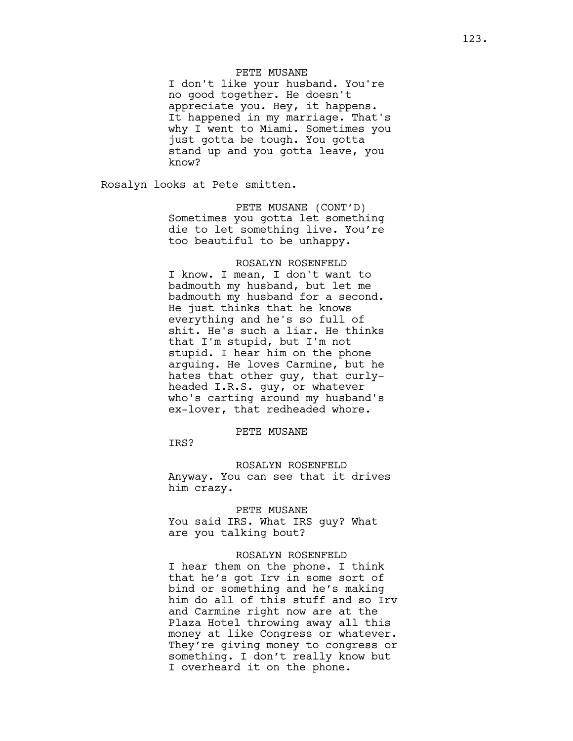PETE MUSANE

I don't like your husband. You're no good together. He doesn't appreciate you. Hey, it happens. It happened in my marriage. That's why I went to Miami. Sometimes you just gotta be tough. You gotta stand up and you gotta leave, you know?

Rosalyn looks at Pete smitten.

PETE MUSANE (CONT'D)

Sometimes you gotta let something die to let something live. You're too beautiful to be unhappy.

ROSALYN ROSENFELD

I know. I mean, I don't want to badmouth my husband, but let me badmouth my husband for a second. He just thinks that he knows everything and he's so full of shit. He's such a liar. He thinks that I'm stupid, but I'm not stupid. I hear him on the phone arguing. He loves Carmine, but he hates that other guy, that curly-headed I.R.S. guy, or whatever who's carting around my husband's ex-lover, that redheaded whore.

PETE MUSANE

IRS?

ROSALYN ROSENFELD

Anyway. You can see that it drives him crazy.

PETE MUSANE

You said IRS. What IRS guy? What are you talking bout?

ROSALYN ROSENFELD

I hear them on the phone. I think that he's got Irv in some sort of bind or something and he's making him do all of this stuff and so Irv and Carmine right now are at the Plaza Hotel throwing away all this money at like Congress or whatever. They're giving money to congress or something. I don't really know but I overheard it on the phone.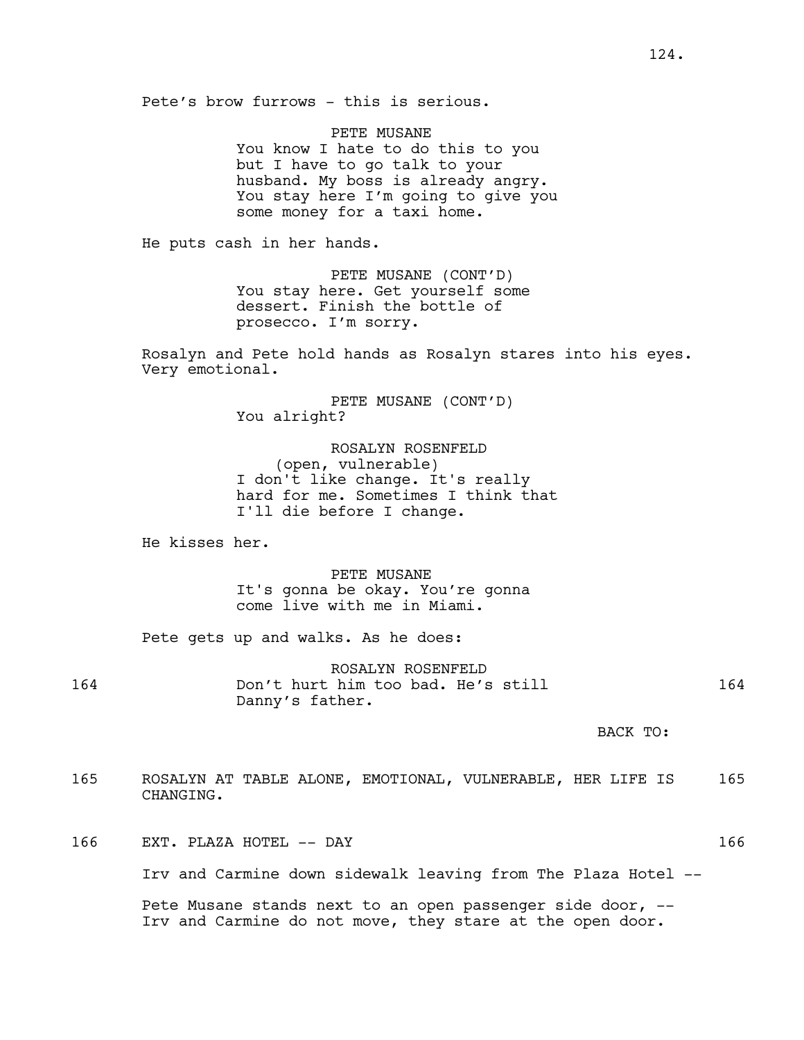Pete's brow furrows - this is serious.

PETE MUSANE
You know I hate to do this to you but I have to go talk to your husband. My boss is already angry. You stay here I'm going to give you some money for a taxi home.

He puts cash in her hands.

PETE MUSANE (CONT'D)
You stay here. Get yourself some dessert. Finish the bottle of prosecco. I'm sorry.

Rosalyn and Pete hold hands as Rosalyn stares into his eyes. Very emotional.

PETE MUSANE (CONT'D)
You alright?

ROSALYN ROSENFELD
(open, vulnerable)
I don't like change. It's really hard for me. Sometimes I think that I'll die before I change.

He kisses her.

PETE MUSANE
It's gonna be okay. You're gonna come live with me in Miami.

Pete gets up and walks. As he does:

164 ROSALYN ROSENFELD
Don't hurt him too bad. He's still Danny's father. 164

BACK TO:

165 ROSALYN AT TABLE ALONE, EMOTIONAL, VULNERABLE, HER LIFE IS CHANGING. 165

166 EXT. PLAZA HOTEL -- DAY 166

Irv and Carmine down sidewalk leaving from The Plaza Hotel --

Pete Musane stands next to an open passenger side door, -- Irv and Carmine do not move, they stare at the open door.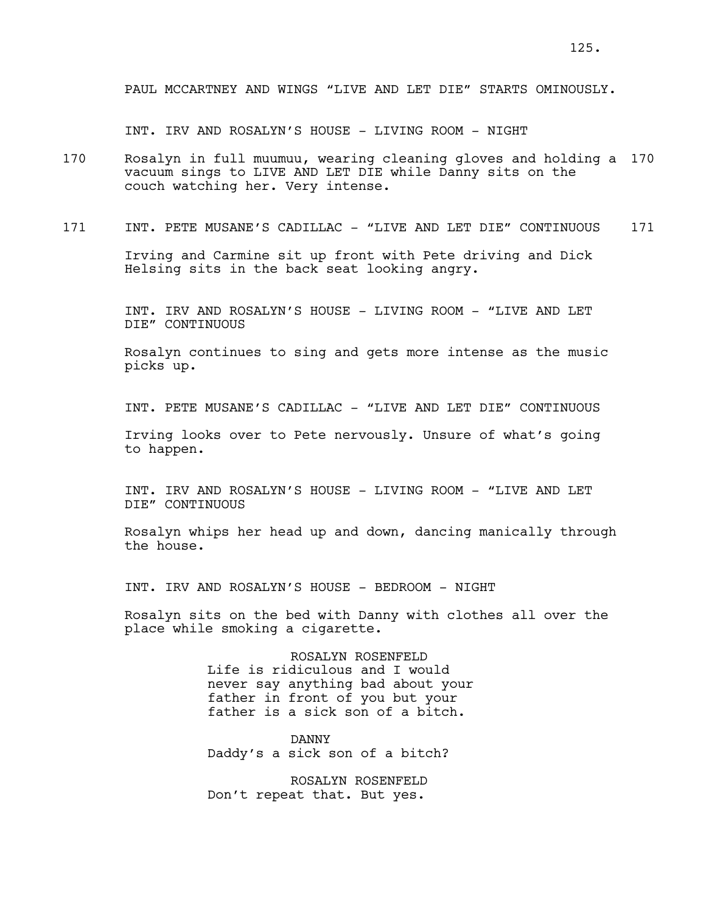PAUL MCCARTNEY AND WINGS “LIVE AND LET DIE” STARTS OMINOUSLY.

INT. IRV AND ROSALYN’S HOUSE - LIVING ROOM - NIGHT

170 Rosalyn in full muumuu, wearing cleaning gloves and holding a vacuum sings to LIVE AND LET DIE while Danny sits on the couch watching her. Very intense. 170

171 INT. PETE MUSANE’S CADILLAC - “LIVE AND LET DIE” CONTINUOUS 171

Irving and Carmine sit up front with Pete driving and Dick Helsing sits in the back seat looking angry.

INT. IRV AND ROSALYN’S HOUSE - LIVING ROOM - “LIVE AND LET DIE” CONTINUOUS

Rosalyn continues to sing and gets more intense as the music picks up.

INT. PETE MUSANE’S CADILLAC - “LIVE AND LET DIE” CONTINUOUS

Irving looks over to Pete nervously. Unsure of what’s going to happen.

INT. IRV AND ROSALYN’S HOUSE - LIVING ROOM - “LIVE AND LET DIE” CONTINUOUS

Rosalyn whips her head up and down, dancing manically through the house.

INT. IRV AND ROSALYN’S HOUSE - BEDROOM - NIGHT

Rosalyn sits on the bed with Danny with clothes all over the place while smoking a cigarette.

ROSALYN ROSENFELD
Life is ridiculous and I would never say anything bad about your father in front of you but your father is a sick son of a bitch.

DANNY
Daddy’s a sick son of a bitch?

ROSALYN ROSENFELD
Don’t repeat that. But yes.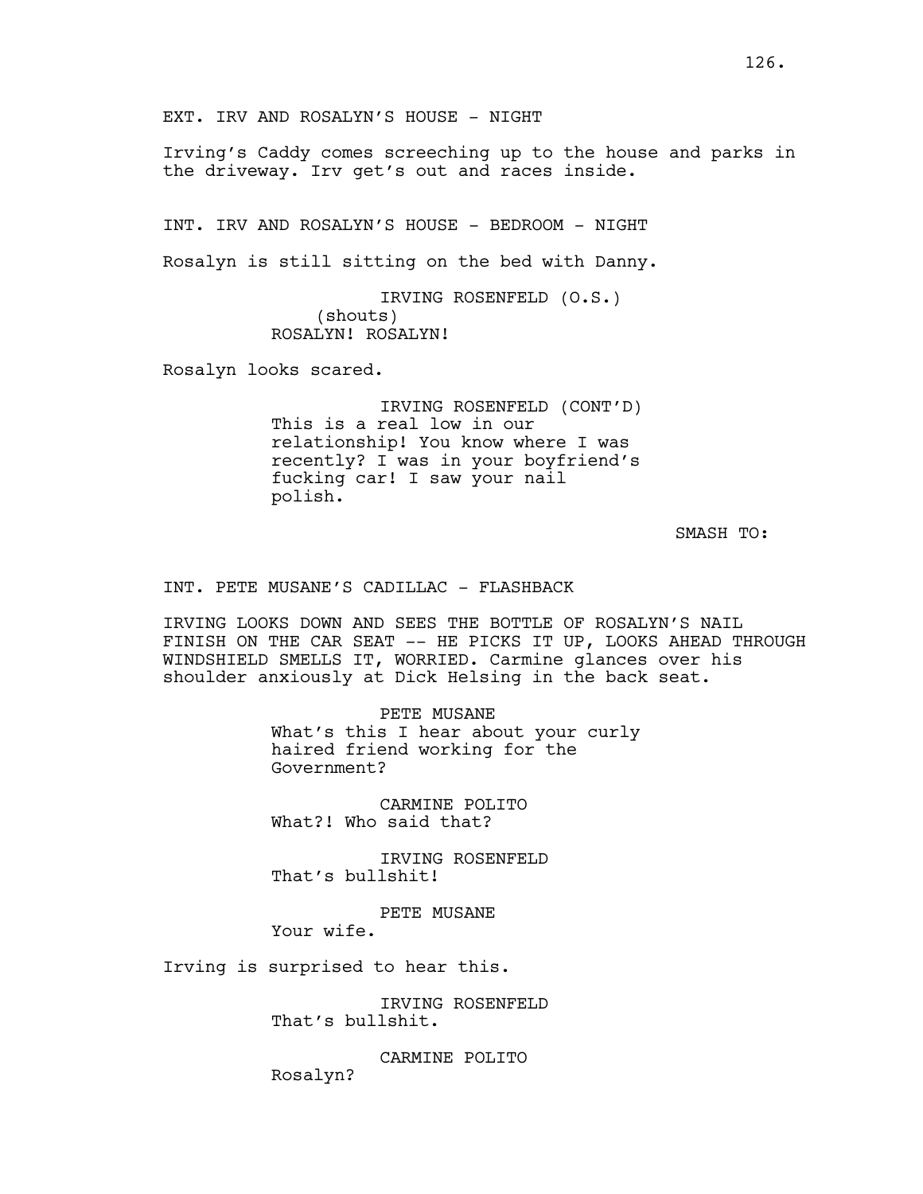EXT. IRV AND ROSALYN'S HOUSE - NIGHT

Irving's Caddy comes screeching up to the house and parks in the driveway. Irv get's out and races inside.

INT. IRV AND ROSALYN'S HOUSE - BEDROOM - NIGHT

Rosalyn is still sitting on the bed with Danny.

IRVING ROSENFELD (O.S.)
(shouts)
ROSALYN! ROSALYN!

Rosalyn looks scared.

IRVING ROSENFELD (CONT'D)
This is a real low in our relationship! You know where I was recently? I was in your boyfriend's fucking car! I saw your nail polish.

SMASH TO:

INT. PETE MUSANE'S CADILLAC - FLASHBACK

IRVING LOOKS DOWN AND SEES THE BOTTLE OF ROSALYN'S NAIL FINISH ON THE CAR SEAT -- HE PICKS IT UP, LOOKS AHEAD THROUGH WINDSHIELD SMELLS IT, WORRIED. Carmine glances over his shoulder anxiously at Dick Helsing in the back seat.

PETE MUSANE
What's this I hear about your curly haired friend working for the Government?

CARMINE POLITO
What?! Who said that?

IRVING ROSENFELD
That's bullshit!

PETE MUSANE
Your wife.

Irving is surprised to hear this.

IRVING ROSENFELD
That's bullshit.

CARMINE POLITO
Rosalyn?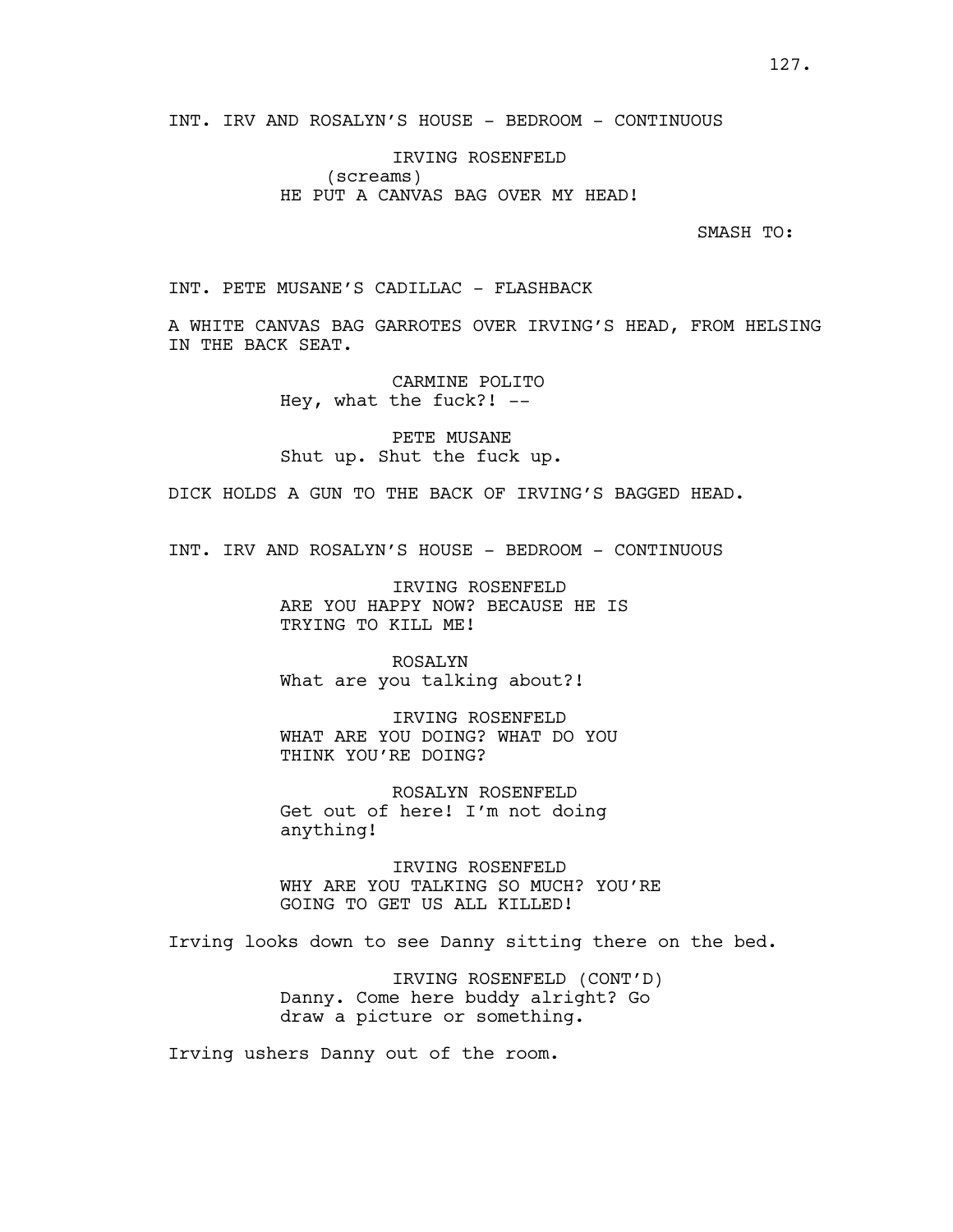INT. IRV AND ROSALYN'S HOUSE - BEDROOM - CONTINUOUS

IRVING ROSENFELD
(screams)
HE PUT A CANVAS BAG OVER MY HEAD!

SMASH TO:

INT. PETE MUSANE'S CADILLAC - FLASHBACK

A WHITE CANVAS BAG GARROTES OVER IRVING'S HEAD, FROM HELSING IN THE BACK SEAT.

CARMINE POLITO
Hey, what the fuck?! --

PETE MUSANE
Shut up. Shut the fuck up.

DICK HOLDS A GUN TO THE BACK OF IRVING'S BAGGED HEAD.

INT. IRV AND ROSALYN'S HOUSE - BEDROOM - CONTINUOUS

IRVING ROSENFELD
ARE YOU HAPPY NOW? BECAUSE HE IS TRYING TO KILL ME!

ROSALYN
What are you talking about?!

IRVING ROSENFELD
WHAT ARE YOU DOING? WHAT DO YOU THINK YOU'RE DOING?

ROSALYN ROSENFELD
Get out of here! I'm not doing anything!

IRVING ROSENFELD
WHY ARE YOU TALKING SO MUCH? YOU'RE GOING TO GET US ALL KILLED!

Irving looks down to see Danny sitting there on the bed.

IRVING ROSENFELD (CONT'D)
Danny. Come here buddy alright? Go draw a picture or something.

Irving ushers Danny out of the room.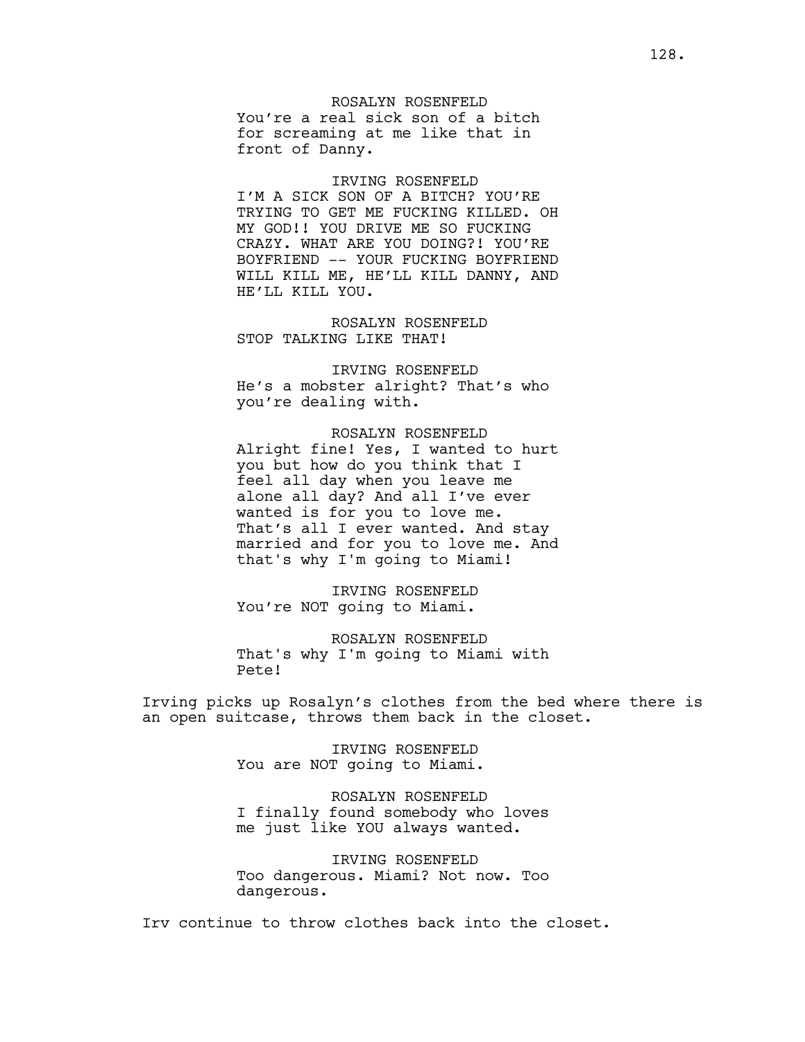ROSALYN ROSENFELD
You're a real sick son of a bitch for screaming at me like that in front of Danny.

IRVING ROSENFELD
I'M A SICK SON OF A BITCH? YOU'RE TRYING TO GET ME FUCKING KILLED. OH MY GOD!! YOU DRIVE ME SO FUCKING CRAZY. WHAT ARE YOU DOING?! YOU'RE BOYFRIEND -- YOUR FUCKING BOYFRIEND WILL KILL ME, HE'LL KILL DANNY, AND HE'LL KILL YOU.

ROSALYN ROSENFELD
STOP TALKING LIKE THAT!

IRVING ROSENFELD
He's a mobster alright? That's who you're dealing with.

ROSALYN ROSENFELD
Alright fine! Yes, I wanted to hurt you but how do you think that I feel all day when you leave me alone all day? And all I've ever wanted is for you to love me. That's all I ever wanted. And stay married and for you to love me. And that's why I'm going to Miami!

IRVING ROSENFELD
You're NOT going to Miami.

ROSALYN ROSENFELD
That's why I'm going to Miami with Pete!

Irving picks up Rosalyn's clothes from the bed where there is an open suitcase, throws them back in the closet.

IRVING ROSENFELD
You are NOT going to Miami.

ROSALYN ROSENFELD
I finally found somebody who loves me just like YOU always wanted.

IRVING ROSENFELD
Too dangerous. Miami? Not now. Too dangerous.

Irv continue to throw clothes back into the closet.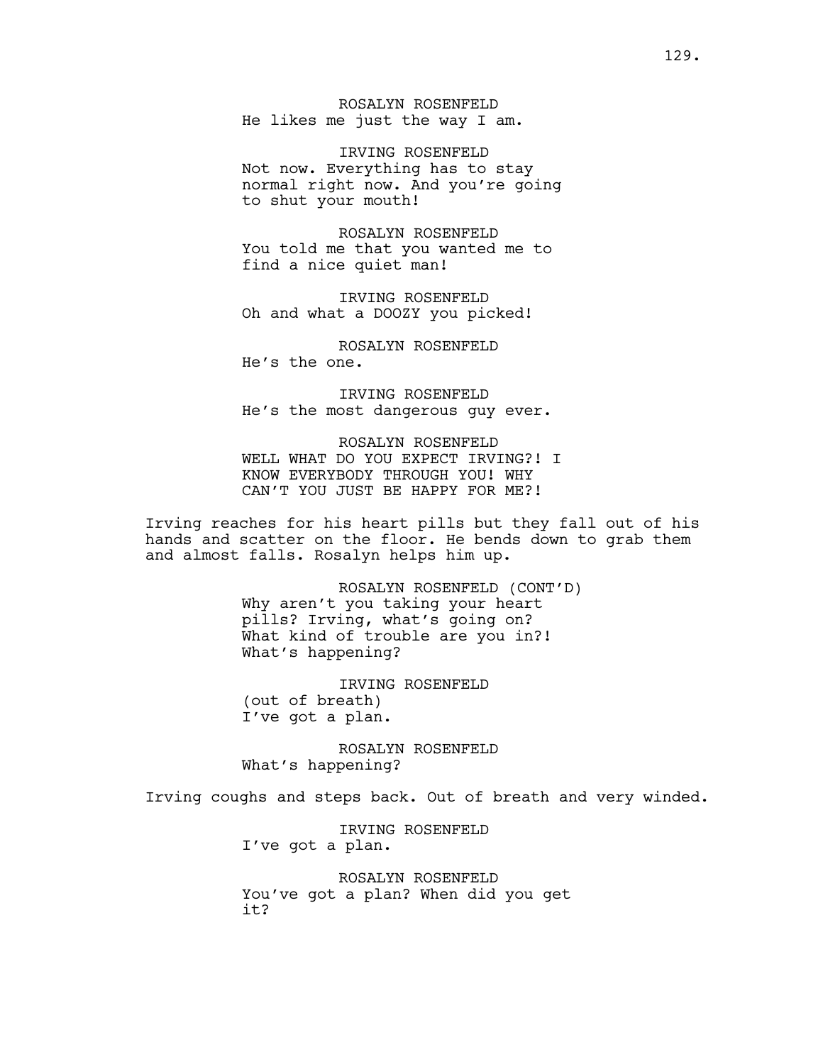ROSALYN ROSENFELD
He likes me just the way I am.

IRVING ROSENFELD
Not now. Everything has to stay normal right now. And you're going to shut your mouth!

ROSALYN ROSENFELD
You told me that you wanted me to find a nice quiet man!

IRVING ROSENFELD
Oh and what a DOOZY you picked!

ROSALYN ROSENFELD
He's the one.

IRVING ROSENFELD
He's the most dangerous guy ever.

ROSALYN ROSENFELD
WELL WHAT DO YOU EXPECT IRVING?! I KNOW EVERYBODY THROUGH YOU! WHY CAN'T YOU JUST BE HAPPY FOR ME?!

Irving reaches for his heart pills but they fall out of his hands and scatter on the floor. He bends down to grab them and almost falls. Rosalyn helps him up.

ROSALYN ROSENFELD (CONT'D)
Why aren't you taking your heart pills? Irving, what's going on? What kind of trouble are you in?! What's happening?

IRVING ROSENFELD
(out of breath)
I've got a plan.

ROSALYN ROSENFELD
What's happening?

Irving coughs and steps back. Out of breath and very winded.

IRVING ROSENFELD
I've got a plan.

ROSALYN ROSENFELD
You've got a plan? When did you get it?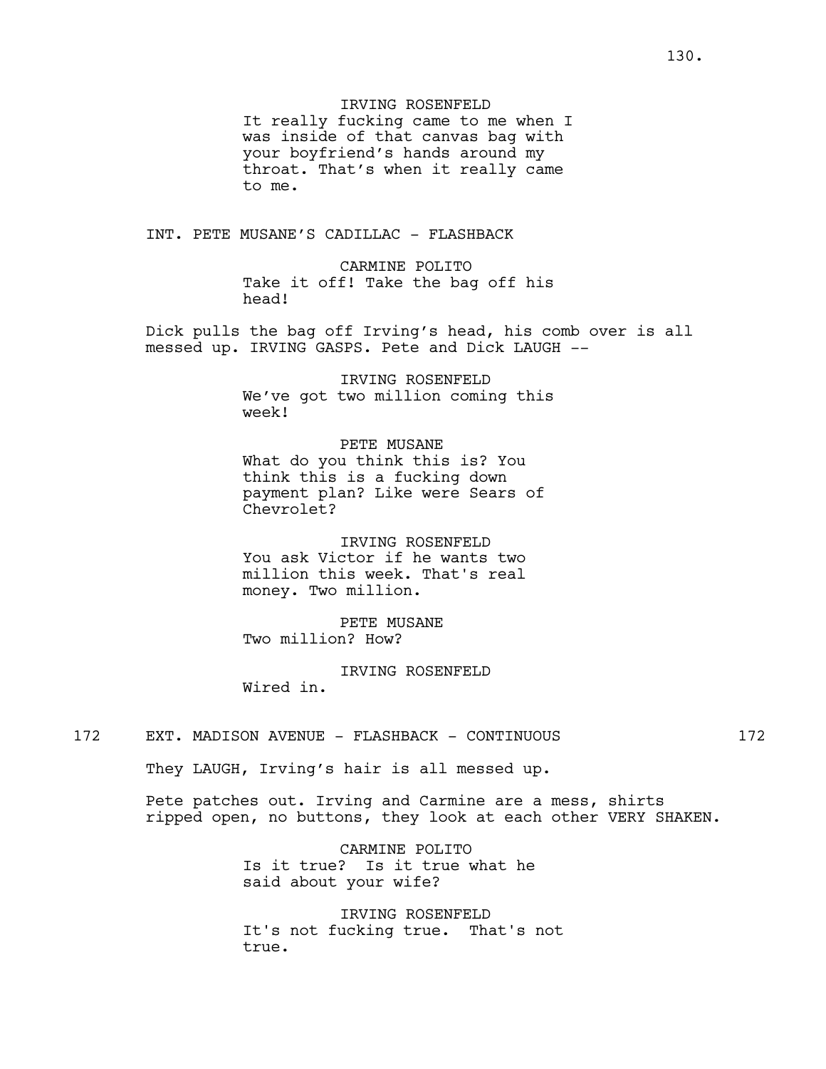IRVING ROSENFELD
It really fucking came to me when I was inside of that canvas bag with your boyfriend's hands around my throat. That's when it really came to me.

INT. PETE MUSANE'S CADILLAC - FLASHBACK

CARMINE POLITO
Take it off! Take the bag off his head!

Dick pulls the bag off Irving's head, his comb over is all messed up. IRVING GASPS. Pete and Dick LAUGH --

IRVING ROSENFELD
We've got two million coming this week!

PETE MUSANE
What do you think this is? You think this is a fucking down payment plan? Like were Sears of Chevrolet?

IRVING ROSENFELD
You ask Victor if he wants two million this week. That's real money. Two million.

PETE MUSANE
Two million? How?

IRVING ROSENFELD
Wired in.

172 EXT. MADISON AVENUE - FLASHBACK - CONTINUOUS 172

They LAUGH, Irving's hair is all messed up.

Pete patches out. Irving and Carmine are a mess, shirts ripped open, no buttons, they look at each other VERY SHAKEN.

CARMINE POLITO
Is it true? Is it true what he said about your wife?

IRVING ROSENFELD
It's not fucking true. That's not true.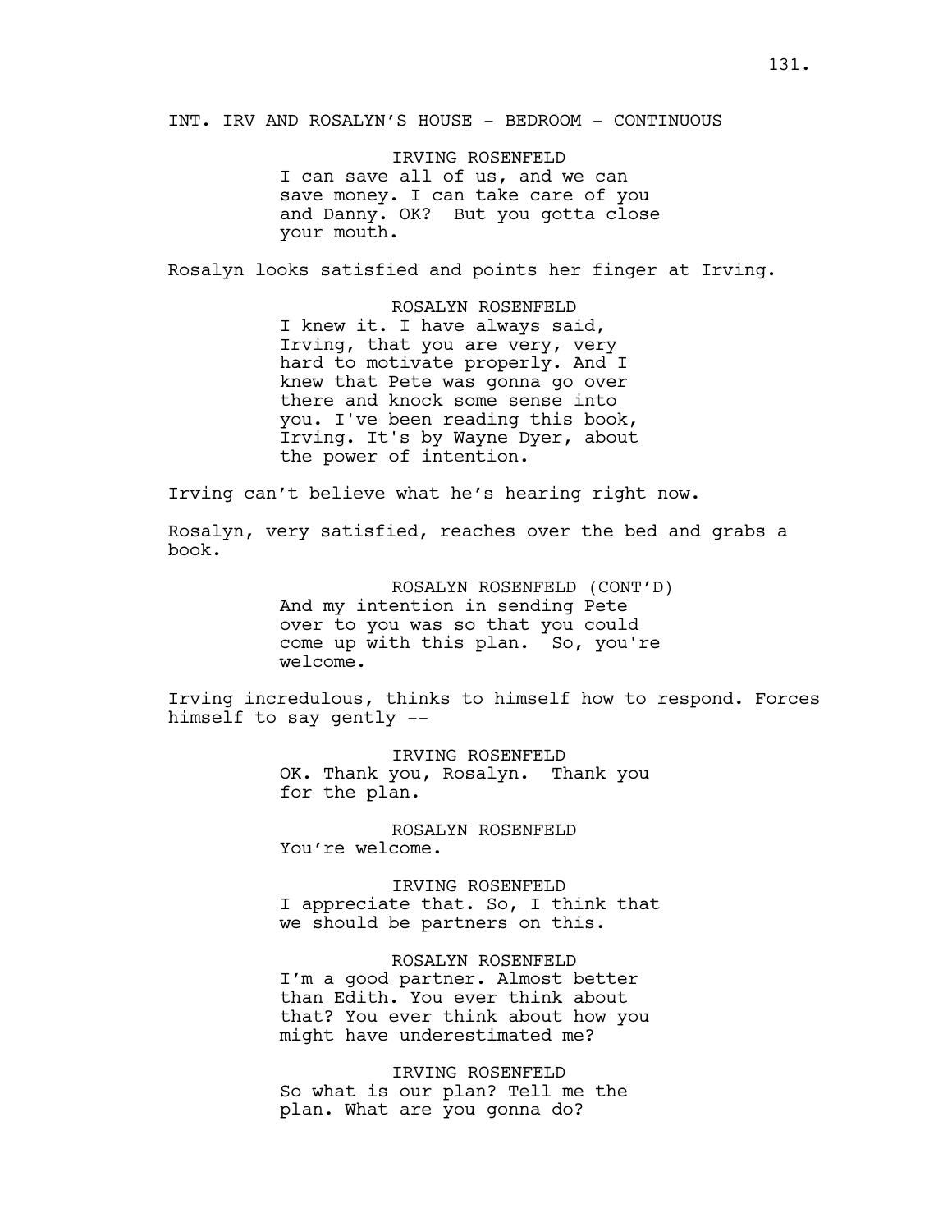INT. IRV AND ROSALYN'S HOUSE - BEDROOM - CONTINUOUS

IRVING ROSENFELD
I can save all of us, and we can save money. I can take care of you and Danny. OK? But you gotta close your mouth.

Rosalyn looks satisfied and points her finger at Irving.

ROSALYN ROSENFELD
I knew it. I have always said, Irving, that you are very, very hard to motivate properly. And I knew that Pete was gonna go over there and knock some sense into you. I've been reading this book, Irving. It's by Wayne Dyer, about the power of intention.

Irving can't believe what he's hearing right now.

Rosalyn, very satisfied, reaches over the bed and grabs a book.

ROSALYN ROSENFELD (CONT'D)
And my intention in sending Pete over to you was so that you could come up with this plan. So, you're welcome.

Irving incredulous, thinks to himself how to respond. Forces himself to say gently --

IRVING ROSENFELD
OK. Thank you, Rosalyn. Thank you for the plan.

ROSALYN ROSENFELD
You're welcome.

IRVING ROSENFELD
I appreciate that. So, I think that we should be partners on this.

ROSALYN ROSENFELD
I'm a good partner. Almost better than Edith. You ever think about that? You ever think about how you might have underestimated me?

IRVING ROSENFELD
So what is our plan? Tell me the plan. What are you gonna do?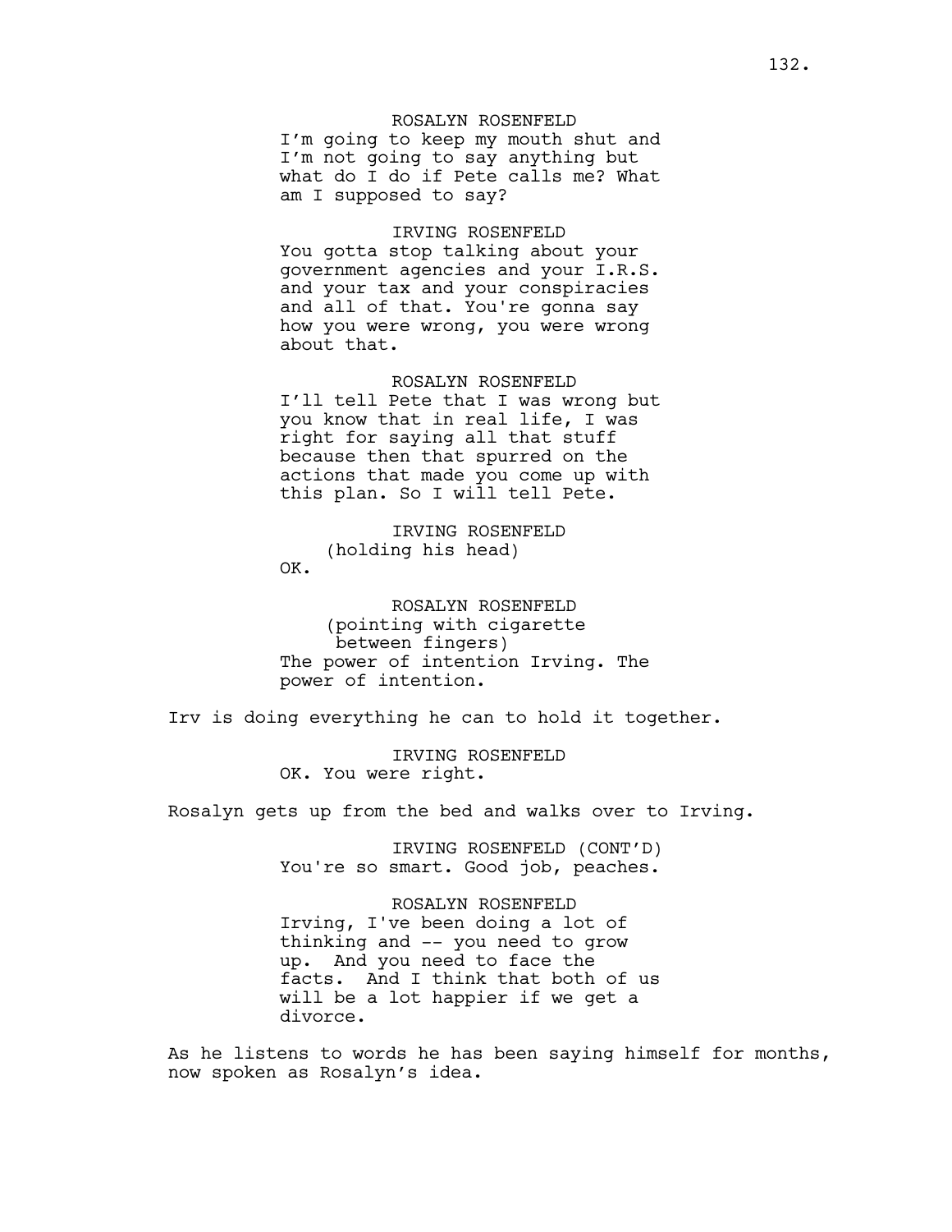ROSALYN ROSENFELD
I'm going to keep my mouth shut and I'm not going to say anything but what do I do if Pete calls me? What am I supposed to say?

IRVING ROSENFELD
You gotta stop talking about your government agencies and your I.R.S. and your tax and your conspiracies and all of that. You're gonna say how you were wrong, you were wrong about that.

ROSALYN ROSENFELD
I'll tell Pete that I was wrong but you know that in real life, I was right for saying all that stuff because then that spurred on the actions that made you come up with this plan. So I will tell Pete.

IRVING ROSENFELD
(holding his head)
OK.

ROSALYN ROSENFELD
(pointing with cigarette between fingers)
The power of intention Irving. The power of intention.

Irv is doing everything he can to hold it together.

IRVING ROSENFELD
OK. You were right.

Rosalyn gets up from the bed and walks over to Irving.

IRVING ROSENFELD (CONT'D)
You're so smart. Good job, peaches.

ROSALYN ROSENFELD
Irving, I've been doing a lot of thinking and -- you need to grow up. And you need to face the facts. And I think that both of us will be a lot happier if we get a divorce.

As he listens to words he has been saying himself for months, now spoken as Rosalyn's idea.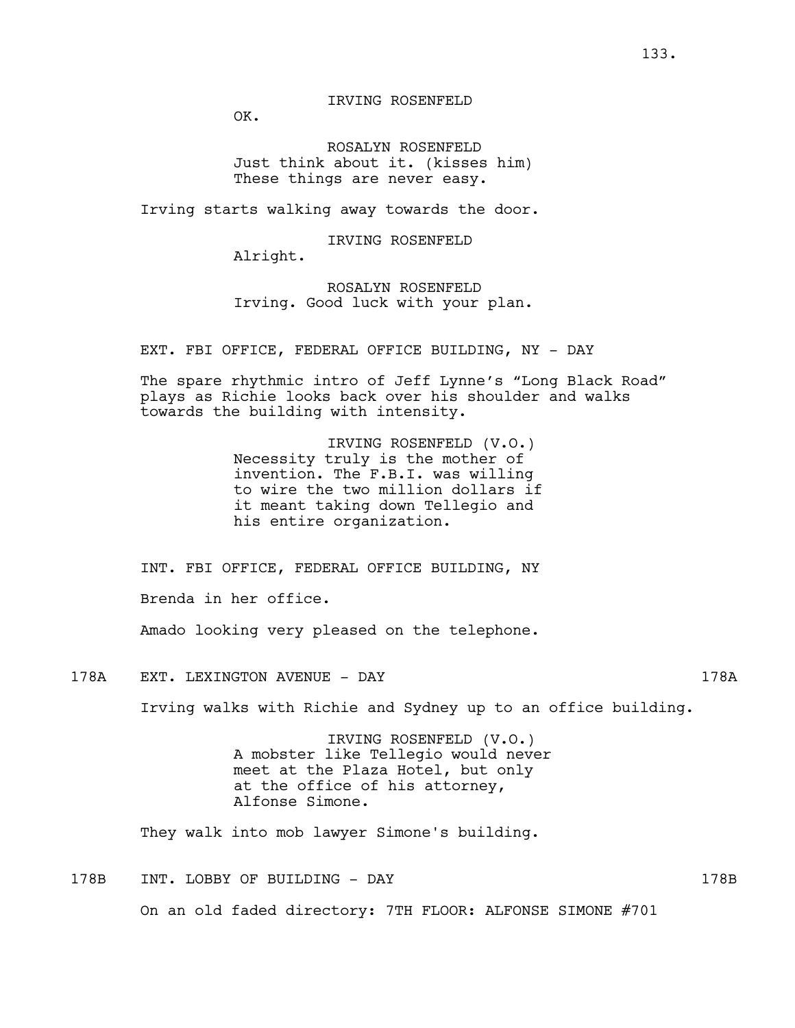IRVING ROSENFELD
OK.

ROSALYN ROSENFELD
Just think about it. (kisses him)
These things are never easy.

Irving starts walking away towards the door.

IRVING ROSENFELD
Alright.

ROSALYN ROSENFELD
Irving. Good luck with your plan.

EXT. FBI OFFICE, FEDERAL OFFICE BUILDING, NY - DAY

The spare rhythmic intro of Jeff Lynne's "Long Black Road" plays as Richie looks back over his shoulder and walks towards the building with intensity.

IRVING ROSENFELD (V.O.)
Necessity truly is the mother of invention. The F.B.I. was willing to wire the two million dollars if it meant taking down Tellegio and his entire organization.

INT. FBI OFFICE, FEDERAL OFFICE BUILDING, NY

Brenda in her office.

Amado looking very pleased on the telephone.

178A EXT. LEXINGTON AVENUE - DAY 178A

Irving walks with Richie and Sydney up to an office building.

IRVING ROSENFELD (V.O.)
A mobster like Tellegio would never meet at the Plaza Hotel, but only at the office of his attorney, Alfonse Simone.

They walk into mob lawyer Simone's building.

178B INT. LOBBY OF BUILDING - DAY 178B

On an old faded directory: 7TH FLOOR: ALFONSE SIMONE #701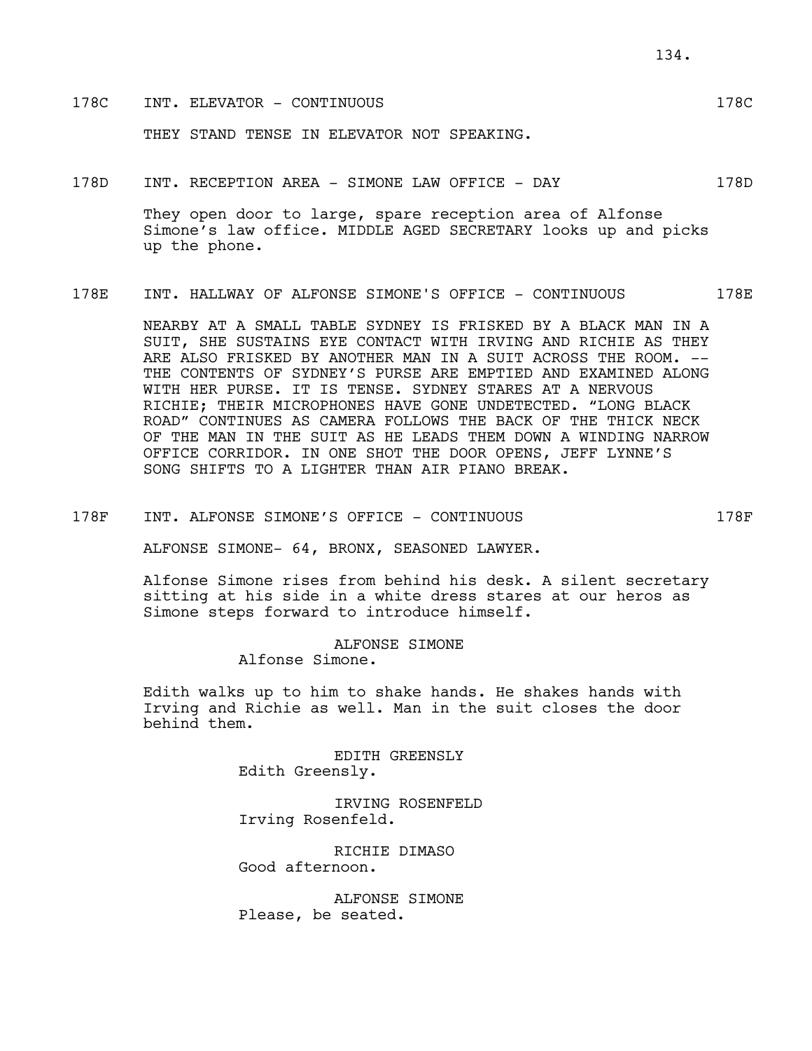178C INT. ELEVATOR - CONTINUOUS 178C

THEY STAND TENSE IN ELEVATOR NOT SPEAKING.

178D INT. RECEPTION AREA - SIMONE LAW OFFICE - DAY 178D

They open door to large, spare reception area of Alfonse Simone's law office. MIDDLE AGED SECRETARY looks up and picks up the phone.

178E INT. HALLWAY OF ALFONSE SIMONE'S OFFICE - CONTINUOUS 178E

NEARBY AT A SMALL TABLE SYDNEY IS FRISKED BY A BLACK MAN IN A SUIT, SHE SUSTAINS EYE CONTACT WITH IRVING AND RICHIE AS THEY ARE ALSO FRISKED BY ANOTHER MAN IN A SUIT ACROSS THE ROOM. -- THE CONTENTS OF SYDNEY'S PURSE ARE EMPTIED AND EXAMINED ALONG WITH HER PURSE. IT IS TENSE. SYDNEY STARES AT A NERVOUS RICHIE; THEIR MICROPHONES HAVE GONE UNDETECTED. "LONG BLACK ROAD" CONTINUES AS CAMERA FOLLOWS THE BACK OF THE THICK NECK OF THE MAN IN THE SUIT AS HE LEADS THEM DOWN A WINDING NARROW OFFICE CORRIDOR. IN ONE SHOT THE DOOR OPENS, JEFF LYNNE'S SONG SHIFTS TO A LIGHTER THAN AIR PIANO BREAK.

178F INT. ALFONSE SIMONE'S OFFICE - CONTINUOUS 178F

ALFONSE SIMONE- 64, BRONX, SEASONED LAWYER.

Alfonse Simone rises from behind his desk. A silent secretary sitting at his side in a white dress stares at our heros as Simone steps forward to introduce himself.

ALFONSE SIMONE
Alfonse Simone.

Edith walks up to him to shake hands. He shakes hands with Irving and Richie as well. Man in the suit closes the door behind them.

EDITH GREENSLY
Edith Greensly.

IRVING ROSENFELD
Irving Rosenfeld.

RICHIE DIMASO
Good afternoon.

ALFONSE SIMONE
Please, be seated.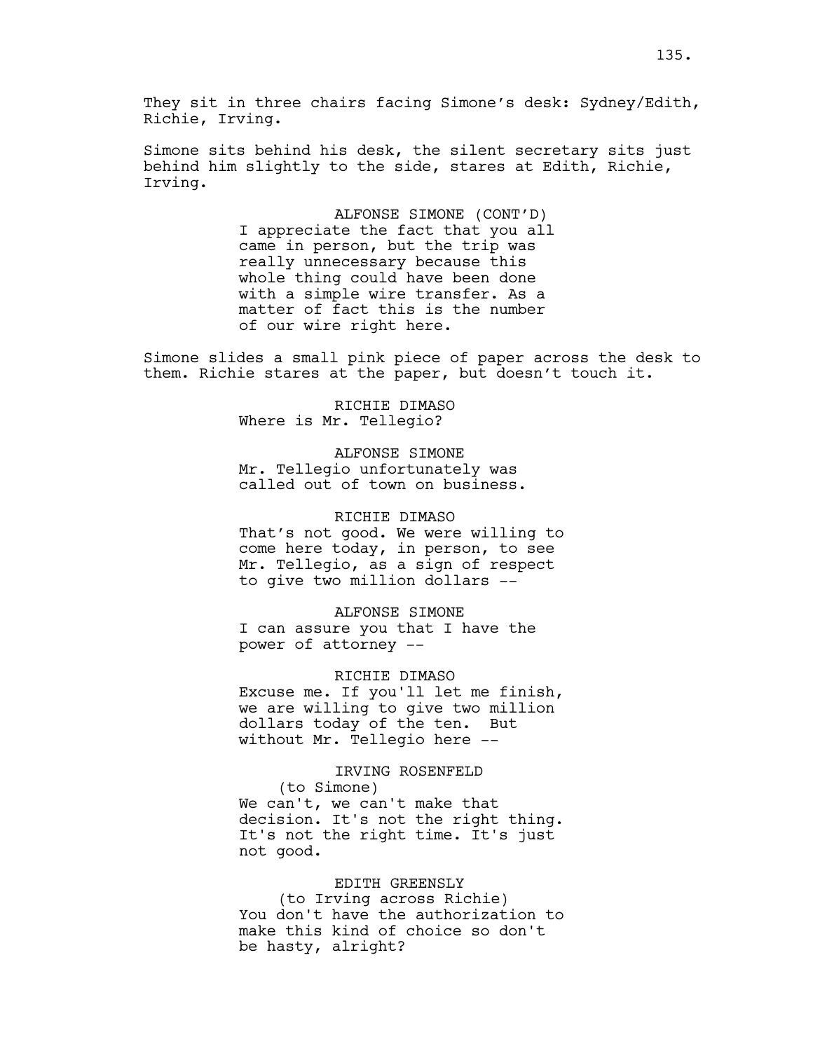They sit in three chairs facing Simone's desk: Sydney/Edith, Richie, Irving.

Simone sits behind his desk, the silent secretary sits just behind him slightly to the side, stares at Edith, Richie, Irving.

ALFONSE SIMONE (CONT'D)
I appreciate the fact that you all came in person, but the trip was really unnecessary because this whole thing could have been done with a simple wire transfer. As a matter of fact this is the number of our wire right here.

Simone slides a small pink piece of paper across the desk to them. Richie stares at the paper, but doesn't touch it.

RICHIE DIMASO
Where is Mr. Tellegio?

ALFONSE SIMONE
Mr. Tellegio unfortunately was called out of town on business.

RICHIE DIMASO
That's not good. We were willing to come here today, in person, to see Mr. Tellegio, as a sign of respect to give two million dollars --

ALFONSE SIMONE
I can assure you that I have the power of attorney --

RICHIE DIMASO
Excuse me. If you'll let me finish, we are willing to give two million dollars today of the ten. But without Mr. Tellegio here --

IRVING ROSENFELD
(to Simone)
We can't, we can't make that decision. It's not the right thing. It's not the right time. It's just not good.

EDITH GREENSLY
(to Irving across Richie)
You don't have the authorization to make this kind of choice so don't be hasty, alright?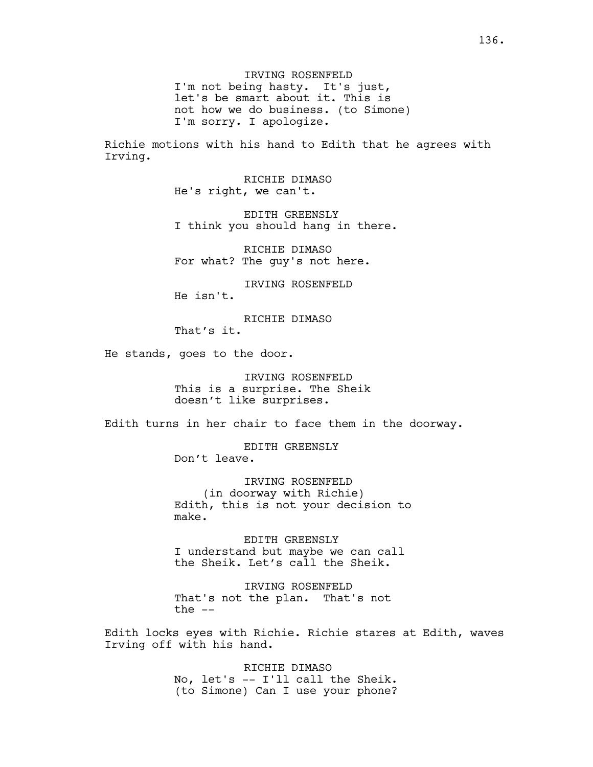IRVING ROSENFELD
I'm not being hasty. It's just, let's be smart about it. This is not how we do business. (to Simone) I'm sorry. I apologize.

Richie motions with his hand to Edith that he agrees with Irving.

RICHIE DIMASO
He's right, we can't.

EDITH GREENSLY
I think you should hang in there.

RICHIE DIMASO
For what? The guy's not here.

IRVING ROSENFELD
He isn't.

RICHIE DIMASO
That's it.

He stands, goes to the door.

IRVING ROSENFELD
This is a surprise. The Sheik doesn't like surprises.

Edith turns in her chair to face them in the doorway.

EDITH GREENSLY
Don't leave.

IRVING ROSENFELD
(in doorway with Richie)
Edith, this is not your decision to make.

EDITH GREENSLY
I understand but maybe we can call the Sheik. Let's call the Sheik.

IRVING ROSENFELD
That's not the plan. That's not the --

Edith locks eyes with Richie. Richie stares at Edith, waves Irving off with his hand.

RICHIE DIMASO
No, let's -- I'll call the Sheik. (to Simone) Can I use your phone?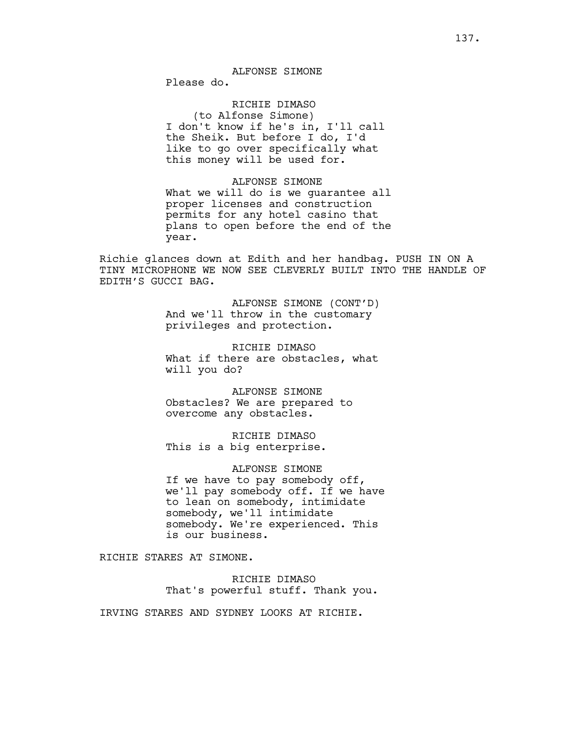ALFONSE SIMONE
Please do.

RICHIE DIMASO
(to Alfonse Simone)
I don't know if he's in, I'll call the Sheik. But before I do, I'd like to go over specifically what this money will be used for.

ALFONSE SIMONE
What we will do is we guarantee all proper licenses and construction permits for any hotel casino that plans to open before the end of the year.

Richie glances down at Edith and her handbag. PUSH IN ON A TINY MICROPHONE WE NOW SEE CLEVERLY BUILT INTO THE HANDLE OF EDITH'S GUCCI BAG.

ALFONSE SIMONE (CONT'D)
And we'll throw in the customary privileges and protection.

RICHIE DIMASO
What if there are obstacles, what will you do?

ALFONSE SIMONE
Obstacles? We are prepared to overcome any obstacles.

RICHIE DIMASO
This is a big enterprise.

ALFONSE SIMONE
If we have to pay somebody off, we'll pay somebody off. If we have to lean on somebody, intimidate somebody, we'll intimidate somebody. We're experienced. This is our business.

RICHIE STARES AT SIMONE.

RICHIE DIMASO
That's powerful stuff. Thank you.

IRVING STARES AND SYDNEY LOOKS AT RICHIE.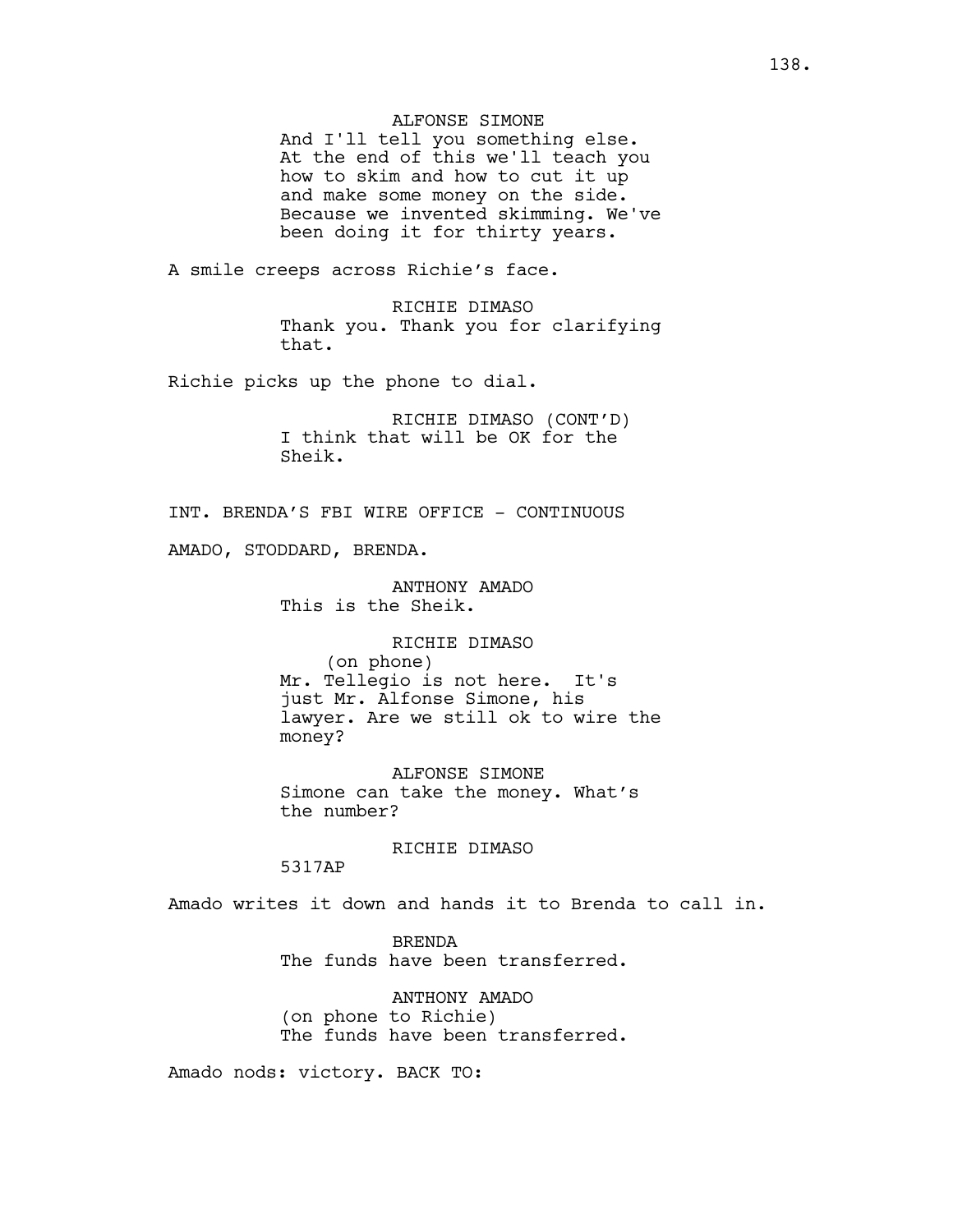ALFONSE SIMONE
And I'll tell you something else. At the end of this we'll teach you how to skim and how to cut it up and make some money on the side. Because we invented skimming. We've been doing it for thirty years.

A smile creeps across Richie's face.

RICHIE DIMASO
Thank you. Thank you for clarifying that.

Richie picks up the phone to dial.

RICHIE DIMASO (CONT'D)
I think that will be OK for the Sheik.

INT. BRENDA'S FBI WIRE OFFICE - CONTINUOUS

AMADO, STODDARD, BRENDA.

ANTHONY AMADO
This is the Sheik.

RICHIE DIMASO
(on phone)
Mr. Tellegio is not here. It's just Mr. Alfonse Simone, his lawyer. Are we still ok to wire the money?

ALFONSE SIMONE
Simone can take the money. What's the number?

RICHIE DIMASO
5317AP

Amado writes it down and hands it to Brenda to call in.

BRENDA
The funds have been transferred.

ANTHONY AMADO
(on phone to Richie)
The funds have been transferred.

Amado nods: victory. BACK TO: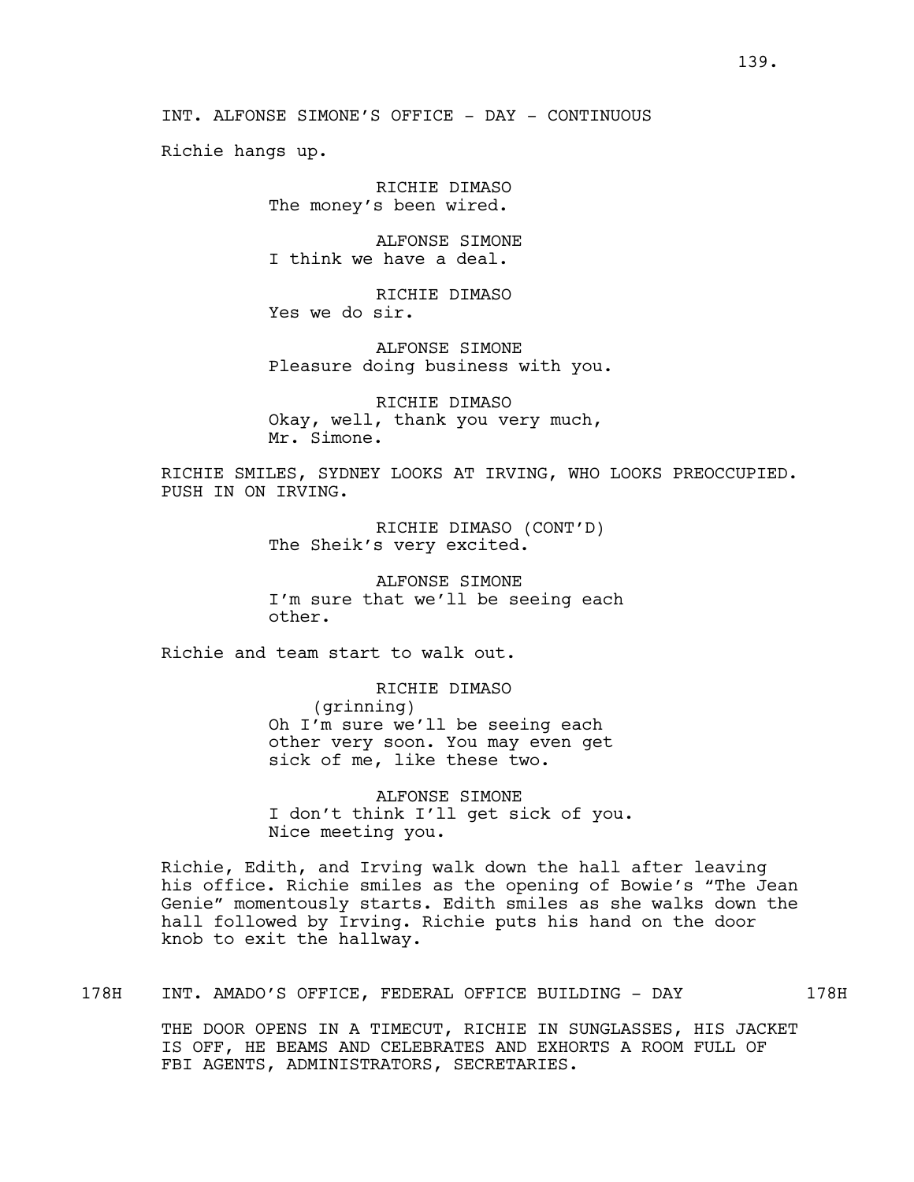INT. ALFONSE SIMONE'S OFFICE - DAY - CONTINUOUS

Richie hangs up.

RICHIE DIMASO
The money's been wired.

ALFONSE SIMONE
I think we have a deal.

RICHIE DIMASO
Yes we do sir.

ALFONSE SIMONE
Pleasure doing business with you.

RICHIE DIMASO
Okay, well, thank you very much,
Mr. Simone.

RICHIE SMILES, SYDNEY LOOKS AT IRVING, WHO LOOKS PREOCCUPIED. PUSH IN ON IRVING.

RICHIE DIMASO (CONT'D)
The Sheik's very excited.

ALFONSE SIMONE
I'm sure that we'll be seeing each
other.

Richie and team start to walk out.

RICHIE DIMASO
(grinning)
Oh I'm sure we'll be seeing each
other very soon. You may even get
sick of me, like these two.

ALFONSE SIMONE
I don't think I'll get sick of you.
Nice meeting you.

Richie, Edith, and Irving walk down the hall after leaving his office. Richie smiles as the opening of Bowie's "The Jean Genie" momentously starts. Edith smiles as she walks down the hall followed by Irving. Richie puts his hand on the door knob to exit the hallway.

178H INT. AMADO'S OFFICE, FEDERAL OFFICE BUILDING - DAY 178H

THE DOOR OPENS IN A TIMECUT, RICHIE IN SUNGLASSES, HIS JACKET IS OFF, HE BEAMS AND CELEBRATES AND EXHORTS A ROOM FULL OF FBI AGENTS, ADMINISTRATORS, SECRETARIES.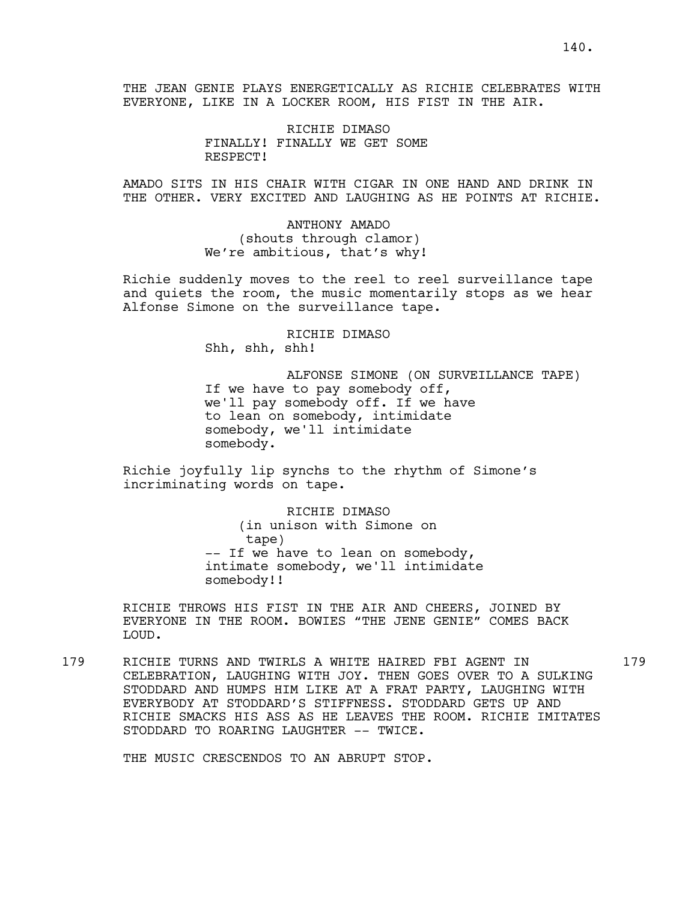THE JEAN GENIE PLAYS ENERGETICALLY AS RICHIE CELEBRATES WITH EVERYONE, LIKE IN A LOCKER ROOM, HIS FIST IN THE AIR.

RICHIE DIMASO
FINALLY! FINALLY WE GET SOME RESPECT!

AMADO SITS IN HIS CHAIR WITH CIGAR IN ONE HAND AND DRINK IN THE OTHER. VERY EXCITED AND LAUGHING AS HE POINTS AT RICHIE.

ANTHONY AMADO
(shouts through clamor)
We're ambitious, that's why!

Richie suddenly moves to the reel to reel surveillance tape and quiets the room, the music momentarily stops as we hear Alfonse Simone on the surveillance tape.

RICHIE DIMASO
Shh, shh, shh!

ALFONSE SIMONE (ON SURVEILLANCE TAPE)
If we have to pay somebody off, we'll pay somebody off. If we have to lean on somebody, intimidate somebody, we'll intimidate somebody.

Richie joyfully lip synchs to the rhythm of Simone's incriminating words on tape.

RICHIE DIMASO
(in unison with Simone on tape)
-- If we have to lean on somebody, intimate somebody, we'll intimidate somebody!!

RICHIE THROWS HIS FIST IN THE AIR AND CHEERS, JOINED BY EVERYONE IN THE ROOM. BOWIES "THE JENE GENIE" COMES BACK LOUD.

179 RICHIE TURNS AND TWIRLS A WHITE HAIRED FBI AGENT IN CELEBRATION, LAUGHING WITH JOY. THEN GOES OVER TO A SULKING STODDARD AND HUMPS HIM LIKE AT A FRAT PARTY, LAUGHING WITH EVERYBODY AT STODDARD'S STIFFNESS. STODDARD GETS UP AND RICHIE SMACKS HIS ASS AS HE LEAVES THE ROOM. RICHIE IMITATES STODDARD TO ROARING LAUGHTER -- TWICE. 179

THE MUSIC CRESCENDOS TO AN ABRUPT STOP.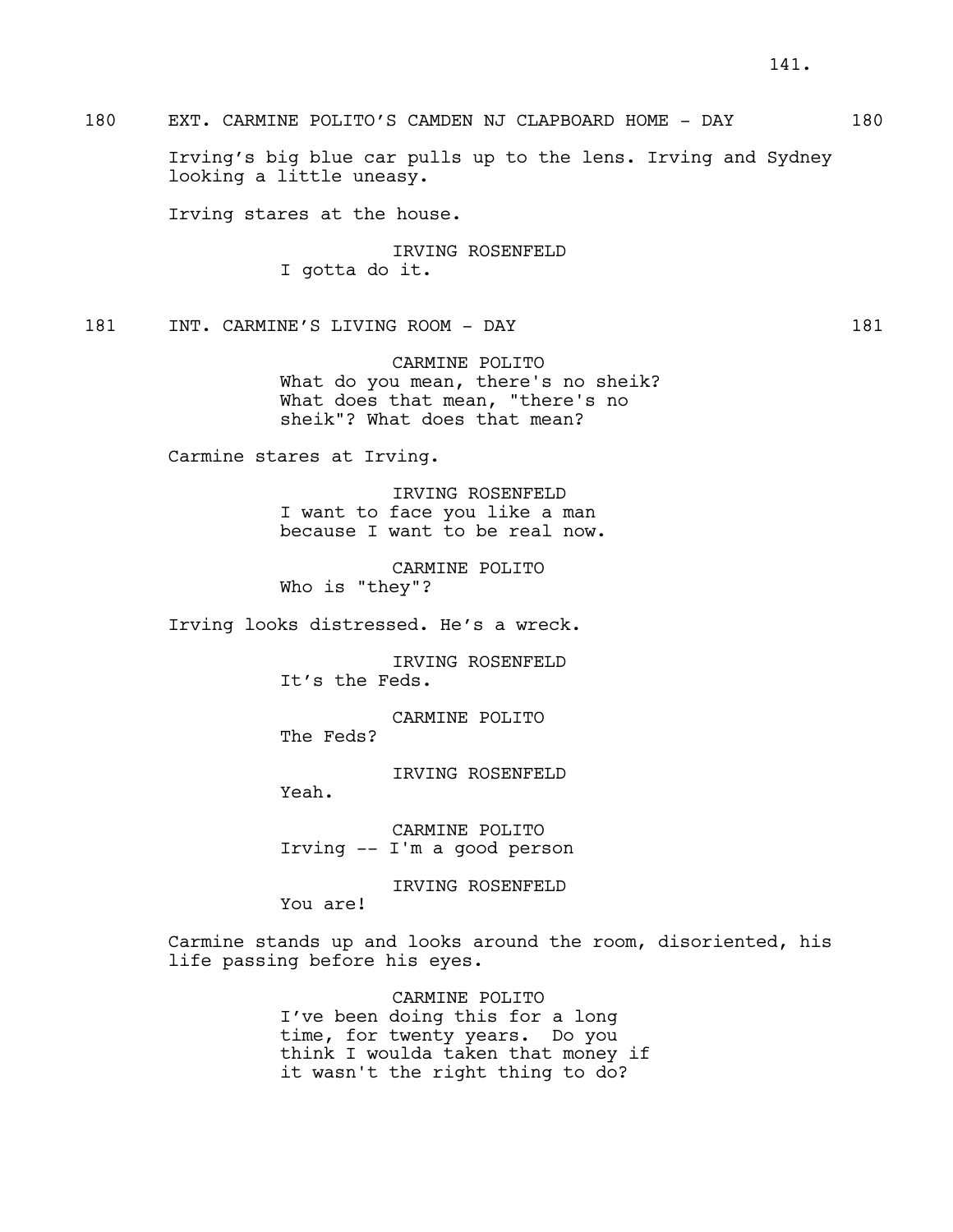180 EXT. CARMINE POLITO'S CAMDEN NJ CLAPBOARD HOME - DAY 180

Irving's big blue car pulls up to the lens. Irving and Sydney looking a little uneasy.

Irving stares at the house.

IRVING ROSENFELD
I gotta do it.

181 INT. CARMINE'S LIVING ROOM - DAY 181

CARMINE POLITO
What do you mean, there's no sheik? What does that mean, "there's no sheik"? What does that mean?

Carmine stares at Irving.

IRVING ROSENFELD
I want to face you like a man because I want to be real now.

CARMINE POLITO
Who is "they"?

Irving looks distressed. He's a wreck.

IRVING ROSENFELD
It's the Feds.

CARMINE POLITO
The Feds?

IRVING ROSENFELD
Yeah.

CARMINE POLITO
Irving -- I'm a good person

IRVING ROSENFELD
You are!

Carmine stands up and looks around the room, disoriented, his life passing before his eyes.

CARMINE POLITO
I've been doing this for a long time, for twenty years. Do you think I woulda taken that money if it wasn't the right thing to do?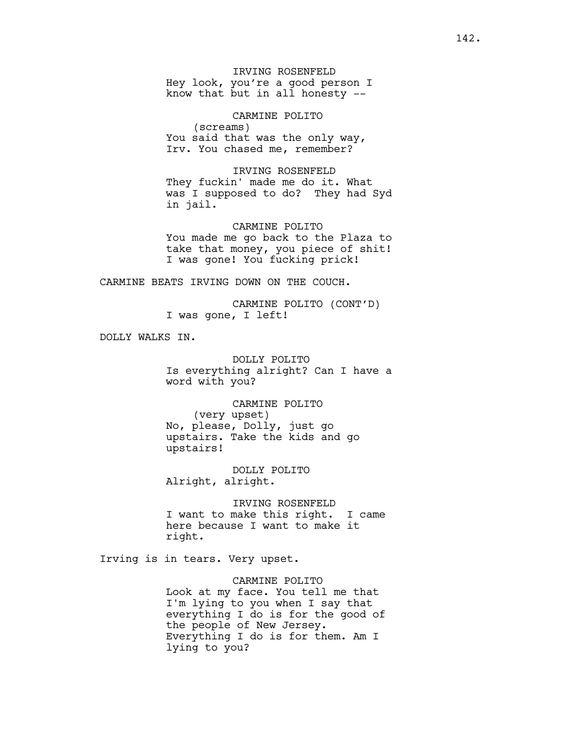IRVING ROSENFELD
Hey look, you're a good person I know that but in all honesty --

CARMINE POLITO
(screams)
You said that was the only way, Irv. You chased me, remember?

IRVING ROSENFELD
They fuckin' made me do it. What was I supposed to do? They had Syd in jail.

CARMINE POLITO
You made me go back to the Plaza to take that money, you piece of shit! I was gone! You fucking prick!

CARMINE BEATS IRVING DOWN ON THE COUCH.

CARMINE POLITO (CONT'D)
I was gone, I left!

DOLLY WALKS IN.

DOLLY POLITO
Is everything alright? Can I have a word with you?

CARMINE POLITO
(very upset)
No, please, Dolly, just go upstairs. Take the kids and go upstairs!

DOLLY POLITO
Alright, alright.

IRVING ROSENFELD
I want to make this right. I came here because I want to make it right.

Irving is in tears. Very upset.

CARMINE POLITO
Look at my face. You tell me that I'm lying to you when I say that everything I do is for the good of the people of New Jersey. Everything I do is for them. Am I lying to you?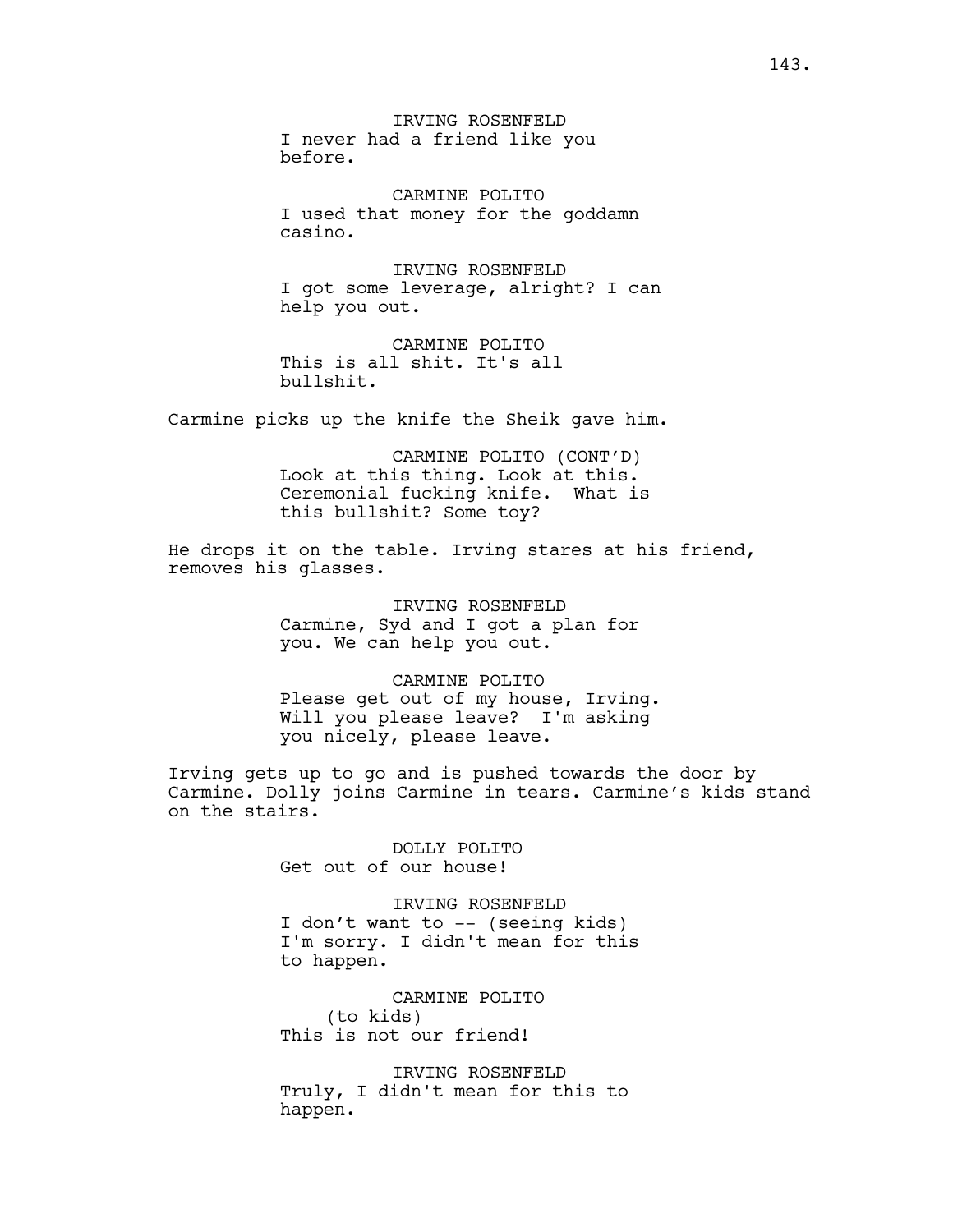IRVING ROSENFELD
I never had a friend like you before.

CARMINE POLITO
I used that money for the goddamn casino.

IRVING ROSENFELD
I got some leverage, alright? I can help you out.

CARMINE POLITO
This is all shit. It's all bullshit.

Carmine picks up the knife the Sheik gave him.

CARMINE POLITO (CONT'D)
Look at this thing. Look at this. Ceremonial fucking knife.  What is this bullshit? Some toy?

He drops it on the table. Irving stares at his friend, removes his glasses.

IRVING ROSENFELD
Carmine, Syd and I got a plan for you. We can help you out.

CARMINE POLITO
Please get out of my house, Irving. Will you please leave?  I'm asking you nicely, please leave.

Irving gets up to go and is pushed towards the door by Carmine. Dolly joins Carmine in tears. Carmine's kids stand on the stairs.

DOLLY POLITO
Get out of our house!

IRVING ROSENFELD
I don't want to -- (seeing kids) I'm sorry. I didn't mean for this to happen.

CARMINE POLITO
(to kids)
This is not our friend!

IRVING ROSENFELD
Truly, I didn't mean for this to happen.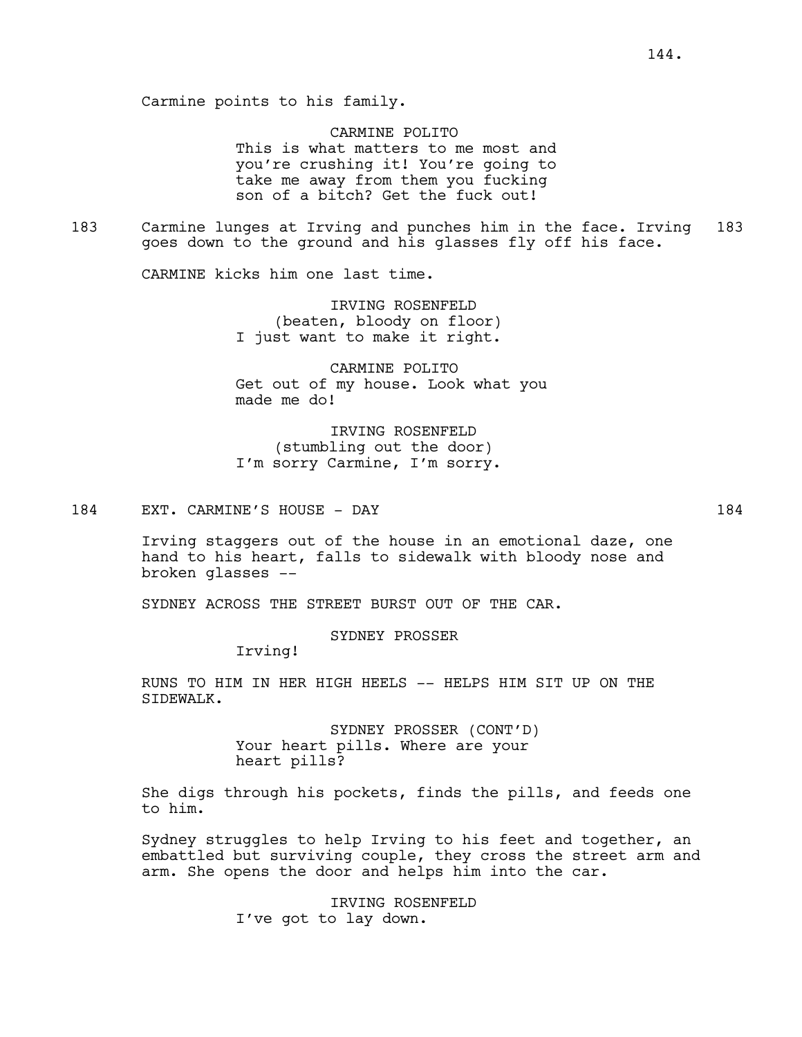Carmine points to his family.

CARMINE POLITO
This is what matters to me most and you're crushing it! You're going to take me away from them you fucking son of a bitch? Get the fuck out!

183 Carmine lunges at Irving and punches him in the face. Irving goes down to the ground and his glasses fly off his face. 183

CARMINE kicks him one last time.

IRVING ROSENFELD
(beaten, bloody on floor)
I just want to make it right.

CARMINE POLITO
Get out of my house. Look what you made me do!

IRVING ROSENFELD
(stumbling out the door)
I'm sorry Carmine, I'm sorry.

184 EXT. CARMINE'S HOUSE - DAY 184

Irving staggers out of the house in an emotional daze, one hand to his heart, falls to sidewalk with bloody nose and broken glasses --

SYDNEY ACROSS THE STREET BURST OUT OF THE CAR.

SYDNEY PROSSER
Irving!

RUNS TO HIM IN HER HIGH HEELS -- HELPS HIM SIT UP ON THE SIDEWALK.

SYDNEY PROSSER (CONT'D)
Your heart pills. Where are your heart pills?

She digs through his pockets, finds the pills, and feeds one to him.

Sydney struggles to help Irving to his feet and together, an embattled but surviving couple, they cross the street arm and arm. She opens the door and helps him into the car.

IRVING ROSENFELD
I've got to lay down.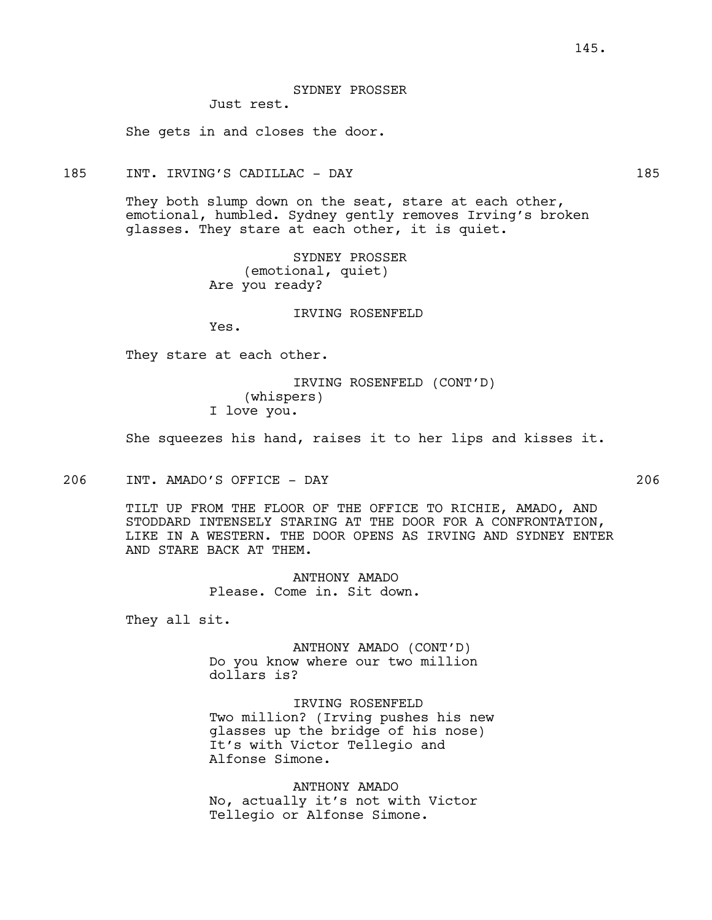SYDNEY PROSSER

Just rest.

She gets in and closes the door.

185 INT. IRVING'S CADILLAC - DAY 185

They both slump down on the seat, stare at each other, emotional, humbled. Sydney gently removes Irving's broken glasses. They stare at each other, it is quiet.

SYDNEY PROSSER
(emotional, quiet)

Are you ready?

IRVING ROSENFELD

Yes.

They stare at each other.

IRVING ROSENFELD (CONT'D)
(whispers)

I love you.

She squeezes his hand, raises it to her lips and kisses it.

206 INT. AMADO'S OFFICE - DAY 206

TILT UP FROM THE FLOOR OF THE OFFICE TO RICHIE, AMADO, AND STODDARD INTENSELY STARING AT THE DOOR FOR A CONFRONTATION, LIKE IN A WESTERN. THE DOOR OPENS AS IRVING AND SYDNEY ENTER AND STARE BACK AT THEM.

ANTHONY AMADO

Please. Come in. Sit down.

They all sit.

ANTHONY AMADO (CONT'D)

Do you know where our two million dollars is?

IRVING ROSENFELD

Two million? (Irving pushes his new glasses up the bridge of his nose) It's with Victor Tellegio and Alfonse Simone.

ANTHONY AMADO

No, actually it's not with Victor Tellegio or Alfonse Simone.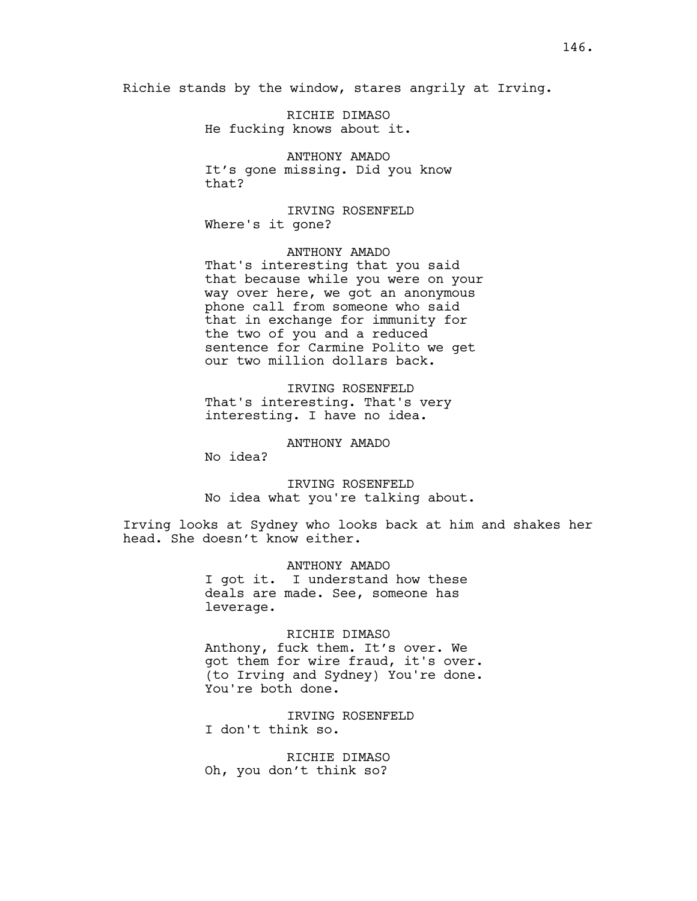Richie stands by the window, stares angrily at Irving.

RICHIE DIMASO
He fucking knows about it.

ANTHONY AMADO
It's gone missing. Did you know that?

IRVING ROSENFELD
Where's it gone?

ANTHONY AMADO
That's interesting that you said that because while you were on your way over here, we got an anonymous phone call from someone who said that in exchange for immunity for the two of you and a reduced sentence for Carmine Polito we get our two million dollars back.

IRVING ROSENFELD
That's interesting. That's very interesting. I have no idea.

ANTHONY AMADO
No idea?

IRVING ROSENFELD
No idea what you're talking about.

Irving looks at Sydney who looks back at him and shakes her head. She doesn't know either.

ANTHONY AMADO
I got it. I understand how these deals are made. See, someone has leverage.

RICHIE DIMASO
Anthony, fuck them. It's over. We got them for wire fraud, it's over. (to Irving and Sydney) You're done. You're both done.

IRVING ROSENFELD
I don't think so.

RICHIE DIMASO
Oh, you don't think so?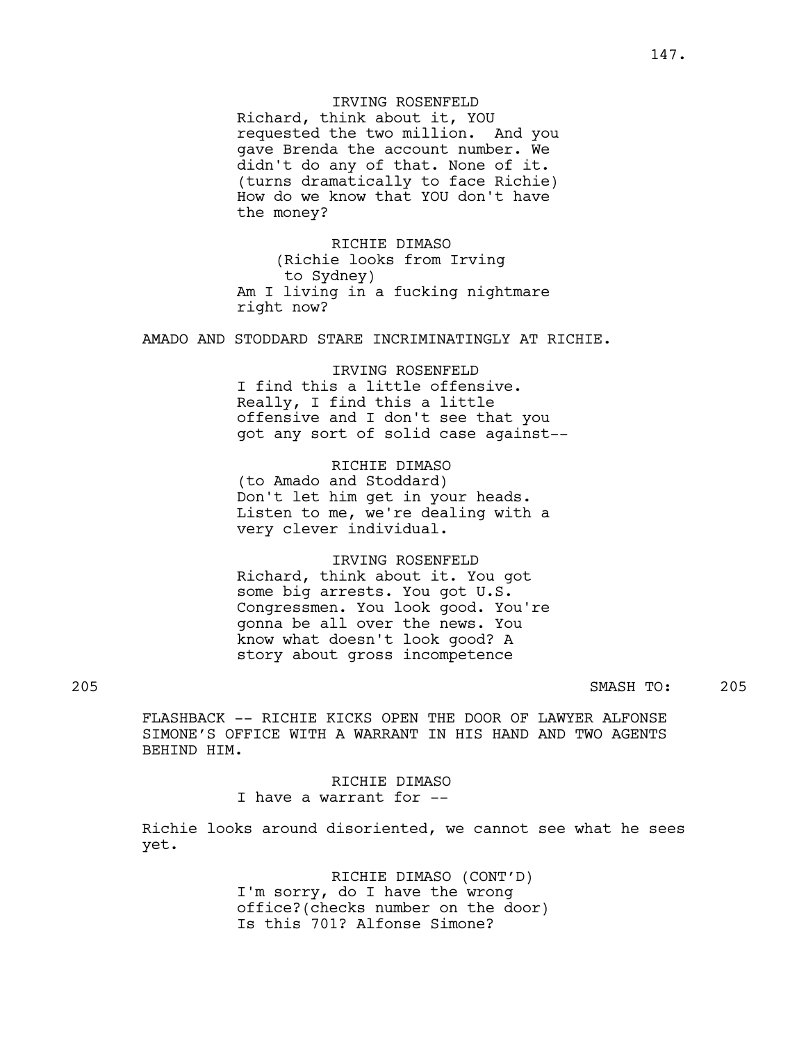IRVING ROSENFELD
Richard, think about it, YOU requested the two million. And you gave Brenda the account number. We didn't do any of that. None of it.
(turns dramatically to face Richie)
How do we know that YOU don't have the money?

RICHIE DIMASO
(Richie looks from Irving to Sydney)
Am I living in a fucking nightmare right now?

AMADO AND STODDARD STARE INCRIMINATINGLY AT RICHIE.

IRVING ROSENFELD
I find this a little offensive. Really, I find this a little offensive and I don't see that you got any sort of solid case against--

RICHIE DIMASO
(to Amado and Stoddard)
Don't let him get in your heads. Listen to me, we're dealing with a very clever individual.

IRVING ROSENFELD
Richard, think about it. You got some big arrests. You got U.S. Congressmen. You look good. You're gonna be all over the news. You know what doesn't look good? A story about gross incompetence

205 SMASH TO: 205

FLASHBACK -- RICHIE KICKS OPEN THE DOOR OF LAWYER ALFONSE SIMONE'S OFFICE WITH A WARRANT IN HIS HAND AND TWO AGENTS BEHIND HIM.

RICHIE DIMASO
I have a warrant for --

Richie looks around disoriented, we cannot see what he sees yet.

RICHIE DIMASO (CONT'D)
I'm sorry, do I have the wrong office?(checks number on the door)
Is this 701? Alfonse Simone?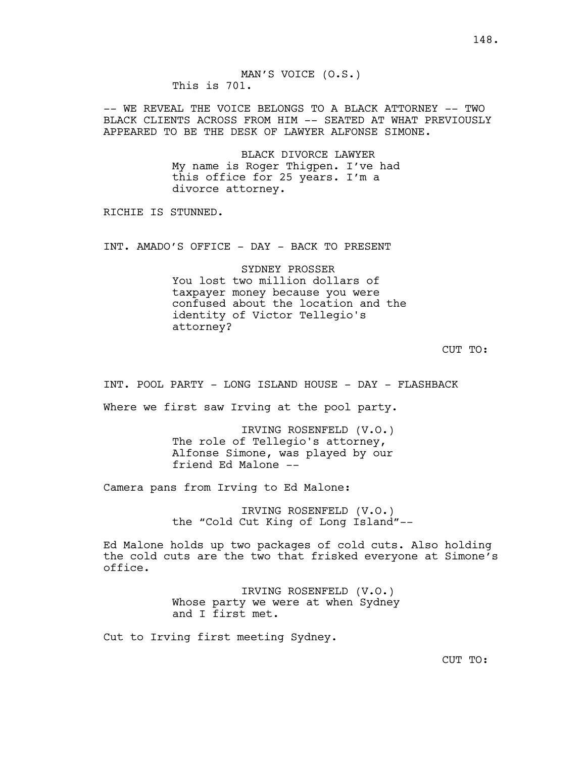MAN'S VOICE (O.S.)
This is 701.

-- WE REVEAL THE VOICE BELONGS TO A BLACK ATTORNEY -- TWO BLACK CLIENTS ACROSS FROM HIM -- SEATED AT WHAT PREVIOUSLY APPEARED TO BE THE DESK OF LAWYER ALFONSE SIMONE.

BLACK DIVORCE LAWYER
My name is Roger Thigpen. I've had this office for 25 years. I'm a divorce attorney.

RICHIE IS STUNNED.

INT. AMADO'S OFFICE - DAY - BACK TO PRESENT

SYDNEY PROSSER
You lost two million dollars of taxpayer money because you were confused about the location and the identity of Victor Tellegio's attorney?

CUT TO:

INT. POOL PARTY - LONG ISLAND HOUSE - DAY - FLASHBACK

Where we first saw Irving at the pool party.

IRVING ROSENFELD (V.O.)
The role of Tellegio's attorney, Alfonse Simone, was played by our friend Ed Malone --

Camera pans from Irving to Ed Malone:

IRVING ROSENFELD (V.O.)
the "Cold Cut King of Long Island"--

Ed Malone holds up two packages of cold cuts. Also holding the cold cuts are the two that frisked everyone at Simone's office.

IRVING ROSENFELD (V.O.)
Whose party we were at when Sydney and I first met.

Cut to Irving first meeting Sydney.

CUT TO: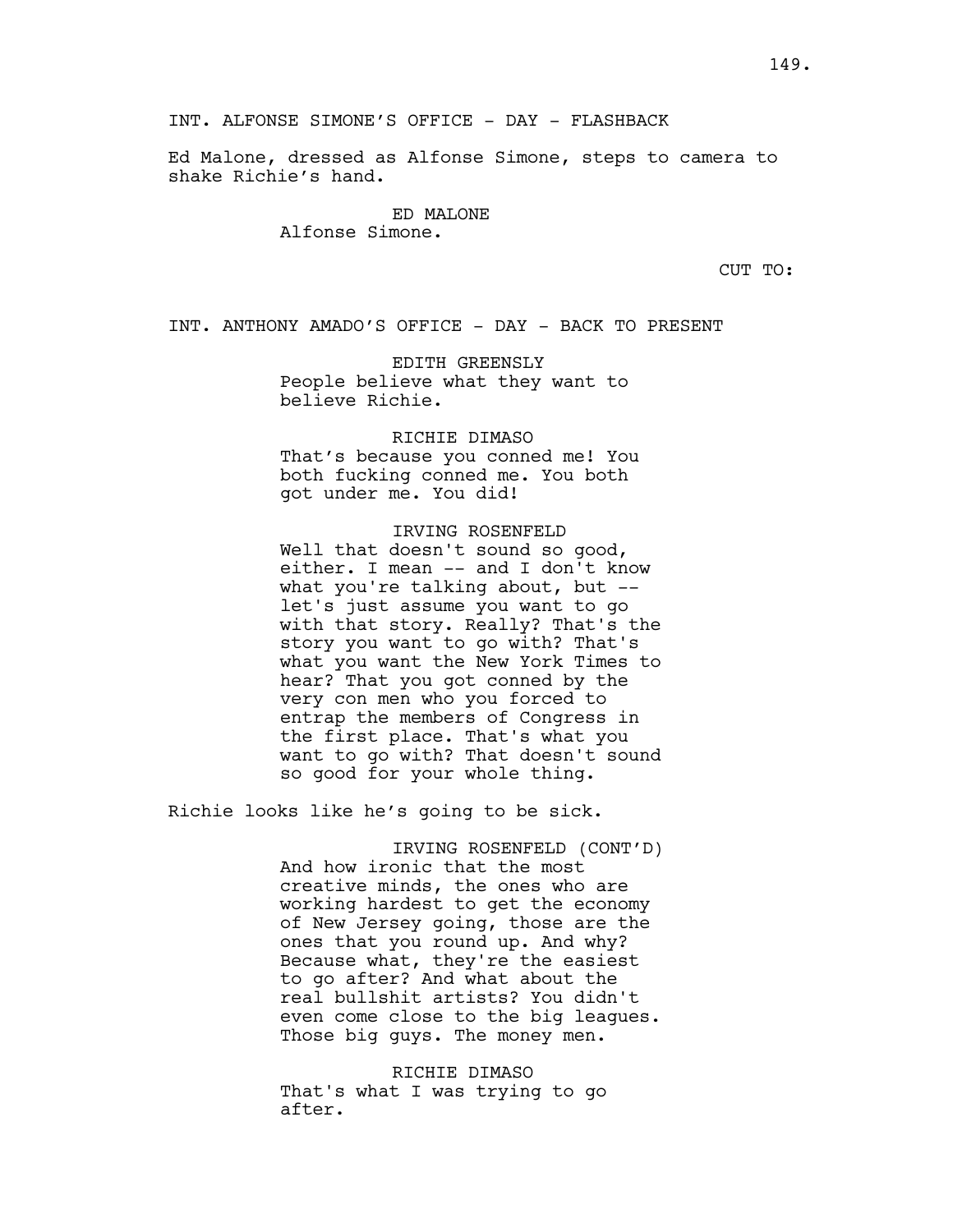INT. ALFONSE SIMONE'S OFFICE - DAY - FLASHBACK

Ed Malone, dressed as Alfonse Simone, steps to camera to shake Richie's hand.

ED MALONE
Alfonse Simone.

CUT TO:

INT. ANTHONY AMADO'S OFFICE - DAY - BACK TO PRESENT

EDITH GREENSLY
People believe what they want to believe Richie.

RICHIE DIMASO
That's because you conned me! You both fucking conned me. You both got under me. You did!

IRVING ROSENFELD
Well that doesn't sound so good, either. I mean -- and I don't know what you're talking about, but -- let's just assume you want to go with that story. Really? That's the story you want to go with? That's what you want the New York Times to hear? That you got conned by the very con men who you forced to entrap the members of Congress in the first place. That's what you want to go with? That doesn't sound so good for your whole thing.

Richie looks like he's going to be sick.

IRVING ROSENFELD (CONT'D)
And how ironic that the most creative minds, the ones who are working hardest to get the economy of New Jersey going, those are the ones that you round up. And why? Because what, they're the easiest to go after? And what about the real bullshit artists? You didn't even come close to the big leagues. Those big guys. The money men.

RICHIE DIMASO
That's what I was trying to go after.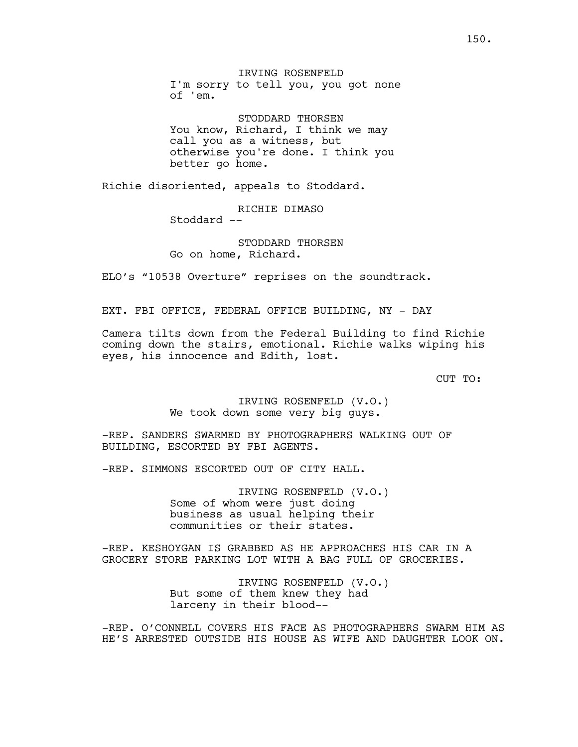IRVING ROSENFELD
I'm sorry to tell you, you got none of 'em.

STODDARD THORSEN
You know, Richard, I think we may call you as a witness, but otherwise you're done. I think you better go home.

Richie disoriented, appeals to Stoddard.

RICHIE DIMASO
Stoddard --

STODDARD THORSEN
Go on home, Richard.

ELO's "10538 Overture" reprises on the soundtrack.

EXT. FBI OFFICE, FEDERAL OFFICE BUILDING, NY - DAY

Camera tilts down from the Federal Building to find Richie coming down the stairs, emotional. Richie walks wiping his eyes, his innocence and Edith, lost.

CUT TO:

IRVING ROSENFELD (V.O.)
We took down some very big guys.

-REP. SANDERS SWARMED BY PHOTOGRAPHERS WALKING OUT OF BUILDING, ESCORTED BY FBI AGENTS.

-REP. SIMMONS ESCORTED OUT OF CITY HALL.

IRVING ROSENFELD (V.O.)
Some of whom were just doing business as usual helping their communities or their states.

-REP. KESHOYGAN IS GRABBED AS HE APPROACHES HIS CAR IN A GROCERY STORE PARKING LOT WITH A BAG FULL OF GROCERIES.

IRVING ROSENFELD (V.O.)
But some of them knew they had larceny in their blood--

-REP. O'CONNELL COVERS HIS FACE AS PHOTOGRAPHERS SWARM HIM AS HE'S ARRESTED OUTSIDE HIS HOUSE AS WIFE AND DAUGHTER LOOK ON.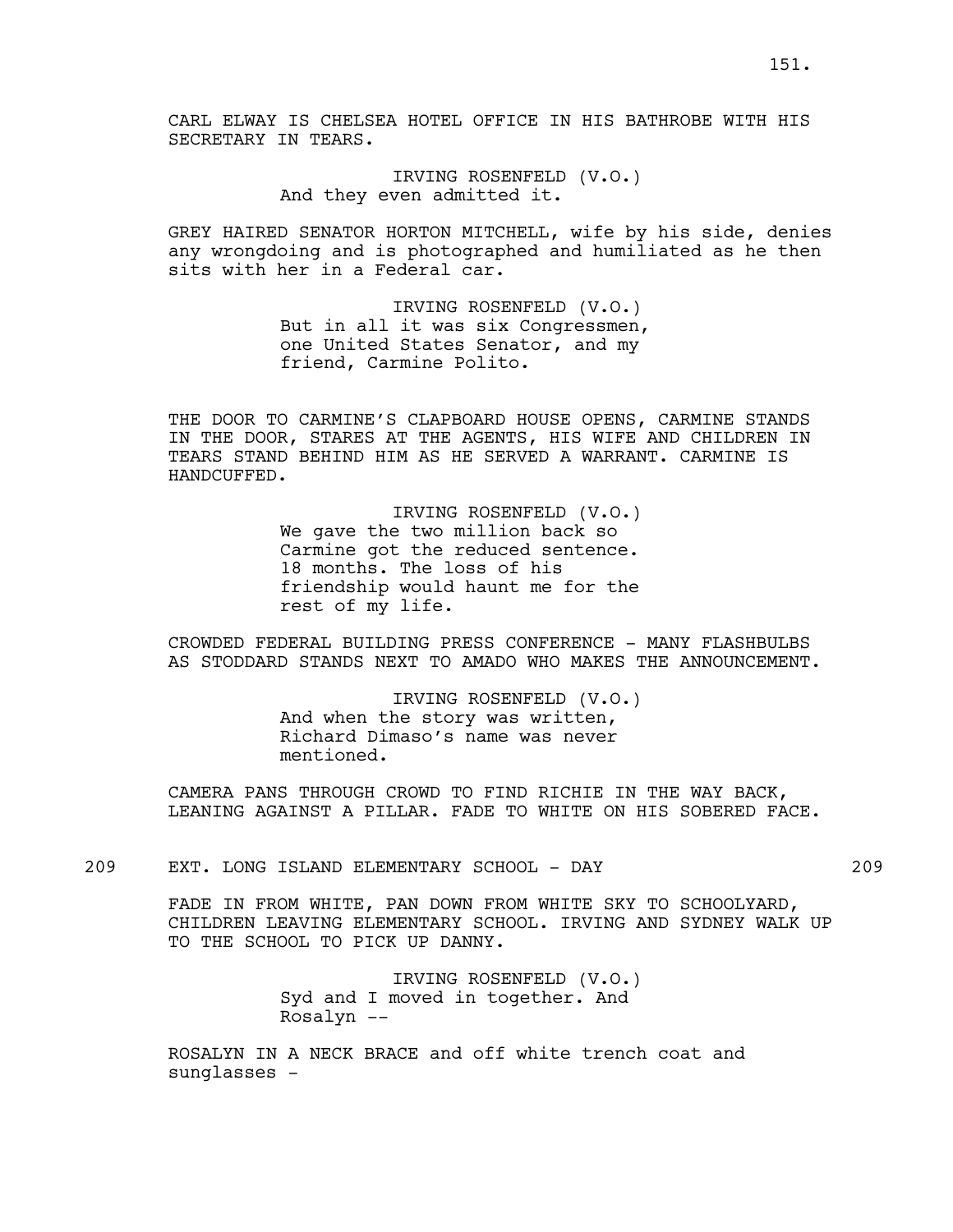CARL ELWAY IS CHELSEA HOTEL OFFICE IN HIS BATHROBE WITH HIS SECRETARY IN TEARS.

IRVING ROSENFELD (V.O.)
And they even admitted it.

GREY HAIRED SENATOR HORTON MITCHELL, wife by his side, denies any wrongdoing and is photographed and humiliated as he then sits with her in a Federal car.

IRVING ROSENFELD (V.O.)
But in all it was six Congressmen, one United States Senator, and my friend, Carmine Polito.

THE DOOR TO CARMINE'S CLAPBOARD HOUSE OPENS, CARMINE STANDS IN THE DOOR, STARES AT THE AGENTS, HIS WIFE AND CHILDREN IN TEARS STAND BEHIND HIM AS HE SERVED A WARRANT. CARMINE IS HANDCUFFED.

IRVING ROSENFELD (V.O.)
We gave the two million back so Carmine got the reduced sentence. 18 months. The loss of his friendship would haunt me for the rest of my life.

CROWDED FEDERAL BUILDING PRESS CONFERENCE - MANY FLASHBULBS AS STODDARD STANDS NEXT TO AMADO WHO MAKES THE ANNOUNCEMENT.

IRVING ROSENFELD (V.O.)
And when the story was written, Richard Dimaso's name was never mentioned.

CAMERA PANS THROUGH CROWD TO FIND RICHIE IN THE WAY BACK, LEANING AGAINST A PILLAR. FADE TO WHITE ON HIS SOBERED FACE.

209 EXT. LONG ISLAND ELEMENTARY SCHOOL - DAY 209

FADE IN FROM WHITE, PAN DOWN FROM WHITE SKY TO SCHOOLYARD, CHILDREN LEAVING ELEMENTARY SCHOOL. IRVING AND SYDNEY WALK UP TO THE SCHOOL TO PICK UP DANNY.

IRVING ROSENFELD (V.O.)
Syd and I moved in together. And Rosalyn --

ROSALYN IN A NECK BRACE and off white trench coat and sunglasses -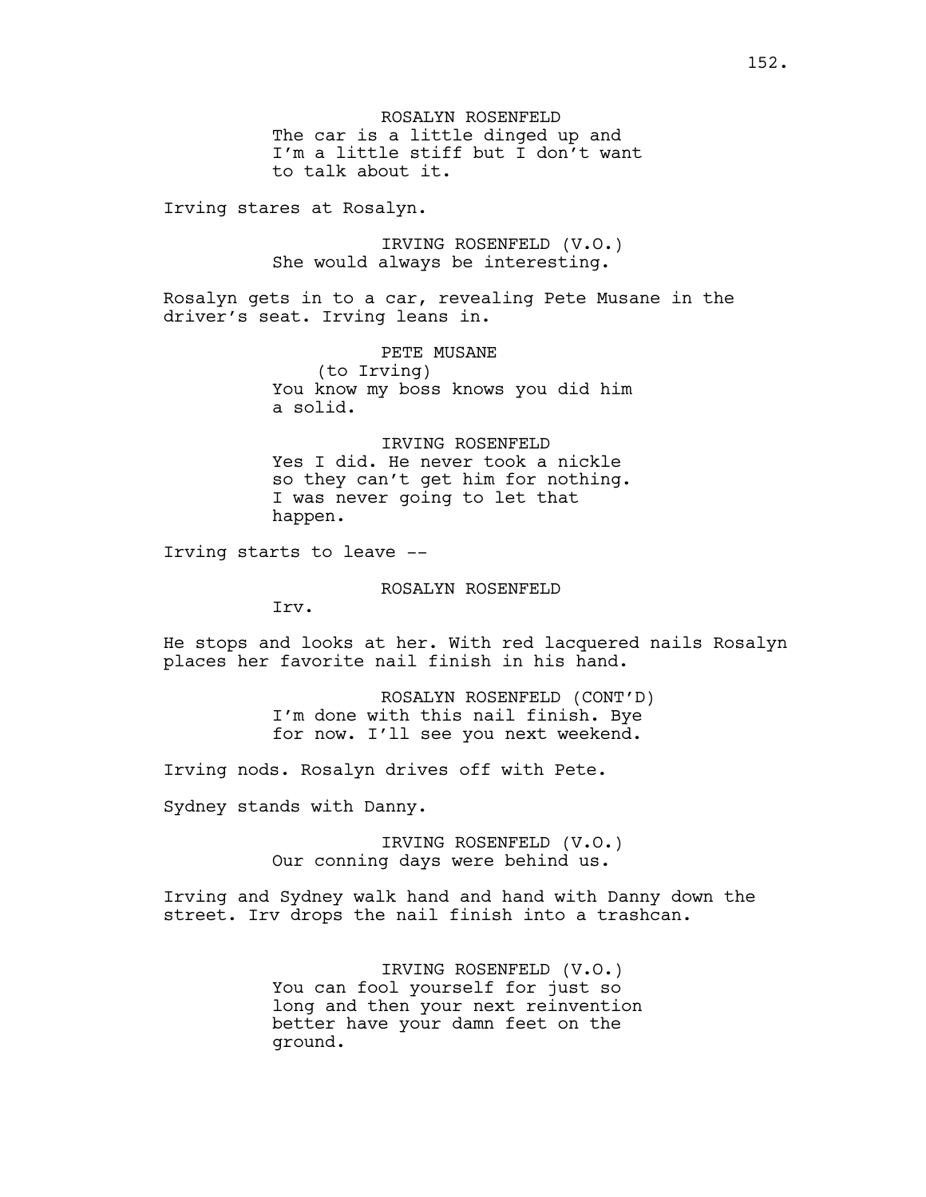ROSALYN ROSENFELD
The car is a little dinged up and I'm a little stiff but I don't want to talk about it.

Irving stares at Rosalyn.

IRVING ROSENFELD (V.O.)
She would always be interesting.

Rosalyn gets in to a car, revealing Pete Musane in the driver's seat. Irving leans in.

PETE MUSANE
(to Irving)
You know my boss knows you did him a solid.

IRVING ROSENFELD
Yes I did. He never took a nickle so they can't get him for nothing. I was never going to let that happen.

Irving starts to leave --

ROSALYN ROSENFELD
Irv.

He stops and looks at her. With red lacquered nails Rosalyn places her favorite nail finish in his hand.

ROSALYN ROSENFELD (CONT'D)
I'm done with this nail finish. Bye for now. I'll see you next weekend.

Irving nods. Rosalyn drives off with Pete.

Sydney stands with Danny.

IRVING ROSENFELD (V.O.)
Our conning days were behind us.

Irving and Sydney walk hand and hand with Danny down the street. Irv drops the nail finish into a trashcan.

IRVING ROSENFELD (V.O.)
You can fool yourself for just so long and then your next reinvention better have your damn feet on the ground.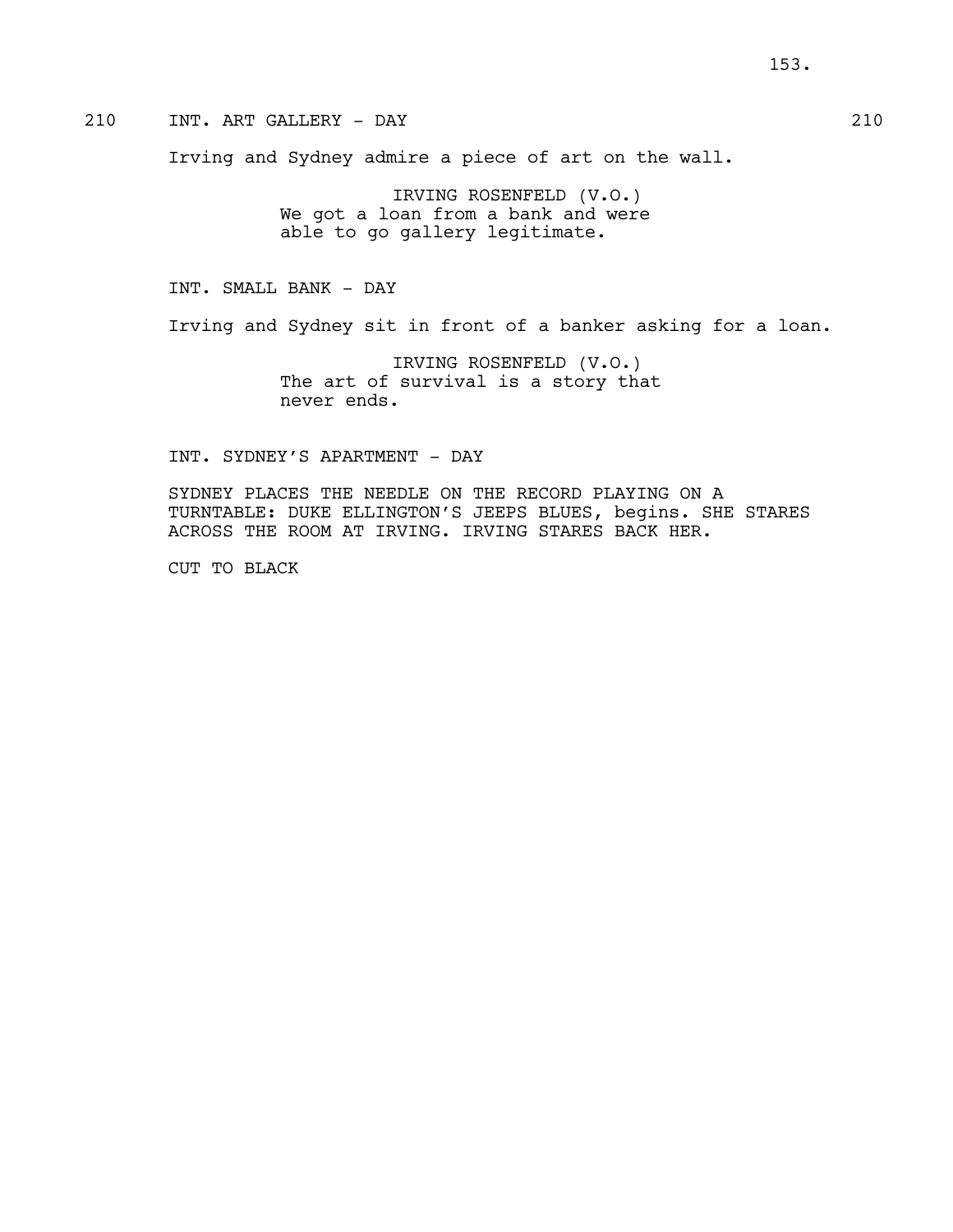210 INT. ART GALLERY - DAY 210

Irving and Sydney admire a piece of art on the wall.

IRVING ROSENFELD (V.O.)
We got a loan from a bank and were able to go gallery legitimate.

INT. SMALL BANK - DAY

Irving and Sydney sit in front of a banker asking for a loan.

IRVING ROSENFELD (V.O.)
The art of survival is a story that never ends.

INT. SYDNEY'S APARTMENT - DAY

SYDNEY PLACES THE NEEDLE ON THE RECORD PLAYING ON A TURNTABLE: DUKE ELLINGTON'S JEEPS BLUES, begins. SHE STARES ACROSS THE ROOM AT IRVING. IRVING STARES BACK HER.

CUT TO BLACK